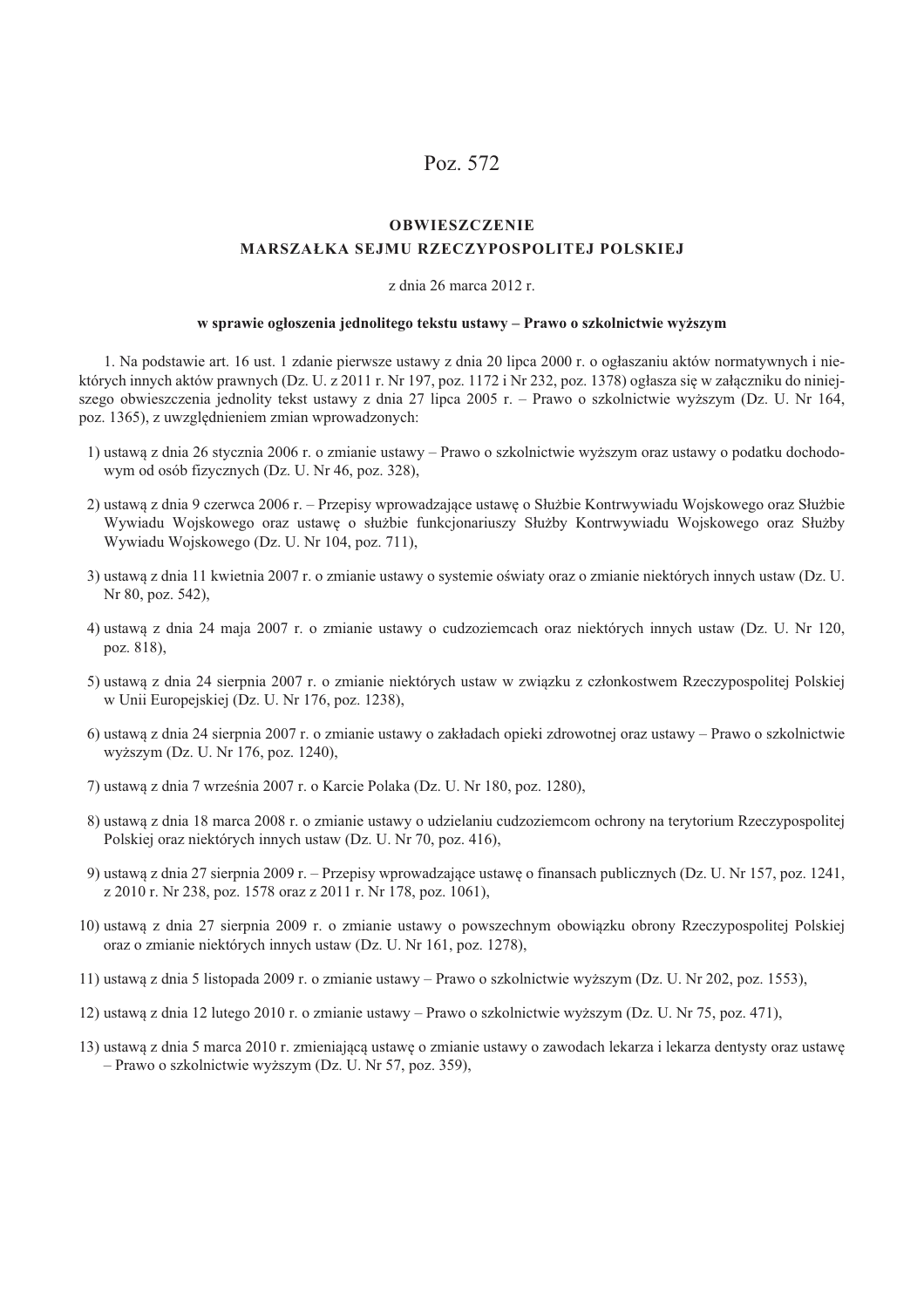# Poz. 572

## OBWIESZCZENIE
## MARSZAŁKA SEJMU RZECZYPOSPOLITEJ POLSKIEJ

z dnia 26 marca 2012 r.

**w sprawie ogłoszenia jednolitego tekstu ustawy – Prawo o szkolnictwie wyższym**

1. Na podstawie art. 16 ust. 1 zdanie pierwsze ustawy z dnia 20 lipca 2000 r. o ogłaszaniu aktów normatywnych i niektórych innych aktów prawnych (Dz. U. z 2011 r. Nr 197, poz. 1172 i Nr 232, poz. 1378) ogłasza się w załączniku do niniejszego obwieszczenia jednolity tekst ustawy z dnia 27 lipca 2005 r. – Prawo o szkolnictwie wyższym (Dz. U. Nr 164, poz. 1365), z uwzględnieniem zmian wprowadzonych:

1) ustawą z dnia 26 stycznia 2006 r. o zmianie ustawy – Prawo o szkolnictwie wyższym oraz ustawy o podatku dochodowym od osób fizycznych (Dz. U. Nr 46, poz. 328),

2) ustawą z dnia 9 czerwca 2006 r. – Przepisy wprowadzające ustawę o Służbie Kontrwywiadu Wojskowego oraz Służbie Wywiadu Wojskowego oraz ustawę o służbie funkcjonariuszy Służby Kontrwywiadu Wojskowego oraz Służby Wywiadu Wojskowego (Dz. U. Nr 104, poz. 711),

3) ustawą z dnia 11 kwietnia 2007 r. o zmianie ustawy o systemie oświaty oraz o zmianie niektórych innych ustaw (Dz. U. Nr 80, poz. 542),

4) ustawą z dnia 24 maja 2007 r. o zmianie ustawy o cudzoziemcach oraz niektórych innych ustaw (Dz. U. Nr 120, poz. 818),

5) ustawą z dnia 24 sierpnia 2007 r. o zmianie niektórych ustaw w związku z członkostwem Rzeczypospolitej Polskiej w Unii Europejskiej (Dz. U. Nr 176, poz. 1238),

6) ustawą z dnia 24 sierpnia 2007 r. o zmianie ustawy o zakładach opieki zdrowotnej oraz ustawy – Prawo o szkolnictwie wyższym (Dz. U. Nr 176, poz. 1240),

7) ustawą z dnia 7 września 2007 r. o Karcie Polaka (Dz. U. Nr 180, poz. 1280),

8) ustawą z dnia 18 marca 2008 r. o zmianie ustawy o udzielaniu cudzoziemcom ochrony na terytorium Rzeczypospolitej Polskiej oraz niektórych innych ustaw (Dz. U. Nr 70, poz. 416),

9) ustawą z dnia 27 sierpnia 2009 r. – Przepisy wprowadzające ustawę o finansach publicznych (Dz. U. Nr 157, poz. 1241, z 2010 r. Nr 238, poz. 1578 oraz z 2011 r. Nr 178, poz. 1061),

10) ustawą z dnia 27 sierpnia 2009 r. o zmianie ustawy o powszechnym obowiązku obrony Rzeczypospolitej Polskiej oraz o zmianie niektórych innych ustaw (Dz. U. Nr 161, poz. 1278),

11) ustawą z dnia 5 listopada 2009 r. o zmianie ustawy – Prawo o szkolnictwie wyższym (Dz. U. Nr 202, poz. 1553),

12) ustawą z dnia 12 lutego 2010 r. o zmianie ustawy – Prawo o szkolnictwie wyższym (Dz. U. Nr 75, poz. 471),

13) ustawą z dnia 5 marca 2010 r. zmieniającą ustawę o zmianie ustawy o zawodach lekarza i lekarza dentysty oraz ustawę – Prawo o szkolnictwie wyższym (Dz. U. Nr 57, poz. 359),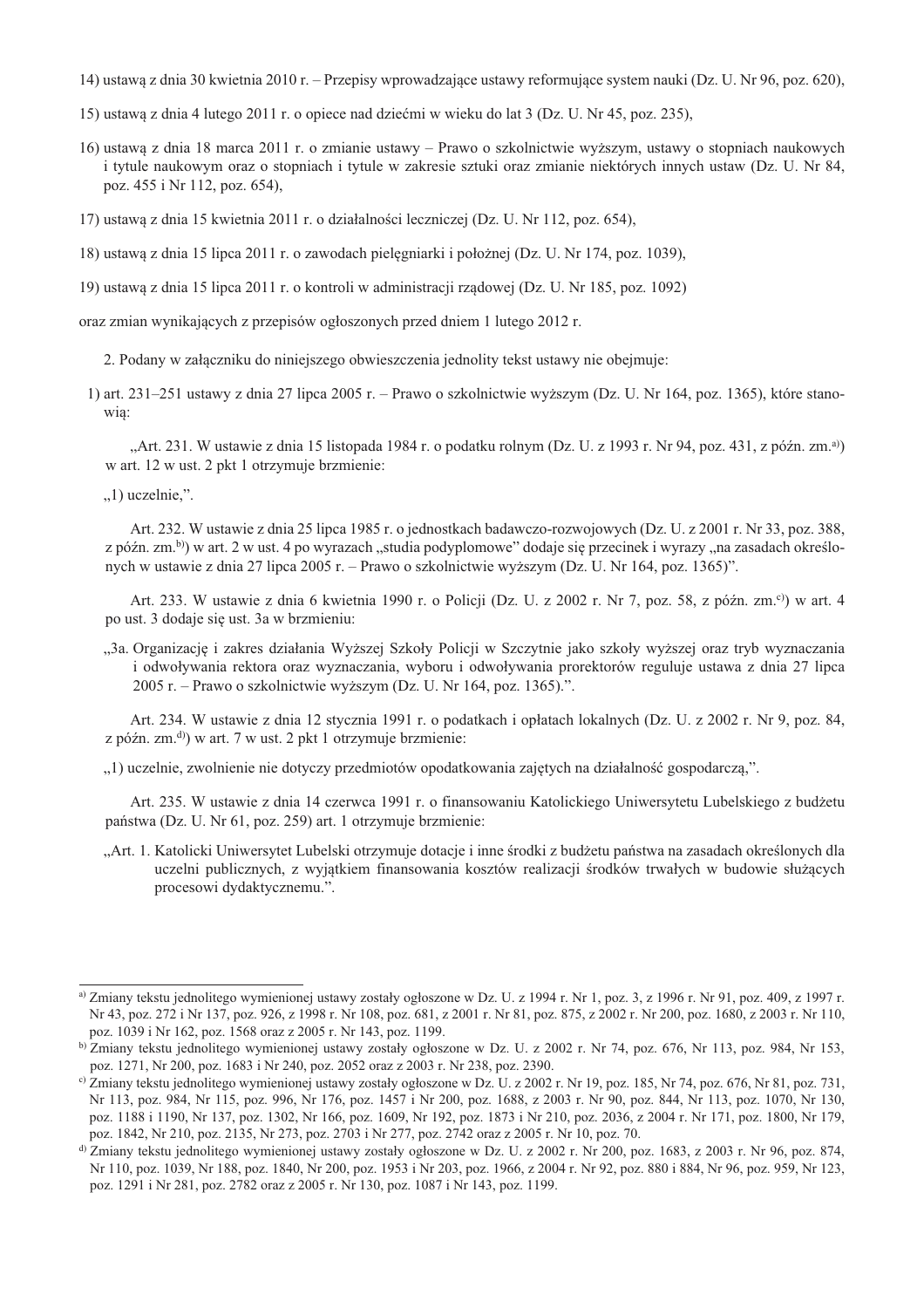14) ustawą z dnia 30 kwietnia 2010 r. – Przepisy wprowadzające ustawy reformujące system nauki (Dz. U. Nr 96, poz. 620),

15) ustawą z dnia 4 lutego 2011 r. o opiece nad dziećmi w wieku do lat 3 (Dz. U. Nr 45, poz. 235),

16) ustawą z dnia 18 marca 2011 r. o zmianie ustawy – Prawo o szkolnictwie wyższym, ustawy o stopniach naukowych i tytule naukowym oraz o stopniach i tytule w zakresie sztuki oraz zmianie niektórych innych ustaw (Dz. U. Nr 84, poz. 455 i Nr 112, poz. 654),

17) ustawą z dnia 15 kwietnia 2011 r. o działalności leczniczej (Dz. U. Nr 112, poz. 654),

18) ustawą z dnia 15 lipca 2011 r. o zawodach pielęgniarki i położnej (Dz. U. Nr 174, poz. 1039),

19) ustawą z dnia 15 lipca 2011 r. o kontroli w administracji rządowej (Dz. U. Nr 185, poz. 1092)

oraz zmian wynikających z przepisów ogłoszonych przed dniem 1 lutego 2012 r.

2. Podany w załączniku do niniejszego obwieszczenia jednolity tekst ustawy nie obejmuje:

1) art. 231–251 ustawy z dnia 27 lipca 2005 r. – Prawo o szkolnictwie wyższym (Dz. U. Nr 164, poz. 1365), które stanowią:

„Art. 231. W ustawie z dnia 15 listopada 1984 r. o podatku rolnym (Dz. U. z 1993 r. Nr 94, poz. 431, z późn. zm.[a]) w art. 12 w ust. 2 pkt 1 otrzymuje brzmienie:

„1) uczelnie,".

Art. 232. W ustawie z dnia 25 lipca 1985 r. o jednostkach badawczo-rozwojowych (Dz. U. z 2001 r. Nr 33, poz. 388, z późn. zm.[b]) w art. 2 w ust. 4 po wyrazach „studia podyplomowe" dodaje się przecinek i wyrazy „na zasadach określonych w ustawie z dnia 27 lipca 2005 r. – Prawo o szkolnictwie wyższym (Dz. U. Nr 164, poz. 1365)".

Art. 233. W ustawie z dnia 6 kwietnia 1990 r. o Policji (Dz. U. z 2002 r. Nr 7, poz. 58, z późn. zm.[c]) w art. 4 po ust. 3 dodaje się ust. 3a w brzmieniu:

„3a. Organizację i zakres działania Wyższej Szkoły Policji w Szczytnie jako szkoły wyższej oraz tryb wyznaczania i odwoływania rektora oraz wyznaczania, wyboru i odwoływania prorektorów reguluje ustawa z dnia 27 lipca 2005 r. – Prawo o szkolnictwie wyższym (Dz. U. Nr 164, poz. 1365).".

Art. 234. W ustawie z dnia 12 stycznia 1991 r. o podatkach i opłatach lokalnych (Dz. U. z 2002 r. Nr 9, poz. 84, z późn. zm.[d]) w art. 7 w ust. 2 pkt 1 otrzymuje brzmienie:

„1) uczelnie, zwolnienie nie dotyczy przedmiotów opodatkowania zajętych na działalność gospodarczą,".

Art. 235. W ustawie z dnia 14 czerwca 1991 r. o finansowaniu Katolickiego Uniwersytetu Lubelskiego z budżetu państwa (Dz. U. Nr 61, poz. 259) art. 1 otrzymuje brzmienie:

„Art. 1. Katolicki Uniwersytet Lubelski otrzymuje dotacje i inne środki z budżetu państwa na zasadach określonych dla uczelni publicznych, z wyjątkiem finansowania kosztów realizacji środków trwałych w budowie służących procesowi dydaktycznemu.".

---

[a] Zmiany tekstu jednolitego wymienionej ustawy zostały ogłoszone w Dz. U. z 1994 r. Nr 1, poz. 3, z 1996 r. Nr 91, poz. 409, z 1997 r. Nr 43, poz. 272 i Nr 137, poz. 926, z 1998 r. Nr 108, poz. 681, z 2001 r. Nr 81, poz. 875, z 2002 r. Nr 200, poz. 1680, z 2003 r. Nr 110, poz. 1039 i Nr 162, poz. 1568 oraz z 2005 r. Nr 143, poz. 1199.

[b] Zmiany tekstu jednolitego wymienionej ustawy zostały ogłoszone w Dz. U. z 2002 r. Nr 74, poz. 676, Nr 113, poz. 984, Nr 153, poz. 1271, Nr 200, poz. 1683 i Nr 240, poz. 2052 oraz z 2003 r. Nr 238, poz. 2390.

[c] Zmiany tekstu jednolitego wymienionej ustawy zostały ogłoszone w Dz. U. z 2002 r. Nr 19, poz. 185, Nr 74, poz. 676, Nr 81, poz. 731, Nr 113, poz. 984, Nr 115, poz. 996, Nr 176, poz. 1457 i Nr 200, poz. 1688, z 2003 r. Nr 90, poz. 844, Nr 113, poz. 1070, Nr 130, poz. 1188 i 1190, Nr 137, poz. 1302, Nr 166, poz. 1609, Nr 192, poz. 1873 i Nr 210, poz. 2036, z 2004 r. Nr 171, poz. 1800, Nr 179, poz. 1842, Nr 210, poz. 2135, Nr 273, poz. 2703 i Nr 277, poz. 2742 oraz z 2005 r. Nr 10, poz. 70.

[d] Zmiany tekstu jednolitego wymienionej ustawy zostały ogłoszone w Dz. U. z 2002 r. Nr 200, poz. 1683, z 2003 r. Nr 96, poz. 874, Nr 110, poz. 1039, Nr 188, poz. 1840, Nr 200, poz. 1953 i Nr 203, poz. 1966, z 2004 r. Nr 92, poz. 880 i 884, Nr 96, poz. 959, Nr 123, poz. 1291 i Nr 281, poz. 2782 oraz z 2005 r. Nr 130, poz. 1087 i Nr 143, poz. 1199.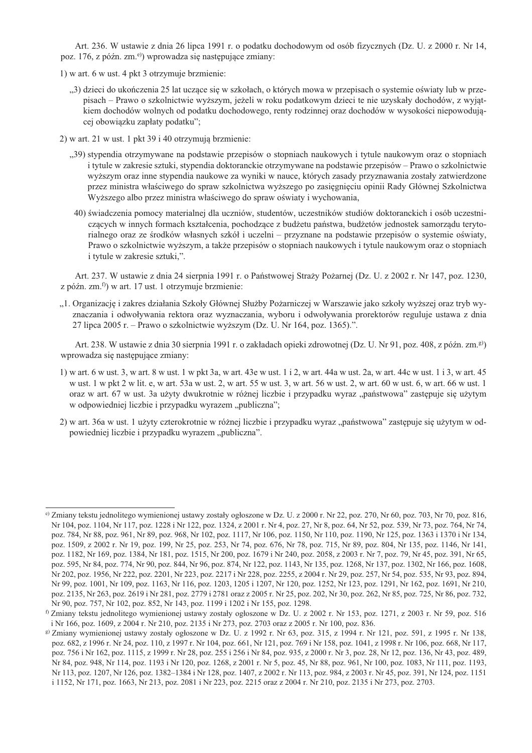Art. 236. W ustawie z dnia 26 lipca 1991 r. o podatku dochodowym od osób fizycznych (Dz. U. z 2000 r. Nr 14, poz. 176, z późn. zm.[e)]) wprowadza się następujące zmiany:

1) w art. 6 w ust. 4 pkt 3 otrzymuje brzmienie:

„3) dzieci do ukończenia 25 lat uczące się w szkołach, o których mowa w przepisach o systemie oświaty lub w przepisach – Prawo o szkolnictwie wyższym, jeżeli w roku podatkowym dzieci te nie uzyskały dochodów, z wyjątkiem dochodów wolnych od podatku dochodowego, renty rodzinnej oraz dochodów w wysokości niepowodującej obowiązku zapłaty podatku";

2) w art. 21 w ust. 1 pkt 39 i 40 otrzymują brzmienie:

„39) stypendia otrzymywane na podstawie przepisów o stopniach naukowych i tytule naukowym oraz o stopniach i tytule w zakresie sztuki, stypendia doktoranckie otrzymywane na podstawie przepisów – Prawo o szkolnictwie wyższym oraz inne stypendia naukowe za wyniki w nauce, których zasady przyznawania zostały zatwierdzone przez ministra właściwego do spraw szkolnictwa wyższego po zasięgnięciu opinii Rady Głównej Szkolnictwa Wyższego albo przez ministra właściwego do spraw oświaty i wychowania,

40) świadczenia pomocy materialnej dla uczniów, studentów, uczestników studiów doktoranckich i osób uczestniczących w innych formach kształcenia, pochodzące z budżetu państwa, budżetów jednostek samorządu terytorialnego oraz ze środków własnych szkół i uczelni – przyznane na podstawie przepisów o systemie oświaty, Prawo o szkolnictwie wyższym, a także przepisów o stopniach naukowych i tytule naukowym oraz o stopniach i tytule w zakresie sztuki,".

Art. 237. W ustawie z dnia 24 sierpnia 1991 r. o Państwowej Straży Pożarnej (Dz. U. z 2002 r. Nr 147, poz. 1230, z późn. zm.[f)]) w art. 17 ust. 1 otrzymuje brzmienie:

„1. Organizację i zakres działania Szkoły Głównej Służby Pożarniczej w Warszawie jako szkoły wyższej oraz tryb wyznaczania i odwoływania rektora oraz wyznaczania, wyboru i odwoływania prorektorów reguluje ustawa z dnia 27 lipca 2005 r. – Prawo o szkolnictwie wyższym (Dz. U. Nr 164, poz. 1365).".

Art. 238. W ustawie z dnia 30 sierpnia 1991 r. o zakładach opieki zdrowotnej (Dz. U. Nr 91, poz. 408, z późn. zm.[g)]) wprowadza się następujące zmiany:

1) w art. 6 w ust. 3, w art. 8 w ust. 1 w pkt 3a, w art. 43e w ust. 1 i 2, w art. 44a w ust. 2a, w art. 44c w ust. 1 i 3, w art. 45 w ust. 1 w pkt 2 w lit. e, w art. 53a w ust. 2, w art. 55 w ust. 3, w art. 56 w ust. 2, w art. 60 w ust. 6, w art. 66 w ust. 1 oraz w art. 67 w ust. 3a użyty dwukrotnie w różnej liczbie i przypadku wyraz „państwowa" zastępuje się użytym w odpowiedniej liczbie i przypadku wyrazem „publiczna";

2) w art. 36a w ust. 1 użyty czterokrotnie w różnej liczbie i przypadku wyraz „państwowa" zastępuje się użytym w odpowiedniej liczbie i przypadku wyrazem „publiczna".

---

[e)] Zmiany tekstu jednolitego wymienionej ustawy zostały ogłoszone w Dz. U. z 2000 r. Nr 22, poz. 270, Nr 60, poz. 703, Nr 70, poz. 816, Nr 104, poz. 1104, Nr 117, poz. 1228 i Nr 122, poz. 1324, z 2001 r. Nr 4, poz. 27, Nr 8, poz. 64, Nr 52, poz. 539, Nr 73, poz. 764, Nr 74, poz. 784, Nr 88, poz. 961, Nr 89, poz. 968, Nr 102, poz. 1117, Nr 106, poz. 1150, Nr 110, poz. 1190, Nr 125, poz. 1363 i 1370 i Nr 134, poz. 1509, z 2002 r. Nr 19, poz. 199, Nr 25, poz. 253, Nr 74, poz. 676, Nr 78, poz. 715, Nr 89, poz. 804, Nr 135, poz. 1146, Nr 141, poz. 1182, Nr 169, poz. 1384, Nr 181, poz. 1515, Nr 200, poz. 1679 i Nr 240, poz. 2058, z 2003 r. Nr 7, poz. 79, Nr 45, poz. 391, Nr 65, poz. 595, Nr 84, poz. 774, Nr 90, poz. 844, Nr 96, poz. 874, Nr 122, poz. 1143, Nr 135, poz. 1268, Nr 137, poz. 1302, Nr 166, poz. 1608, Nr 202, poz. 1956, Nr 222, poz. 2201, Nr 223, poz. 2217 i Nr 228, poz. 2255, z 2004 r. Nr 29, poz. 257, Nr 54, poz. 535, Nr 93, poz. 894, Nr 99, poz. 1001, Nr 109, poz. 1163, Nr 116, poz. 1203, 1205 i 1207, Nr 120, poz. 1252, Nr 123, poz. 1291, Nr 162, poz. 1691, Nr 210, poz. 2135, Nr 263, poz. 2619 i Nr 281, poz. 2779 i 2781 oraz z 2005 r. Nr 25, poz. 202, Nr 30, poz. 262, Nr 85, poz. 725, Nr 86, poz. 732, Nr 90, poz. 757, Nr 102, poz. 852, Nr 143, poz. 1199 i 1202 i Nr 155, poz. 1298.

[f)] Zmiany tekstu jednolitego wymienionej ustawy zostały ogłoszone w Dz. U. z 2002 r. Nr 153, poz. 1271, z 2003 r. Nr 59, poz. 516 i Nr 166, poz. 1609, z 2004 r. Nr 210, poz. 2135 i Nr 273, poz. 2703 oraz z 2005 r. Nr 100, poz. 836.

[g)] Zmiany wymienionej ustawy zostały ogłoszone w Dz. U. z 1992 r. Nr 63, poz. 315, z 1994 r. Nr 121, poz. 591, z 1995 r. Nr 138, poz. 682, z 1996 r. Nr 24, poz. 110, z 1997 r. Nr 104, poz. 661, Nr 121, poz. 769 i Nr 158, poz. 1041, z 1998 r. Nr 106, poz. 668, Nr 117, poz. 756 i Nr 162, poz. 1115, z 1999 r. Nr 28, poz. 255 i 256 i Nr 84, poz. 935, z 2000 r. Nr 3, poz. 28, Nr 12, poz. 136, Nr 43, poz. 489, Nr 84, poz. 948, Nr 114, poz. 1193 i Nr 120, poz. 1268, z 2001 r. Nr 5, poz. 45, Nr 88, poz. 961, Nr 100, poz. 1083, Nr 111, poz. 1193, Nr 113, poz. 1207, Nr 126, poz. 1382–1384 i Nr 128, poz. 1407, z 2002 r. Nr 113, poz. 984, z 2003 r. Nr 45, poz. 391, Nr 124, poz. 1151 i 1152, Nr 171, poz. 1663, Nr 213, poz. 2081 i Nr 223, poz. 2215 oraz z 2004 r. Nr 210, poz. 2135 i Nr 273, poz. 2703.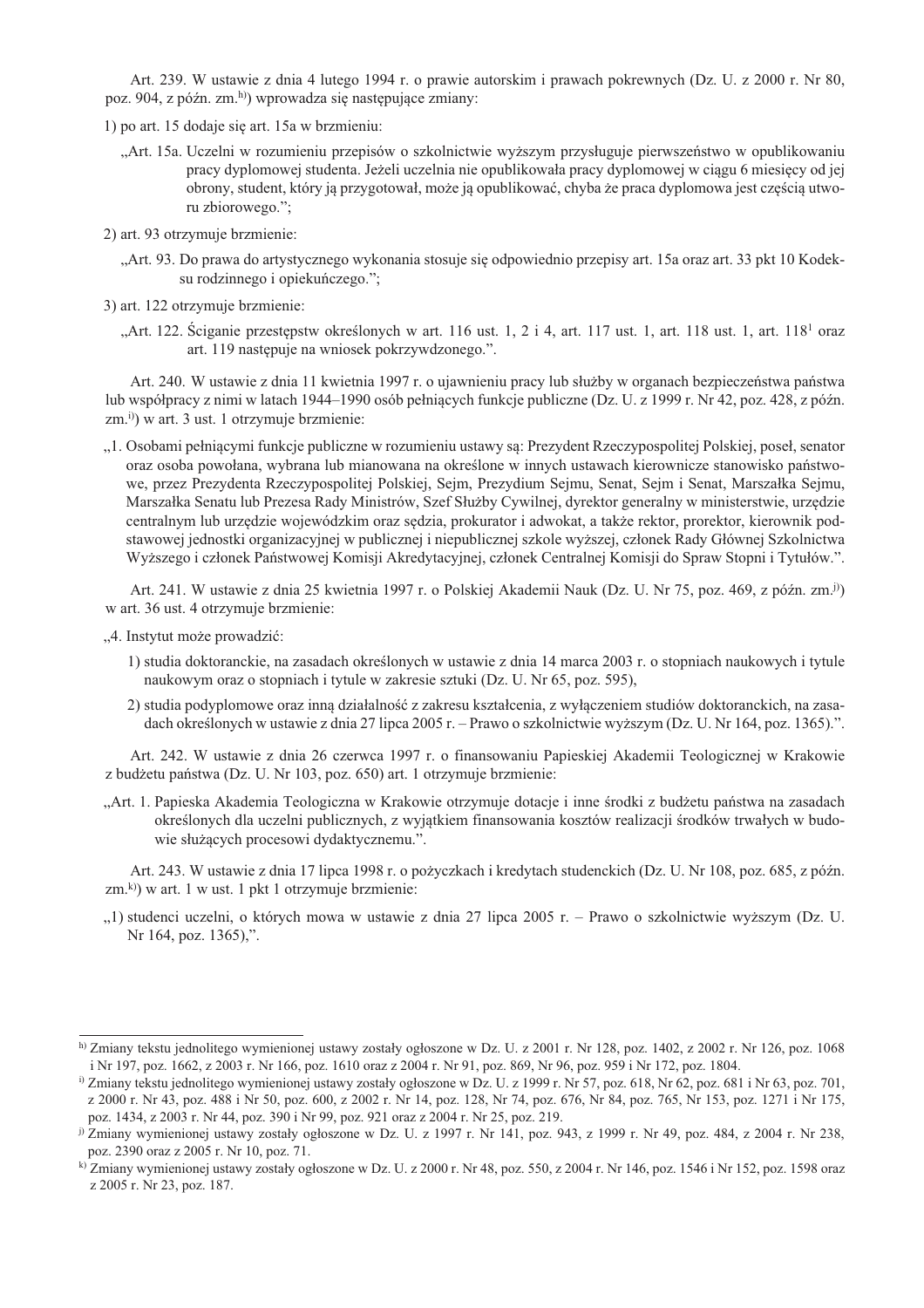Art. 239. W ustawie z dnia 4 lutego 1994 r. o prawie autorskim i prawach pokrewnych (Dz. U. z 2000 r. Nr 80, poz. 904, z późn. zm.[h)]) wprowadza się następujące zmiany:

1) po art. 15 dodaje się art. 15a w brzmieniu:

„Art. 15a. Uczelni w rozumieniu przepisów o szkolnictwie wyższym przysługuje pierwszeństwo w opublikowaniu pracy dyplomowej studenta. Jeżeli uczelnia nie opublikowała pracy dyplomowej w ciągu 6 miesięcy od jej obrony, student, który ją przygotował, może ją opublikować, chyba że praca dyplomowa jest częścią utworu zbiorowego.”;

2) art. 93 otrzymuje brzmienie:

„Art. 93. Do prawa do artystycznego wykonania stosuje się odpowiednio przepisy art. 15a oraz art. 33 pkt 10 Kodeksu rodzinnego i opiekuńczego.”;

3) art. 122 otrzymuje brzmienie:

„Art. 122. Ściganie przestępstw określonych w art. 116 ust. 1, 2 i 4, art. 117 ust. 1, art. 118 ust. 1, art. 118[1] oraz art. 119 następuje na wniosek pokrzywdzonego.”.

Art. 240. W ustawie z dnia 11 kwietnia 1997 r. o ujawnieniu pracy lub służby w organach bezpieczeństwa państwa lub współpracy z nimi w latach 1944–1990 osób pełniących funkcje publiczne (Dz. U. z 1999 r. Nr 42, poz. 428, z późn. zm.[i)]) w art. 3 ust. 1 otrzymuje brzmienie:

„1. Osobami pełniącymi funkcje publiczne w rozumieniu ustawy są: Prezydent Rzeczypospolitej Polskiej, poseł, senator oraz osoba powołana, wybrana lub mianowana na określone w innych ustawach kierownicze stanowisko państwowe, przez Prezydenta Rzeczypospolitej Polskiej, Sejm, Prezydium Sejmu, Senat, Sejm i Senat, Marszałka Sejmu, Marszałka Senatu lub Prezesa Rady Ministrów, Szef Służby Cywilnej, dyrektor generalny w ministerstwie, urzędzie centralnym lub urzędzie wojewódzkim oraz sędzia, prokurator i adwokat, a także rektor, prorektor, kierownik podstawowej jednostki organizacyjnej w publicznej i niepublicznej szkole wyższej, członek Rady Głównej Szkolnictwa Wyższego i członek Państwowej Komisji Akredytacyjnej, członek Centralnej Komisji do Spraw Stopni i Tytułów.”.

Art. 241. W ustawie z dnia 25 kwietnia 1997 r. o Polskiej Akademii Nauk (Dz. U. Nr 75, poz. 469, z późn. zm.[j)]) w art. 36 ust. 4 otrzymuje brzmienie:

„4. Instytut może prowadzić:

1) studia doktoranckie, na zasadach określonych w ustawie z dnia 14 marca 2003 r. o stopniach naukowych i tytule naukowym oraz o stopniach i tytule w zakresie sztuki (Dz. U. Nr 65, poz. 595),

2) studia podyplomowe oraz inną działalność z zakresu kształcenia, z wyłączeniem studiów doktoranckich, na zasadach określonych w ustawie z dnia 27 lipca 2005 r. – Prawo o szkolnictwie wyższym (Dz. U. Nr 164, poz. 1365).”.

Art. 242. W ustawie z dnia 26 czerwca 1997 r. o finansowaniu Papieskiej Akademii Teologicznej w Krakowie z budżetu państwa (Dz. U. Nr 103, poz. 650) art. 1 otrzymuje brzmienie:

„Art. 1. Papieska Akademia Teologiczna w Krakowie otrzymuje dotacje i inne środki z budżetu państwa na zasadach określonych dla uczelni publicznych, z wyjątkiem finansowania kosztów realizacji środków trwałych w budowie służących procesowi dydaktycznemu.”.

Art. 243. W ustawie z dnia 17 lipca 1998 r. o pożyczkach i kredytach studenckich (Dz. U. Nr 108, poz. 685, z późn. zm.[k)]) w art. 1 w ust. 1 pkt 1 otrzymuje brzmienie:

„1) studenci uczelni, o których mowa w ustawie z dnia 27 lipca 2005 r. – Prawo o szkolnictwie wyższym (Dz. U. Nr 164, poz. 1365),”.

---

[h)] Zmiany tekstu jednolitego wymienionej ustawy zostały ogłoszone w Dz. U. z 2001 r. Nr 128, poz. 1402, z 2002 r. Nr 126, poz. 1068 i Nr 197, poz. 1662, z 2003 r. Nr 166, poz. 1610 oraz z 2004 r. Nr 91, poz. 869, Nr 96, poz. 959 i Nr 172, poz. 1804.

[i)] Zmiany tekstu jednolitego wymienionej ustawy zostały ogłoszone w Dz. U. z 1999 r. Nr 57, poz. 618, Nr 62, poz. 681 i Nr 63, poz. 701, z 2000 r. Nr 43, poz. 488 i Nr 50, poz. 600, z 2002 r. Nr 14, poz. 128, Nr 74, poz. 676, Nr 84, poz. 765, Nr 153, poz. 1271 i Nr 175, poz. 1434, z 2003 r. Nr 44, poz. 390 i Nr 99, poz. 921 oraz z 2004 r. Nr 25, poz. 219.

[j)] Zmiany wymienionej ustawy zostały ogłoszone w Dz. U. z 1997 r. Nr 141, poz. 943, z 1999 r. Nr 49, poz. 484, z 2004 r. Nr 238, poz. 2390 oraz z 2005 r. Nr 10, poz. 71.

[k)] Zmiany wymienionej ustawy zostały ogłoszone w Dz. U. z 2000 r. Nr 48, poz. 550, z 2004 r. Nr 146, poz. 1546 i Nr 152, poz. 1598 oraz z 2005 r. Nr 23, poz. 187.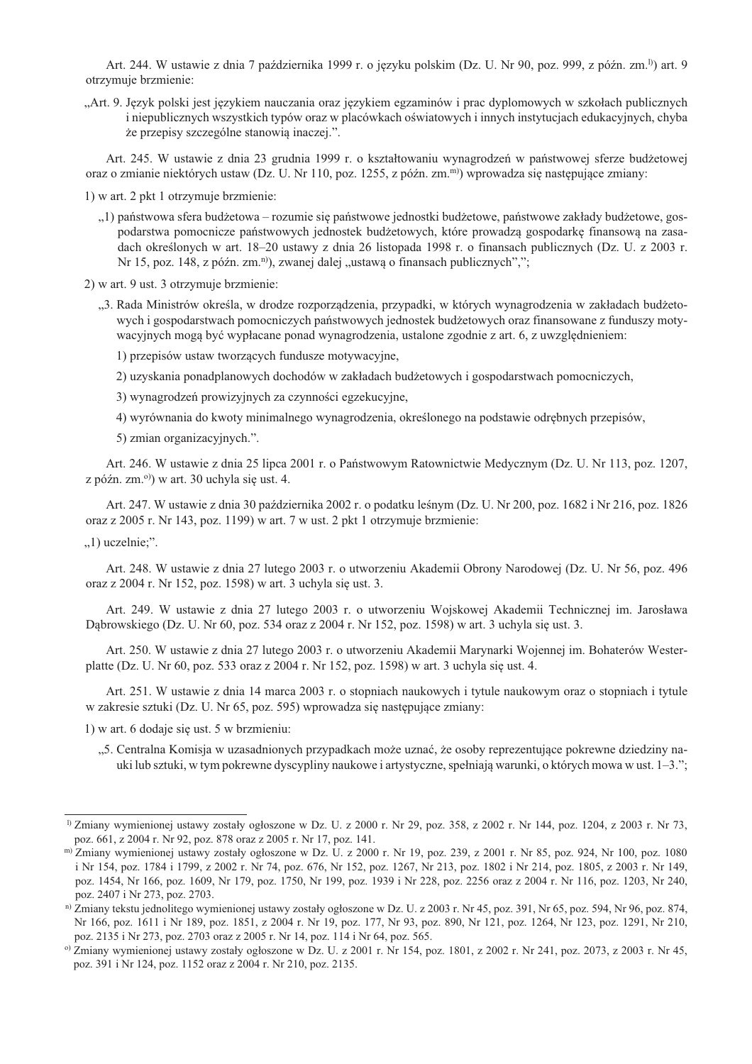Art. 244. W ustawie z dnia 7 października 1999 r. o języku polskim (Dz. U. Nr 90, poz. 999, z późn. zm.[l])) art. 9 otrzymuje brzmienie:

„Art. 9. Język polski jest językiem nauczania oraz językiem egzaminów i prac dyplomowych w szkołach publicznych i niepublicznych wszystkich typów oraz w placówkach oświatowych i innych instytucjach edukacyjnych, chyba że przepisy szczególne stanowią inaczej.”.

Art. 245. W ustawie z dnia 23 grudnia 1999 r. o kształtowaniu wynagrodzeń w państwowej sferze budżetowej oraz o zmianie niektórych ustaw (Dz. U. Nr 110, poz. 1255, z późn. zm.[m])) wprowadza się następujące zmiany:

1) w art. 2 pkt 1 otrzymuje brzmienie:

„1) państwowa sfera budżetowa – rozumie się państwowe jednostki budżetowe, państwowe zakłady budżetowe, gospodarstwa pomocnicze państwowych jednostek budżetowych, które prowadzą gospodarkę finansową na zasadach określonych w art. 18–20 ustawy z dnia 26 listopada 1998 r. o finansach publicznych (Dz. U. z 2003 r. Nr 15, poz. 148, z późn. zm.[n])), zwanej dalej „ustawą o finansach publicznych”,”;

2) w art. 9 ust. 3 otrzymuje brzmienie:

„3. Rada Ministrów określa, w drodze rozporządzenia, przypadki, w których wynagrodzenia w zakładach budżetowych i gospodarstwach pomocniczych państwowych jednostek budżetowych oraz finansowane z funduszy motywacyjnych mogą być wypłacane ponad wynagrodzenia, ustalone zgodnie z art. 6, z uwzględnieniem:

1) przepisów ustaw tworzących fundusze motywacyjne,

2) uzyskania ponadplanowych dochodów w zakładach budżetowych i gospodarstwach pomocniczych,

3) wynagrodzeń prowizyjnych za czynności egzekucyjne,

4) wyrównania do kwoty minimalnego wynagrodzenia, określonego na podstawie odrębnych przepisów,

5) zmian organizacyjnych.”.

Art. 246. W ustawie z dnia 25 lipca 2001 r. o Państwowym Ratownictwie Medycznym (Dz. U. Nr 113, poz. 1207, z późn. zm.[o])) w art. 30 uchyla się ust. 4.

Art. 247. W ustawie z dnia 30 października 2002 r. o podatku leśnym (Dz. U. Nr 200, poz. 1682 i Nr 216, poz. 1826 oraz z 2005 r. Nr 143, poz. 1199) w art. 7 w ust. 2 pkt 1 otrzymuje brzmienie:

„1) uczelnie;”.

Art. 248. W ustawie z dnia 27 lutego 2003 r. o utworzeniu Akademii Obrony Narodowej (Dz. U. Nr 56, poz. 496 oraz z 2004 r. Nr 152, poz. 1598) w art. 3 uchyla się ust. 3.

Art. 249. W ustawie z dnia 27 lutego 2003 r. o utworzeniu Wojskowej Akademii Technicznej im. Jarosława Dąbrowskiego (Dz. U. Nr 60, poz. 534 oraz z 2004 r. Nr 152, poz. 1598) w art. 3 uchyla się ust. 3.

Art. 250. W ustawie z dnia 27 lutego 2003 r. o utworzeniu Akademii Marynarki Wojennej im. Bohaterów Westerplatte (Dz. U. Nr 60, poz. 533 oraz z 2004 r. Nr 152, poz. 1598) w art. 3 uchyla się ust. 4.

Art. 251. W ustawie z dnia 14 marca 2003 r. o stopniach naukowych i tytule naukowym oraz o stopniach i tytule w zakresie sztuki (Dz. U. Nr 65, poz. 595) wprowadza się następujące zmiany:

1) w art. 6 dodaje się ust. 5 w brzmieniu:

„5. Centralna Komisja w uzasadnionych przypadkach może uznać, że osoby reprezentujące pokrewne dziedziny nauki lub sztuki, w tym pokrewne dyscypliny naukowe i artystyczne, spełniają warunki, o których mowa w ust. 1–3.”;

---

[l]) Zmiany wymienionej ustawy zostały ogłoszone w Dz. U. z 2000 r. Nr 29, poz. 358, z 2002 r. Nr 144, poz. 1204, z 2003 r. Nr 73, poz. 661, z 2004 r. Nr 92, poz. 878 oraz z 2005 r. Nr 17, poz. 141.

[m]) Zmiany wymienionej ustawy zostały ogłoszone w Dz. U. z 2000 r. Nr 19, poz. 239, z 2001 r. Nr 85, poz. 924, Nr 100, poz. 1080 i Nr 154, poz. 1784 i 1799, z 2002 r. Nr 74, poz. 676, Nr 152, poz. 1267, Nr 213, poz. 1802 i Nr 214, poz. 1805, z 2003 r. Nr 149, poz. 1454, Nr 166, poz. 1609, Nr 179, poz. 1750, Nr 199, poz. 1939 i Nr 228, poz. 2256 oraz z 2004 r. Nr 116, poz. 1203, Nr 240, poz. 2407 i Nr 273, poz. 2703.

[n]) Zmiany tekstu jednolitego wymienionej ustawy zostały ogłoszone w Dz. U. z 2003 r. Nr 45, poz. 391, Nr 65, poz. 594, Nr 96, poz. 874, Nr 166, poz. 1611 i Nr 189, poz. 1851, z 2004 r. Nr 19, poz. 177, Nr 93, poz. 890, Nr 121, poz. 1264, Nr 123, poz. 1291, Nr 210, poz. 2135 i Nr 273, poz. 2703 oraz z 2005 r. Nr 14, poz. 114 i Nr 64, poz. 565.

[o]) Zmiany wymienionej ustawy zostały ogłoszone w Dz. U. z 2001 r. Nr 154, poz. 1801, z 2002 r. Nr 241, poz. 2073, z 2003 r. Nr 45, poz. 391 i Nr 124, poz. 1152 oraz z 2004 r. Nr 210, poz. 2135.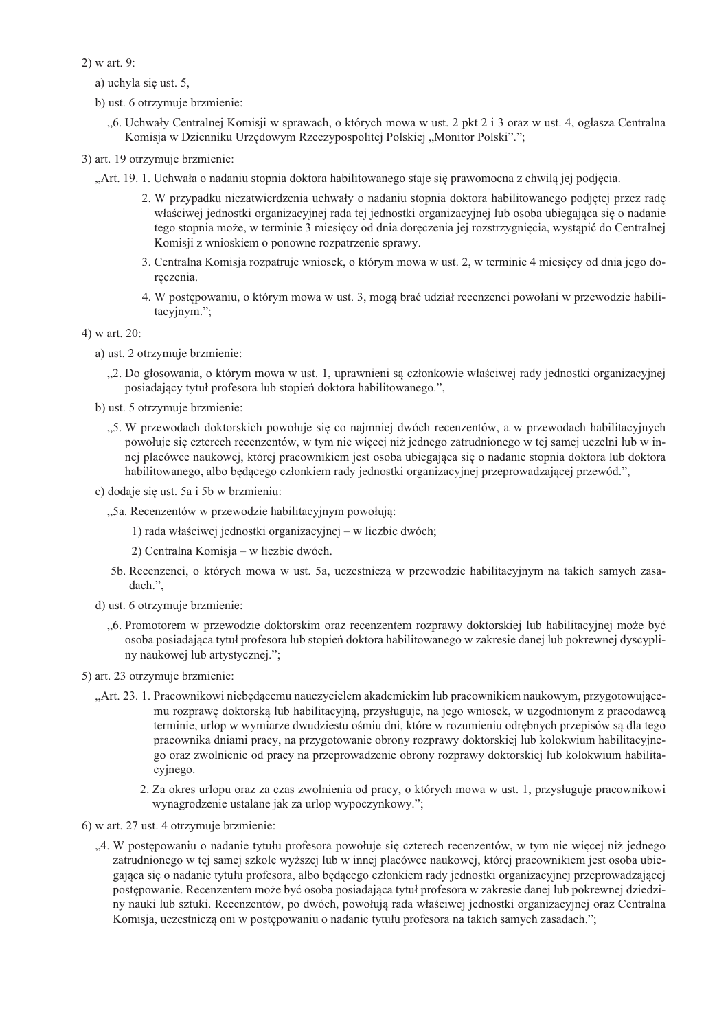2) w art. 9:

a) uchyla się ust. 5,

b) ust. 6 otrzymuje brzmienie:

„6. Uchwały Centralnej Komisji w sprawach, o których mowa w ust. 2 pkt 2 i 3 oraz w ust. 4, ogłasza Centralna Komisja w Dzienniku Urzędowym Rzeczypospolitej Polskiej „Monitor Polski”.”;

3) art. 19 otrzymuje brzmienie:

„Art. 19. 1. Uchwała o nadaniu stopnia doktora habilitowanego staje się prawomocna z chwilą jej podjęcia.

2. W przypadku niezatwierdzenia uchwały o nadaniu stopnia doktora habilitowanego podjętej przez radę właściwej jednostki organizacyjnej rada tej jednostki organizacyjnej lub osoba ubiegająca się o nadanie tego stopnia może, w terminie 3 miesięcy od dnia doręczenia jej rozstrzygnięcia, wystąpić do Centralnej Komisji z wnioskiem o ponowne rozpatrzenie sprawy.

3. Centralna Komisja rozpatruje wniosek, o którym mowa w ust. 2, w terminie 4 miesięcy od dnia jego doręczenia.

4. W postępowaniu, o którym mowa w ust. 3, mogą brać udział recenzenci powołani w przewodzie habilitacyjnym.”;

4) w art. 20:

a) ust. 2 otrzymuje brzmienie:

„2. Do głosowania, o którym mowa w ust. 1, uprawnieni są członkowie właściwej rady jednostki organizacyjnej posiadający tytuł profesora lub stopień doktora habilitowanego.”,

b) ust. 5 otrzymuje brzmienie:

„5. W przewodach doktorskich powołuje się co najmniej dwóch recenzentów, a w przewodach habilitacyjnych powołuje się czterech recenzentów, w tym nie więcej niż jednego zatrudnionego w tej samej uczelni lub w innej placówce naukowej, której pracownikiem jest osoba ubiegająca się o nadanie stopnia doktora lub doktora habilitowanego, albo będącego członkiem rady jednostki organizacyjnej przeprowadzającej przewód.”,

c) dodaje się ust. 5a i 5b w brzmieniu:

„5a. Recenzentów w przewodzie habilitacyjnym powołują:

1) rada właściwej jednostki organizacyjnej – w liczbie dwóch;

2) Centralna Komisja – w liczbie dwóch.

5b. Recenzenci, o których mowa w ust. 5a, uczestniczą w przewodzie habilitacyjnym na takich samych zasadach.”,

d) ust. 6 otrzymuje brzmienie:

„6. Promotorem w przewodzie doktorskim oraz recenzentem rozprawy doktorskiej lub habilitacyjnej może być osoba posiadająca tytuł profesora lub stopień doktora habilitowanego w zakresie danej lub pokrewnej dyscypliny naukowej lub artystycznej.”;

5) art. 23 otrzymuje brzmienie:

„Art. 23. 1. Pracownikowi niebędącemu nauczycielem akademickim lub pracownikiem naukowym, przygotowującemu rozprawę doktorską lub habilitacyjną, przysługuje, na jego wniosek, w uzgodnionym z pracodawcą terminie, urlop w wymiarze dwudziestu ośmiu dni, które w rozumieniu odrębnych przepisów są dla tego pracownika dniami pracy, na przygotowanie obrony rozprawy doktorskiej lub kolokwium habilitacyjnego oraz zwolnienie od pracy na przeprowadzenie obrony rozprawy doktorskiej lub kolokwium habilitacyjnego.

2. Za okres urlopu oraz za czas zwolnienia od pracy, o których mowa w ust. 1, przysługuje pracownikowi wynagrodzenie ustalane jak za urlop wypoczynkowy.”;

6) w art. 27 ust. 4 otrzymuje brzmienie:

„4. W postępowaniu o nadanie tytułu profesora powołuje się czterech recenzentów, w tym nie więcej niż jednego zatrudnionego w tej samej szkole wyższej lub w innej placówce naukowej, której pracownikiem jest osoba ubiegająca się o nadanie tytułu profesora, albo będącego członkiem rady jednostki organizacyjnej przeprowadzającej postępowanie. Recenzentem może być osoba posiadająca tytuł profesora w zakresie danej lub pokrewnej dziedziny nauki lub sztuki. Recenzentów, po dwóch, powołują rada właściwej jednostki organizacyjnej oraz Centralna Komisja, uczestniczą oni w postępowaniu o nadanie tytułu profesora na takich samych zasadach.”;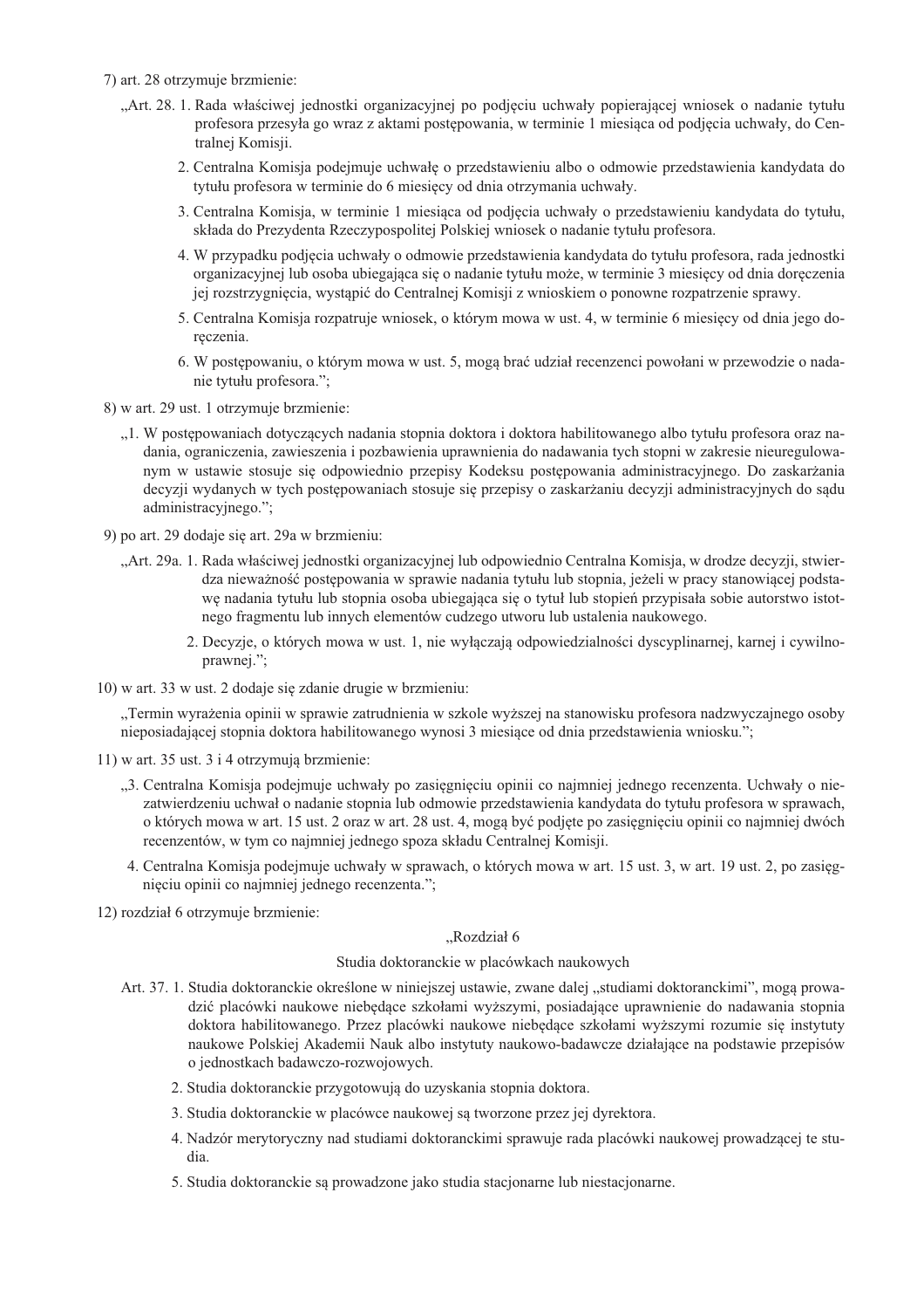7) art. 28 otrzymuje brzmienie:

„Art. 28. 1. Rada właściwej jednostki organizacyjnej po podjęciu uchwały popierającej wniosek o nadanie tytułu profesora przesyła go wraz z aktami postępowania, w terminie 1 miesiąca od podjęcia uchwały, do Centralnej Komisji.

2. Centralna Komisja podejmuje uchwałę o przedstawieniu albo o odmowie przedstawienia kandydata do tytułu profesora w terminie do 6 miesięcy od dnia otrzymania uchwały.

3. Centralna Komisja, w terminie 1 miesiąca od podjęcia uchwały o przedstawieniu kandydata do tytułu, składa do Prezydenta Rzeczypospolitej Polskiej wniosek o nadanie tytułu profesora.

4. W przypadku podjęcia uchwały o odmowie przedstawienia kandydata do tytułu profesora, rada jednostki organizacyjnej lub osoba ubiegająca się o nadanie tytułu może, w terminie 3 miesięcy od dnia doręczenia jej rozstrzygnięcia, wystąpić do Centralnej Komisji z wnioskiem o ponowne rozpatrzenie sprawy.

5. Centralna Komisja rozpatruje wniosek, o którym mowa w ust. 4, w terminie 6 miesięcy od dnia jego doręczenia.

6. W postępowaniu, o którym mowa w ust. 5, mogą brać udział recenzenci powołani w przewodzie o nadanie tytułu profesora.";

8) w art. 29 ust. 1 otrzymuje brzmienie:

„1. W postępowaniach dotyczących nadania stopnia doktora i doktora habilitowanego albo tytułu profesora oraz nadania, ograniczenia, zawieszenia i pozbawienia uprawnienia do nadawania tych stopni w zakresie nieuregulowanym w ustawie stosuje się odpowiednio przepisy Kodeksu postępowania administracyjnego. Do zaskarżania decyzji wydanych w tych postępowaniach stosuje się przepisy o zaskarżaniu decyzji administracyjnych do sądu administracyjnego.";

9) po art. 29 dodaje się art. 29a w brzmieniu:

„Art. 29a. 1. Rada właściwej jednostki organizacyjnej lub odpowiednio Centralna Komisja, w drodze decyzji, stwierdza nieważność postępowania w sprawie nadania tytułu lub stopnia, jeżeli w pracy stanowiącej podstawę nadania tytułu lub stopnia osoba ubiegająca się o tytuł lub stopień przypisała sobie autorstwo istotnego fragmentu lub innych elementów cudzego utworu lub ustalenia naukowego.

2. Decyzje, o których mowa w ust. 1, nie wyłączają odpowiedzialności dyscyplinarnej, karnej i cywilnoprawnej.";

10) w art. 33 w ust. 2 dodaje się zdanie drugie w brzmieniu:

„Termin wyrażenia opinii w sprawie zatrudnienia w szkole wyższej na stanowisku profesora nadzwyczajnego osoby nieposiadającej stopnia doktora habilitowanego wynosi 3 miesiące od dnia przedstawienia wniosku.";

11) w art. 35 ust. 3 i 4 otrzymują brzmienie:

„3. Centralna Komisja podejmuje uchwały po zasięgnięciu opinii co najmniej jednego recenzenta. Uchwały o niezatwierdzeniu uchwał o nadanie stopnia lub odmowie przedstawienia kandydata do tytułu profesora w sprawach, o których mowa w art. 15 ust. 2 oraz w art. 28 ust. 4, mogą być podjęte po zasięgnięciu opinii co najmniej dwóch recenzentów, w tym co najmniej jednego spoza składu Centralnej Komisji.

4. Centralna Komisja podejmuje uchwały w sprawach, o których mowa w art. 15 ust. 3, w art. 19 ust. 2, po zasięgnięciu opinii co najmniej jednego recenzenta.";

12) rozdział 6 otrzymuje brzmienie:

„Rozdział 6

Studia doktoranckie w placówkach naukowych

Art. 37. 1. Studia doktoranckie określone w niniejszej ustawie, zwane dalej „studiami doktoranckimi", mogą prowadzić placówki naukowe niebędące szkołami wyższymi, posiadające uprawnienie do nadawania stopnia doktora habilitowanego. Przez placówki naukowe niebędące szkołami wyższymi rozumie się instytuty naukowe Polskiej Akademii Nauk albo instytuty naukowo-badawcze działające na podstawie przepisów o jednostkach badawczo-rozwojowych.

2. Studia doktoranckie przygotowują do uzyskania stopnia doktora.

3. Studia doktoranckie w placówce naukowej są tworzone przez jej dyrektora.

4. Nadzór merytoryczny nad studiami doktoranckimi sprawuje rada placówki naukowej prowadzącej te studia.

5. Studia doktoranckie są prowadzone jako studia stacjonarne lub niestacjonarne.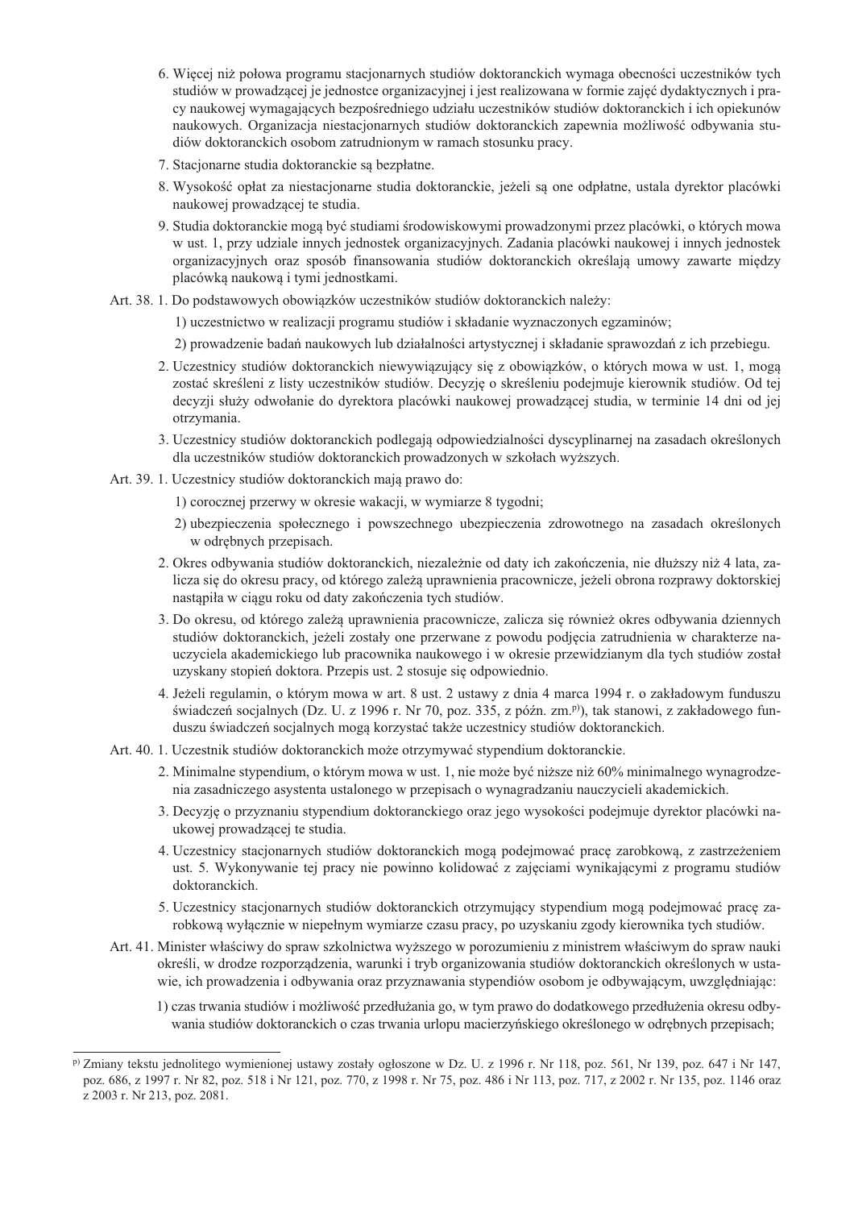6. Więcej niż połowa programu stacjonarnych studiów doktoranckich wymaga obecności uczestników tych studiów w prowadzącej je jednostce organizacyjnej i jest realizowana w formie zajęć dydaktycznych i pracy naukowej wymagających bezpośredniego udziału uczestników studiów doktoranckich i ich opiekunów naukowych. Organizacja niestacjonarnych studiów doktoranckich zapewnia możliwość odbywania studiów doktoranckich osobom zatrudnionym w ramach stosunku pracy.

7. Stacjonarne studia doktoranckie są bezpłatne.

8. Wysokość opłat za niestacjonarne studia doktoranckie, jeżeli są one odpłatne, ustala dyrektor placówki naukowej prowadzącej te studia.

9. Studia doktoranckie mogą być studiami środowiskowymi prowadzonymi przez placówki, o których mowa w ust. 1, przy udziale innych jednostek organizacyjnych. Zadania placówki naukowej i innych jednostek organizacyjnych oraz sposób finansowania studiów doktoranckich określają umowy zawarte między placówką naukową i tymi jednostkami.

Art. 38. 1. Do podstawowych obowiązków uczestników studiów doktoranckich należy:

1) uczestnictwo w realizacji programu studiów i składanie wyznaczonych egzaminów;

2) prowadzenie badań naukowych lub działalności artystycznej i składanie sprawozdań z ich przebiegu.

2. Uczestnicy studiów doktoranckich niewywiązujący się z obowiązków, o których mowa w ust. 1, mogą zostać skreśleni z listy uczestników studiów. Decyzję o skreśleniu podejmuje kierownik studiów. Od tej decyzji służy odwołanie do dyrektora placówki naukowej prowadzącej studia, w terminie 14 dni od jej otrzymania.

3. Uczestnicy studiów doktoranckich podlegają odpowiedzialności dyscyplinarnej na zasadach określonych dla uczestników studiów doktoranckich prowadzonych w szkołach wyższych.

Art. 39. 1. Uczestnicy studiów doktoranckich mają prawo do:

1) corocznej przerwy w okresie wakacji, w wymiarze 8 tygodni;

2) ubezpieczenia społecznego i powszechnego ubezpieczenia zdrowotnego na zasadach określonych w odrębnych przepisach.

2. Okres odbywania studiów doktoranckich, niezależnie od daty ich zakończenia, nie dłuższy niż 4 lata, zalicza się do okresu pracy, od którego zależą uprawnienia pracownicze, jeżeli obrona rozprawy doktorskiej nastąpiła w ciągu roku od daty zakończenia tych studiów.

3. Do okresu, od którego zależą uprawnienia pracownicze, zalicza się również okres odbywania dziennych studiów doktoranckich, jeżeli zostały one przerwane z powodu podjęcia zatrudnienia w charakterze nauczyciela akademickiego lub pracownika naukowego i w okresie przewidzianym dla tych studiów został uzyskany stopień doktora. Przepis ust. 2 stosuje się odpowiednio.

4. Jeżeli regulamin, o którym mowa w art. 8 ust. 2 ustawy z dnia 4 marca 1994 r. o zakładowym funduszu świadczeń socjalnych (Dz. U. z 1996 r. Nr 70, poz. 335, z późn. zm.[p]), tak stanowi, z zakładowego funduszu świadczeń socjalnych mogą korzystać także uczestnicy studiów doktoranckich.

Art. 40. 1. Uczestnik studiów doktoranckich może otrzymywać stypendium doktoranckie.

2. Minimalne stypendium, o którym mowa w ust. 1, nie może być niższe niż 60% minimalnego wynagrodzenia zasadniczego asystenta ustalonego w przepisach o wynagradzaniu nauczycieli akademickich.

3. Decyzję o przyznaniu stypendium doktoranckiego oraz jego wysokości podejmuje dyrektor placówki naukowej prowadzącej te studia.

4. Uczestnicy stacjonarnych studiów doktoranckich mogą podejmować pracę zarobkową, z zastrzeżeniem ust. 5. Wykonywanie tej pracy nie powinno kolidować z zajęciami wynikającymi z programu studiów doktoranckich.

5. Uczestnicy stacjonarnych studiów doktoranckich otrzymujący stypendium mogą podejmować pracę zarobkową wyłącznie w niepełnym wymiarze czasu pracy, po uzyskaniu zgody kierownika tych studiów.

Art. 41. Minister właściwy do spraw szkolnictwa wyższego w porozumieniu z ministrem właściwym do spraw nauki określi, w drodze rozporządzenia, warunki i tryb organizowania studiów doktoranckich określonych w ustawie, ich prowadzenia i odbywania oraz przyznawania stypendiów osobom je odbywającym, uwzględniając:

1) czas trwania studiów i możliwość przedłużania go, w tym prawo do dodatkowego przedłużenia okresu odbywania studiów doktoranckich o czas trwania urlopu macierzyńskiego określonego w odrębnych przepisach;

---

[p] Zmiany tekstu jednolitego wymienionej ustawy zostały ogłoszone w Dz. U. z 1996 r. Nr 118, poz. 561, Nr 139, poz. 647 i Nr 147, poz. 686, z 1997 r. Nr 82, poz. 518 i Nr 121, poz. 770, z 1998 r. Nr 75, poz. 486 i Nr 113, poz. 717, z 2002 r. Nr 135, poz. 1146 oraz z 2003 r. Nr 213, poz. 2081.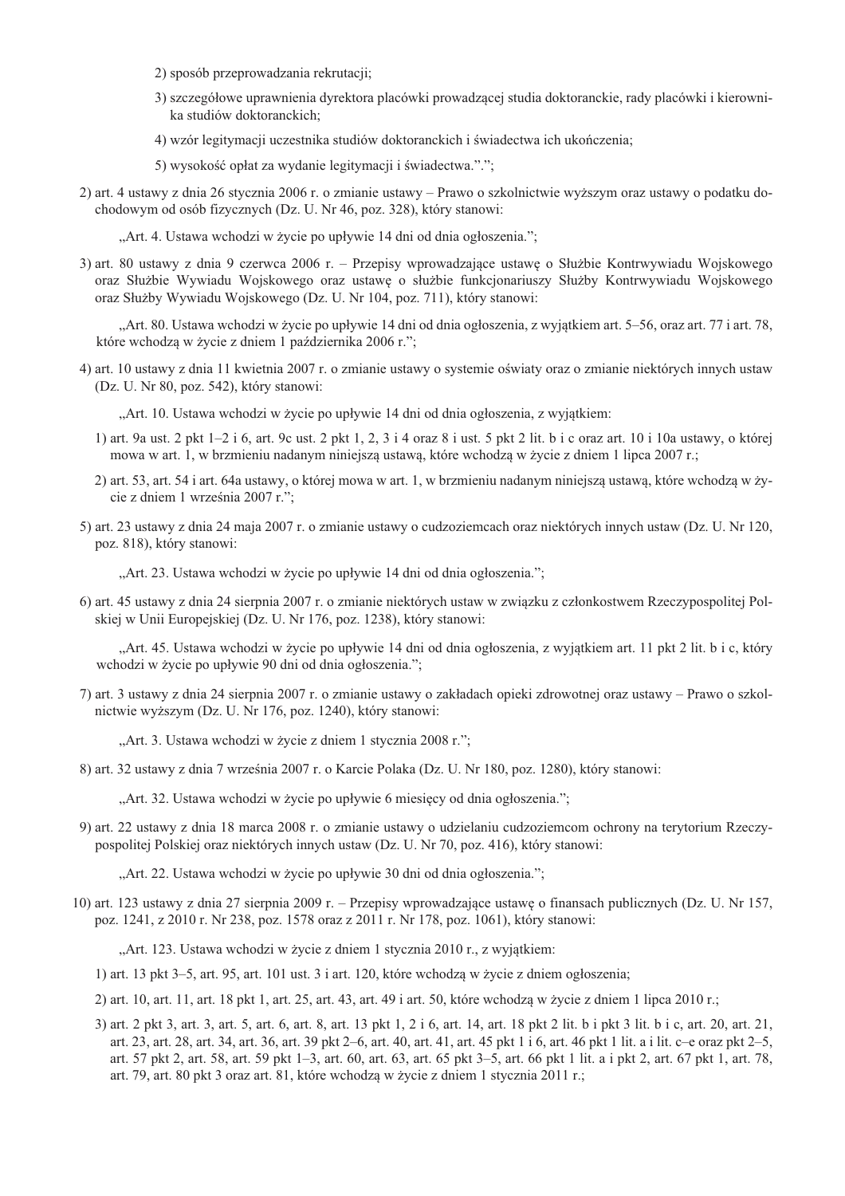2) sposób przeprowadzania rekrutacji;

3) szczegółowe uprawnienia dyrektora placówki prowadzącej studia doktoranckie, rady placówki i kierownika studiów doktoranckich;

4) wzór legitymacji uczestnika studiów doktoranckich i świadectwa ich ukończenia;

5) wysokość opłat za wydanie legitymacji i świadectwa.".";

2) art. 4 ustawy z dnia 26 stycznia 2006 r. o zmianie ustawy – Prawo o szkolnictwie wyższym oraz ustawy o podatku dochodowym od osób fizycznych (Dz. U. Nr 46, poz. 328), który stanowi:

„Art. 4. Ustawa wchodzi w życie po upływie 14 dni od dnia ogłoszenia.";

3) art. 80 ustawy z dnia 9 czerwca 2006 r. – Przepisy wprowadzające ustawę o Służbie Kontrwywiadu Wojskowego oraz Służbie Wywiadu Wojskowego oraz ustawę o służbie funkcjonariuszy Służby Kontrwywiadu Wojskowego oraz Służby Wywiadu Wojskowego (Dz. U. Nr 104, poz. 711), który stanowi:

„Art. 80. Ustawa wchodzi w życie po upływie 14 dni od dnia ogłoszenia, z wyjątkiem art. 5–56, oraz art. 77 i art. 78, które wchodzą w życie z dniem 1 października 2006 r.";

4) art. 10 ustawy z dnia 11 kwietnia 2007 r. o zmianie ustawy o systemie oświaty oraz o zmianie niektórych innych ustaw (Dz. U. Nr 80, poz. 542), który stanowi:

„Art. 10. Ustawa wchodzi w życie po upływie 14 dni od dnia ogłoszenia, z wyjątkiem:

1) art. 9a ust. 2 pkt 1–2 i 6, art. 9c ust. 2 pkt 1, 2, 3 i 4 oraz 8 i ust. 5 pkt 2 lit. b i c oraz art. 10 i 10a ustawy, o której mowa w art. 1, w brzmieniu nadanym niniejszą ustawą, które wchodzą w życie z dniem 1 lipca 2007 r.;

2) art. 53, art. 54 i art. 64a ustawy, o której mowa w art. 1, w brzmieniu nadanym niniejszą ustawą, które wchodzą w życie z dniem 1 września 2007 r.";

5) art. 23 ustawy z dnia 24 maja 2007 r. o zmianie ustawy o cudzoziemcach oraz niektórych innych ustaw (Dz. U. Nr 120, poz. 818), który stanowi:

„Art. 23. Ustawa wchodzi w życie po upływie 14 dni od dnia ogłoszenia.";

6) art. 45 ustawy z dnia 24 sierpnia 2007 r. o zmianie niektórych ustaw w związku z członkostwem Rzeczypospolitej Polskiej w Unii Europejskiej (Dz. U. Nr 176, poz. 1238), który stanowi:

„Art. 45. Ustawa wchodzi w życie po upływie 14 dni od dnia ogłoszenia, z wyjątkiem art. 11 pkt 2 lit. b i c, który wchodzi w życie po upływie 90 dni od dnia ogłoszenia.";

7) art. 3 ustawy z dnia 24 sierpnia 2007 r. o zmianie ustawy o zakładach opieki zdrowotnej oraz ustawy – Prawo o szkolnictwie wyższym (Dz. U. Nr 176, poz. 1240), który stanowi:

„Art. 3. Ustawa wchodzi w życie z dniem 1 stycznia 2008 r.";

8) art. 32 ustawy z dnia 7 września 2007 r. o Karcie Polaka (Dz. U. Nr 180, poz. 1280), który stanowi:

„Art. 32. Ustawa wchodzi w życie po upływie 6 miesięcy od dnia ogłoszenia.";

9) art. 22 ustawy z dnia 18 marca 2008 r. o zmianie ustawy o udzielaniu cudzoziemcom ochrony na terytorium Rzeczypospolitej Polskiej oraz niektórych innych ustaw (Dz. U. Nr 70, poz. 416), który stanowi:

„Art. 22. Ustawa wchodzi w życie po upływie 30 dni od dnia ogłoszenia.";

10) art. 123 ustawy z dnia 27 sierpnia 2009 r. – Przepisy wprowadzające ustawę o finansach publicznych (Dz. U. Nr 157, poz. 1241, z 2010 r. Nr 238, poz. 1578 oraz z 2011 r. Nr 178, poz. 1061), który stanowi:

„Art. 123. Ustawa wchodzi w życie z dniem 1 stycznia 2010 r., z wyjątkiem:

1) art. 13 pkt 3–5, art. 95, art. 101 ust. 3 i art. 120, które wchodzą w życie z dniem ogłoszenia;

2) art. 10, art. 11, art. 18 pkt 1, art. 25, art. 43, art. 49 i art. 50, które wchodzą w życie z dniem 1 lipca 2010 r.;

3) art. 2 pkt 3, art. 3, art. 5, art. 6, art. 8, art. 13 pkt 1, 2 i 6, art. 14, art. 18 pkt 2 lit. b i pkt 3 lit. b i c, art. 20, art. 21, art. 23, art. 28, art. 34, art. 36, art. 39 pkt 2–6, art. 40, art. 41, art. 45 pkt 1 i 6, art. 46 pkt 1 lit. a i lit. c–e oraz pkt 2–5, art. 57 pkt 2, art. 58, art. 59 pkt 1–3, art. 60, art. 63, art. 65 pkt 3–5, art. 66 pkt 1 lit. a i pkt 2, art. 67 pkt 1, art. 78, art. 79, art. 80 pkt 3 oraz art. 81, które wchodzą w życie z dniem 1 stycznia 2011 r.;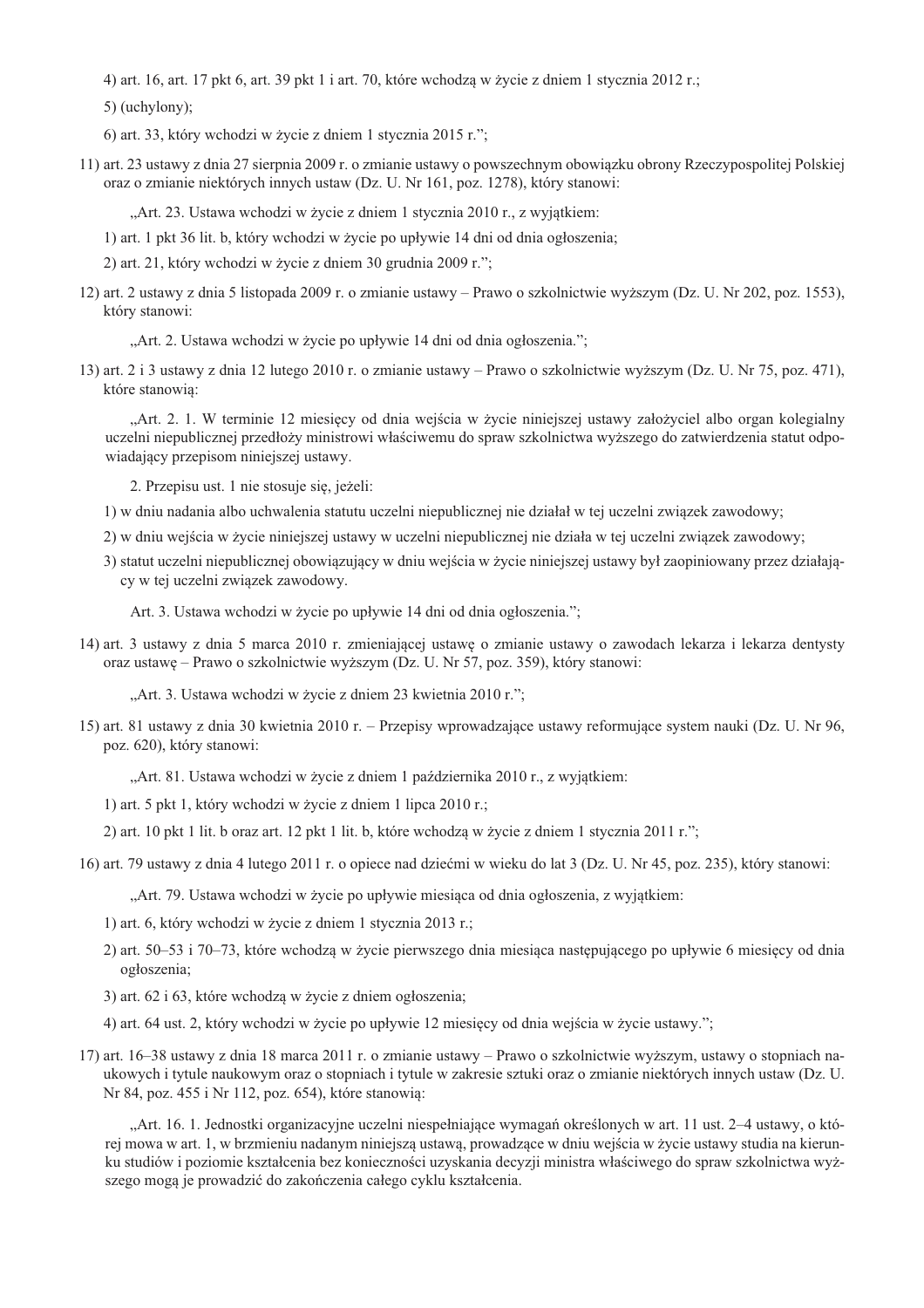4) art. 16, art. 17 pkt 6, art. 39 pkt 1 i art. 70, które wchodzą w życie z dniem 1 stycznia 2012 r.;

5) (uchylony);

6) art. 33, który wchodzi w życie z dniem 1 stycznia 2015 r.";

11) art. 23 ustawy z dnia 27 sierpnia 2009 r. o zmianie ustawy o powszechnym obowiązku obrony Rzeczypospolitej Polskiej oraz o zmianie niektórych innych ustaw (Dz. U. Nr 161, poz. 1278), który stanowi:

„Art. 23. Ustawa wchodzi w życie z dniem 1 stycznia 2010 r., z wyjątkiem:

1) art. 1 pkt 36 lit. b, który wchodzi w życie po upływie 14 dni od dnia ogłoszenia;

2) art. 21, który wchodzi w życie z dniem 30 grudnia 2009 r.";

12) art. 2 ustawy z dnia 5 listopada 2009 r. o zmianie ustawy – Prawo o szkolnictwie wyższym (Dz. U. Nr 202, poz. 1553), który stanowi:

„Art. 2. Ustawa wchodzi w życie po upływie 14 dni od dnia ogłoszenia.";

13) art. 2 i 3 ustawy z dnia 12 lutego 2010 r. o zmianie ustawy – Prawo o szkolnictwie wyższym (Dz. U. Nr 75, poz. 471), które stanowią:

„Art. 2. 1. W terminie 12 miesięcy od dnia wejścia w życie niniejszej ustawy założyciel albo organ kolegialny uczelni niepublicznej przedłoży ministrowi właściwemu do spraw szkolnictwa wyższego do zatwierdzenia statut odpowiadający przepisom niniejszej ustawy.

2. Przepisu ust. 1 nie stosuje się, jeżeli:

1) w dniu nadania albo uchwalenia statutu uczelni niepublicznej nie działał w tej uczelni związek zawodowy;

2) w dniu wejścia w życie niniejszej ustawy w uczelni niepublicznej nie działa w tej uczelni związek zawodowy;

3) statut uczelni niepublicznej obowiązujący w dniu wejścia w życie niniejszej ustawy był zaopiniowany przez działający w tej uczelni związek zawodowy.

Art. 3. Ustawa wchodzi w życie po upływie 14 dni od dnia ogłoszenia.";

14) art. 3 ustawy z dnia 5 marca 2010 r. zmieniającej ustawę o zmianie ustawy o zawodach lekarza i lekarza dentysty oraz ustawę – Prawo o szkolnictwie wyższym (Dz. U. Nr 57, poz. 359), który stanowi:

„Art. 3. Ustawa wchodzi w życie z dniem 23 kwietnia 2010 r.";

15) art. 81 ustawy z dnia 30 kwietnia 2010 r. – Przepisy wprowadzające ustawy reformujące system nauki (Dz. U. Nr 96, poz. 620), który stanowi:

„Art. 81. Ustawa wchodzi w życie z dniem 1 października 2010 r., z wyjątkiem:

1) art. 5 pkt 1, który wchodzi w życie z dniem 1 lipca 2010 r.;

2) art. 10 pkt 1 lit. b oraz art. 12 pkt 1 lit. b, które wchodzą w życie z dniem 1 stycznia 2011 r.";

16) art. 79 ustawy z dnia 4 lutego 2011 r. o opiece nad dziećmi w wieku do lat 3 (Dz. U. Nr 45, poz. 235), który stanowi:

„Art. 79. Ustawa wchodzi w życie po upływie miesiąca od dnia ogłoszenia, z wyjątkiem:

1) art. 6, który wchodzi w życie z dniem 1 stycznia 2013 r.;

2) art. 50–53 i 70–73, które wchodzą w życie pierwszego dnia miesiąca następującego po upływie 6 miesięcy od dnia ogłoszenia;

3) art. 62 i 63, które wchodzą w życie z dniem ogłoszenia;

4) art. 64 ust. 2, który wchodzi w życie po upływie 12 miesięcy od dnia wejścia w życie ustawy.";

17) art. 16–38 ustawy z dnia 18 marca 2011 r. o zmianie ustawy – Prawo o szkolnictwie wyższym, ustawy o stopniach naukowych i tytule naukowym oraz o stopniach i tytule w zakresie sztuki oraz o zmianie niektórych innych ustaw (Dz. U. Nr 84, poz. 455 i Nr 112, poz. 654), które stanowią:

„Art. 16. 1. Jednostki organizacyjne uczelni niespełniające wymagań określonych w art. 11 ust. 2–4 ustawy, o której mowa w art. 1, w brzmieniu nadanym niniejszą ustawą, prowadzące w dniu wejścia w życie ustawy studia na kierunku studiów i poziomie kształcenia bez konieczności uzyskania decyzji ministra właściwego do spraw szkolnictwa wyższego mogą je prowadzić do zakończenia całego cyklu kształcenia.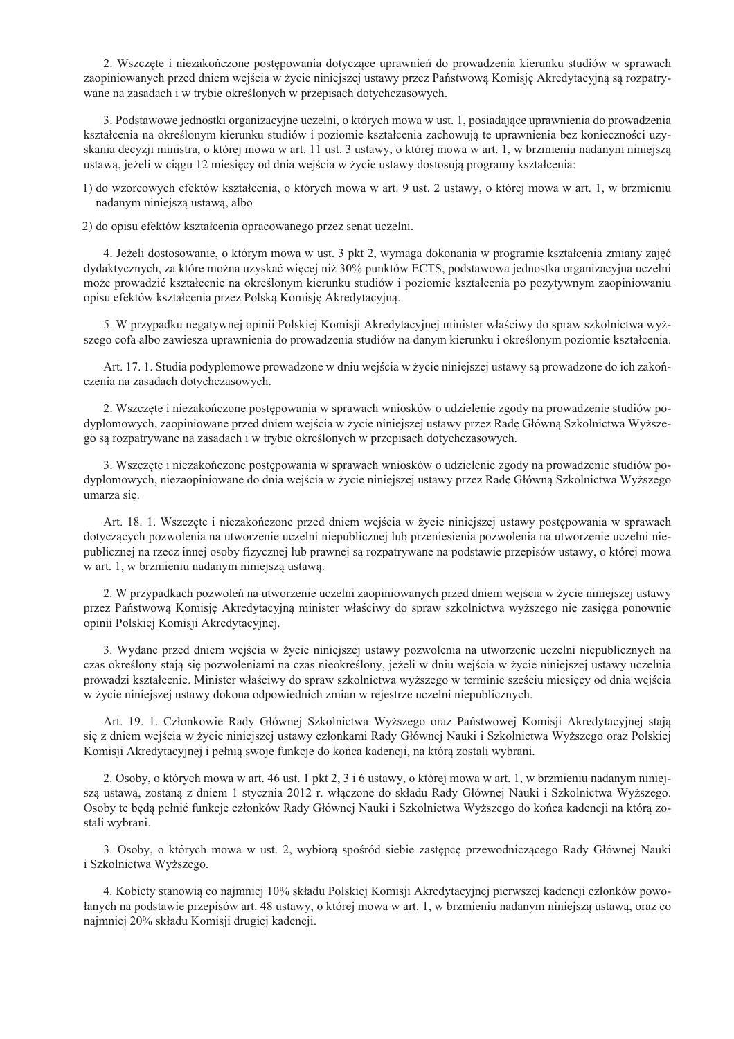2. Wszczęte i niezakończone postępowania dotyczące uprawnień do prowadzenia kierunku studiów w sprawach zaopiniowanych przed dniem wejścia w życie niniejszej ustawy przez Państwową Komisję Akredytacyjną są rozpatrywane na zasadach i w trybie określonych w przepisach dotychczasowych.

3. Podstawowe jednostki organizacyjne uczelni, o których mowa w ust. 1, posiadające uprawnienia do prowadzenia kształcenia na określonym kierunku studiów i poziomie kształcenia zachowują te uprawnienia bez konieczności uzyskania decyzji ministra, o której mowa w art. 11 ust. 3 ustawy, o której mowa w art. 1, w brzmieniu nadanym niniejszą ustawą, jeżeli w ciągu 12 miesięcy od dnia wejścia w życie ustawy dostosują programy kształcenia:

1) do wzorcowych efektów kształcenia, o których mowa w art. 9 ust. 2 ustawy, o której mowa w art. 1, w brzmieniu nadanym niniejszą ustawą, albo

2) do opisu efektów kształcenia opracowanego przez senat uczelni.

4. Jeżeli dostosowanie, o którym mowa w ust. 3 pkt 2, wymaga dokonania w programie kształcenia zmiany zajęć dydaktycznych, za które można uzyskać więcej niż 30% punktów ECTS, podstawowa jednostka organizacyjna uczelni może prowadzić kształcenie na określonym kierunku studiów i poziomie kształcenia po pozytywnym zaopiniowaniu opisu efektów kształcenia przez Polską Komisję Akredytacyjną.

5. W przypadku negatywnej opinii Polskiej Komisji Akredytacyjnej minister właściwy do spraw szkolnictwa wyższego cofa albo zawiesza uprawnienia do prowadzenia studiów na danym kierunku i określonym poziomie kształcenia.

Art. 17. 1. Studia podyplomowe prowadzone w dniu wejścia w życie niniejszej ustawy są prowadzone do ich zakończenia na zasadach dotychczasowych.

2. Wszczęte i niezakończone postępowania w sprawach wniosków o udzielenie zgody na prowadzenie studiów podyplomowych, zaopiniowane przed dniem wejścia w życie niniejszej ustawy przez Radę Główną Szkolnictwa Wyższego są rozpatrywane na zasadach i w trybie określonych w przepisach dotychczasowych.

3. Wszczęte i niezakończone postępowania w sprawach wniosków o udzielenie zgody na prowadzenie studiów podyplomowych, niezaopiniowane do dnia wejścia w życie niniejszej ustawy przez Radę Główną Szkolnictwa Wyższego umarza się.

Art. 18. 1. Wszczęte i niezakończone przed dniem wejścia w życie niniejszej ustawy postępowania w sprawach dotyczących pozwolenia na utworzenie uczelni niepublicznej lub przeniesienia pozwolenia na utworzenie uczelni niepublicznej na rzecz innej osoby fizycznej lub prawnej są rozpatrywane na podstawie przepisów ustawy, o której mowa w art. 1, w brzmieniu nadanym niniejszą ustawą.

2. W przypadkach pozwoleń na utworzenie uczelni zaopiniowanych przed dniem wejścia w życie niniejszej ustawy przez Państwową Komisję Akredytacyjną minister właściwy do spraw szkolnictwa wyższego nie zasięga ponownie opinii Polskiej Komisji Akredytacyjnej.

3. Wydane przed dniem wejścia w życie niniejszej ustawy pozwolenia na utworzenie uczelni niepublicznych na czas określony stają się pozwoleniami na czas nieokreślony, jeżeli w dniu wejścia w życie niniejszej ustawy uczelnia prowadzi kształcenie. Minister właściwy do spraw szkolnictwa wyższego w terminie sześciu miesięcy od dnia wejścia w życie niniejszej ustawy dokona odpowiednich zmian w rejestrze uczelni niepublicznych.

Art. 19. 1. Członkowie Rady Głównej Szkolnictwa Wyższego oraz Państwowej Komisji Akredytacyjnej stają się z dniem wejścia w życie niniejszej ustawy członkami Rady Głównej Nauki i Szkolnictwa Wyższego oraz Polskiej Komisji Akredytacyjnej i pełnią swoje funkcje do końca kadencji, na którą zostali wybrani.

2. Osoby, o których mowa w art. 46 ust. 1 pkt 2, 3 i 6 ustawy, o której mowa w art. 1, w brzmieniu nadanym niniejszą ustawą, zostaną z dniem 1 stycznia 2012 r. włączone do składu Rady Głównej Nauki i Szkolnictwa Wyższego. Osoby te będą pełnić funkcje członków Rady Głównej Nauki i Szkolnictwa Wyższego do końca kadencji na którą zostali wybrani.

3. Osoby, o których mowa w ust. 2, wybiorą spośród siebie zastępcę przewodniczącego Rady Głównej Nauki i Szkolnictwa Wyższego.

4. Kobiety stanowią co najmniej 10% składu Polskiej Komisji Akredytacyjnej pierwszej kadencji członków powołanych na podstawie przepisów art. 48 ustawy, o której mowa w art. 1, w brzmieniu nadanym niniejszą ustawą, oraz co najmniej 20% składu Komisji drugiej kadencji.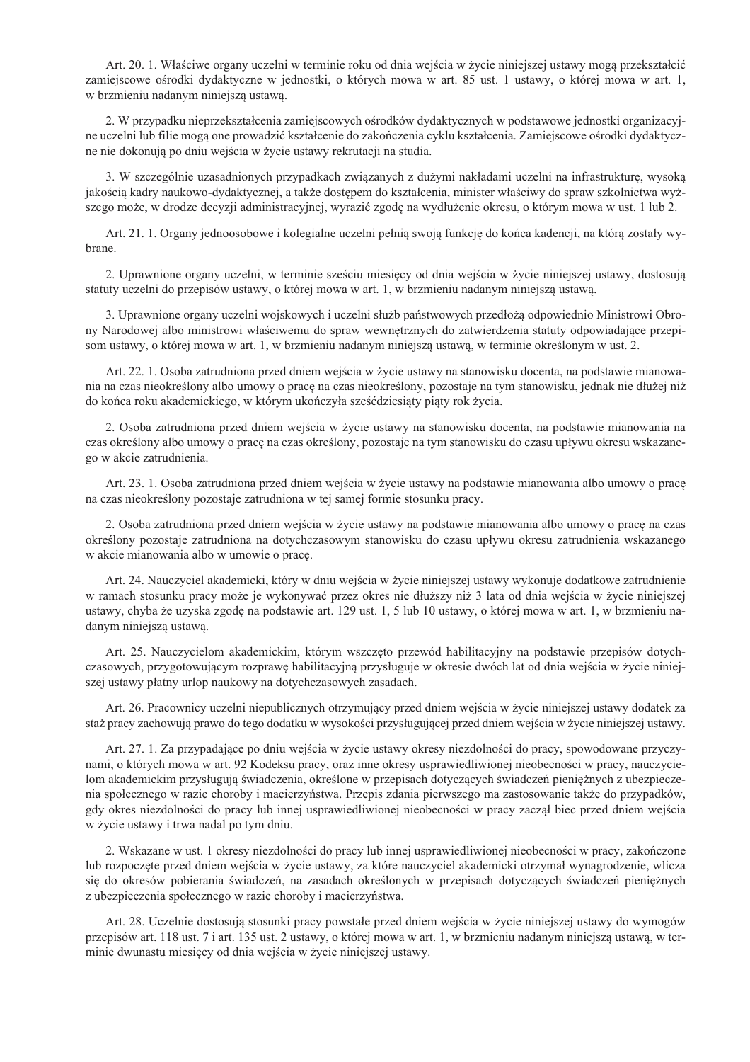Art. 20. 1. Właściwe organy uczelni w terminie roku od dnia wejścia w życie niniejszej ustawy mogą przekształcić zamiejscowe ośrodki dydaktyczne w jednostki, o których mowa w art. 85 ust. 1 ustawy, o której mowa w art. 1, w brzmieniu nadanym niniejszą ustawą.

2. W przypadku nieprzekształcenia zamiejscowych ośrodków dydaktycznych w podstawowe jednostki organizacyjne uczelni lub filie mogą one prowadzić kształcenie do zakończenia cyklu kształcenia. Zamiejscowe ośrodki dydaktyczne nie dokonują po dniu wejścia w życie ustawy rekrutacji na studia.

3. W szczególnie uzasadnionych przypadkach związanych z dużymi nakładami uczelni na infrastrukturę, wysoką jakością kadry naukowo-dydaktycznej, a także dostępem do kształcenia, minister właściwy do spraw szkolnictwa wyższego może, w drodze decyzji administracyjnej, wyrazić zgodę na wydłużenie okresu, o którym mowa w ust. 1 lub 2.

Art. 21. 1. Organy jednoosobowe i kolegialne uczelni pełnią swoją funkcję do końca kadencji, na którą zostały wybrane.

2. Uprawnione organy uczelni, w terminie sześciu miesięcy od dnia wejścia w życie niniejszej ustawy, dostosują statuty uczelni do przepisów ustawy, o której mowa w art. 1, w brzmieniu nadanym niniejszą ustawą.

3. Uprawnione organy uczelni wojskowych i uczelni służb państwowych przedłożą odpowiednio Ministrowi Obrony Narodowej albo ministrowi właściwemu do spraw wewnętrznych do zatwierdzenia statuty odpowiadające przepisom ustawy, o której mowa w art. 1, w brzmieniu nadanym niniejszą ustawą, w terminie określonym w ust. 2.

Art. 22. 1. Osoba zatrudniona przed dniem wejścia w życie ustawy na stanowisku docenta, na podstawie mianowania na czas nieokreślony albo umowy o pracę na czas nieokreślony, pozostaje na tym stanowisku, jednak nie dłużej niż do końca roku akademickiego, w którym ukończyła sześćdziesiąty piąty rok życia.

2. Osoba zatrudniona przed dniem wejścia w życie ustawy na stanowisku docenta, na podstawie mianowania na czas określony albo umowy o pracę na czas określony, pozostaje na tym stanowisku do czasu upływu okresu wskazanego w akcie zatrudnienia.

Art. 23. 1. Osoba zatrudniona przed dniem wejścia w życie ustawy na podstawie mianowania albo umowy o pracę na czas nieokreślony pozostaje zatrudniona w tej samej formie stosunku pracy.

2. Osoba zatrudniona przed dniem wejścia w życie ustawy na podstawie mianowania albo umowy o pracę na czas określony pozostaje zatrudniona na dotychczasowym stanowisku do czasu upływu okresu zatrudnienia wskazanego w akcie mianowania albo w umowie o pracę.

Art. 24. Nauczyciel akademicki, który w dniu wejścia w życie niniejszej ustawy wykonuje dodatkowe zatrudnienie w ramach stosunku pracy może je wykonywać przez okres nie dłuższy niż 3 lata od dnia wejścia w życie niniejszej ustawy, chyba że uzyska zgodę na podstawie art. 129 ust. 1, 5 lub 10 ustawy, o której mowa w art. 1, w brzmieniu nadanym niniejszą ustawą.

Art. 25. Nauczycielom akademickim, którym wszczęto przewód habilitacyjny na podstawie przepisów dotychczasowych, przygotowującym rozprawę habilitacyjną przysługuje w okresie dwóch lat od dnia wejścia w życie niniejszej ustawy płatny urlop naukowy na dotychczasowych zasadach.

Art. 26. Pracownicy uczelni niepublicznych otrzymujący przed dniem wejścia w życie niniejszej ustawy dodatek za staż pracy zachowują prawo do tego dodatku w wysokości przysługującej przed dniem wejścia w życie niniejszej ustawy.

Art. 27. 1. Za przypadające po dniu wejścia w życie ustawy okresy niezdolności do pracy, spowodowane przyczynami, o których mowa w art. 92 Kodeksu pracy, oraz inne okresy usprawiedliwionej nieobecności w pracy, nauczycielom akademickim przysługują świadczenia, określone w przepisach dotyczących świadczeń pieniężnych z ubezpieczenia społecznego w razie choroby i macierzyństwa. Przepis zdania pierwszego ma zastosowanie także do przypadków, gdy okres niezdolności do pracy lub innej usprawiedliwionej nieobecności w pracy zaczął biec przed dniem wejścia w życie ustawy i trwa nadal po tym dniu.

2. Wskazane w ust. 1 okresy niezdolności do pracy lub innej usprawiedliwionej nieobecności w pracy, zakończone lub rozpoczęte przed dniem wejścia w życie ustawy, za które nauczyciel akademicki otrzymał wynagrodzenie, wlicza się do okresów pobierania świadczeń, na zasadach określonych w przepisach dotyczących świadczeń pieniężnych z ubezpieczenia społecznego w razie choroby i macierzyństwa.

Art. 28. Uczelnie dostosują stosunki pracy powstałe przed dniem wejścia w życie niniejszej ustawy do wymogów przepisów art. 118 ust. 7 i art. 135 ust. 2 ustawy, o której mowa w art. 1, w brzmieniu nadanym niniejszą ustawą, w terminie dwunastu miesięcy od dnia wejścia w życie niniejszej ustawy.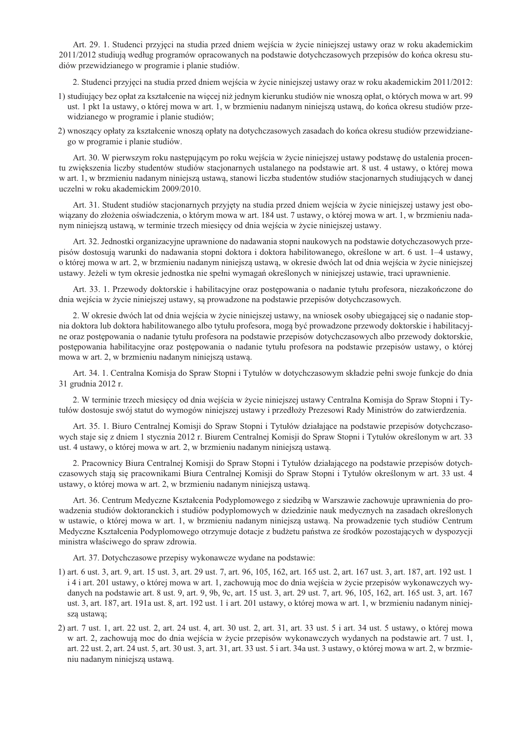Art. 29. 1. Studenci przyjęci na studia przed dniem wejścia w życie niniejszej ustawy oraz w roku akademickim 2011/2012 studiują według programów opracowanych na podstawie dotychczasowych przepisów do końca okresu studiów przewidzianego w programie i planie studiów.

2. Studenci przyjęci na studia przed dniem wejścia w życie niniejszej ustawy oraz w roku akademickim 2011/2012:

1) studiujący bez opłat za kształcenie na więcej niż jednym kierunku studiów nie wnoszą opłat, o których mowa w art. 99 ust. 1 pkt 1a ustawy, o której mowa w art. 1, w brzmieniu nadanym niniejszą ustawą, do końca okresu studiów przewidzianego w programie i planie studiów;

2) wnoszący opłaty za kształcenie wnoszą opłaty na dotychczasowych zasadach do końca okresu studiów przewidzianego w programie i planie studiów.

Art. 30. W pierwszym roku następującym po roku wejścia w życie niniejszej ustawy podstawę do ustalenia procentu zwiększenia liczby studentów studiów stacjonarnych ustalanego na podstawie art. 8 ust. 4 ustawy, o której mowa w art. 1, w brzmieniu nadanym niniejszą ustawą, stanowi liczba studentów studiów stacjonarnych studiujących w danej uczelni w roku akademickim 2009/2010.

Art. 31. Student studiów stacjonarnych przyjęty na studia przed dniem wejścia w życie niniejszej ustawy jest obowiązany do złożenia oświadczenia, o którym mowa w art. 184 ust. 7 ustawy, o której mowa w art. 1, w brzmieniu nadanym niniejszą ustawą, w terminie trzech miesięcy od dnia wejścia w życie niniejszej ustawy.

Art. 32. Jednostki organizacyjne uprawnione do nadawania stopni naukowych na podstawie dotychczasowych przepisów dostosują warunki do nadawania stopni doktora i doktora habilitowanego, określone w art. 6 ust. 1–4 ustawy, o której mowa w art. 2, w brzmieniu nadanym niniejszą ustawą, w okresie dwóch lat od dnia wejścia w życie niniejszej ustawy. Jeżeli w tym okresie jednostka nie spełni wymagań określonych w niniejszej ustawie, traci uprawnienie.

Art. 33. 1. Przewody doktorskie i habilitacyjne oraz postępowania o nadanie tytułu profesora, niezakończone do dnia wejścia w życie niniejszej ustawy, są prowadzone na podstawie przepisów dotychczasowych.

2. W okresie dwóch lat od dnia wejścia w życie niniejszej ustawy, na wniosek osoby ubiegającej się o nadanie stopnia doktora lub doktora habilitowanego albo tytułu profesora, mogą być prowadzone przewody doktorskie i habilitacyjne oraz postępowania o nadanie tytułu profesora na podstawie przepisów dotychczasowych albo przewody doktorskie, postępowania habilitacyjne oraz postępowania o nadanie tytułu profesora na podstawie przepisów ustawy, o której mowa w art. 2, w brzmieniu nadanym niniejszą ustawą.

Art. 34. 1. Centralna Komisja do Spraw Stopni i Tytułów w dotychczasowym składzie pełni swoje funkcje do dnia 31 grudnia 2012 r.

2. W terminie trzech miesięcy od dnia wejścia w życie niniejszej ustawy Centralna Komisja do Spraw Stopni i Tytułów dostosuje swój statut do wymogów niniejszej ustawy i przedłoży Prezesowi Rady Ministrów do zatwierdzenia.

Art. 35. 1. Biuro Centralnej Komisji do Spraw Stopni i Tytułów działające na podstawie przepisów dotychczasowych staje się z dniem 1 stycznia 2012 r. Biurem Centralnej Komisji do Spraw Stopni i Tytułów określonym w art. 33 ust. 4 ustawy, o której mowa w art. 2, w brzmieniu nadanym niniejszą ustawą.

2. Pracownicy Biura Centralnej Komisji do Spraw Stopni i Tytułów działającego na podstawie przepisów dotychczasowych stają się pracownikami Biura Centralnej Komisji do Spraw Stopni i Tytułów określonym w art. 33 ust. 4 ustawy, o której mowa w art. 2, w brzmieniu nadanym niniejszą ustawą.

Art. 36. Centrum Medyczne Kształcenia Podyplomowego z siedzibą w Warszawie zachowuje uprawnienia do prowadzenia studiów doktoranckich i studiów podyplomowych w dziedzinie nauk medycznych na zasadach określonych w ustawie, o której mowa w art. 1, w brzmieniu nadanym niniejszą ustawą. Na prowadzenie tych studiów Centrum Medyczne Kształcenia Podyplomowego otrzymuje dotacje z budżetu państwa ze środków pozostających w dyspozycji ministra właściwego do spraw zdrowia.

Art. 37. Dotychczasowe przepisy wykonawcze wydane na podstawie:

1) art. 6 ust. 3, art. 9, art. 15 ust. 3, art. 29 ust. 7, art. 96, 105, 162, art. 165 ust. 2, art. 167 ust. 3, art. 187, art. 192 ust. 1 i 4 i art. 201 ustawy, o której mowa w art. 1, zachowują moc do dnia wejścia w życie przepisów wykonawczych wydanych na podstawie art. 8 ust. 9, art. 9, 9b, 9c, art. 15 ust. 3, art. 29 ust. 7, art. 96, 105, 162, art. 165 ust. 3, art. 167 ust. 3, art. 187, art. 191a ust. 8, art. 192 ust. 1 i art. 201 ustawy, o której mowa w art. 1, w brzmieniu nadanym niniejszą ustawą;

2) art. 7 ust. 1, art. 22 ust. 2, art. 24 ust. 4, art. 30 ust. 2, art. 31, art. 33 ust. 5 i art. 34 ust. 5 ustawy, o której mowa w art. 2, zachowują moc do dnia wejścia w życie przepisów wykonawczych wydanych na podstawie art. 7 ust. 1, art. 22 ust. 2, art. 24 ust. 5, art. 30 ust. 3, art. 31, art. 33 ust. 5 i art. 34a ust. 3 ustawy, o której mowa w art. 2, w brzmieniu nadanym niniejszą ustawą.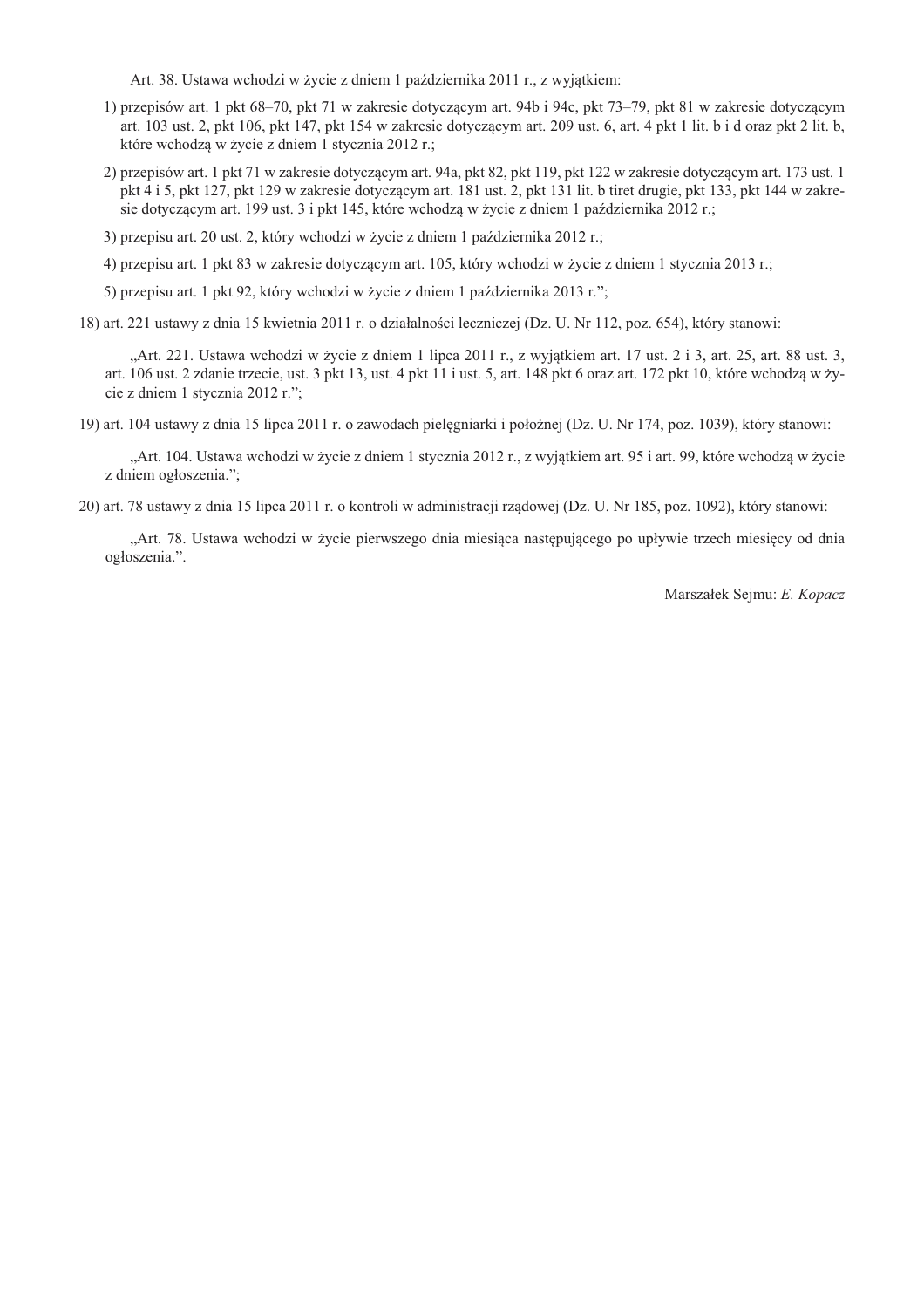Art. 38. Ustawa wchodzi w życie z dniem 1 października 2011 r., z wyjątkiem:

1) przepisów art. 1 pkt 68–70, pkt 71 w zakresie dotyczącym art. 94b i 94c, pkt 73–79, pkt 81 w zakresie dotyczącym art. 103 ust. 2, pkt 106, pkt 147, pkt 154 w zakresie dotyczącym art. 209 ust. 6, art. 4 pkt 1 lit. b i d oraz pkt 2 lit. b, które wchodzą w życie z dniem 1 stycznia 2012 r.;

2) przepisów art. 1 pkt 71 w zakresie dotyczącym art. 94a, pkt 82, pkt 119, pkt 122 w zakresie dotyczącym art. 173 ust. 1 pkt 4 i 5, pkt 127, pkt 129 w zakresie dotyczącym art. 181 ust. 2, pkt 131 lit. b tiret drugie, pkt 133, pkt 144 w zakresie dotyczącym art. 199 ust. 3 i pkt 145, które wchodzą w życie z dniem 1 października 2012 r.;

3) przepisu art. 20 ust. 2, który wchodzi w życie z dniem 1 października 2012 r.;

4) przepisu art. 1 pkt 83 w zakresie dotyczącym art. 105, który wchodzi w życie z dniem 1 stycznia 2013 r.;

5) przepisu art. 1 pkt 92, który wchodzi w życie z dniem 1 października 2013 r.";

18) art. 221 ustawy z dnia 15 kwietnia 2011 r. o działalności leczniczej (Dz. U. Nr 112, poz. 654), który stanowi:

„Art. 221. Ustawa wchodzi w życie z dniem 1 lipca 2011 r., z wyjątkiem art. 17 ust. 2 i 3, art. 25, art. 88 ust. 3, art. 106 ust. 2 zdanie trzecie, ust. 3 pkt 13, ust. 4 pkt 11 i ust. 5, art. 148 pkt 6 oraz art. 172 pkt 10, które wchodzą w życie z dniem 1 stycznia 2012 r.";

19) art. 104 ustawy z dnia 15 lipca 2011 r. o zawodach pielęgniarki i położnej (Dz. U. Nr 174, poz. 1039), który stanowi:

„Art. 104. Ustawa wchodzi w życie z dniem 1 stycznia 2012 r., z wyjątkiem art. 95 i art. 99, które wchodzą w życie z dniem ogłoszenia.";

20) art. 78 ustawy z dnia 15 lipca 2011 r. o kontroli w administracji rządowej (Dz. U. Nr 185, poz. 1092), który stanowi:

„Art. 78. Ustawa wchodzi w życie pierwszego dnia miesiąca następującego po upływie trzech miesięcy od dnia ogłoszenia.".

Marszałek Sejmu: *E. Kopacz*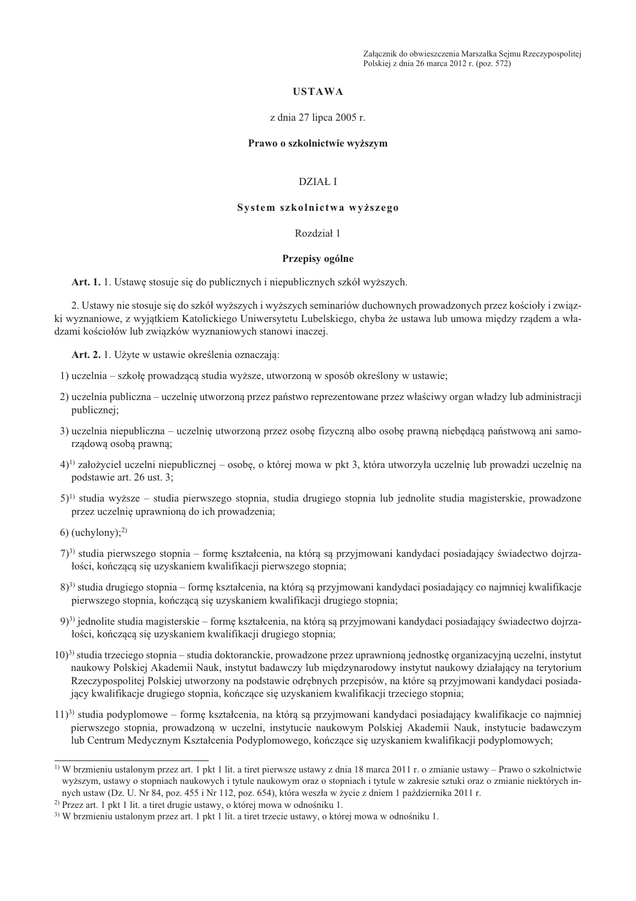Załącznik do obwieszczenia Marszałka Sejmu Rzeczypospolitej Polskiej z dnia 26 marca 2012 r. (poz. 572)

# USTAWA

z dnia 27 lipca 2005 r.

**Prawo o szkolnictwie wyższym**

## DZIAŁ I

**System szkolnictwa wyższego**

### Rozdział 1

**Przepisy ogólne**

**Art. 1.** 1. Ustawę stosuje się do publicznych i niepublicznych szkół wyższych.

2. Ustawy nie stosuje się do szkół wyższych i wyższych seminariów duchownych prowadzonych przez kościoły i związki wyznaniowe, z wyjątkiem Katolickiego Uniwersytetu Lubelskiego, chyba że ustawa lub umowa między rządem a władzami kościołów lub związków wyznaniowych stanowi inaczej.

**Art. 2.** 1. Użyte w ustawie określenia oznaczają:

1) uczelnia – szkołę prowadzącą studia wyższe, utworzoną w sposób określony w ustawie;

2) uczelnia publiczna – uczelnię utworzoną przez państwo reprezentowane przez właściwy organ władzy lub administracji publicznej;

3) uczelnia niepubliczna – uczelnię utworzoną przez osobę fizyczną albo osobę prawną niebędącą państwową ani samorządową osobą prawną;

4)[1] założyciel uczelni niepublicznej – osobę, o której mowa w pkt 3, która utworzyła uczelnię lub prowadzi uczelnię na podstawie art. 26 ust. 3;

5)[1] studia wyższe – studia pierwszego stopnia, studia drugiego stopnia lub jednolite studia magisterskie, prowadzone przez uczelnię uprawnioną do ich prowadzenia;

6) (uchylony);[2]

7)[3] studia pierwszego stopnia – formę kształcenia, na którą są przyjmowani kandydaci posiadający świadectwo dojrzałości, kończącą się uzyskaniem kwalifikacji pierwszego stopnia;

8)[3] studia drugiego stopnia – formę kształcenia, na którą są przyjmowani kandydaci posiadający co najmniej kwalifikacje pierwszego stopnia, kończącą się uzyskaniem kwalifikacji drugiego stopnia;

9)[3] jednolite studia magisterskie – formę kształcenia, na którą są przyjmowani kandydaci posiadający świadectwo dojrzałości, kończącą się uzyskaniem kwalifikacji drugiego stopnia;

10)[3] studia trzeciego stopnia – studia doktoranckie, prowadzone przez uprawnioną jednostkę organizacyjną uczelni, instytut naukowy Polskiej Akademii Nauk, instytut badawczy lub międzynarodowy instytut naukowy działający na terytorium Rzeczypospolitej Polskiej utworzony na podstawie odrębnych przepisów, na które są przyjmowani kandydaci posiadający kwalifikacje drugiego stopnia, kończące się uzyskaniem kwalifikacji trzeciego stopnia;

11)[3] studia podyplomowe – formę kształcenia, na którą są przyjmowani kandydaci posiadający kwalifikacje co najmniej pierwszego stopnia, prowadzoną w uczelni, instytucie naukowym Polskiej Akademii Nauk, instytucie badawczym lub Centrum Medycznym Kształcenia Podyplomowego, kończące się uzyskaniem kwalifikacji podyplomowych;

---

[1] W brzmieniu ustalonym przez art. 1 pkt 1 lit. a tiret pierwsze ustawy z dnia 18 marca 2011 r. o zmianie ustawy – Prawo o szkolnictwie wyższym, ustawy o stopniach naukowych i tytule naukowym oraz o stopniach i tytule w zakresie sztuki oraz o zmianie niektórych innych ustaw (Dz. U. Nr 84, poz. 455 i Nr 112, poz. 654), która weszła w życie z dniem 1 października 2011 r.

[2] Przez art. 1 pkt 1 lit. a tiret drugie ustawy, o której mowa w odnośniku 1.

[3] W brzmieniu ustalonym przez art. 1 pkt 1 lit. a tiret trzecie ustawy, o której mowa w odnośniku 1.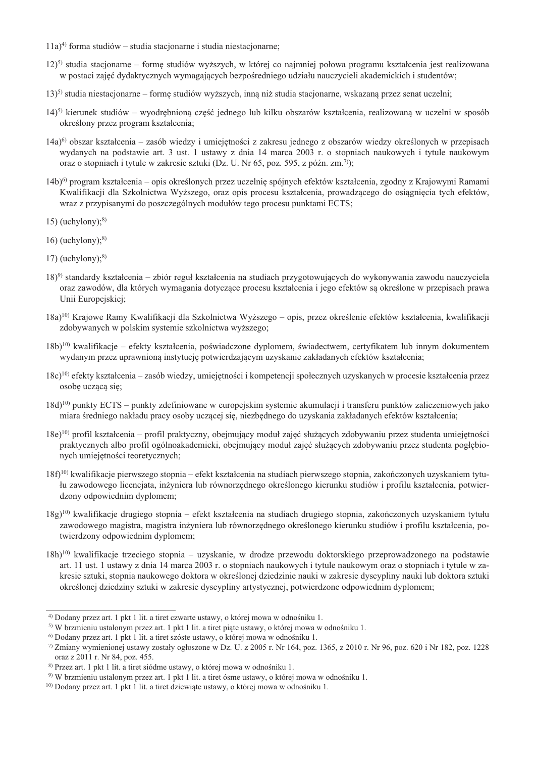11a)[4] forma studiów – studia stacjonarne i studia niestacjonarne;

12)[5] studia stacjonarne – formę studiów wyższych, w której co najmniej połowa programu kształcenia jest realizowana w postaci zajęć dydaktycznych wymagających bezpośredniego udziału nauczycieli akademickich i studentów;

13)[5] studia niestacjonarne – formę studiów wyższych, inną niż studia stacjonarne, wskazaną przez senat uczelni;

14)[5] kierunek studiów – wyodrębnioną część jednego lub kilku obszarów kształcenia, realizowaną w uczelni w sposób określony przez program kształcenia;

14a)[6] obszar kształcenia – zasób wiedzy i umiejętności z zakresu jednego z obszarów wiedzy określonych w przepisach wydanych na podstawie art. 3 ust. 1 ustawy z dnia 14 marca 2003 r. o stopniach naukowych i tytule naukowym oraz o stopniach i tytule w zakresie sztuki (Dz. U. Nr 65, poz. 595, z późn. zm.[7]);

14b)[6] program kształcenia – opis określonych przez uczelnię spójnych efektów kształcenia, zgodny z Krajowymi Ramami Kwalifikacji dla Szkolnictwa Wyższego, oraz opis procesu kształcenia, prowadzącego do osiągnięcia tych efektów, wraz z przypisanymi do poszczególnych modułów tego procesu punktami ECTS;

15) (uchylony);[8]

16) (uchylony);[8]

17) (uchylony);[8]

18)[9] standardy kształcenia – zbiór reguł kształcenia na studiach przygotowujących do wykonywania zawodu nauczyciela oraz zawodów, dla których wymagania dotyczące procesu kształcenia i jego efektów są określone w przepisach prawa Unii Europejskiej;

18a)[10] Krajowe Ramy Kwalifikacji dla Szkolnictwa Wyższego – opis, przez określenie efektów kształcenia, kwalifikacji zdobywanych w polskim systemie szkolnictwa wyższego;

18b)[10] kwalifikacje – efekty kształcenia, poświadczone dyplomem, świadectwem, certyfikatem lub innym dokumentem wydanym przez uprawnioną instytucję potwierdzającym uzyskanie zakładanych efektów kształcenia;

18c)[10] efekty kształcenia – zasób wiedzy, umiejętności i kompetencji społecznych uzyskanych w procesie kształcenia przez osobę uczącą się;

18d)[10] punkty ECTS – punkty zdefiniowane w europejskim systemie akumulacji i transferu punktów zaliczeniowych jako miara średniego nakładu pracy osoby uczącej się, niezbędnego do uzyskania zakładanych efektów kształcenia;

18e)[10] profil kształcenia – profil praktyczny, obejmujący moduł zajęć służących zdobywaniu przez studenta umiejętności praktycznych albo profil ogólnoakademicki, obejmujący moduł zajęć służących zdobywaniu przez studenta pogłębionych umiejętności teoretycznych;

18f)[10] kwalifikacje pierwszego stopnia – efekt kształcenia na studiach pierwszego stopnia, zakończonych uzyskaniem tytułu zawodowego licencjata, inżyniera lub równorzędnego określonego kierunku studiów i profilu kształcenia, potwierdzony odpowiednim dyplomem;

18g)[10] kwalifikacje drugiego stopnia – efekt kształcenia na studiach drugiego stopnia, zakończonych uzyskaniem tytułu zawodowego magistra, magistra inżyniera lub równorzędnego określonego kierunku studiów i profilu kształcenia, potwierdzony odpowiednim dyplomem;

18h)[10] kwalifikacje trzeciego stopnia – uzyskanie, w drodze przewodu doktorskiego przeprowadzonego na podstawie art. 11 ust. 1 ustawy z dnia 14 marca 2003 r. o stopniach naukowych i tytule naukowym oraz o stopniach i tytule w zakresie sztuki, stopnia naukowego doktora w określonej dziedzinie nauki w zakresie dyscypliny nauki lub doktora sztuki określonej dziedziny sztuki w zakresie dyscypliny artystycznej, potwierdzone odpowiednim dyplomem;

---

[4] Dodany przez art. 1 pkt 1 lit. a tiret czwarte ustawy, o której mowa w odnośniku 1.

[5] W brzmieniu ustalonym przez art. 1 pkt 1 lit. a tiret piąte ustawy, o której mowa w odnośniku 1.

[6] Dodany przez art. 1 pkt 1 lit. a tiret szóste ustawy, o której mowa w odnośniku 1.

[7] Zmiany wymienionej ustawy zostały ogłoszone w Dz. U. z 2005 r. Nr 164, poz. 1365, z 2010 r. Nr 96, poz. 620 i Nr 182, poz. 1228 oraz z 2011 r. Nr 84, poz. 455.

[8] Przez art. 1 pkt 1 lit. a tiret siódme ustawy, o której mowa w odnośniku 1.

[9] W brzmieniu ustalonym przez art. 1 pkt 1 lit. a tiret ósme ustawy, o której mowa w odnośniku 1.

[10] Dodany przez art. 1 pkt 1 lit. a tiret dziewiąte ustawy, o której mowa w odnośniku 1.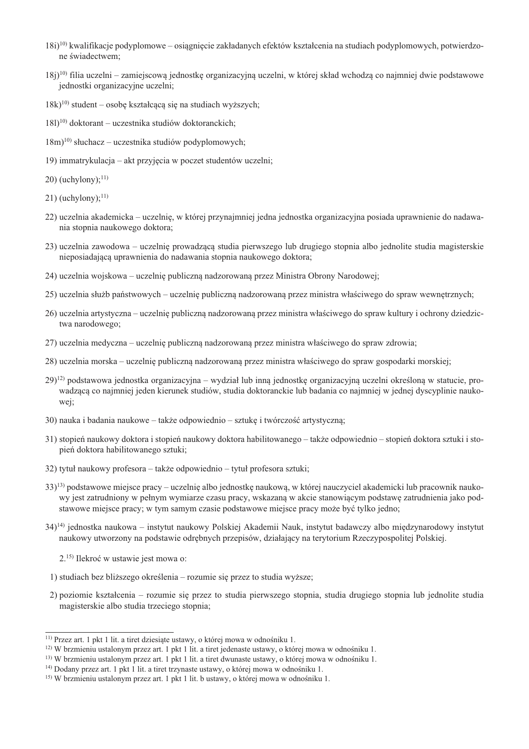18i)[10] kwalifikacje podyplomowe – osiągnięcie zakładanych efektów kształcenia na studiach podyplomowych, potwierdzone świadectwem;

18j)[10] filia uczelni – zamiejscową jednostkę organizacyjną uczelni, w której skład wchodzą co najmniej dwie podstawowe jednostki organizacyjne uczelni;

18k)[10] student – osobę kształcącą się na studiach wyższych;

18l)[10] doktorant – uczestnika studiów doktoranckich;

18m)[10] słuchacz – uczestnika studiów podyplomowych;

19) immatrykulacja – akt przyjęcia w poczet studentów uczelni;

20) (uchylony);[11]

21) (uchylony);[11]

22) uczelnia akademicka – uczelnię, w której przynajmniej jedna jednostka organizacyjna posiada uprawnienie do nadawania stopnia naukowego doktora;

23) uczelnia zawodowa – uczelnię prowadzącą studia pierwszego lub drugiego stopnia albo jednolite studia magisterskie nieposiadającą uprawnienia do nadawania stopnia naukowego doktora;

24) uczelnia wojskowa – uczelnię publiczną nadzorowaną przez Ministra Obrony Narodowej;

25) uczelnia służb państwowych – uczelnię publiczną nadzorowaną przez ministra właściwego do spraw wewnętrznych;

26) uczelnia artystyczna – uczelnię publiczną nadzorowaną przez ministra właściwego do spraw kultury i ochrony dziedzictwa narodowego;

27) uczelnia medyczna – uczelnię publiczną nadzorowaną przez ministra właściwego do spraw zdrowia;

28) uczelnia morska – uczelnię publiczną nadzorowaną przez ministra właściwego do spraw gospodarki morskiej;

29)[12] podstawowa jednostka organizacyjna – wydział lub inną jednostkę organizacyjną uczelni określoną w statucie, prowadzącą co najmniej jeden kierunek studiów, studia doktoranckie lub badania co najmniej w jednej dyscyplinie naukowej;

30) nauka i badania naukowe – także odpowiednio – sztukę i twórczość artystyczną;

31) stopień naukowy doktora i stopień naukowy doktora habilitowanego – także odpowiednio – stopień doktora sztuki i stopień doktora habilitowanego sztuki;

32) tytuł naukowy profesora – także odpowiednio – tytuł profesora sztuki;

33)[13] podstawowe miejsce pracy – uczelnię albo jednostkę naukową, w której nauczyciel akademicki lub pracownik naukowy jest zatrudniony w pełnym wymiarze czasu pracy, wskazaną w akcie stanowiącym podstawę zatrudnienia jako podstawowe miejsce pracy; w tym samym czasie podstawowe miejsce pracy może być tylko jedno;

34)[14] jednostka naukowa – instytut naukowy Polskiej Akademii Nauk, instytut badawczy albo międzynarodowy instytut naukowy utworzony na podstawie odrębnych przepisów, działający na terytorium Rzeczypospolitej Polskiej.

2.[15] Ilekroć w ustawie jest mowa o:

1) studiach bez bliższego określenia – rozumie się przez to studia wyższe;

2) poziomie kształcenia – rozumie się przez to studia pierwszego stopnia, studia drugiego stopnia lub jednolite studia magisterskie albo studia trzeciego stopnia;

---

[11] Przez art. 1 pkt 1 lit. a tiret dziesiąte ustawy, o której mowa w odnośniku 1.

[12] W brzmieniu ustalonym przez art. 1 pkt 1 lit. a tiret jedenaste ustawy, o której mowa w odnośniku 1.

[13] W brzmieniu ustalonym przez art. 1 pkt 1 lit. a tiret dwunaste ustawy, o której mowa w odnośniku 1.

[14] Dodany przez art. 1 pkt 1 lit. a tiret trzynaste ustawy, o której mowa w odnośniku 1.

[15] W brzmieniu ustalonym przez art. 1 pkt 1 lit. b ustawy, o której mowa w odnośniku 1.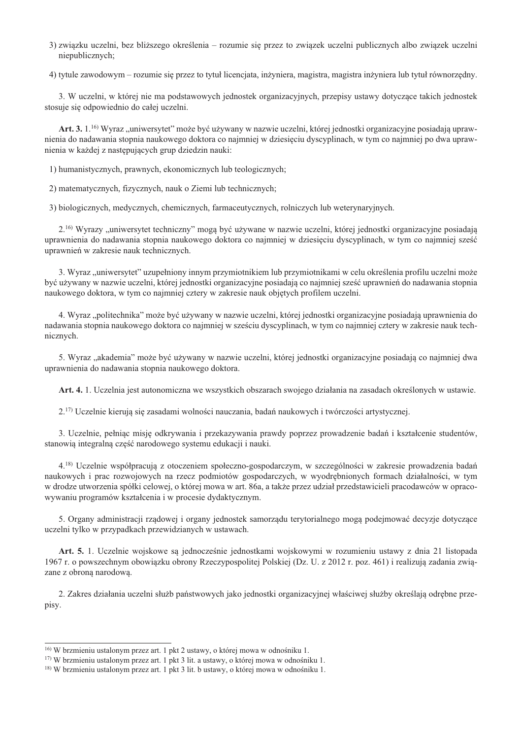3) związku uczelni, bez bliższego określenia – rozumie się przez to związek uczelni publicznych albo związek uczelni niepublicznych;

4) tytule zawodowym – rozumie się przez to tytuł licencjata, inżyniera, magistra, magistra inżyniera lub tytuł równorzędny.

3. W uczelni, w której nie ma podstawowych jednostek organizacyjnych, przepisy ustawy dotyczące takich jednostek stosuje się odpowiednio do całej uczelni.

**Art. 3.** 1.[16] Wyraz „uniwersytet" może być używany w nazwie uczelni, której jednostki organizacyjne posiadają uprawnienia do nadawania stopnia naukowego doktora co najmniej w dziesięciu dyscyplinach, w tym co najmniej po dwa uprawnienia w każdej z następujących grup dziedzin nauki:

1) humanistycznych, prawnych, ekonomicznych lub teologicznych;

2) matematycznych, fizycznych, nauk o Ziemi lub technicznych;

3) biologicznych, medycznych, chemicznych, farmaceutycznych, rolniczych lub weterynaryjnych.

2.[16] Wyrazy „uniwersytet techniczny" mogą być używane w nazwie uczelni, której jednostki organizacyjne posiadają uprawnienia do nadawania stopnia naukowego doktora co najmniej w dziesięciu dyscyplinach, w tym co najmniej sześć uprawnień w zakresie nauk technicznych.

3. Wyraz „uniwersytet" uzupełniony innym przymiotnikiem lub przymiotnikami w celu określenia profilu uczelni może być używany w nazwie uczelni, której jednostki organizacyjne posiadają co najmniej sześć uprawnień do nadawania stopnia naukowego doktora, w tym co najmniej cztery w zakresie nauk objętych profilem uczelni.

4. Wyraz „politechnika" może być używany w nazwie uczelni, której jednostki organizacyjne posiadają uprawnienia do nadawania stopnia naukowego doktora co najmniej w sześciu dyscyplinach, w tym co najmniej cztery w zakresie nauk technicznych.

5. Wyraz „akademia" może być używany w nazwie uczelni, której jednostki organizacyjne posiadają co najmniej dwa uprawnienia do nadawania stopnia naukowego doktora.

**Art. 4.** 1. Uczelnia jest autonomiczna we wszystkich obszarach swojego działania na zasadach określonych w ustawie.

2.[17] Uczelnie kierują się zasadami wolności nauczania, badań naukowych i twórczości artystycznej.

3. Uczelnie, pełniąc misję odkrywania i przekazywania prawdy poprzez prowadzenie badań i kształcenie studentów, stanowią integralną część narodowego systemu edukacji i nauki.

4.[18] Uczelnie współpracują z otoczeniem społeczno-gospodarczym, w szczególności w zakresie prowadzenia badań naukowych i prac rozwojowych na rzecz podmiotów gospodarczych, w wyodrębnionych formach działalności, w tym w drodze utworzenia spółki celowej, o której mowa w art. 86a, a także przez udział przedstawicieli pracodawców w opracowywaniu programów kształcenia i w procesie dydaktycznym.

5. Organy administracji rządowej i organy jednostek samorządu terytorialnego mogą podejmować decyzje dotyczące uczelni tylko w przypadkach przewidzianych w ustawach.

**Art. 5.** 1. Uczelnie wojskowe są jednocześnie jednostkami wojskowymi w rozumieniu ustawy z dnia 21 listopada 1967 r. o powszechnym obowiązku obrony Rzeczypospolitej Polskiej (Dz. U. z 2012 r. poz. 461) i realizują zadania związane z obroną narodową.

2. Zakres działania uczelni służb państwowych jako jednostki organizacyjnej właściwej służby określają odrębne przepisy.

---

[16] W brzmieniu ustalonym przez art. 1 pkt 2 ustawy, o której mowa w odnośniku 1.
[17] W brzmieniu ustalonym przez art. 1 pkt 3 lit. a ustawy, o której mowa w odnośniku 1.
[18] W brzmieniu ustalonym przez art. 1 pkt 3 lit. b ustawy, o której mowa w odnośniku 1.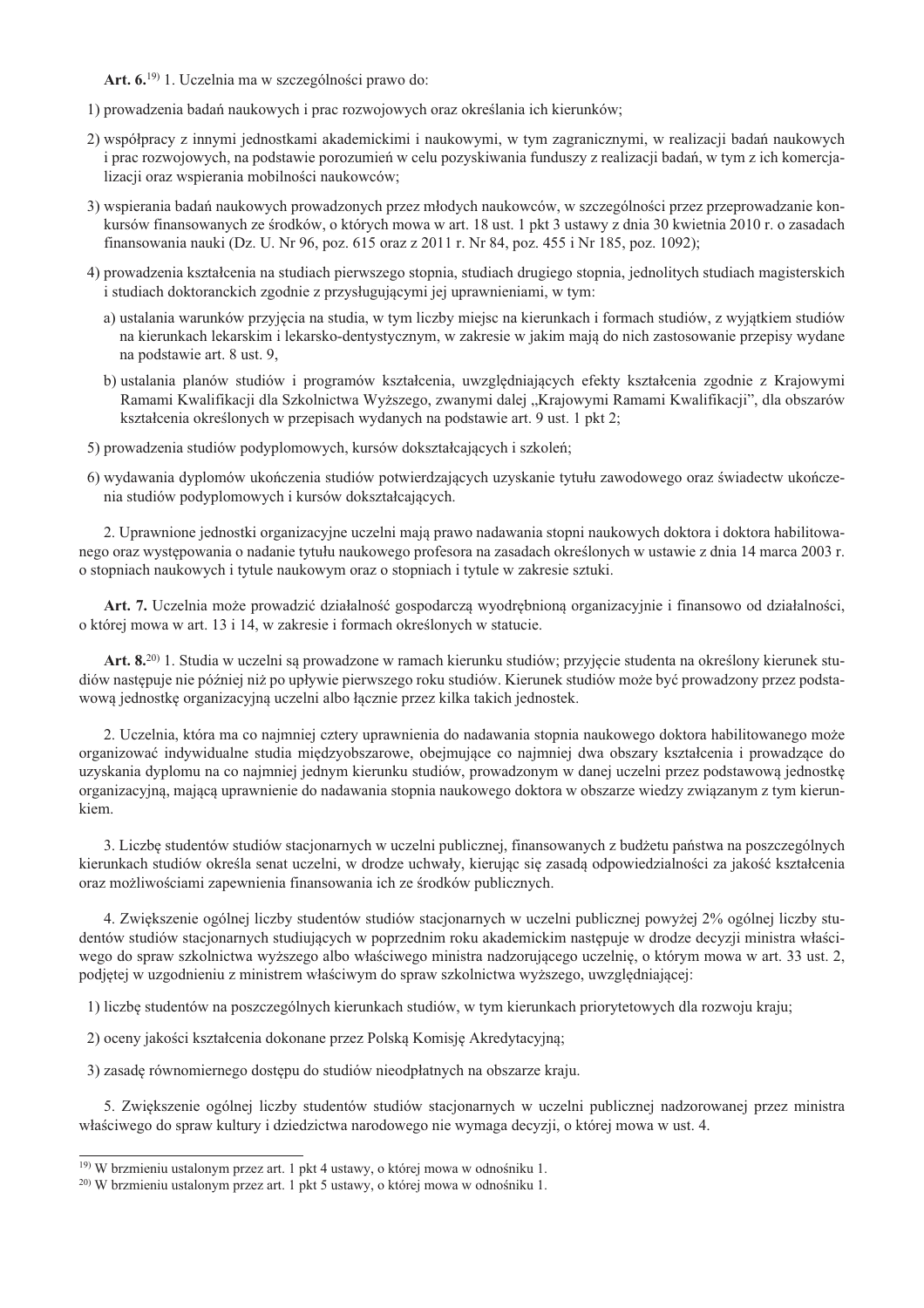**Art. 6.**[19] 1. Uczelnia ma w szczególności prawo do:

1) prowadzenia badań naukowych i prac rozwojowych oraz określania ich kierunków;

2) współpracy z innymi jednostkami akademickimi i naukowymi, w tym zagranicznymi, w realizacji badań naukowych i prac rozwojowych, na podstawie porozumień w celu pozyskiwania funduszy z realizacji badań, w tym z ich komercjalizacji oraz wspierania mobilności naukowców;

3) wspierania badań naukowych prowadzonych przez młodych naukowców, w szczególności przez przeprowadzanie konkursów finansowanych ze środków, o których mowa w art. 18 ust. 1 pkt 3 ustawy z dnia 30 kwietnia 2010 r. o zasadach finansowania nauki (Dz. U. Nr 96, poz. 615 oraz z 2011 r. Nr 84, poz. 455 i Nr 185, poz. 1092);

4) prowadzenia kształcenia na studiach pierwszego stopnia, studiach drugiego stopnia, jednolitych studiach magisterskich i studiach doktoranckich zgodnie z przysługującymi jej uprawnieniami, w tym:

   a) ustalania warunków przyjęcia na studia, w tym liczby miejsc na kierunkach i formach studiów, z wyjątkiem studiów na kierunkach lekarskim i lekarsko-dentystycznym, w zakresie w jakim mają do nich zastosowanie przepisy wydane na podstawie art. 8 ust. 9,

   b) ustalania planów studiów i programów kształcenia, uwzględniających efekty kształcenia zgodnie z Krajowymi Ramami Kwalifikacji dla Szkolnictwa Wyższego, zwanymi dalej „Krajowymi Ramami Kwalifikacji", dla obszarów kształcenia określonych w przepisach wydanych na podstawie art. 9 ust. 1 pkt 2;

5) prowadzenia studiów podyplomowych, kursów dokształcających i szkoleń;

6) wydawania dyplomów ukończenia studiów potwierdzających uzyskanie tytułu zawodowego oraz świadectw ukończenia studiów podyplomowych i kursów dokształcających.

2. Uprawnione jednostki organizacyjne uczelni mają prawo nadawania stopni naukowych doktora i doktora habilitowanego oraz występowania o nadanie tytułu naukowego profesora na zasadach określonych w ustawie z dnia 14 marca 2003 r. o stopniach naukowych i tytule naukowym oraz o stopniach i tytule w zakresie sztuki.

**Art. 7.** Uczelnia może prowadzić działalność gospodarczą wyodrębnioną organizacyjnie i finansowo od działalności, o której mowa w art. 13 i 14, w zakresie i formach określonych w statucie.

**Art. 8.**[20] 1. Studia w uczelni są prowadzone w ramach kierunku studiów; przyjęcie studenta na określony kierunek studiów następuje nie później niż po upływie pierwszego roku studiów. Kierunek studiów może być prowadzony przez podstawową jednostkę organizacyjną uczelni albo łącznie przez kilka takich jednostek.

2. Uczelnia, która ma co najmniej cztery uprawnienia do nadawania stopnia naukowego doktora habilitowanego może organizować indywidualne studia międzyobszarowe, obejmujące co najmniej dwa obszary kształcenia i prowadzące do uzyskania dyplomu na co najmniej jednym kierunku studiów, prowadzonym w danej uczelni przez podstawową jednostkę organizacyjną, mającą uprawnienie do nadawania stopnia naukowego doktora w obszarze wiedzy związanym z tym kierunkiem.

3. Liczbę studentów studiów stacjonarnych w uczelni publicznej, finansowanych z budżetu państwa na poszczególnych kierunkach studiów określa senat uczelni, w drodze uchwały, kierując się zasadą odpowiedzialności za jakość kształcenia oraz możliwościami zapewnienia finansowania ich ze środków publicznych.

4. Zwiększenie ogólnej liczby studentów studiów stacjonarnych w uczelni publicznej powyżej 2% ogólnej liczby studentów studiów stacjonarnych studiujących w poprzednim roku akademickim następuje w drodze decyzji ministra właściwego do spraw szkolnictwa wyższego albo właściwego ministra nadzorującego uczelnię, o którym mowa w art. 33 ust. 2, podjętej w uzgodnieniu z ministrem właściwym do spraw szkolnictwa wyższego, uwzględniającej:

1) liczbę studentów na poszczególnych kierunkach studiów, w tym kierunkach priorytetowych dla rozwoju kraju;

2) oceny jakości kształcenia dokonane przez Polską Komisję Akredytacyjną;

3) zasadę równomiernego dostępu do studiów nieodpłatnych na obszarze kraju.

5. Zwiększenie ogólnej liczby studentów studiów stacjonarnych w uczelni publicznej nadzorowanej przez ministra właściwego do spraw kultury i dziedzictwa narodowego nie wymaga decyzji, o której mowa w ust. 4.

---

[19] W brzmieniu ustalonym przez art. 1 pkt 4 ustawy, o której mowa w odnośniku 1.

[20] W brzmieniu ustalonym przez art. 1 pkt 5 ustawy, o której mowa w odnośniku 1.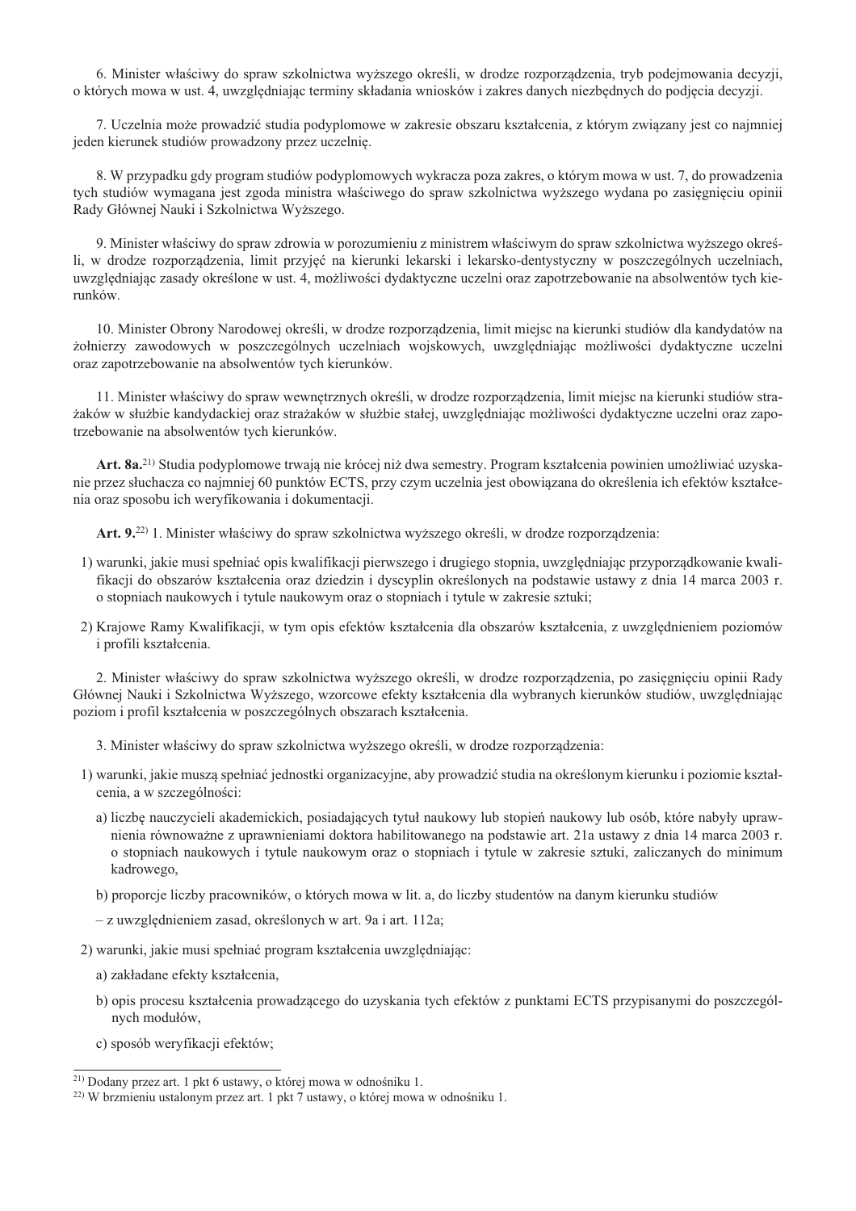6. Minister właściwy do spraw szkolnictwa wyższego określi, w drodze rozporządzenia, tryb podejmowania decyzji, o których mowa w ust. 4, uwzględniając terminy składania wniosków i zakres danych niezbędnych do podjęcia decyzji.

7. Uczelnia może prowadzić studia podyplomowe w zakresie obszaru kształcenia, z którym związany jest co najmniej jeden kierunek studiów prowadzony przez uczelnię.

8. W przypadku gdy program studiów podyplomowych wykracza poza zakres, o którym mowa w ust. 7, do prowadzenia tych studiów wymagana jest zgoda ministra właściwego do spraw szkolnictwa wyższego wydana po zasięgnięciu opinii Rady Głównej Nauki i Szkolnictwa Wyższego.

9. Minister właściwy do spraw zdrowia w porozumieniu z ministrem właściwym do spraw szkolnictwa wyższego określi, w drodze rozporządzenia, limit przyjęć na kierunki lekarski i lekarsko-dentystyczny w poszczególnych uczelniach, uwzględniając zasady określone w ust. 4, możliwości dydaktyczne uczelni oraz zapotrzebowanie na absolwentów tych kierunków.

10. Minister Obrony Narodowej określi, w drodze rozporządzenia, limit miejsc na kierunki studiów dla kandydatów na żołnierzy zawodowych w poszczególnych uczelniach wojskowych, uwzględniając możliwości dydaktyczne uczelni oraz zapotrzebowanie na absolwentów tych kierunków.

11. Minister właściwy do spraw wewnętrznych określi, w drodze rozporządzenia, limit miejsc na kierunki studiów strażaków w służbie kandydackiej oraz strażaków w służbie stałej, uwzględniając możliwości dydaktyczne uczelni oraz zapotrzebowanie na absolwentów tych kierunków.

**Art. 8a.**[21] Studia podyplomowe trwają nie krócej niż dwa semestry. Program kształcenia powinien umożliwiać uzyskanie przez słuchacza co najmniej 60 punktów ECTS, przy czym uczelnia jest obowiązana do określenia ich efektów kształcenia oraz sposobu ich weryfikowania i dokumentacji.

**Art. 9.**[22] 1. Minister właściwy do spraw szkolnictwa wyższego określi, w drodze rozporządzenia:

1) warunki, jakie musi spełniać opis kwalifikacji pierwszego i drugiego stopnia, uwzględniając przyporządkowanie kwalifikacji do obszarów kształcenia oraz dziedzin i dyscyplin określonych na podstawie ustawy z dnia 14 marca 2003 r. o stopniach naukowych i tytule naukowym oraz o stopniach i tytule w zakresie sztuki;

2) Krajowe Ramy Kwalifikacji, w tym opis efektów kształcenia dla obszarów kształcenia, z uwzględnieniem poziomów i profili kształcenia.

2. Minister właściwy do spraw szkolnictwa wyższego określi, w drodze rozporządzenia, po zasięgnięciu opinii Rady Głównej Nauki i Szkolnictwa Wyższego, wzorcowe efekty kształcenia dla wybranych kierunków studiów, uwzględniając poziom i profil kształcenia w poszczególnych obszarach kształcenia.

3. Minister właściwy do spraw szkolnictwa wyższego określi, w drodze rozporządzenia:

1) warunki, jakie muszą spełniać jednostki organizacyjne, aby prowadzić studia na określonym kierunku i poziomie kształcenia, a w szczególności:

   a) liczbę nauczycieli akademickich, posiadających tytuł naukowy lub stopień naukowy lub osób, które nabyły uprawnienia równoważne z uprawnieniami doktora habilitowanego na podstawie art. 21a ustawy z dnia 14 marca 2003 r. o stopniach naukowych i tytule naukowym oraz o stopniach i tytule w zakresie sztuki, zaliczanych do minimum kadrowego,

   b) proporcje liczby pracowników, o których mowa w lit. a, do liczby studentów na danym kierunku studiów

   – z uwzględnieniem zasad, określonych w art. 9a i art. 112a;

2) warunki, jakie musi spełniać program kształcenia uwzględniając:

   a) zakładane efekty kształcenia,

   b) opis procesu kształcenia prowadzącego do uzyskania tych efektów z punktami ECTS przypisanymi do poszczególnych modułów,

   c) sposób weryfikacji efektów;

---

[21] Dodany przez art. 1 pkt 6 ustawy, o której mowa w odnośniku 1.

[22] W brzmieniu ustalonym przez art. 1 pkt 7 ustawy, o której mowa w odnośniku 1.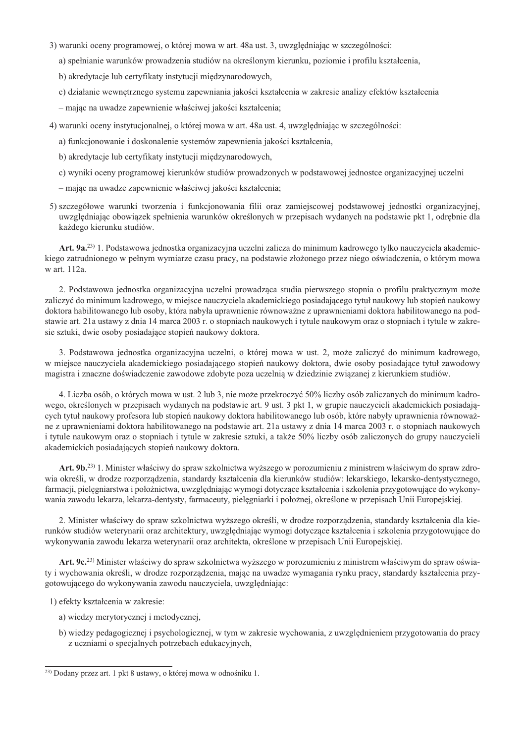3) warunki oceny programowej, o której mowa w art. 48a ust. 3, uwzględniając w szczególności:

a) spełnianie warunków prowadzenia studiów na określonym kierunku, poziomie i profilu kształcenia,

b) akredytacje lub certyfikaty instytucji międzynarodowych,

c) działanie wewnętrznego systemu zapewniania jakości kształcenia w zakresie analizy efektów kształcenia

– mając na uwadze zapewnienie właściwej jakości kształcenia;

4) warunki oceny instytucjonalnej, o której mowa w art. 48a ust. 4, uwzględniając w szczególności:

a) funkcjonowanie i doskonalenie systemów zapewnienia jakości kształcenia,

b) akredytacje lub certyfikaty instytucji międzynarodowych,

c) wyniki oceny programowej kierunków studiów prowadzonych w podstawowej jednostce organizacyjnej uczelni

– mając na uwadze zapewnienie właściwej jakości kształcenia;

5) szczegółowe warunki tworzenia i funkcjonowania filii oraz zamiejscowej podstawowej jednostki organizacyjnej, uwzględniając obowiązek spełnienia warunków określonych w przepisach wydanych na podstawie pkt 1, odrębnie dla każdego kierunku studiów.

**Art. 9a.**[23] 1. Podstawowa jednostka organizacyjna uczelni zalicza do minimum kadrowego tylko nauczyciela akademickiego zatrudnionego w pełnym wymiarze czasu pracy, na podstawie złożonego przez niego oświadczenia, o którym mowa w art. 112a.

2. Podstawowa jednostka organizacyjna uczelni prowadząca studia pierwszego stopnia o profilu praktycznym może zaliczyć do minimum kadrowego, w miejsce nauczyciela akademickiego posiadającego tytuł naukowy lub stopień naukowy doktora habilitowanego lub osoby, która nabyła uprawnienie równoważne z uprawnieniami doktora habilitowanego na podstawie art. 21a ustawy z dnia 14 marca 2003 r. o stopniach naukowych i tytule naukowym oraz o stopniach i tytule w zakresie sztuki, dwie osoby posiadające stopień naukowy doktora.

3. Podstawowa jednostka organizacyjna uczelni, o której mowa w ust. 2, może zaliczyć do minimum kadrowego, w miejsce nauczyciela akademickiego posiadającego stopień naukowy doktora, dwie osoby posiadające tytuł zawodowy magistra i znaczne doświadczenie zawodowe zdobyte poza uczelnią w dziedzinie związanej z kierunkiem studiów.

4. Liczba osób, o których mowa w ust. 2 lub 3, nie może przekroczyć 50% liczby osób zaliczanych do minimum kadrowego, określonych w przepisach wydanych na podstawie art. 9 ust. 3 pkt 1, w grupie nauczycieli akademickich posiadających tytuł naukowy profesora lub stopień naukowy doktora habilitowanego lub osób, które nabyły uprawnienia równoważne z uprawnieniami doktora habilitowanego na podstawie art. 21a ustawy z dnia 14 marca 2003 r. o stopniach naukowych i tytule naukowym oraz o stopniach i tytule w zakresie sztuki, a także 50% liczby osób zaliczonych do grupy nauczycieli akademickich posiadających stopień naukowy doktora.

**Art. 9b.**[23] 1. Minister właściwy do spraw szkolnictwa wyższego w porozumieniu z ministrem właściwym do spraw zdrowia określi, w drodze rozporządzenia, standardy kształcenia dla kierunków studiów: lekarskiego, lekarsko-dentystycznego, farmacji, pielęgniarstwa i położnictwa, uwzględniając wymogi dotyczące kształcenia i szkolenia przygotowujące do wykonywania zawodu lekarza, lekarza-dentysty, farmaceuty, pielęgniarki i położnej, określone w przepisach Unii Europejskiej.

2. Minister właściwy do spraw szkolnictwa wyższego określi, w drodze rozporządzenia, standardy kształcenia dla kierunków studiów weterynarii oraz architektury, uwzględniając wymogi dotyczące kształcenia i szkolenia przygotowujące do wykonywania zawodu lekarza weterynarii oraz architekta, określone w przepisach Unii Europejskiej.

**Art. 9c.**[23] Minister właściwy do spraw szkolnictwa wyższego w porozumieniu z ministrem właściwym do spraw oświaty i wychowania określi, w drodze rozporządzenia, mając na uwadze wymagania rynku pracy, standardy kształcenia przygotowującego do wykonywania zawodu nauczyciela, uwzględniając:

1) efekty kształcenia w zakresie:

a) wiedzy merytorycznej i metodycznej,

b) wiedzy pedagogicznej i psychologicznej, w tym w zakresie wychowania, z uwzględnieniem przygotowania do pracy z uczniami o specjalnych potrzebach edukacyjnych,

---

[23] Dodany przez art. 1 pkt 8 ustawy, o której mowa w odnośniku 1.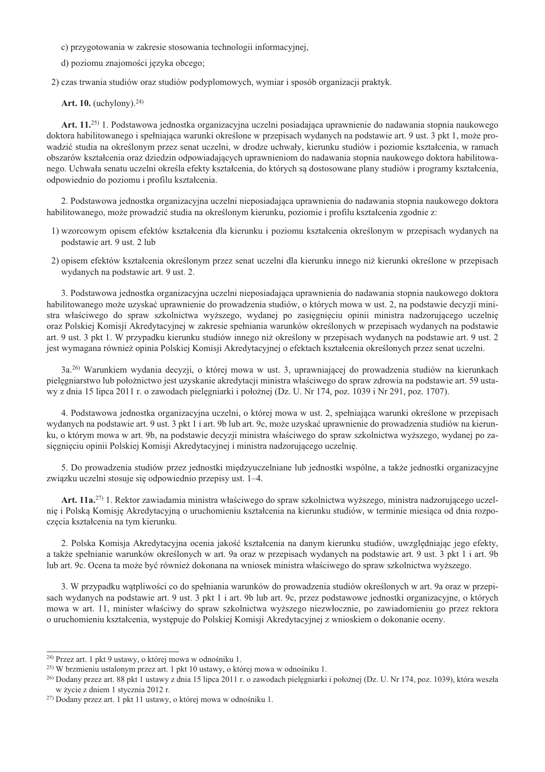c) przygotowania w zakresie stosowania technologii informacyjnej,

d) poziomu znajomości języka obcego;

2) czas trwania studiów oraz studiów podyplomowych, wymiar i sposób organizacji praktyk.

**Art. 10.** (uchylony).[24)]

**Art. 11.**[25)] 1. Podstawowa jednostka organizacyjna uczelni posiadająca uprawnienie do nadawania stopnia naukowego doktora habilitowanego i spełniająca warunki określone w przepisach wydanych na podstawie art. 9 ust. 3 pkt 1, może prowadzić studia na określonym przez senat uczelni, w drodze uchwały, kierunku studiów i poziomie kształcenia, w ramach obszarów kształcenia oraz dziedzin odpowiadających uprawnieniom do nadawania stopnia naukowego doktora habilitowanego. Uchwała senatu uczelni określa efekty kształcenia, do których są dostosowane plany studiów i programy kształcenia, odpowiednio do poziomu i profilu kształcenia.

2. Podstawowa jednostka organizacyjna uczelni nieposiadająca uprawnienia do nadawania stopnia naukowego doktora habilitowanego, może prowadzić studia na określonym kierunku, poziomie i profilu kształcenia zgodnie z:

1) wzorcowym opisem efektów kształcenia dla kierunku i poziomu kształcenia określonym w przepisach wydanych na podstawie art. 9 ust. 2 lub

2) opisem efektów kształcenia określonym przez senat uczelni dla kierunku innego niż kierunki określone w przepisach wydanych na podstawie art. 9 ust. 2.

3. Podstawowa jednostka organizacyjna uczelni nieposiadająca uprawnienia do nadawania stopnia naukowego doktora habilitowanego może uzyskać uprawnienie do prowadzenia studiów, o których mowa w ust. 2, na podstawie decyzji ministra właściwego do spraw szkolnictwa wyższego, wydanej po zasięgnięciu opinii ministra nadzorującego uczelnię oraz Polskiej Komisji Akredytacyjnej w zakresie spełniania warunków określonych w przepisach wydanych na podstawie art. 9 ust. 3 pkt 1. W przypadku kierunku studiów innego niż określony w przepisach wydanych na podstawie art. 9 ust. 2 jest wymagana również opinia Polskiej Komisji Akredytacyjnej o efektach kształcenia określonych przez senat uczelni.

3a.[26)] Warunkiem wydania decyzji, o której mowa w ust. 3, uprawniającej do prowadzenia studiów na kierunkach pielęgniarstwo lub położnictwo jest uzyskanie akredytacji ministra właściwego do spraw zdrowia na podstawie art. 59 ustawy z dnia 15 lipca 2011 r. o zawodach pielęgniarki i położnej (Dz. U. Nr 174, poz. 1039 i Nr 291, poz. 1707).

4. Podstawowa jednostka organizacyjna uczelni, o której mowa w ust. 2, spełniająca warunki określone w przepisach wydanych na podstawie art. 9 ust. 3 pkt 1 i art. 9b lub art. 9c, może uzyskać uprawnienie do prowadzenia studiów na kierunku, o którym mowa w art. 9b, na podstawie decyzji ministra właściwego do spraw szkolnictwa wyższego, wydanej po zasięgnięciu opinii Polskiej Komisji Akredytacyjnej i ministra nadzorującego uczelnię.

5. Do prowadzenia studiów przez jednostki międzyuczelniane lub jednostki wspólne, a także jednostki organizacyjne związku uczelni stosuje się odpowiednio przepisy ust. 1–4.

**Art. 11a.**[27)] 1. Rektor zawiadamia ministra właściwego do spraw szkolnictwa wyższego, ministra nadzorującego uczelnię i Polską Komisję Akredytacyjną o uruchomieniu kształcenia na kierunku studiów, w terminie miesiąca od dnia rozpoczęcia kształcenia na tym kierunku.

2. Polska Komisja Akredytacyjna ocenia jakość kształcenia na danym kierunku studiów, uwzględniając jego efekty, a także spełnianie warunków określonych w art. 9a oraz w przepisach wydanych na podstawie art. 9 ust. 3 pkt 1 i art. 9b lub art. 9c. Ocena ta może być również dokonana na wniosek ministra właściwego do spraw szkolnictwa wyższego.

3. W przypadku wątpliwości co do spełniania warunków do prowadzenia studiów określonych w art. 9a oraz w przepisach wydanych na podstawie art. 9 ust. 3 pkt 1 i art. 9b lub art. 9c, przez podstawowe jednostki organizacyjne, o których mowa w art. 11, minister właściwy do spraw szkolnictwa wyższego niezwłocznie, po zawiadomieniu go przez rektora o uruchomieniu kształcenia, występuje do Polskiej Komisji Akredytacyjnej z wnioskiem o dokonanie oceny.

---

[24)] Przez art. 1 pkt 9 ustawy, o której mowa w odnośniku 1.

[25)] W brzmieniu ustalonym przez art. 1 pkt 10 ustawy, o której mowa w odnośniku 1.

[26)] Dodany przez art. 88 pkt 1 ustawy z dnia 15 lipca 2011 r. o zawodach pielęgniarki i położnej (Dz. U. Nr 174, poz. 1039), która weszła w życie z dniem 1 stycznia 2012 r.

[27)] Dodany przez art. 1 pkt 11 ustawy, o której mowa w odnośniku 1.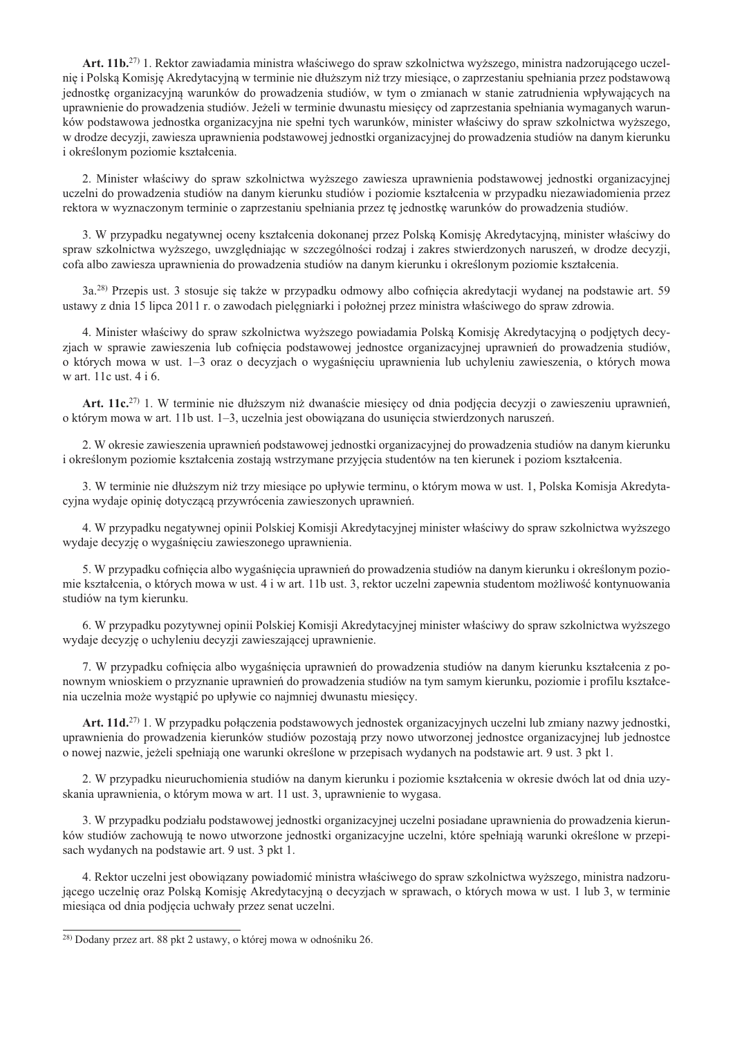**Art. 11b.**[27] 1. Rektor zawiadamia ministra właściwego do spraw szkolnictwa wyższego, ministra nadzorującego uczelnię i Polską Komisję Akredytacyjną w terminie nie dłuższym niż trzy miesiące, o zaprzestaniu spełniania przez podstawową jednostkę organizacyjną warunków do prowadzenia studiów, w tym o zmianach w stanie zatrudnienia wpływających na uprawnienie do prowadzenia studiów. Jeżeli w terminie dwunastu miesięcy od zaprzestania spełniania wymaganych warunków podstawowa jednostka organizacyjna nie spełni tych warunków, minister właściwy do spraw szkolnictwa wyższego, w drodze decyzji, zawiesza uprawnienia podstawowej jednostki organizacyjnej do prowadzenia studiów na danym kierunku i określonym poziomie kształcenia.

2. Minister właściwy do spraw szkolnictwa wyższego zawiesza uprawnienia podstawowej jednostki organizacyjnej uczelni do prowadzenia studiów na danym kierunku studiów i poziomie kształcenia w przypadku niezawiadomienia przez rektora w wyznaczonym terminie o zaprzestaniu spełniania przez tę jednostkę warunków do prowadzenia studiów.

3. W przypadku negatywnej oceny kształcenia dokonanej przez Polską Komisję Akredytacyjną, minister właściwy do spraw szkolnictwa wyższego, uwzględniając w szczególności rodzaj i zakres stwierdzonych naruszeń, w drodze decyzji, cofa albo zawiesza uprawnienia do prowadzenia studiów na danym kierunku i określonym poziomie kształcenia.

3a.[28] Przepis ust. 3 stosuje się także w przypadku odmowy albo cofnięcia akredytacji wydanej na podstawie art. 59 ustawy z dnia 15 lipca 2011 r. o zawodach pielęgniarki i położnej przez ministra właściwego do spraw zdrowia.

4. Minister właściwy do spraw szkolnictwa wyższego powiadamia Polską Komisję Akredytacyjną o podjętych decyzjach w sprawie zawieszenia lub cofnięcia podstawowej jednostce organizacyjnej uprawnień do prowadzenia studiów, o których mowa w ust. 1–3 oraz o decyzjach o wygaśnięciu uprawnienia lub uchyleniu zawieszenia, o których mowa w art. 11c ust. 4 i 6.

**Art. 11c.**[27] 1. W terminie nie dłuższym niż dwanaście miesięcy od dnia podjęcia decyzji o zawieszeniu uprawnień, o którym mowa w art. 11b ust. 1–3, uczelnia jest obowiązana do usunięcia stwierdzonych naruszeń.

2. W okresie zawieszenia uprawnień podstawowej jednostki organizacyjnej do prowadzenia studiów na danym kierunku i określonym poziomie kształcenia zostają wstrzymane przyjęcia studentów na ten kierunek i poziom kształcenia.

3. W terminie nie dłuższym niż trzy miesiące po upływie terminu, o którym mowa w ust. 1, Polska Komisja Akredytacyjna wydaje opinię dotyczącą przywrócenia zawieszonych uprawnień.

4. W przypadku negatywnej opinii Polskiej Komisji Akredytacyjnej minister właściwy do spraw szkolnictwa wyższego wydaje decyzję o wygaśnięciu zawieszonego uprawnienia.

5. W przypadku cofnięcia albo wygaśnięcia uprawnień do prowadzenia studiów na danym kierunku i określonym poziomie kształcenia, o których mowa w ust. 4 i w art. 11b ust. 3, rektor uczelni zapewnia studentom możliwość kontynuowania studiów na tym kierunku.

6. W przypadku pozytywnej opinii Polskiej Komisji Akredytacyjnej minister właściwy do spraw szkolnictwa wyższego wydaje decyzję o uchyleniu decyzji zawieszającej uprawnienie.

7. W przypadku cofnięcia albo wygaśnięcia uprawnień do prowadzenia studiów na danym kierunku kształcenia z ponownym wnioskiem o przyznanie uprawnień do prowadzenia studiów na tym samym kierunku, poziomie i profilu kształcenia uczelnia może wystąpić po upływie co najmniej dwunastu miesięcy.

**Art. 11d.**[27] 1. W przypadku połączenia podstawowych jednostek organizacyjnych uczelni lub zmiany nazwy jednostki, uprawnienia do prowadzenia kierunków studiów pozostają przy nowo utworzonej jednostce organizacyjnej lub jednostce o nowej nazwie, jeżeli spełniają one warunki określone w przepisach wydanych na podstawie art. 9 ust. 3 pkt 1.

2. W przypadku nieuruchomienia studiów na danym kierunku i poziomie kształcenia w okresie dwóch lat od dnia uzyskania uprawnienia, o którym mowa w art. 11 ust. 3, uprawnienie to wygasa.

3. W przypadku podziału podstawowej jednostki organizacyjnej uczelni posiadane uprawnienia do prowadzenia kierunków studiów zachowują te nowo utworzone jednostki organizacyjne uczelni, które spełniają warunki określone w przepisach wydanych na podstawie art. 9 ust. 3 pkt 1.

4. Rektor uczelni jest obowiązany powiadomić ministra właściwego do spraw szkolnictwa wyższego, ministra nadzorującego uczelnię oraz Polską Komisję Akredytacyjną o decyzjach w sprawach, o których mowa w ust. 1 lub 3, w terminie miesiąca od dnia podjęcia uchwały przez senat uczelni.

---

[28] Dodany przez art. 88 pkt 2 ustawy, o której mowa w odnośniku 26.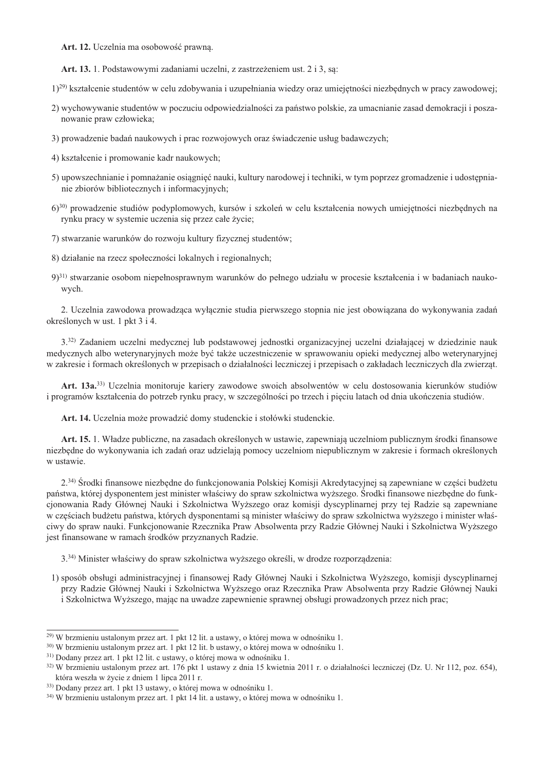**Art. 12.** Uczelnia ma osobowość prawną.

**Art. 13.** 1. Podstawowymi zadaniami uczelni, z zastrzeżeniem ust. 2 i 3, są:

1)[29] kształcenie studentów w celu zdobywania i uzupełniania wiedzy oraz umiejętności niezbędnych w pracy zawodowej;

2) wychowywanie studentów w poczuciu odpowiedzialności za państwo polskie, za umacnianie zasad demokracji i poszanowanie praw człowieka;

3) prowadzenie badań naukowych i prac rozwojowych oraz świadczenie usług badawczych;

4) kształcenie i promowanie kadr naukowych;

5) upowszechnianie i pomnażanie osiągnięć nauki, kultury narodowej i techniki, w tym poprzez gromadzenie i udostępnianie zbiorów bibliotecznych i informacyjnych;

6)[30] prowadzenie studiów podyplomowych, kursów i szkoleń w celu kształcenia nowych umiejętności niezbędnych na rynku pracy w systemie uczenia się przez całe życie;

7) stwarzanie warunków do rozwoju kultury fizycznej studentów;

8) działanie na rzecz społeczności lokalnych i regionalnych;

9)[31] stwarzanie osobom niepełnosprawnym warunków do pełnego udziału w procesie kształcenia i w badaniach naukowych.

2. Uczelnia zawodowa prowadząca wyłącznie studia pierwszego stopnia nie jest obowiązana do wykonywania zadań określonych w ust. 1 pkt 3 i 4.

3.[32] Zadaniem uczelni medycznej lub podstawowej jednostki organizacyjnej uczelni działającej w dziedzinie nauk medycznych albo weterynaryjnych może być także uczestniczenie w sprawowaniu opieki medycznej albo weterynaryjnej w zakresie i formach określonych w przepisach o działalności leczniczej i przepisach o zakładach leczniczych dla zwierząt.

**Art. 13a.**[33] Uczelnia monitoruje kariery zawodowe swoich absolwentów w celu dostosowania kierunków studiów i programów kształcenia do potrzeb rynku pracy, w szczególności po trzech i pięciu latach od dnia ukończenia studiów.

**Art. 14.** Uczelnia może prowadzić domy studenckie i stołówki studenckie.

**Art. 15.** 1. Władze publiczne, na zasadach określonych w ustawie, zapewniają uczelniom publicznym środki finansowe niezbędne do wykonywania ich zadań oraz udzielają pomocy uczelniom niepublicznym w zakresie i formach określonych w ustawie.

2.[34] Środki finansowe niezbędne do funkcjonowania Polskiej Komisji Akredytacyjnej są zapewniane w części budżetu państwa, której dysponentem jest minister właściwy do spraw szkolnictwa wyższego. Środki finansowe niezbędne do funkcjonowania Rady Głównej Nauki i Szkolnictwa Wyższego oraz komisji dyscyplinarnej przy tej Radzie są zapewniane w częściach budżetu państwa, których dysponentami są minister właściwy do spraw szkolnictwa wyższego i minister właściwy do spraw nauki. Funkcjonowanie Rzecznika Praw Absolwenta przy Radzie Głównej Nauki i Szkolnictwa Wyższego jest finansowane w ramach środków przyznanych Radzie.

3.[34] Minister właściwy do spraw szkolnictwa wyższego określi, w drodze rozporządzenia:

1) sposób obsługi administracyjnej i finansowej Rady Głównej Nauki i Szkolnictwa Wyższego, komisji dyscyplinarnej przy Radzie Głównej Nauki i Szkolnictwa Wyższego oraz Rzecznika Praw Absolwenta przy Radzie Głównej Nauki i Szkolnictwa Wyższego, mając na uwadze zapewnienie sprawnej obsługi prowadzonych przez nich prac;

---

[29] W brzmieniu ustalonym przez art. 1 pkt 12 lit. a ustawy, o której mowa w odnośniku 1.

[30] W brzmieniu ustalonym przez art. 1 pkt 12 lit. b ustawy, o której mowa w odnośniku 1.

[31] Dodany przez art. 1 pkt 12 lit. c ustawy, o której mowa w odnośniku 1.

[32] W brzmieniu ustalonym przez art. 176 pkt 1 ustawy z dnia 15 kwietnia 2011 r. o działalności leczniczej (Dz. U. Nr 112, poz. 654), która weszła w życie z dniem 1 lipca 2011 r.

[33] Dodany przez art. 1 pkt 13 ustawy, o której mowa w odnośniku 1.

[34] W brzmieniu ustalonym przez art. 1 pkt 14 lit. a ustawy, o której mowa w odnośniku 1.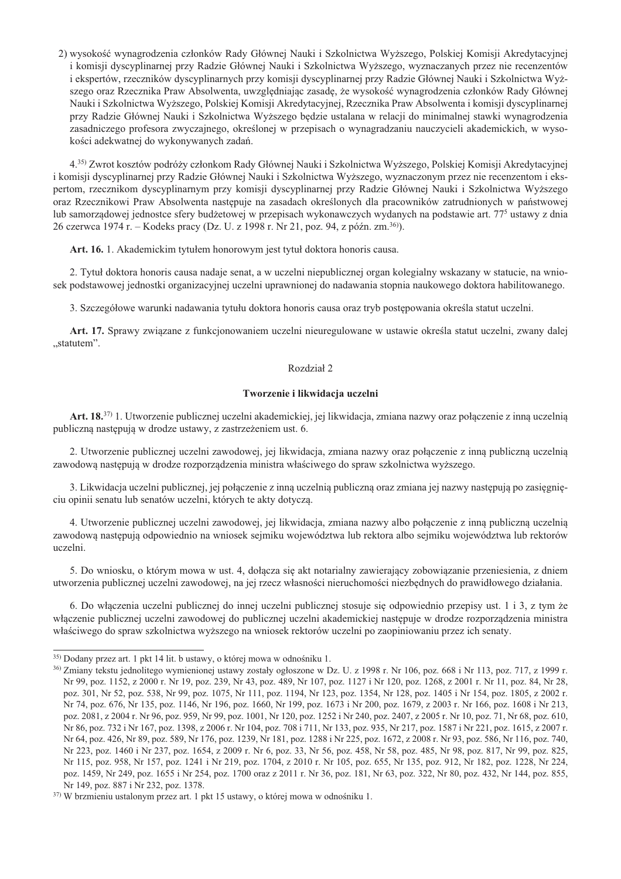2) wysokość wynagrodzenia członków Rady Głównej Nauki i Szkolnictwa Wyższego, Polskiej Komisji Akredytacyjnej i komisji dyscyplinarnej przy Radzie Głównej Nauki i Szkolnictwa Wyższego, wyznaczanych przez nie recenzentów i ekspertów, rzeczników dyscyplinarnych przy komisji dyscyplinarnej przy Radzie Głównej Nauki i Szkolnictwa Wyższego oraz Rzecznika Praw Absolwenta, uwzględniając zasadę, że wysokość wynagrodzenia członków Rady Głównej Nauki i Szkolnictwa Wyższego, Polskiej Komisji Akredytacyjnej, Rzecznika Praw Absolwenta i komisji dyscyplinarnej przy Radzie Głównej Nauki i Szkolnictwa Wyższego będzie ustalana w relacji do minimalnej stawki wynagrodzenia zasadniczego profesora zwyczajnego, określonej w przepisach o wynagradzaniu nauczycieli akademickich, w wysokości adekwatnej do wykonywanych zadań.

4.[35] Zwrot kosztów podróży członkom Rady Głównej Nauki i Szkolnictwa Wyższego, Polskiej Komisji Akredytacyjnej i komisji dyscyplinarnej przy Radzie Głównej Nauki i Szkolnictwa Wyższego, wyznaczonym przez nie recenzentom i ekspertom, rzecznikom dyscyplinarnym przy komisji dyscyplinarnej przy Radzie Głównej Nauki i Szkolnictwa Wyższego oraz Rzecznikowi Praw Absolwenta następuje na zasadach określonych dla pracowników zatrudnionych w państwowej lub samorządowej jednostce sfery budżetowej w przepisach wykonawczych wydanych na podstawie art. 77[5] ustawy z dnia 26 czerwca 1974 r. – Kodeks pracy (Dz. U. z 1998 r. Nr 21, poz. 94, z późn. zm.[36]).

**Art. 16.** 1. Akademickim tytułem honorowym jest tytuł doktora honoris causa.

2. Tytuł doktora honoris causa nadaje senat, a w uczelni niepublicznej organ kolegialny wskazany w statucie, na wniosek podstawowej jednostki organizacyjnej uczelni uprawnionej do nadawania stopnia naukowego doktora habilitowanego.

3. Szczegółowe warunki nadawania tytułu doktora honoris causa oraz tryb postępowania określa statut uczelni.

**Art. 17.** Sprawy związane z funkcjonowaniem uczelni nieuregulowane w ustawie określa statut uczelni, zwany dalej „statutem".

## Rozdział 2

### Tworzenie i likwidacja uczelni

**Art. 18.**[37] 1. Utworzenie publicznej uczelni akademickiej, jej likwidacja, zmiana nazwy oraz połączenie z inną uczelnią publiczną następują w drodze ustawy, z zastrzeżeniem ust. 6.

2. Utworzenie publicznej uczelni zawodowej, jej likwidacja, zmiana nazwy oraz połączenie z inną publiczną uczelnią zawodową następują w drodze rozporządzenia ministra właściwego do spraw szkolnictwa wyższego.

3. Likwidacja uczelni publicznej, jej połączenie z inną uczelnią publiczną oraz zmiana jej nazwy następują po zasięgnięciu opinii senatu lub senatów uczelni, których te akty dotyczą.

4. Utworzenie publicznej uczelni zawodowej, jej likwidacja, zmiana nazwy albo połączenie z inną publiczną uczelnią zawodową następują odpowiednio na wniosek sejmiku województwa lub rektora albo sejmiku województwa lub rektorów uczelni.

5. Do wniosku, o którym mowa w ust. 4, dołącza się akt notarialny zawierający zobowiązanie przeniesienia, z dniem utworzenia publicznej uczelni zawodowej, na jej rzecz własności nieruchomości niezbędnych do prawidłowego działania.

6. Do włączenia uczelni publicznej do innej uczelni publicznej stosuje się odpowiednio przepisy ust. 1 i 3, z tym że włączenie publicznej uczelni zawodowej do publicznej uczelni akademickiej następuje w drodze rozporządzenia ministra właściwego do spraw szkolnictwa wyższego na wniosek rektorów uczelni po zaopiniowaniu przez ich senaty.

---

[35] Dodany przez art. 1 pkt 14 lit. b ustawy, o której mowa w odnośniku 1.

[36] Zmiany tekstu jednolitego wymienionej ustawy zostały ogłoszone w Dz. U. z 1998 r. Nr 106, poz. 668 i Nr 113, poz. 717, z 1999 r. Nr 99, poz. 1152, z 2000 r. Nr 19, poz. 239, Nr 43, poz. 489, Nr 107, poz. 1127 i Nr 120, poz. 1268, z 2001 r. Nr 11, poz. 84, Nr 28, poz. 301, Nr 52, poz. 538, Nr 99, poz. 1075, Nr 111, poz. 1194, Nr 123, poz. 1354, Nr 128, poz. 1405 i Nr 154, poz. 1805, z 2002 r. Nr 74, poz. 676, Nr 135, poz. 1146, Nr 196, poz. 1660, Nr 199, poz. 1673 i Nr 200, poz. 1679, z 2003 r. Nr 166, poz. 1608 i Nr 213, poz. 2081, z 2004 r. Nr 96, poz. 959, Nr 99, poz. 1001, Nr 120, poz. 1252 i Nr 240, poz. 2407, z 2005 r. Nr 10, poz. 71, Nr 68, poz. 610, Nr 86, poz. 732 i Nr 167, poz. 1398, z 2006 r. Nr 104, poz. 708 i 711, Nr 133, poz. 935, Nr 217, poz. 1587 i Nr 221, poz. 1615, z 2007 r. Nr 64, poz. 426, Nr 89, poz. 589, Nr 176, poz. 1239, Nr 181, poz. 1288 i Nr 225, poz. 1672, z 2008 r. Nr 93, poz. 586, Nr 116, poz. 740, Nr 223, poz. 1460 i Nr 237, poz. 1654, z 2009 r. Nr 6, poz. 33, Nr 56, poz. 458, Nr 58, poz. 485, Nr 98, poz. 817, Nr 99, poz. 825, Nr 115, poz. 958, Nr 157, poz. 1241 i Nr 219, poz. 1704, z 2010 r. Nr 105, poz. 655, Nr 135, poz. 912, Nr 182, poz. 1228, Nr 224, poz. 1459, Nr 249, poz. 1655 i Nr 254, poz. 1700 oraz z 2011 r. Nr 36, poz. 181, Nr 63, poz. 322, Nr 80, poz. 432, Nr 144, poz. 855, Nr 149, poz. 887 i Nr 232, poz. 1378.

[37] W brzmieniu ustalonym przez art. 1 pkt 15 ustawy, o której mowa w odnośniku 1.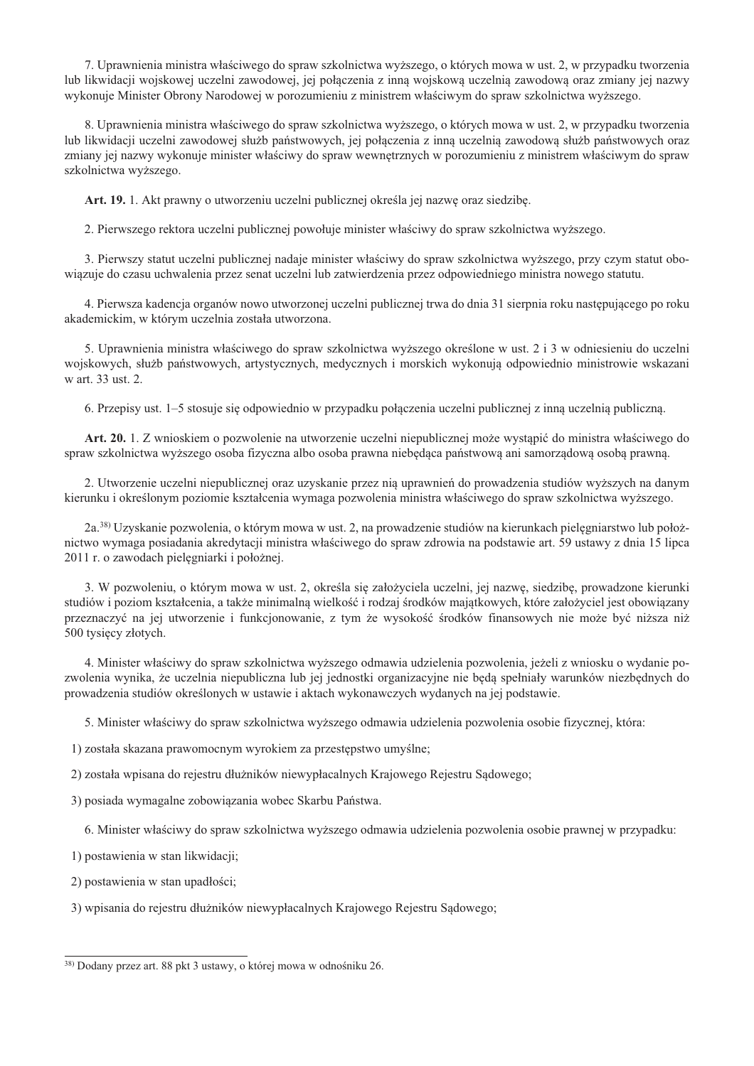7. Uprawnienia ministra właściwego do spraw szkolnictwa wyższego, o których mowa w ust. 2, w przypadku tworzenia lub likwidacji wojskowej uczelni zawodowej, jej połączenia z inną wojskową uczelnią zawodową oraz zmiany jej nazwy wykonuje Minister Obrony Narodowej w porozumieniu z ministrem właściwym do spraw szkolnictwa wyższego.

8. Uprawnienia ministra właściwego do spraw szkolnictwa wyższego, o których mowa w ust. 2, w przypadku tworzenia lub likwidacji uczelni zawodowej służb państwowych, jej połączenia z inną uczelnią zawodową służb państwowych oraz zmiany jej nazwy wykonuje minister właściwy do spraw wewnętrznych w porozumieniu z ministrem właściwym do spraw szkolnictwa wyższego.

**Art. 19.** 1. Akt prawny o utworzeniu uczelni publicznej określa jej nazwę oraz siedzibę.

2. Pierwszego rektora uczelni publicznej powołuje minister właściwy do spraw szkolnictwa wyższego.

3. Pierwszy statut uczelni publicznej nadaje minister właściwy do spraw szkolnictwa wyższego, przy czym statut obowiązuje do czasu uchwalenia przez senat uczelni lub zatwierdzenia przez odpowiedniego ministra nowego statutu.

4. Pierwsza kadencja organów nowo utworzonej uczelni publicznej trwa do dnia 31 sierpnia roku następującego po roku akademickim, w którym uczelnia została utworzona.

5. Uprawnienia ministra właściwego do spraw szkolnictwa wyższego określone w ust. 2 i 3 w odniesieniu do uczelni wojskowych, służb państwowych, artystycznych, medycznych i morskich wykonują odpowiednio ministrowie wskazani w art. 33 ust. 2.

6. Przepisy ust. 1–5 stosuje się odpowiednio w przypadku połączenia uczelni publicznej z inną uczelnią publiczną.

**Art. 20.** 1. Z wnioskiem o pozwolenie na utworzenie uczelni niepublicznej może wystąpić do ministra właściwego do spraw szkolnictwa wyższego osoba fizyczna albo osoba prawna niebędąca państwową ani samorządową osobą prawną.

2. Utworzenie uczelni niepublicznej oraz uzyskanie przez nią uprawnień do prowadzenia studiów wyższych na danym kierunku i określonym poziomie kształcenia wymaga pozwolenia ministra właściwego do spraw szkolnictwa wyższego.

2a.[38)] Uzyskanie pozwolenia, o którym mowa w ust. 2, na prowadzenie studiów na kierunkach pielęgniarstwo lub położnictwo wymaga posiadania akredytacji ministra właściwego do spraw zdrowia na podstawie art. 59 ustawy z dnia 15 lipca 2011 r. o zawodach pielęgniarki i położnej.

3. W pozwoleniu, o którym mowa w ust. 2, określa się założyciela uczelni, jej nazwę, siedzibę, prowadzone kierunki studiów i poziom kształcenia, a także minimalną wielkość i rodzaj środków majątkowych, które założyciel jest obowiązany przeznaczyć na jej utworzenie i funkcjonowanie, z tym że wysokość środków finansowych nie może być niższa niż 500 tysięcy złotych.

4. Minister właściwy do spraw szkolnictwa wyższego odmawia udzielenia pozwolenia, jeżeli z wniosku o wydanie pozwolenia wynika, że uczelnia niepubliczna lub jej jednostki organizacyjne nie będą spełniały warunków niezbędnych do prowadzenia studiów określonych w ustawie i aktach wykonawczych wydanych na jej podstawie.

5. Minister właściwy do spraw szkolnictwa wyższego odmawia udzielenia pozwolenia osobie fizycznej, która:

1) została skazana prawomocnym wyrokiem za przestępstwo umyślne;

2) została wpisana do rejestru dłużników niewypłacalnych Krajowego Rejestru Sądowego;

3) posiada wymagalne zobowiązania wobec Skarbu Państwa.

6. Minister właściwy do spraw szkolnictwa wyższego odmawia udzielenia pozwolenia osobie prawnej w przypadku:

1) postawienia w stan likwidacji;

2) postawienia w stan upadłości;

3) wpisania do rejestru dłużników niewypłacalnych Krajowego Rejestru Sądowego;

---

[38)] Dodany przez art. 88 pkt 3 ustawy, o której mowa w odnośniku 26.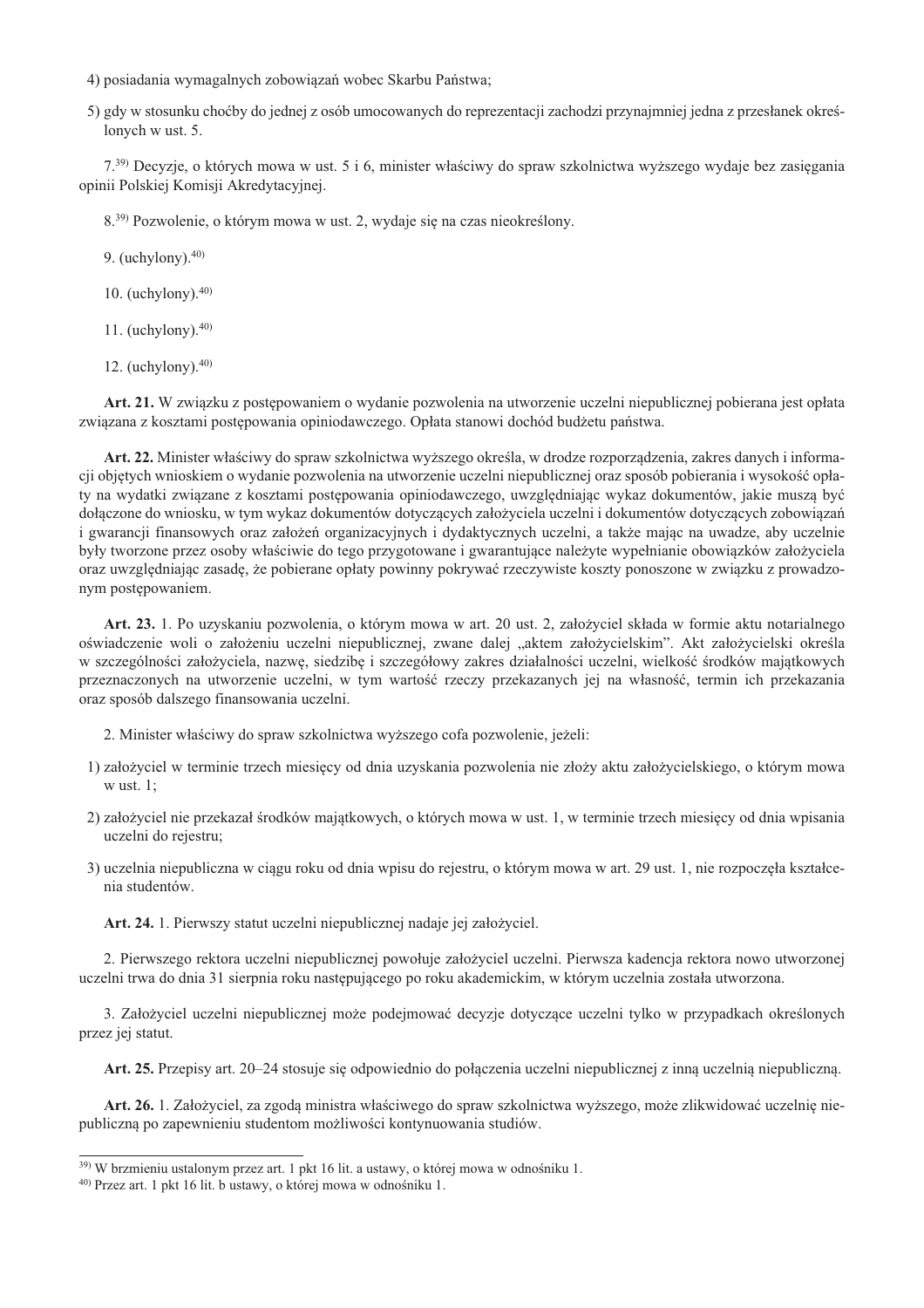4) posiadania wymagalnych zobowiązań wobec Skarbu Państwa;

5) gdy w stosunku choćby do jednej z osób umocowanych do reprezentacji zachodzi przynajmniej jedna z przesłanek określonych w ust. 5.

7.[39] Decyzje, o których mowa w ust. 5 i 6, minister właściwy do spraw szkolnictwa wyższego wydaje bez zasięgania opinii Polskiej Komisji Akredytacyjnej.

8.[39] Pozwolenie, o którym mowa w ust. 2, wydaje się na czas nieokreślony.

9. (uchylony).[40]

10. (uchylony).[40]

11. (uchylony).[40]

12. (uchylony).[40]

**Art. 21.** W związku z postępowaniem o wydanie pozwolenia na utworzenie uczelni niepublicznej pobierana jest opłata związana z kosztami postępowania opiniodawczego. Opłata stanowi dochód budżetu państwa.

**Art. 22.** Minister właściwy do spraw szkolnictwa wyższego określa, w drodze rozporządzenia, zakres danych i informacji objętych wnioskiem o wydanie pozwolenia na utworzenie uczelni niepublicznej oraz sposób pobierania i wysokość opłaty na wydatki związane z kosztami postępowania opiniodawczego, uwzględniając wykaz dokumentów, jakie muszą być dołączone do wniosku, w tym wykaz dokumentów dotyczących założyciela uczelni i dokumentów dotyczących zobowiązań i gwarancji finansowych oraz założeń organizacyjnych i dydaktycznych uczelni, a także mając na uwadze, aby uczelnie były tworzone przez osoby właściwie do tego przygotowane i gwarantujące należyte wypełnianie obowiązków założyciela oraz uwzględniając zasadę, że pobierane opłaty powinny pokrywać rzeczywiste koszty ponoszone w związku z prowadzonym postępowaniem.

**Art. 23.** 1. Po uzyskaniu pozwolenia, o którym mowa w art. 20 ust. 2, założyciel składa w formie aktu notarialnego oświadczenie woli o założeniu uczelni niepublicznej, zwane dalej „aktem założycielskim". Akt założycielski określa w szczególności założyciela, nazwę, siedzibę i szczegółowy zakres działalności uczelni, wielkość środków majątkowych przeznaczonych na utworzenie uczelni, w tym wartość rzeczy przekazanych jej na własność, termin ich przekazania oraz sposób dalszego finansowania uczelni.

2. Minister właściwy do spraw szkolnictwa wyższego cofa pozwolenie, jeżeli:

1) założyciel w terminie trzech miesięcy od dnia uzyskania pozwolenia nie złoży aktu założycielskiego, o którym mowa w ust. 1;

2) założyciel nie przekazał środków majątkowych, o których mowa w ust. 1, w terminie trzech miesięcy od dnia wpisania uczelni do rejestru;

3) uczelnia niepubliczna w ciągu roku od dnia wpisu do rejestru, o którym mowa w art. 29 ust. 1, nie rozpoczęła kształcenia studentów.

**Art. 24.** 1. Pierwszy statut uczelni niepublicznej nadaje jej założyciel.

2. Pierwszego rektora uczelni niepublicznej powołuje założyciel uczelni. Pierwsza kadencja rektora nowo utworzonej uczelni trwa do dnia 31 sierpnia roku następującego po roku akademickim, w którym uczelnia została utworzona.

3. Założyciel uczelni niepublicznej może podejmować decyzje dotyczące uczelni tylko w przypadkach określonych przez jej statut.

**Art. 25.** Przepisy art. 20–24 stosuje się odpowiednio do połączenia uczelni niepublicznej z inną uczelnią niepubliczną.

**Art. 26.** 1. Założyciel, za zgodą ministra właściwego do spraw szkolnictwa wyższego, może zlikwidować uczelnię niepubliczną po zapewnieniu studentom możliwości kontynuowania studiów.

---

[39] W brzmieniu ustalonym przez art. 1 pkt 16 lit. a ustawy, o której mowa w odnośniku 1.

[40] Przez art. 1 pkt 16 lit. b ustawy, o której mowa w odnośniku 1.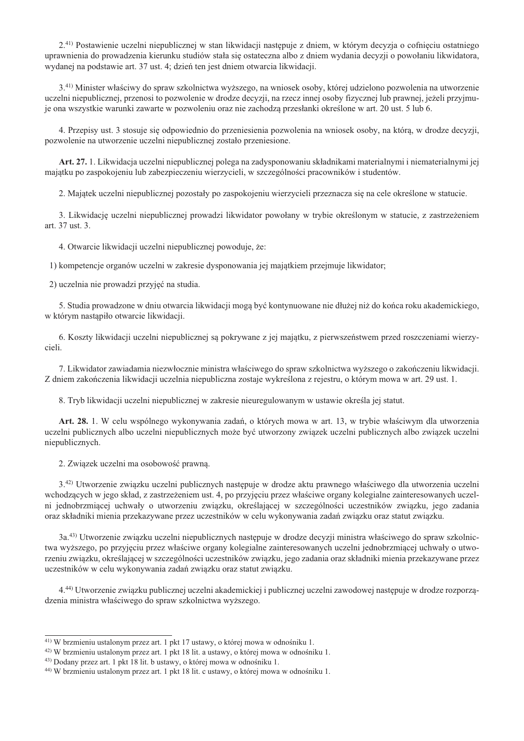2.[41]) Postawienie uczelni niepublicznej w stan likwidacji następuje z dniem, w którym decyzja o cofnięciu ostatniego uprawnienia do prowadzenia kierunku studiów stała się ostateczna albo z dniem wydania decyzji o powołaniu likwidatora, wydanej na podstawie art. 37 ust. 4; dzień ten jest dniem otwarcia likwidacji.

3.[41]) Minister właściwy do spraw szkolnictwa wyższego, na wniosek osoby, której udzielono pozwolenia na utworzenie uczelni niepublicznej, przenosi to pozwolenie w drodze decyzji, na rzecz innej osoby fizycznej lub prawnej, jeżeli przyjmuje ona wszystkie warunki zawarte w pozwoleniu oraz nie zachodzą przesłanki określone w art. 20 ust. 5 lub 6.

4. Przepisy ust. 3 stosuje się odpowiednio do przeniesienia pozwolenia na wniosek osoby, na którą, w drodze decyzji, pozwolenie na utworzenie uczelni niepublicznej zostało przeniesione.

**Art. 27.** 1. Likwidacja uczelni niepublicznej polega na zadysponowaniu składnikami materialnymi i niematerialnymi jej majątku po zaspokojeniu lub zabezpieczeniu wierzycieli, w szczególności pracowników i studentów.

2. Majątek uczelni niepublicznej pozostały po zaspokojeniu wierzycieli przeznacza się na cele określone w statucie.

3. Likwidację uczelni niepublicznej prowadzi likwidator powołany w trybie określonym w statucie, z zastrzeżeniem art. 37 ust. 3.

4. Otwarcie likwidacji uczelni niepublicznej powoduje, że:

1) kompetencje organów uczelni w zakresie dysponowania jej majątkiem przejmuje likwidator;

2) uczelnia nie prowadzi przyjęć na studia.

5. Studia prowadzone w dniu otwarcia likwidacji mogą być kontynuowane nie dłużej niż do końca roku akademickiego, w którym nastąpiło otwarcie likwidacji.

6. Koszty likwidacji uczelni niepublicznej są pokrywane z jej majątku, z pierwszeństwem przed roszczeniami wierzycieli.

7. Likwidator zawiadamia niezwłocznie ministra właściwego do spraw szkolnictwa wyższego o zakończeniu likwidacji. Z dniem zakończenia likwidacji uczelnia niepubliczna zostaje wykreślona z rejestru, o którym mowa w art. 29 ust. 1.

8. Tryb likwidacji uczelni niepublicznej w zakresie nieuregulowanym w ustawie określa jej statut.

**Art. 28.** 1. W celu wspólnego wykonywania zadań, o których mowa w art. 13, w trybie właściwym dla utworzenia uczelni publicznych albo uczelni niepublicznych może być utworzony związek uczelni publicznych albo związek uczelni niepublicznych.

2. Związek uczelni ma osobowość prawną.

3.[42]) Utworzenie związku uczelni publicznych następuje w drodze aktu prawnego właściwego dla utworzenia uczelni wchodzących w jego skład, z zastrzeżeniem ust. 4, po przyjęciu przez właściwe organy kolegialne zainteresowanych uczelni jednobrzmiącej uchwały o utworzeniu związku, określającej w szczególności uczestników związku, jego zadania oraz składniki mienia przekazywane przez uczestników w celu wykonywania zadań związku oraz statut związku.

3a.[43]) Utworzenie związku uczelni niepublicznych następuje w drodze decyzji ministra właściwego do spraw szkolnictwa wyższego, po przyjęciu przez właściwe organy kolegialne zainteresowanych uczelni jednobrzmiącej uchwały o utworzeniu związku, określającej w szczególności uczestników związku, jego zadania oraz składniki mienia przekazywane przez uczestników w celu wykonywania zadań związku oraz statut związku.

4.[44]) Utworzenie związku publicznej uczelni akademickiej i publicznej uczelni zawodowej następuje w drodze rozporządzenia ministra właściwego do spraw szkolnictwa wyższego.

---

[41]) W brzmieniu ustalonym przez art. 1 pkt 17 ustawy, o której mowa w odnośniku 1.

[42]) W brzmieniu ustalonym przez art. 1 pkt 18 lit. a ustawy, o której mowa w odnośniku 1.

[43]) Dodany przez art. 1 pkt 18 lit. b ustawy, o której mowa w odnośniku 1.

[44]) W brzmieniu ustalonym przez art. 1 pkt 18 lit. c ustawy, o której mowa w odnośniku 1.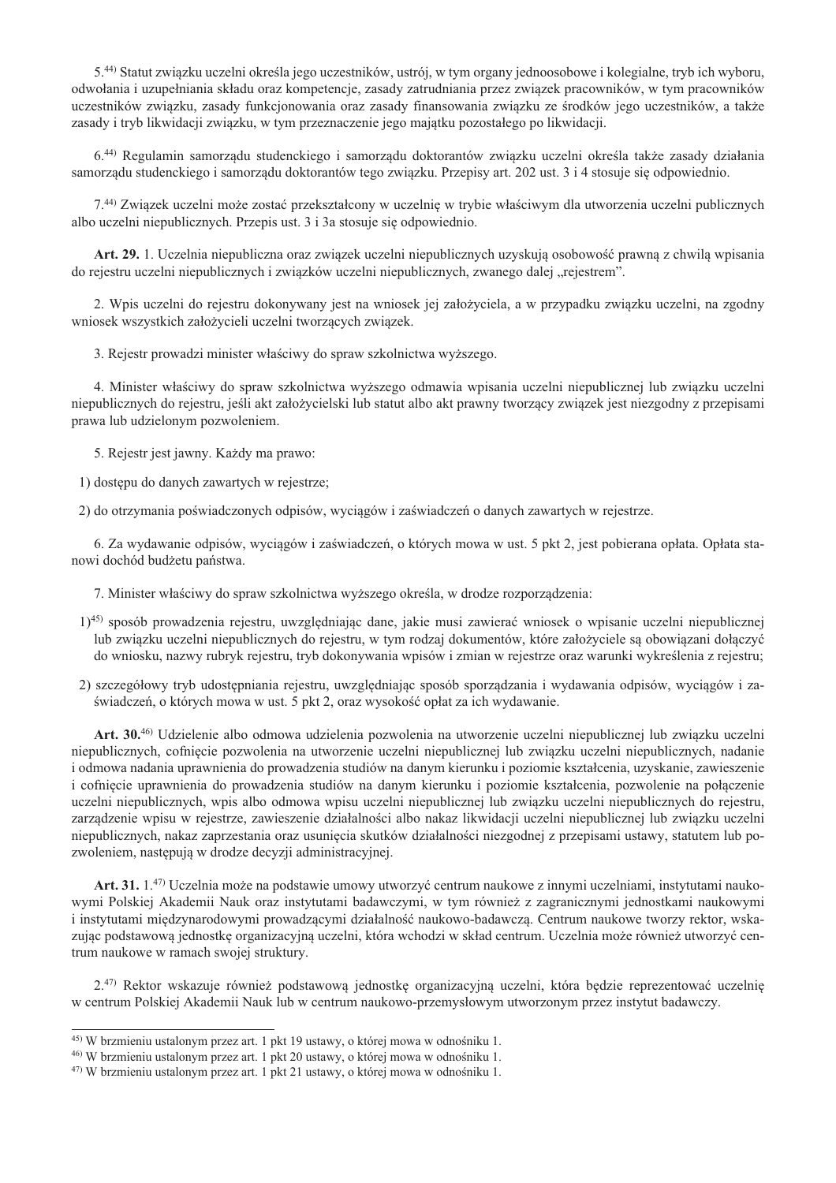5.[44] Statut związku uczelni określa jego uczestników, ustrój, w tym organy jednoosobowe i kolegialne, tryb ich wyboru, odwołania i uzupełniania składu oraz kompetencje, zasady zatrudniania przez związek pracowników, w tym pracowników uczestników związku, zasady funkcjonowania oraz zasady finansowania związku ze środków jego uczestników, a także zasady i tryb likwidacji związku, w tym przeznaczenie jego majątku pozostałego po likwidacji.

6.[44] Regulamin samorządu studenckiego i samorządu doktorantów związku uczelni określa także zasady działania samorządu studenckiego i samorządu doktorantów tego związku. Przepisy art. 202 ust. 3 i 4 stosuje się odpowiednio.

7.[44] Związek uczelni może zostać przekształcony w uczelnię w trybie właściwym dla utworzenia uczelni publicznych albo uczelni niepublicznych. Przepis ust. 3 i 3a stosuje się odpowiednio.

**Art. 29.** 1. Uczelnia niepubliczna oraz związek uczelni niepublicznych uzyskują osobowość prawną z chwilą wpisania do rejestru uczelni niepublicznych i związków uczelni niepublicznych, zwanego dalej „rejestrem".

2. Wpis uczelni do rejestru dokonywany jest na wniosek jej założyciela, a w przypadku związku uczelni, na zgodny wniosek wszystkich założycieli uczelni tworzących związek.

3. Rejestr prowadzi minister właściwy do spraw szkolnictwa wyższego.

4. Minister właściwy do spraw szkolnictwa wyższego odmawia wpisania uczelni niepublicznej lub związku uczelni niepublicznych do rejestru, jeśli akt założycielski lub statut albo akt prawny tworzący związek jest niezgodny z przepisami prawa lub udzielonym pozwoleniem.

5. Rejestr jest jawny. Każdy ma prawo:

1) dostępu do danych zawartych w rejestrze;

2) do otrzymania poświadczonych odpisów, wyciągów i zaświadczeń o danych zawartych w rejestrze.

6. Za wydawanie odpisów, wyciągów i zaświadczeń, o których mowa w ust. 5 pkt 2, jest pobierana opłata. Opłata stanowi dochód budżetu państwa.

7. Minister właściwy do spraw szkolnictwa wyższego określa, w drodze rozporządzenia:

1)[45] sposób prowadzenia rejestru, uwzględniając dane, jakie musi zawierać wniosek o wpisanie uczelni niepublicznej lub związku uczelni niepublicznych do rejestru, w tym rodzaj dokumentów, które założyciele są obowiązani dołączyć do wniosku, nazwy rubryk rejestru, tryb dokonywania wpisów i zmian w rejestrze oraz warunki wykreślenia z rejestru;

2) szczegółowy tryb udostępniania rejestru, uwzględniając sposób sporządzania i wydawania odpisów, wyciągów i zaświadczeń, o których mowa w ust. 5 pkt 2, oraz wysokość opłat za ich wydawanie.

**Art. 30.**[46] Udzielenie albo odmowa udzielenia pozwolenia na utworzenie uczelni niepublicznej lub związku uczelni niepublicznych, cofnięcie pozwolenia na utworzenie uczelni niepublicznej lub związku uczelni niepublicznych, nadanie i odmowa nadania uprawnienia do prowadzenia studiów na danym kierunku i poziomie kształcenia, uzyskanie, zawieszenie i cofnięcie uprawnienia do prowadzenia studiów na danym kierunku i poziomie kształcenia, pozwolenie na połączenie uczelni niepublicznych, wpis albo odmowa wpisu uczelni niepublicznej lub związku uczelni niepublicznych do rejestru, zarządzenie wpisu w rejestrze, zawieszenie działalności albo nakaz likwidacji uczelni niepublicznej lub związku uczelni niepublicznych, nakaz zaprzestania oraz usunięcia skutków działalności niezgodnej z przepisami ustawy, statutem lub pozwoleniem, następują w drodze decyzji administracyjnej.

**Art. 31.** 1.[47] Uczelnia może na podstawie umowy utworzyć centrum naukowe z innymi uczelniami, instytutami naukowymi Polskiej Akademii Nauk oraz instytutami badawczymi, w tym również z zagranicznymi jednostkami naukowymi i instytutami międzynarodowymi prowadzącymi działalność naukowo-badawczą. Centrum naukowe tworzy rektor, wskazując podstawową jednostkę organizacyjną uczelni, która wchodzi w skład centrum. Uczelnia może również utworzyć centrum naukowe w ramach swojej struktury.

2.[47] Rektor wskazuje również podstawową jednostkę organizacyjną uczelni, która będzie reprezentować uczelnię w centrum Polskiej Akademii Nauk lub w centrum naukowo-przemysłowym utworzonym przez instytut badawczy.

---

[45] W brzmieniu ustalonym przez art. 1 pkt 19 ustawy, o której mowa w odnośniku 1.
[46] W brzmieniu ustalonym przez art. 1 pkt 20 ustawy, o której mowa w odnośniku 1.
[47] W brzmieniu ustalonym przez art. 1 pkt 21 ustawy, o której mowa w odnośniku 1.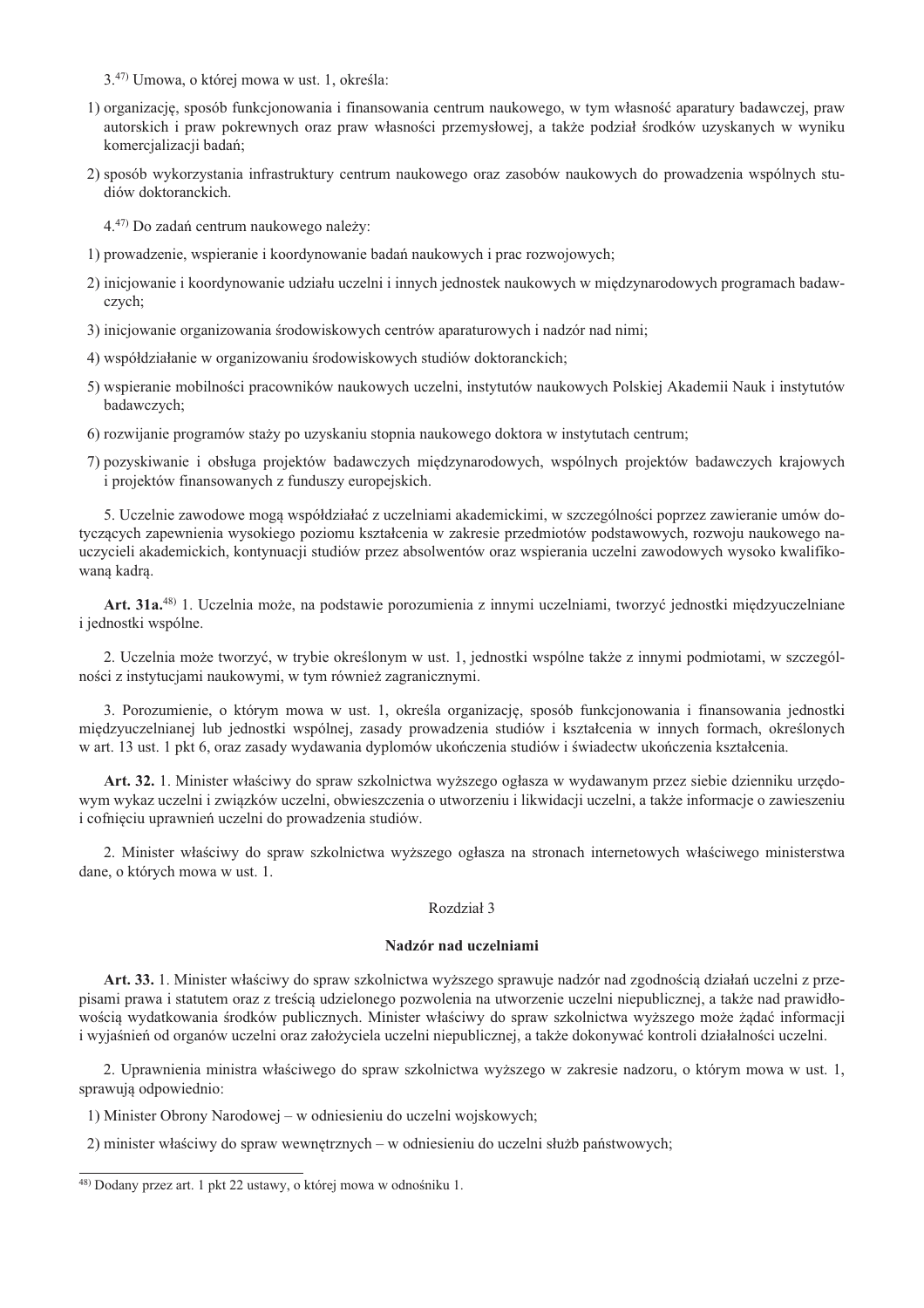3.[47] Umowa, o której mowa w ust. 1, określa:

1) organizację, sposób funkcjonowania i finansowania centrum naukowego, w tym własność aparatury badawczej, praw autorskich i praw pokrewnych oraz praw własności przemysłowej, a także podział środków uzyskanych w wyniku komercjalizacji badań;

2) sposób wykorzystania infrastruktury centrum naukowego oraz zasobów naukowych do prowadzenia wspólnych studiów doktoranckich.

4.[47] Do zadań centrum naukowego należy:

1) prowadzenie, wspieranie i koordynowanie badań naukowych i prac rozwojowych;

2) inicjowanie i koordynowanie udziału uczelni i innych jednostek naukowych w międzynarodowych programach badawczych;

3) inicjowanie organizowania środowiskowych centrów aparaturowych i nadzór nad nimi;

4) współdziałanie w organizowaniu środowiskowych studiów doktoranckich;

5) wspieranie mobilności pracowników naukowych uczelni, instytutów naukowych Polskiej Akademii Nauk i instytutów badawczych;

6) rozwijanie programów staży po uzyskaniu stopnia naukowego doktora w instytutach centrum;

7) pozyskiwanie i obsługa projektów badawczych międzynarodowych, wspólnych projektów badawczych krajowych i projektów finansowanych z funduszy europejskich.

5. Uczelnie zawodowe mogą współdziałać z uczelniami akademickimi, w szczególności poprzez zawieranie umów dotyczących zapewnienia wysokiego poziomu kształcenia w zakresie przedmiotów podstawowych, rozwoju naukowego nauczycieli akademickich, kontynuacji studiów przez absolwentów oraz wspierania uczelni zawodowych wysoko kwalifikowaną kadrą.

**Art. 31a.**[48] 1. Uczelnia może, na podstawie porozumienia z innymi uczelniami, tworzyć jednostki międzyuczelniane i jednostki wspólne.

2. Uczelnia może tworzyć, w trybie określonym w ust. 1, jednostki wspólne także z innymi podmiotami, w szczególności z instytucjami naukowymi, w tym również zagranicznymi.

3. Porozumienie, o którym mowa w ust. 1, określa organizację, sposób funkcjonowania i finansowania jednostki międzyuczelnianej lub jednostki wspólnej, zasady prowadzenia studiów i kształcenia w innych formach, określonych w art. 13 ust. 1 pkt 6, oraz zasady wydawania dyplomów ukończenia studiów i świadectw ukończenia kształcenia.

**Art. 32.** 1. Minister właściwy do spraw szkolnictwa wyższego ogłasza w wydawanym przez siebie dzienniku urzędowym wykaz uczelni i związków uczelni, obwieszczenia o utworzeniu i likwidacji uczelni, a także informacje o zawieszeniu i cofnięciu uprawnień uczelni do prowadzenia studiów.

2. Minister właściwy do spraw szkolnictwa wyższego ogłasza na stronach internetowych właściwego ministerstwa dane, o których mowa w ust. 1.

## Rozdział 3

### Nadzór nad uczelniami

**Art. 33.** 1. Minister właściwy do spraw szkolnictwa wyższego sprawuje nadzór nad zgodnością działań uczelni z przepisami prawa i statutem oraz z treścią udzielonego pozwolenia na utworzenie uczelni niepublicznej, a także nad prawidłowością wydatkowania środków publicznych. Minister właściwy do spraw szkolnictwa wyższego może żądać informacji i wyjaśnień od organów uczelni oraz założyciela uczelni niepublicznej, a także dokonywać kontroli działalności uczelni.

2. Uprawnienia ministra właściwego do spraw szkolnictwa wyższego w zakresie nadzoru, o którym mowa w ust. 1, sprawują odpowiednio:

1) Minister Obrony Narodowej – w odniesieniu do uczelni wojskowych;

2) minister właściwy do spraw wewnętrznych – w odniesieniu do uczelni służb państwowych;

---

[48] Dodany przez art. 1 pkt 22 ustawy, o której mowa w odnośniku 1.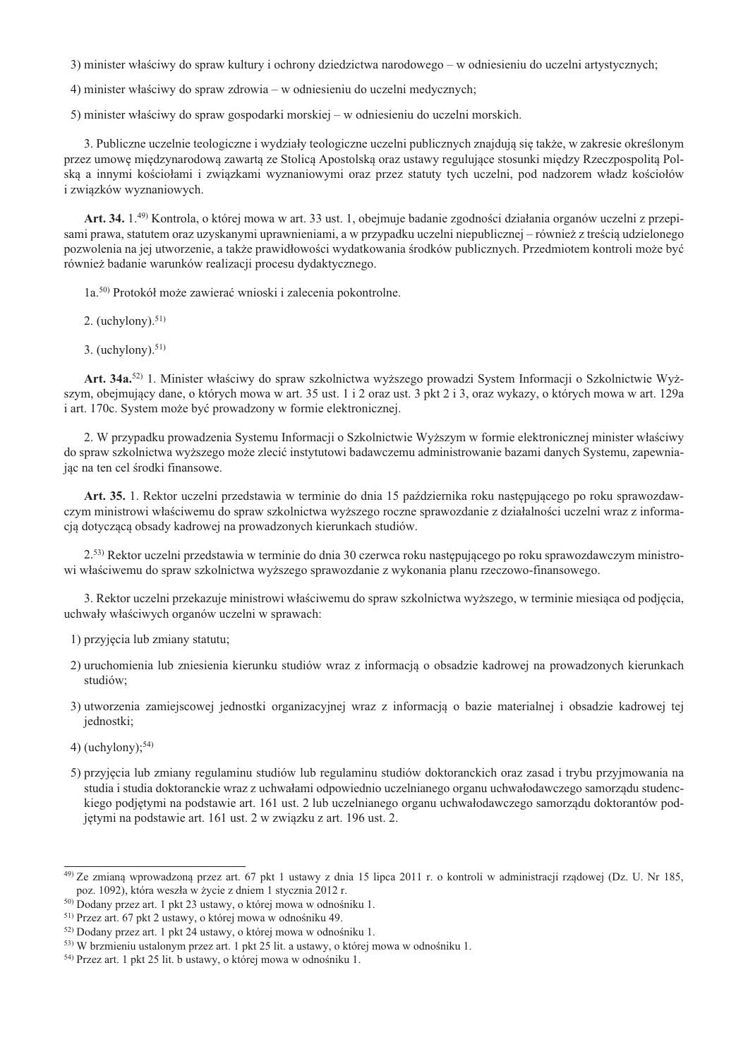3) minister właściwy do spraw kultury i ochrony dziedzictwa narodowego – w odniesieniu do uczelni artystycznych;

4) minister właściwy do spraw zdrowia – w odniesieniu do uczelni medycznych;

5) minister właściwy do spraw gospodarki morskiej – w odniesieniu do uczelni morskich.

3. Publiczne uczelnie teologiczne i wydziały teologiczne uczelni publicznych znajdują się także, w zakresie określonym przez umowę międzynarodową zawartą ze Stolicą Apostolską oraz ustawy regulujące stosunki między Rzecząpospolitą Polską a innymi kościołami i związkami wyznaniowymi oraz przez statuty tych uczelni, pod nadzorem władz kościołów i związków wyznaniowych.

**Art. 34.** 1.[49] Kontrola, o której mowa w art. 33 ust. 1, obejmuje badanie zgodności działania organów uczelni z przepisami prawa, statutem oraz uzyskanymi uprawnieniami, a w przypadku uczelni niepublicznej – również z treścią udzielonego pozwolenia na jej utworzenie, a także prawidłowości wydatkowania środków publicznych. Przedmiotem kontroli może być również badanie warunków realizacji procesu dydaktycznego.

1a.[50] Protokół może zawierać wnioski i zalecenia pokontrolne.

2. (uchylony).[51]

3. (uchylony).[51]

**Art. 34a.**[52] 1. Minister właściwy do spraw szkolnictwa wyższego prowadzi System Informacji o Szkolnictwie Wyższym, obejmujący dane, o których mowa w art. 35 ust. 1 i 2 oraz ust. 3 pkt 2 i 3, oraz wykazy, o których mowa w art. 129a i art. 170c. System może być prowadzony w formie elektronicznej.

2. W przypadku prowadzenia Systemu Informacji o Szkolnictwie Wyższym w formie elektronicznej minister właściwy do spraw szkolnictwa wyższego może zlecić instytutowi badawczemu administrowanie bazami danych Systemu, zapewniając na ten cel środki finansowe.

**Art. 35.** 1. Rektor uczelni przedstawia w terminie do dnia 15 października roku następującego po roku sprawozdawczym ministrowi właściwemu do spraw szkolnictwa wyższego roczne sprawozdanie z działalności uczelni wraz z informacją dotyczącą obsady kadrowej na prowadzonych kierunkach studiów.

2.[53] Rektor uczelni przedstawia w terminie do dnia 30 czerwca roku następującego po roku sprawozdawczym ministrowi właściwemu do spraw szkolnictwa wyższego sprawozdanie z wykonania planu rzeczowo-finansowego.

3. Rektor uczelni przekazuje ministrowi właściwemu do spraw szkolnictwa wyższego, w terminie miesiąca od podjęcia, uchwały właściwych organów uczelni w sprawach:

1) przyjęcia lub zmiany statutu;

2) uruchomienia lub zniesienia kierunku studiów wraz z informacją o obsadzie kadrowej na prowadzonych kierunkach studiów;

3) utworzenia zamiejscowej jednostki organizacyjnej wraz z informacją o bazie materialnej i obsadzie kadrowej tej jednostki;

4) (uchylony);[54]

5) przyjęcia lub zmiany regulaminu studiów lub regulaminu studiów doktoranckich oraz zasad i trybu przyjmowania na studia i studia doktoranckie wraz z uchwałami odpowiednio uczelnianego organu uchwałodawczego samorządu studenckiego podjętymi na podstawie art. 161 ust. 2 lub uczelnianego organu uchwałodawczego samorządu doktorantów podjętymi na podstawie art. 161 ust. 2 w związku z art. 196 ust. 2.

---

[49] Ze zmianą wprowadzoną przez art. 67 pkt 1 ustawy z dnia 15 lipca 2011 r. o kontroli w administracji rządowej (Dz. U. Nr 185, poz. 1092), która weszła w życie z dniem 1 stycznia 2012 r.

[50] Dodany przez art. 1 pkt 23 ustawy, o której mowa w odnośniku 1.

[51] Przez art. 67 pkt 2 ustawy, o której mowa w odnośniku 49.

[52] Dodany przez art. 1 pkt 24 ustawy, o której mowa w odnośniku 1.

[53] W brzmieniu ustalonym przez art. 1 pkt 25 lit. a ustawy, o której mowa w odnośniku 1.

[54] Przez art. 1 pkt 25 lit. b ustawy, o której mowa w odnośniku 1.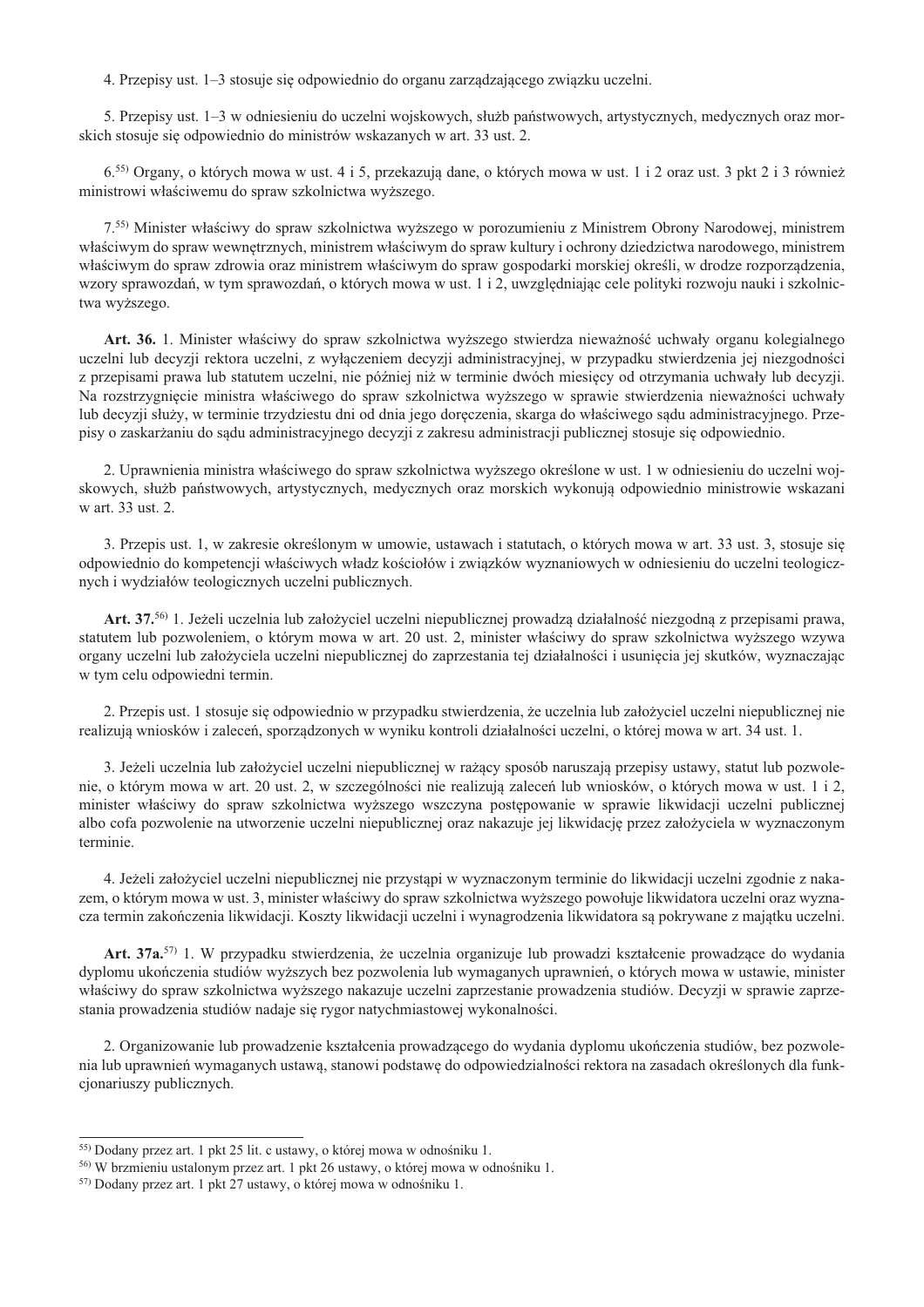4. Przepisy ust. 1–3 stosuje się odpowiednio do organu zarządzającego związku uczelni.

5. Przepisy ust. 1–3 w odniesieniu do uczelni wojskowych, służb państwowych, artystycznych, medycznych oraz morskich stosuje się odpowiednio do ministrów wskazanych w art. 33 ust. 2.

6.[55] Organy, o których mowa w ust. 4 i 5, przekazują dane, o których mowa w ust. 1 i 2 oraz ust. 3 pkt 2 i 3 również ministrowi właściwemu do spraw szkolnictwa wyższego.

7.[55] Minister właściwy do spraw szkolnictwa wyższego w porozumieniu z Ministrem Obrony Narodowej, ministrem właściwym do spraw wewnętrznych, ministrem właściwym do spraw kultury i ochrony dziedzictwa narodowego, ministrem właściwym do spraw zdrowia oraz ministrem właściwym do spraw gospodarki morskiej określi, w drodze rozporządzenia, wzory sprawozdań, w tym sprawozdań, o których mowa w ust. 1 i 2, uwzględniając cele polityki rozwoju nauki i szkolnictwa wyższego.

**Art. 36.** 1. Minister właściwy do spraw szkolnictwa wyższego stwierdza nieważność uchwały organu kolegialnego uczelni lub decyzji rektora uczelni, z wyłączeniem decyzji administracyjnej, w przypadku stwierdzenia jej niezgodności z przepisami prawa lub statutem uczelni, nie później niż w terminie dwóch miesięcy od otrzymania uchwały lub decyzji. Na rozstrzygnięcie ministra właściwego do spraw szkolnictwa wyższego w sprawie stwierdzenia nieważności uchwały lub decyzji służy, w terminie trzydziestu dni od dnia jego doręczenia, skarga do właściwego sądu administracyjnego. Przepisy o zaskarżaniu do sądu administracyjnego decyzji z zakresu administracji publicznej stosuje się odpowiednio.

2. Uprawnienia ministra właściwego do spraw szkolnictwa wyższego określone w ust. 1 w odniesieniu do uczelni wojskowych, służb państwowych, artystycznych, medycznych oraz morskich wykonują odpowiednio ministrowie wskazani w art. 33 ust. 2.

3. Przepis ust. 1, w zakresie określonym w umowie, ustawach i statutach, o których mowa w art. 33 ust. 3, stosuje się odpowiednio do kompetencji właściwych władz kościołów i związków wyznaniowych w odniesieniu do uczelni teologicznych i wydziałów teologicznych uczelni publicznych.

**Art. 37.**[56] 1. Jeżeli uczelnia lub założyciel uczelni niepublicznej prowadzą działalność niezgodną z przepisami prawa, statutem lub pozwoleniem, o którym mowa w art. 20 ust. 2, minister właściwy do spraw szkolnictwa wyższego wzywa organy uczelni lub założyciela uczelni niepublicznej do zaprzestania tej działalności i usunięcia jej skutków, wyznaczając w tym celu odpowiedni termin.

2. Przepis ust. 1 stosuje się odpowiednio w przypadku stwierdzenia, że uczelnia lub założyciel uczelni niepublicznej nie realizują wniosków i zaleceń, sporządzonych w wyniku kontroli działalności uczelni, o której mowa w art. 34 ust. 1.

3. Jeżeli uczelnia lub założyciel uczelni niepublicznej w rażący sposób naruszają przepisy ustawy, statut lub pozwolenie, o którym mowa w art. 20 ust. 2, w szczególności nie realizują zaleceń lub wniosków, o których mowa w ust. 1 i 2, minister właściwy do spraw szkolnictwa wyższego wszczyna postępowanie w sprawie likwidacji uczelni publicznej albo cofa pozwolenie na utworzenie uczelni niepublicznej oraz nakazuje jej likwidację przez założyciela w wyznaczonym terminie.

4. Jeżeli założyciel uczelni niepublicznej nie przystąpi w wyznaczonym terminie do likwidacji uczelni zgodnie z nakazem, o którym mowa w ust. 3, minister właściwy do spraw szkolnictwa wyższego powołuje likwidatora uczelni oraz wyznacza termin zakończenia likwidacji. Koszty likwidacji uczelni i wynagrodzenia likwidatora są pokrywane z majątku uczelni.

**Art. 37a.**[57] 1. W przypadku stwierdzenia, że uczelnia organizuje lub prowadzi kształcenie prowadzące do wydania dyplomu ukończenia studiów wyższych bez pozwolenia lub wymaganych uprawnień, o których mowa w ustawie, minister właściwy do spraw szkolnictwa wyższego nakazuje uczelni zaprzestanie prowadzenia studiów. Decyzji w sprawie zaprzestania prowadzenia studiów nadaje się rygor natychmiastowej wykonalności.

2. Organizowanie lub prowadzenie kształcenia prowadzącego do wydania dyplomu ukończenia studiów, bez pozwolenia lub uprawnień wymaganych ustawą, stanowi podstawę do odpowiedzialności rektora na zasadach określonych dla funkcjonariuszy publicznych.

---

[55] Dodany przez art. 1 pkt 25 lit. c ustawy, o której mowa w odnośniku 1.

[56] W brzmieniu ustalonym przez art. 1 pkt 26 ustawy, o której mowa w odnośniku 1.

[57] Dodany przez art. 1 pkt 27 ustawy, o której mowa w odnośniku 1.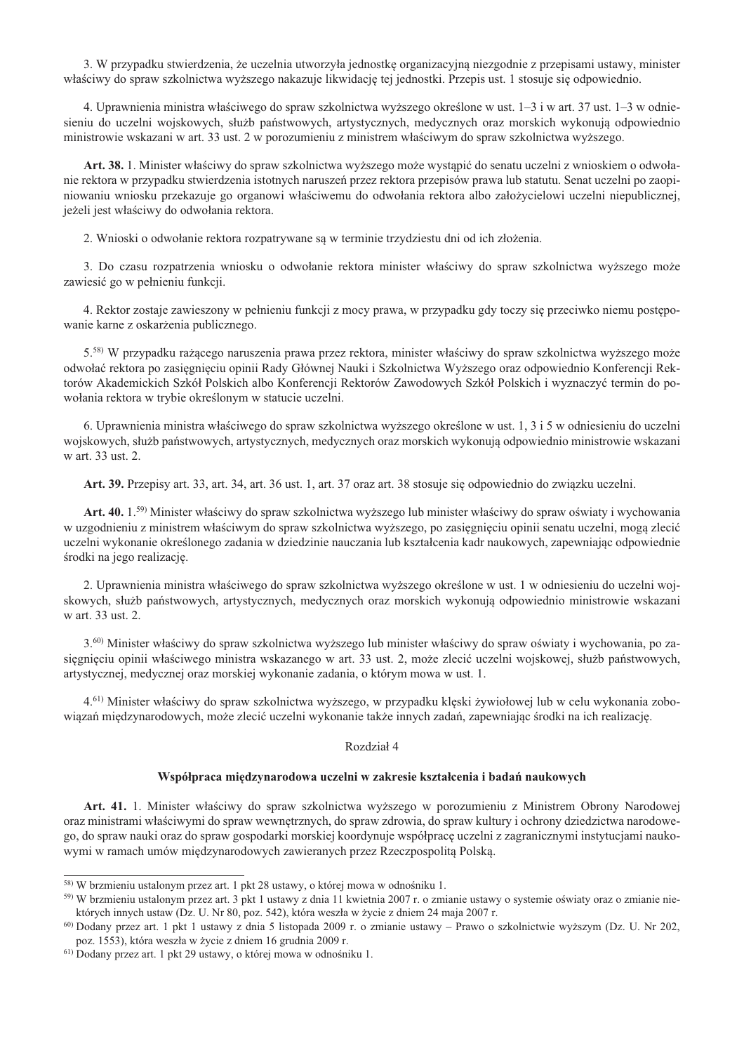3. W przypadku stwierdzenia, że uczelnia utworzyła jednostkę organizacyjną niezgodnie z przepisami ustawy, minister właściwy do spraw szkolnictwa wyższego nakazuje likwidację tej jednostki. Przepis ust. 1 stosuje się odpowiednio.

4. Uprawnienia ministra właściwego do spraw szkolnictwa wyższego określone w ust. 1–3 i w art. 37 ust. 1–3 w odniesieniu do uczelni wojskowych, służb państwowych, artystycznych, medycznych oraz morskich wykonują odpowiednio ministrowie wskazani w art. 33 ust. 2 w porozumieniu z ministrem właściwym do spraw szkolnictwa wyższego.

**Art. 38.** 1. Minister właściwy do spraw szkolnictwa wyższego może wystąpić do senatu uczelni z wnioskiem o odwołanie rektora w przypadku stwierdzenia istotnych naruszeń przez rektora przepisów prawa lub statutu. Senat uczelni po zaopiniowaniu wniosku przekazuje go organowi właściwemu do odwołania rektora albo założycielowi uczelni niepublicznej, jeżeli jest właściwy do odwołania rektora.

2. Wnioski o odwołanie rektora rozpatrywane są w terminie trzydziestu dni od ich złożenia.

3. Do czasu rozpatrzenia wniosku o odwołanie rektora minister właściwy do spraw szkolnictwa wyższego może zawiesić go w pełnieniu funkcji.

4. Rektor zostaje zawieszony w pełnieniu funkcji z mocy prawa, w przypadku gdy toczy się przeciwko niemu postępowanie karne z oskarżenia publicznego.

5.[58] W przypadku rażącego naruszenia prawa przez rektora, minister właściwy do spraw szkolnictwa wyższego może odwołać rektora po zasięgnięciu opinii Rady Głównej Nauki i Szkolnictwa Wyższego oraz odpowiednio Konferencji Rektorów Akademickich Szkół Polskich albo Konferencji Rektorów Zawodowych Szkół Polskich i wyznaczyć termin do powołania rektora w trybie określonym w statucie uczelni.

6. Uprawnienia ministra właściwego do spraw szkolnictwa wyższego określone w ust. 1, 3 i 5 w odniesieniu do uczelni wojskowych, służb państwowych, artystycznych, medycznych oraz morskich wykonują odpowiednio ministrowie wskazani w art. 33 ust. 2.

**Art. 39.** Przepisy art. 33, art. 34, art. 36 ust. 1, art. 37 oraz art. 38 stosuje się odpowiednio do związku uczelni.

**Art. 40.** 1.[59] Minister właściwy do spraw szkolnictwa wyższego lub minister właściwy do spraw oświaty i wychowania w uzgodnieniu z ministrem właściwym do spraw szkolnictwa wyższego, po zasięgnięciu opinii senatu uczelni, mogą zlecić uczelni wykonanie określonego zadania w dziedzinie nauczania lub kształcenia kadr naukowych, zapewniając odpowiednie środki na jego realizację.

2. Uprawnienia ministra właściwego do spraw szkolnictwa wyższego określone w ust. 1 w odniesieniu do uczelni wojskowych, służb państwowych, artystycznych, medycznych oraz morskich wykonują odpowiednio ministrowie wskazani w art. 33 ust. 2.

3.[60] Minister właściwy do spraw szkolnictwa wyższego lub minister właściwy do spraw oświaty i wychowania, po zasięgnięciu opinii właściwego ministra wskazanego w art. 33 ust. 2, może zlecić uczelni wojskowej, służb państwowych, artystycznej, medycznej oraz morskiej wykonanie zadania, o którym mowa w ust. 1.

4.[61] Minister właściwy do spraw szkolnictwa wyższego, w przypadku klęski żywiołowej lub w celu wykonania zobowiązań międzynarodowych, może zlecić uczelni wykonanie także innych zadań, zapewniając środki na ich realizację.

## Rozdział 4

### Współpraca międzynarodowa uczelni w zakresie kształcenia i badań naukowych

**Art. 41.** 1. Minister właściwy do spraw szkolnictwa wyższego w porozumieniu z Ministrem Obrony Narodowej oraz ministrami właściwymi do spraw wewnętrznych, do spraw zdrowia, do spraw kultury i ochrony dziedzictwa narodowego, do spraw nauki oraz do spraw gospodarki morskiej koordynuje współpracę uczelni z zagranicznymi instytucjami naukowymi w ramach umów międzynarodowych zawieranych przez Rzeczpospolitą Polską.

---

[58] W brzmieniu ustalonym przez art. 1 pkt 28 ustawy, o której mowa w odnośniku 1.

[59] W brzmieniu ustalonym przez art. 3 pkt 1 ustawy z dnia 11 kwietnia 2007 r. o zmianie ustawy o systemie oświaty oraz o zmianie niektórych innych ustaw (Dz. U. Nr 80, poz. 542), która weszła w życie z dniem 24 maja 2007 r.

[60] Dodany przez art. 1 pkt 1 ustawy z dnia 5 listopada 2009 r. o zmianie ustawy – Prawo o szkolnictwie wyższym (Dz. U. Nr 202, poz. 1553), która weszła w życie z dniem 16 grudnia 2009 r.

[61] Dodany przez art. 1 pkt 29 ustawy, o której mowa w odnośniku 1.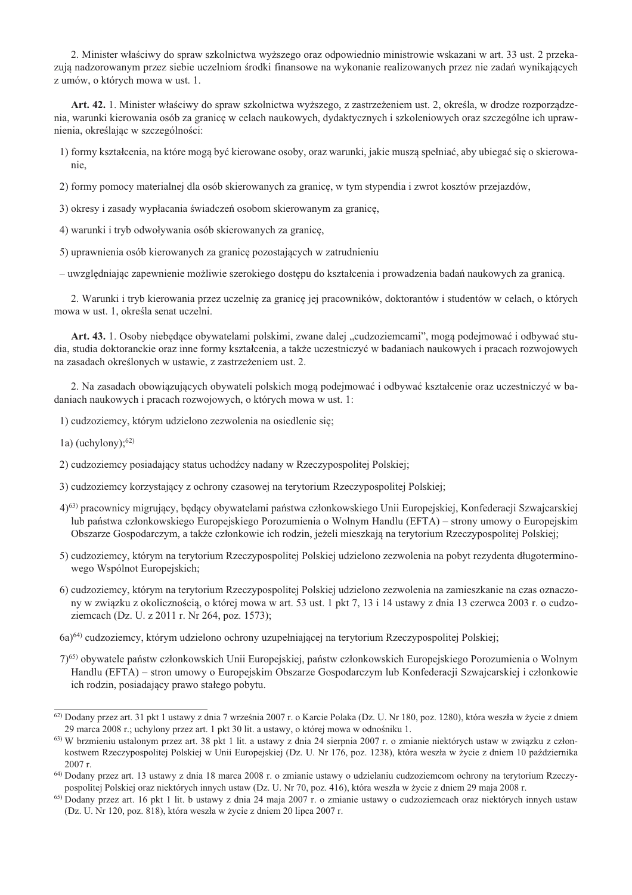2. Minister właściwy do spraw szkolnictwa wyższego oraz odpowiednio ministrowie wskazani w art. 33 ust. 2 przekazują nadzorowanym przez siebie uczelniom środki finansowe na wykonanie realizowanych przez nie zadań wynikających z umów, o których mowa w ust. 1.

**Art. 42.** 1. Minister właściwy do spraw szkolnictwa wyższego, z zastrzeżeniem ust. 2, określa, w drodze rozporządzenia, warunki kierowania osób za granicę w celach naukowych, dydaktycznych i szkoleniowych oraz szczególne ich uprawnienia, określając w szczególności:

1) formy kształcenia, na które mogą być kierowane osoby, oraz warunki, jakie muszą spełniać, aby ubiegać się o skierowanie,

2) formy pomocy materialnej dla osób skierowanych za granicę, w tym stypendia i zwrot kosztów przejazdów,

3) okresy i zasady wypłacania świadczeń osobom skierowanym za granicę,

4) warunki i tryb odwoływania osób skierowanych za granicę,

5) uprawnienia osób kierowanych za granicę pozostających w zatrudnieniu

– uwzględniając zapewnienie możliwie szerokiego dostępu do kształcenia i prowadzenia badań naukowych za granicą.

2. Warunki i tryb kierowania przez uczelnię za granicę jej pracowników, doktorantów i studentów w celach, o których mowa w ust. 1, określa senat uczelni.

**Art. 43.** 1. Osoby niebędące obywatelami polskimi, zwane dalej „cudzoziemcami", mogą podejmować i odbywać studia, studia doktoranckie oraz inne formy kształcenia, a także uczestniczyć w badaniach naukowych i pracach rozwojowych na zasadach określonych w ustawie, z zastrzeżeniem ust. 2.

2. Na zasadach obowiązujących obywateli polskich mogą podejmować i odbywać kształcenie oraz uczestniczyć w badaniach naukowych i pracach rozwojowych, o których mowa w ust. 1:

1) cudzoziemcy, którym udzielono zezwolenia na osiedlenie się;

1a) (uchylony);[62)]

2) cudzoziemcy posiadający status uchodźcy nadany w Rzeczypospolitej Polskiej;

3) cudzoziemcy korzystający z ochrony czasowej na terytorium Rzeczypospolitej Polskiej;

4)[63)] pracownicy migrujący, będący obywatelami państwa członkowskiego Unii Europejskiej, Konfederacji Szwajcarskiej lub państwa członkowskiego Europejskiego Porozumienia o Wolnym Handlu (EFTA) – strony umowy o Europejskim Obszarze Gospodarczym, a także członkowie ich rodzin, jeżeli mieszkają na terytorium Rzeczypospolitej Polskiej;

5) cudzoziemcy, którym na terytorium Rzeczypospolitej Polskiej udzielono zezwolenia na pobyt rezydenta długoterminowego Wspólnot Europejskich;

6) cudzoziemcy, którym na terytorium Rzeczypospolitej Polskiej udzielono zezwolenia na zamieszkanie na czas oznaczony w związku z okolicznością, o której mowa w art. 53 ust. 1 pkt 7, 13 i 14 ustawy z dnia 13 czerwca 2003 r. o cudzoziemcach (Dz. U. z 2011 r. Nr 264, poz. 1573);

6a)[64)] cudzoziemcy, którym udzielono ochrony uzupełniającej na terytorium Rzeczypospolitej Polskiej;

7)[65)] obywatele państw członkowskich Unii Europejskiej, państw członkowskich Europejskiego Porozumienia o Wolnym Handlu (EFTA) – stron umowy o Europejskim Obszarze Gospodarczym lub Konfederacji Szwajcarskiej i członkowie ich rodzin, posiadający prawo stałego pobytu.

---

[62)] Dodany przez art. 31 pkt 1 ustawy z dnia 7 września 2007 r. o Karcie Polaka (Dz. U. Nr 180, poz. 1280), która weszła w życie z dniem 29 marca 2008 r.; uchylony przez art. 1 pkt 30 lit. a ustawy, o której mowa w odnośniku 1.

[63)] W brzmieniu ustalonym przez art. 38 pkt 1 lit. a ustawy z dnia 24 sierpnia 2007 r. o zmianie niektórych ustaw w związku z członkostwem Rzeczypospolitej Polskiej w Unii Europejskiej (Dz. U. Nr 176, poz. 1238), która weszła w życie z dniem 10 października 2007 r.

[64)] Dodany przez art. 13 ustawy z dnia 18 marca 2008 r. o zmianie ustawy o udzielaniu cudzoziemcom ochrony na terytorium Rzeczypospolitej Polskiej oraz niektórych innych ustaw (Dz. U. Nr 70, poz. 416), która weszła w życie z dniem 29 maja 2008 r.

[65)] Dodany przez art. 16 pkt 1 lit. b ustawy z dnia 24 maja 2007 r. o zmianie ustawy o cudzoziemcach oraz niektórych innych ustaw (Dz. U. Nr 120, poz. 818), która weszła w życie z dniem 20 lipca 2007 r.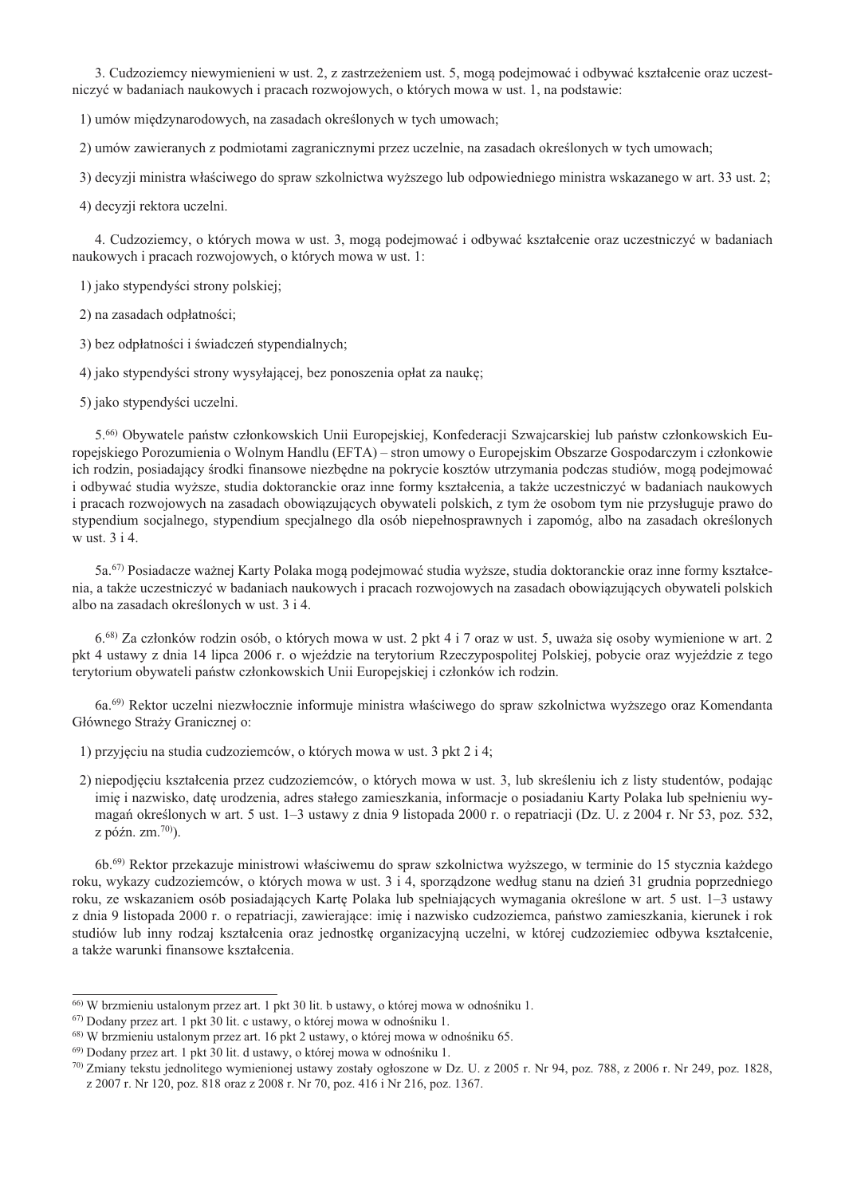3. Cudzoziemcy niewymienieni w ust. 2, z zastrzeżeniem ust. 5, mogą podejmować i odbywać kształcenie oraz uczestniczyć w badaniach naukowych i pracach rozwojowych, o których mowa w ust. 1, na podstawie:

1) umów międzynarodowych, na zasadach określonych w tych umowach;

2) umów zawieranych z podmiotami zagranicznymi przez uczelnie, na zasadach określonych w tych umowach;

3) decyzji ministra właściwego do spraw szkolnictwa wyższego lub odpowiedniego ministra wskazanego w art. 33 ust. 2;

4) decyzji rektora uczelni.

4. Cudzoziemcy, o których mowa w ust. 3, mogą podejmować i odbywać kształcenie oraz uczestniczyć w badaniach naukowych i pracach rozwojowych, o których mowa w ust. 1:

1) jako stypendyści strony polskiej;

2) na zasadach odpłatności;

3) bez odpłatności i świadczeń stypendialnych;

4) jako stypendyści strony wysyłającej, bez ponoszenia opłat za naukę;

5) jako stypendyści uczelni.

5.[66] Obywatele państw członkowskich Unii Europejskiej, Konfederacji Szwajcarskiej lub państw członkowskich Europejskiego Porozumienia o Wolnym Handlu (EFTA) – stron umowy o Europejskim Obszarze Gospodarczym i członkowie ich rodzin, posiadający środki finansowe niezbędne na pokrycie kosztów utrzymania podczas studiów, mogą podejmować i odbywać studia wyższe, studia doktoranckie oraz inne formy kształcenia, a także uczestniczyć w badaniach naukowych i pracach rozwojowych na zasadach obowiązujących obywateli polskich, z tym że osobom tym nie przysługuje prawo do stypendium socjalnego, stypendium specjalnego dla osób niepełnosprawnych i zapomóg, albo na zasadach określonych w ust. 3 i 4.

5a.[67] Posiadacze ważnej Karty Polaka mogą podejmować studia wyższe, studia doktoranckie oraz inne formy kształcenia, a także uczestniczyć w badaniach naukowych i pracach rozwojowych na zasadach obowiązujących obywateli polskich albo na zasadach określonych w ust. 3 i 4.

6.[68] Za członków rodzin osób, o których mowa w ust. 2 pkt 4 i 7 oraz w ust. 5, uważa się osoby wymienione w art. 2 pkt 4 ustawy z dnia 14 lipca 2006 r. o wjeździe na terytorium Rzeczypospolitej Polskiej, pobycie oraz wyjeździe z tego terytorium obywateli państw członkowskich Unii Europejskiej i członków ich rodzin.

6a.[69] Rektor uczelni niezwłocznie informuje ministra właściwego do spraw szkolnictwa wyższego oraz Komendanta Głównego Straży Granicznej o:

1) przyjęciu na studia cudzoziemców, o których mowa w ust. 3 pkt 2 i 4;

2) niepodjęciu kształcenia przez cudzoziemców, o których mowa w ust. 3, lub skreśleniu ich z listy studentów, podając imię i nazwisko, datę urodzenia, adres stałego zamieszkania, informacje o posiadaniu Karty Polaka lub spełnieniu wymagań określonych w art. 5 ust. 1–3 ustawy z dnia 9 listopada 2000 r. o repatriacji (Dz. U. z 2004 r. Nr 53, poz. 532, z późn. zm.[70]).

6b.[69] Rektor przekazuje ministrowi właściwemu do spraw szkolnictwa wyższego, w terminie do 15 stycznia każdego roku, wykazy cudzoziemców, o których mowa w ust. 3 i 4, sporządzone według stanu na dzień 31 grudnia poprzedniego roku, ze wskazaniem osób posiadających Kartę Polaka lub spełniających wymagania określone w art. 5 ust. 1–3 ustawy z dnia 9 listopada 2000 r. o repatriacji, zawierające: imię i nazwisko cudzoziemca, państwo zamieszkania, kierunek i rok studiów lub inny rodzaj kształcenia oraz jednostkę organizacyjną uczelni, w której cudzoziemiec odbywa kształcenie, a także warunki finansowe kształcenia.

---

[66] W brzmieniu ustalonym przez art. 1 pkt 30 lit. b ustawy, o której mowa w odnośniku 1.

[67] Dodany przez art. 1 pkt 30 lit. c ustawy, o której mowa w odnośniku 1.

[68] W brzmieniu ustalonym przez art. 16 pkt 2 ustawy, o której mowa w odnośniku 65.

[69] Dodany przez art. 1 pkt 30 lit. d ustawy, o której mowa w odnośniku 1.

[70] Zmiany tekstu jednolitego wymienionej ustawy zostały ogłoszone w Dz. U. z 2005 r. Nr 94, poz. 788, z 2006 r. Nr 249, poz. 1828, z 2007 r. Nr 120, poz. 818 oraz z 2008 r. Nr 70, poz. 416 i Nr 216, poz. 1367.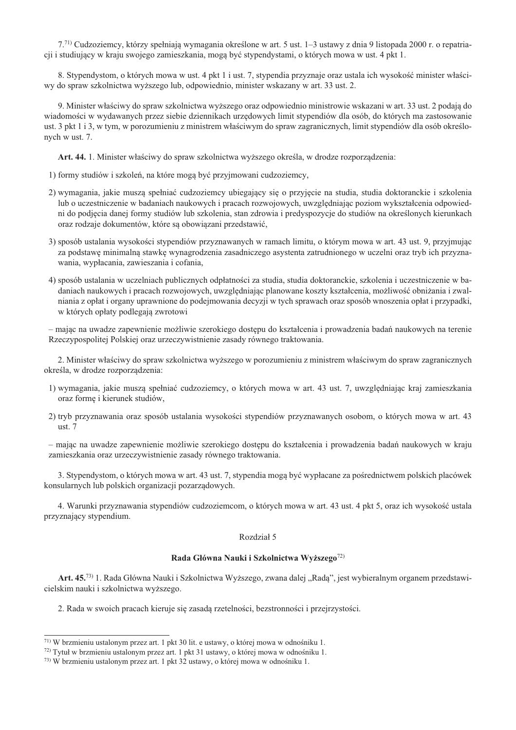7.[71)] Cudzoziemcy, którzy spełniają wymagania określone w art. 5 ust. 1–3 ustawy z dnia 9 listopada 2000 r. o repatriacji i studiujący w kraju swojego zamieszkania, mogą być stypendystami, o których mowa w ust. 4 pkt 1.

8. Stypendystom, o których mowa w ust. 4 pkt 1 i ust. 7, stypendia przyznaje oraz ustala ich wysokość minister właściwy do spraw szkolnictwa wyższego lub, odpowiednio, minister wskazany w art. 33 ust. 2.

9. Minister właściwy do spraw szkolnictwa wyższego oraz odpowiednio ministrowie wskazani w art. 33 ust. 2 podają do wiadomości w wydawanych przez siebie dziennikach urzędowych limit stypendiów dla osób, do których ma zastosowanie ust. 3 pkt 1 i 3, w tym, w porozumieniu z ministrem właściwym do spraw zagranicznych, limit stypendiów dla osób określonych w ust. 7.

**Art. 44.** 1. Minister właściwy do spraw szkolnictwa wyższego określa, w drodze rozporządzenia:

1) formy studiów i szkoleń, na które mogą być przyjmowani cudzoziemcy,

2) wymagania, jakie muszą spełniać cudzoziemcy ubiegający się o przyjęcie na studia, studia doktoranckie i szkolenia lub o uczestniczenie w badaniach naukowych i pracach rozwojowych, uwzględniając poziom wykształcenia odpowiedni do podjęcia danej formy studiów lub szkolenia, stan zdrowia i predyspozycje do studiów na określonych kierunkach oraz rodzaje dokumentów, które są obowiązani przedstawić,

3) sposób ustalania wysokości stypendiów przyznawanych w ramach limitu, o którym mowa w art. 43 ust. 9, przyjmując za podstawę minimalną stawkę wynagrodzenia zasadniczego asystenta zatrudnionego w uczelni oraz tryb ich przyznawania, wypłacania, zawieszania i cofania,

4) sposób ustalania w uczelniach publicznych odpłatności za studia, studia doktoranckie, szkolenia i uczestniczenie w badaniach naukowych i pracach rozwojowych, uwzględniając planowane koszty kształcenia, możliwość obniżania i zwalniania z opłat i organy uprawnione do podejmowania decyzji w tych sprawach oraz sposób wnoszenia opłat i przypadki, w których opłaty podlegają zwrotowi

– mając na uwadze zapewnienie możliwie szerokiego dostępu do kształcenia i prowadzenia badań naukowych na terenie Rzeczypospolitej Polskiej oraz urzeczywistnienie zasady równego traktowania.

2. Minister właściwy do spraw szkolnictwa wyższego w porozumieniu z ministrem właściwym do spraw zagranicznych określa, w drodze rozporządzenia:

1) wymagania, jakie muszą spełniać cudzoziemcy, o których mowa w art. 43 ust. 7, uwzględniając kraj zamieszkania oraz formę i kierunek studiów,

2) tryb przyznawania oraz sposób ustalania wysokości stypendiów przyznawanych osobom, o których mowa w art. 43 ust. 7

– mając na uwadze zapewnienie możliwie szerokiego dostępu do kształcenia i prowadzenia badań naukowych w kraju zamieszkania oraz urzeczywistnienie zasady równego traktowania.

3. Stypendystom, o których mowa w art. 43 ust. 7, stypendia mogą być wypłacane za pośrednictwem polskich placówek konsularnych lub polskich organizacji pozarządowych.

4. Warunki przyznawania stypendiów cudzoziemcom, o których mowa w art. 43 ust. 4 pkt 5, oraz ich wysokość ustala przyznający stypendium.

## Rozdział 5

## Rada Główna Nauki i Szkolnictwa Wyższego[72)]

**Art. 45.**[73)] 1. Rada Główna Nauki i Szkolnictwa Wyższego, zwana dalej „Radą", jest wybieralnym organem przedstawicielskim nauki i szkolnictwa wyższego.

2. Rada w swoich pracach kieruje się zasadą rzetelności, bezstronności i przejrzystości.

---

[71)] W brzmieniu ustalonym przez art. 1 pkt 30 lit. e ustawy, o której mowa w odnośniku 1.

[72)] Tytuł w brzmieniu ustalonym przez art. 1 pkt 31 ustawy, o której mowa w odnośniku 1.

[73)] W brzmieniu ustalonym przez art. 1 pkt 32 ustawy, o której mowa w odnośniku 1.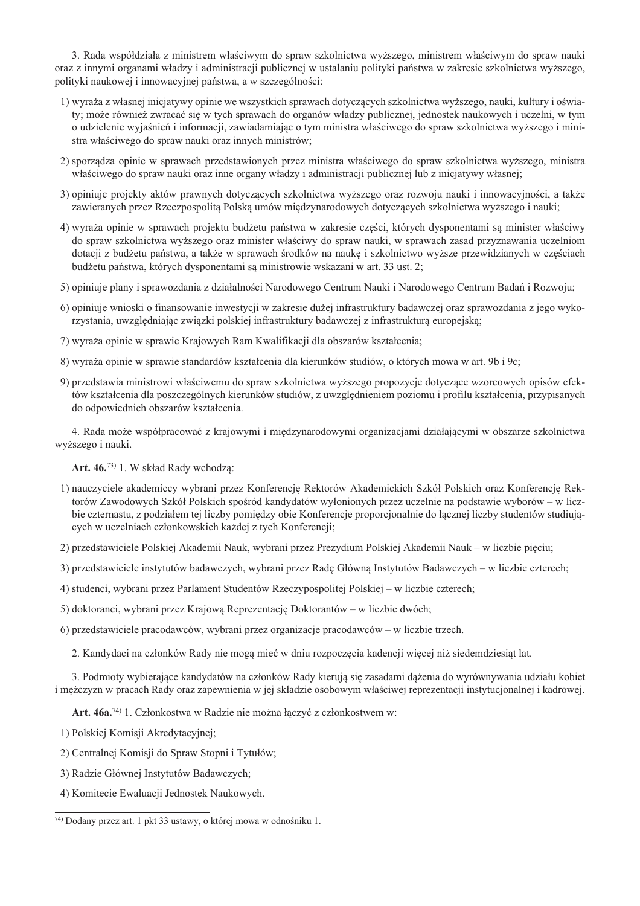3. Rada współdziała z ministrem właściwym do spraw szkolnictwa wyższego, ministrem właściwym do spraw nauki oraz z innymi organami władzy i administracji publicznej w ustalaniu polityki państwa w zakresie szkolnictwa wyższego, polityki naukowej i innowacyjnej państwa, a w szczególności:

1) wyraża z własnej inicjatywy opinie we wszystkich sprawach dotyczących szkolnictwa wyższego, nauki, kultury i oświaty; może również zwracać się w tych sprawach do organów władzy publicznej, jednostek naukowych i uczelni, w tym o udzielenie wyjaśnień i informacji, zawiadamiając o tym ministra właściwego do spraw szkolnictwa wyższego i ministra właściwego do spraw nauki oraz innych ministrów;

2) sporządza opinie w sprawach przedstawionych przez ministra właściwego do spraw szkolnictwa wyższego, ministra właściwego do spraw nauki oraz inne organy władzy i administracji publicznej lub z inicjatywy własnej;

3) opiniuje projekty aktów prawnych dotyczących szkolnictwa wyższego oraz rozwoju nauki i innowacyjności, a także zawieranych przez Rzeczpospolitą Polską umów międzynarodowych dotyczących szkolnictwa wyższego i nauki;

4) wyraża opinie w sprawach projektu budżetu państwa w zakresie części, których dysponentami są minister właściwy do spraw szkolnictwa wyższego oraz minister właściwy do spraw nauki, w sprawach zasad przyznawania uczelniom dotacji z budżetu państwa, a także w sprawach środków na naukę i szkolnictwo wyższe przewidzianych w częściach budżetu państwa, których dysponentami są ministrowie wskazani w art. 33 ust. 2;

5) opiniuje plany i sprawozdania z działalności Narodowego Centrum Nauki i Narodowego Centrum Badań i Rozwoju;

6) opiniuje wnioski o finansowanie inwestycji w zakresie dużej infrastruktury badawczej oraz sprawozdania z jego wykorzystania, uwzględniając związki polskiej infrastruktury badawczej z infrastrukturą europejską;

7) wyraża opinie w sprawie Krajowych Ram Kwalifikacji dla obszarów kształcenia;

8) wyraża opinie w sprawie standardów kształcenia dla kierunków studiów, o których mowa w art. 9b i 9c;

9) przedstawia ministrowi właściwemu do spraw szkolnictwa wyższego propozycje dotyczące wzorcowych opisów efektów kształcenia dla poszczególnych kierunków studiów, z uwzględnieniem poziomu i profilu kształcenia, przypisanych do odpowiednich obszarów kształcenia.

4. Rada może współpracować z krajowymi i międzynarodowymi organizacjami działającymi w obszarze szkolnictwa wyższego i nauki.

**Art. 46.**[73] 1. W skład Rady wchodzą:

1) nauczyciele akademiccy wybrani przez Konferencję Rektorów Akademickich Szkół Polskich oraz Konferencję Rektorów Zawodowych Szkół Polskich spośród kandydatów wyłonionych przez uczelnie na podstawie wyborów – w liczbie czternastu, z podziałem tej liczby pomiędzy obie Konferencje proporcjonalnie do łącznej liczby studentów studiujących w uczelniach członkowskich każdej z tych Konferencji;

2) przedstawiciele Polskiej Akademii Nauk, wybrani przez Prezydium Polskiej Akademii Nauk – w liczbie pięciu;

3) przedstawiciele instytutów badawczych, wybrani przez Radę Główną Instytutów Badawczych – w liczbie czterech;

4) studenci, wybrani przez Parlament Studentów Rzeczypospolitej Polskiej – w liczbie czterech;

5) doktoranci, wybrani przez Krajową Reprezentację Doktorantów – w liczbie dwóch;

6) przedstawiciele pracodawców, wybrani przez organizacje pracodawców – w liczbie trzech.

2. Kandydaci na członków Rady nie mogą mieć w dniu rozpoczęcia kadencji więcej niż siedemdziesiąt lat.

3. Podmioty wybierające kandydatów na członków Rady kierują się zasadami dążenia do wyrównywania udziału kobiet i mężczyzn w pracach Rady oraz zapewnienia w jej składzie osobowym właściwej reprezentacji instytucjonalnej i kadrowej.

**Art. 46a.**[74] 1. Członkostwa w Radzie nie można łączyć z członkostwem w:

1) Polskiej Komisji Akredytacyjnej;

2) Centralnej Komisji do Spraw Stopni i Tytułów;

3) Radzie Głównej Instytutów Badawczych;

4) Komitecie Ewaluacji Jednostek Naukowych.

---

[74] Dodany przez art. 1 pkt 33 ustawy, o której mowa w odnośniku 1.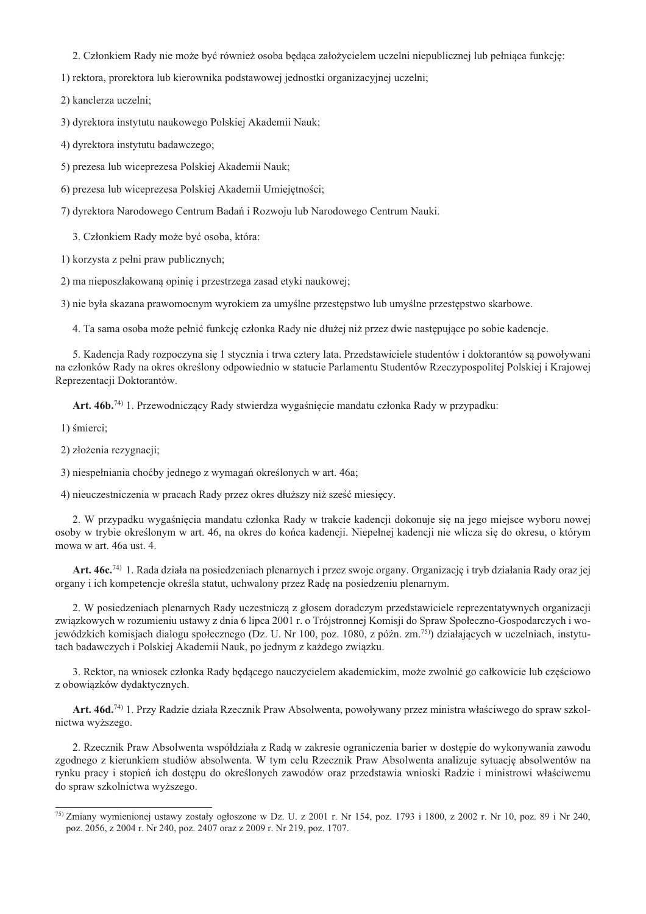2. Członkiem Rady nie może być również osoba będąca założycielem uczelni niepublicznej lub pełniąca funkcję:

1) rektora, prorektora lub kierownika podstawowej jednostki organizacyjnej uczelni;

2) kanclerza uczelni;

3) dyrektora instytutu naukowego Polskiej Akademii Nauk;

4) dyrektora instytutu badawczego;

5) prezesa lub wiceprezesa Polskiej Akademii Nauk;

6) prezesa lub wiceprezesa Polskiej Akademii Umiejętności;

7) dyrektora Narodowego Centrum Badań i Rozwoju lub Narodowego Centrum Nauki.

3. Członkiem Rady może być osoba, która:

1) korzysta z pełni praw publicznych;

2) ma nieposzlakowaną opinię i przestrzega zasad etyki naukowej;

3) nie była skazana prawomocnym wyrokiem za umyślne przestępstwo lub umyślne przestępstwo skarbowe.

4. Ta sama osoba może pełnić funkcję członka Rady nie dłużej niż przez dwie następujące po sobie kadencje.

5. Kadencja Rady rozpoczyna się 1 stycznia i trwa cztery lata. Przedstawiciele studentów i doktorantów są powoływani na członków Rady na okres określony odpowiednio w statucie Parlamentu Studentów Rzeczypospolitej Polskiej i Krajowej Reprezentacji Doktorantów.

**Art. 46b.**[74] 1. Przewodniczący Rady stwierdza wygaśnięcie mandatu członka Rady w przypadku:

1) śmierci;

2) złożenia rezygnacji;

3) niespełniania choćby jednego z wymagań określonych w art. 46a;

4) nieuczestniczenia w pracach Rady przez okres dłuższy niż sześć miesięcy.

2. W przypadku wygaśnięcia mandatu członka Rady w trakcie kadencji dokonuje się na jego miejsce wyboru nowej osoby w trybie określonym w art. 46, na okres do końca kadencji. Niepełnej kadencji nie wlicza się do okresu, o którym mowa w art. 46a ust. 4.

**Art. 46c.**[74] 1. Rada działa na posiedzeniach plenarnych i przez swoje organy. Organizację i tryb działania Rady oraz jej organy i ich kompetencje określa statut, uchwalony przez Radę na posiedzeniu plenarnym.

2. W posiedzeniach plenarnych Rady uczestniczą z głosem doradczym przedstawiciele reprezentatywnych organizacji związkowych w rozumieniu ustawy z dnia 6 lipca 2001 r. o Trójstronnej Komisji do Spraw Społeczno-Gospodarczych i wojewódzkich komisjach dialogu społecznego (Dz. U. Nr 100, poz. 1080, z późn. zm.[75]) działających w uczelniach, instytutach badawczych i Polskiej Akademii Nauk, po jednym z każdego związku.

3. Rektor, na wniosek członka Rady będącego nauczycielem akademickim, może zwolnić go całkowicie lub częściowo z obowiązków dydaktycznych.

**Art. 46d.**[74] 1. Przy Radzie działa Rzecznik Praw Absolwenta, powoływany przez ministra właściwego do spraw szkolnictwa wyższego.

2. Rzecznik Praw Absolwenta współdziała z Radą w zakresie ograniczenia barier w dostępie do wykonywania zawodu zgodnego z kierunkiem studiów absolwenta. W tym celu Rzecznik Praw Absolwenta analizuje sytuację absolwentów na rynku pracy i stopień ich dostępu do określonych zawodów oraz przedstawia wnioski Radzie i ministrowi właściwemu do spraw szkolnictwa wyższego.

---

[75] Zmiany wymienionej ustawy zostały ogłoszone w Dz. U. z 2001 r. Nr 154, poz. 1793 i 1800, z 2002 r. Nr 10, poz. 89 i Nr 240, poz. 2056, z 2004 r. Nr 240, poz. 2407 oraz z 2009 r. Nr 219, poz. 1707.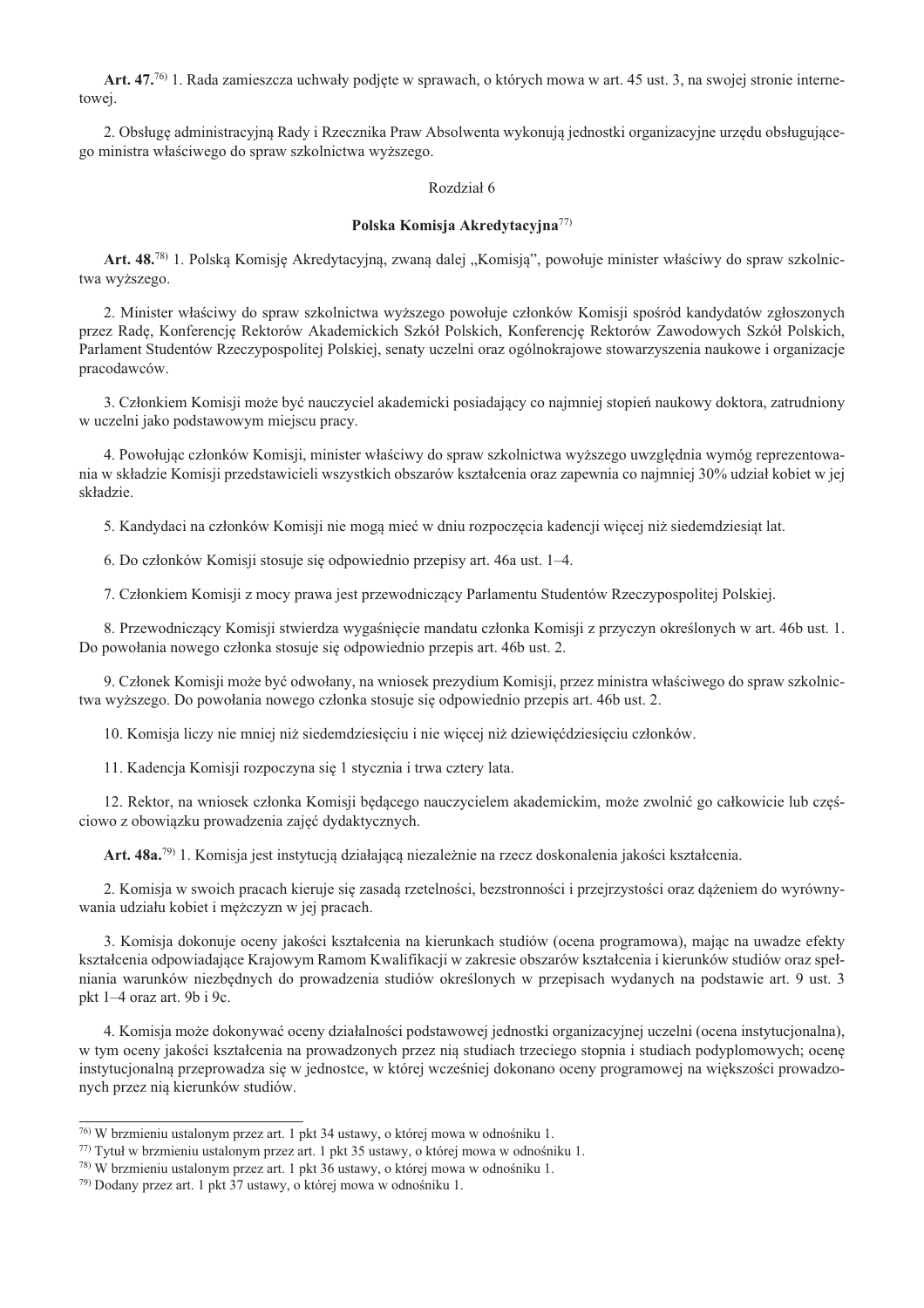**Art. 47.**[76] 1. Rada zamieszcza uchwały podjęte w sprawach, o których mowa w art. 45 ust. 3, na swojej stronie internetowej.

2. Obsługę administracyjną Rady i Rzecznika Praw Absolwenta wykonują jednostki organizacyjne urzędu obsługującego ministra właściwego do spraw szkolnictwa wyższego.

Rozdział 6

**Polska Komisja Akredytacyjna**[77]

**Art. 48.**[78] 1. Polską Komisję Akredytacyjną, zwaną dalej „Komisją", powołuje minister właściwy do spraw szkolnictwa wyższego.

2. Minister właściwy do spraw szkolnictwa wyższego powołuje członków Komisji spośród kandydatów zgłoszonych przez Radę, Konferencję Rektorów Akademickich Szkół Polskich, Konferencję Rektorów Zawodowych Szkół Polskich, Parlament Studentów Rzeczypospolitej Polskiej, senaty uczelni oraz ogólnokrajowe stowarzyszenia naukowe i organizacje pracodawców.

3. Członkiem Komisji może być nauczyciel akademicki posiadający co najmniej stopień naukowy doktora, zatrudniony w uczelni jako podstawowym miejscu pracy.

4. Powołując członków Komisji, minister właściwy do spraw szkolnictwa wyższego uwzględnia wymóg reprezentowania w składzie Komisji przedstawicieli wszystkich obszarów kształcenia oraz zapewnia co najmniej 30% udział kobiet w jej składzie.

5. Kandydaci na członków Komisji nie mogą mieć w dniu rozpoczęcia kadencji więcej niż siedemdziesiąt lat.

6. Do członków Komisji stosuje się odpowiednio przepisy art. 46a ust. 1–4.

7. Członkiem Komisji z mocy prawa jest przewodniczący Parlamentu Studentów Rzeczypospolitej Polskiej.

8. Przewodniczący Komisji stwierdza wygaśnięcie mandatu członka Komisji z przyczyn określonych w art. 46b ust. 1. Do powołania nowego członka stosuje się odpowiednio przepis art. 46b ust. 2.

9. Członek Komisji może być odwołany, na wniosek prezydium Komisji, przez ministra właściwego do spraw szkolnictwa wyższego. Do powołania nowego członka stosuje się odpowiednio przepis art. 46b ust. 2.

10. Komisja liczy nie mniej niż siedemdziesięciu i nie więcej niż dziewięćdziesięciu członków.

11. Kadencja Komisji rozpoczyna się 1 stycznia i trwa cztery lata.

12. Rektor, na wniosek członka Komisji będącego nauczycielem akademickim, może zwolnić go całkowicie lub częściowo z obowiązku prowadzenia zajęć dydaktycznych.

**Art. 48a.**[79] 1. Komisja jest instytucją działającą niezależnie na rzecz doskonalenia jakości kształcenia.

2. Komisja w swoich pracach kieruje się zasadą rzetelności, bezstronności i przejrzystości oraz dążeniem do wyrównywania udziału kobiet i mężczyzn w jej pracach.

3. Komisja dokonuje oceny jakości kształcenia na kierunkach studiów (ocena programowa), mając na uwadze efekty kształcenia odpowiadające Krajowym Ramom Kwalifikacji w zakresie obszarów kształcenia i kierunków studiów oraz spełniania warunków niezbędnych do prowadzenia studiów określonych w przepisach wydanych na podstawie art. 9 ust. 3 pkt 1–4 oraz art. 9b i 9c.

4. Komisja może dokonywać oceny działalności podstawowej jednostki organizacyjnej uczelni (ocena instytucjonalna), w tym oceny jakości kształcenia na prowadzonych przez nią studiach trzeciego stopnia i studiach podyplomowych; ocenę instytucjonalną przeprowadza się w jednostce, w której wcześniej dokonano oceny programowej na większości prowadzonych przez nią kierunków studiów.

---

[76] W brzmieniu ustalonym przez art. 1 pkt 34 ustawy, o której mowa w odnośniku 1.

[77] Tytuł w brzmieniu ustalonym przez art. 1 pkt 35 ustawy, o której mowa w odnośniku 1.

[78] W brzmieniu ustalonym przez art. 1 pkt 36 ustawy, o której mowa w odnośniku 1.

[79] Dodany przez art. 1 pkt 37 ustawy, o której mowa w odnośniku 1.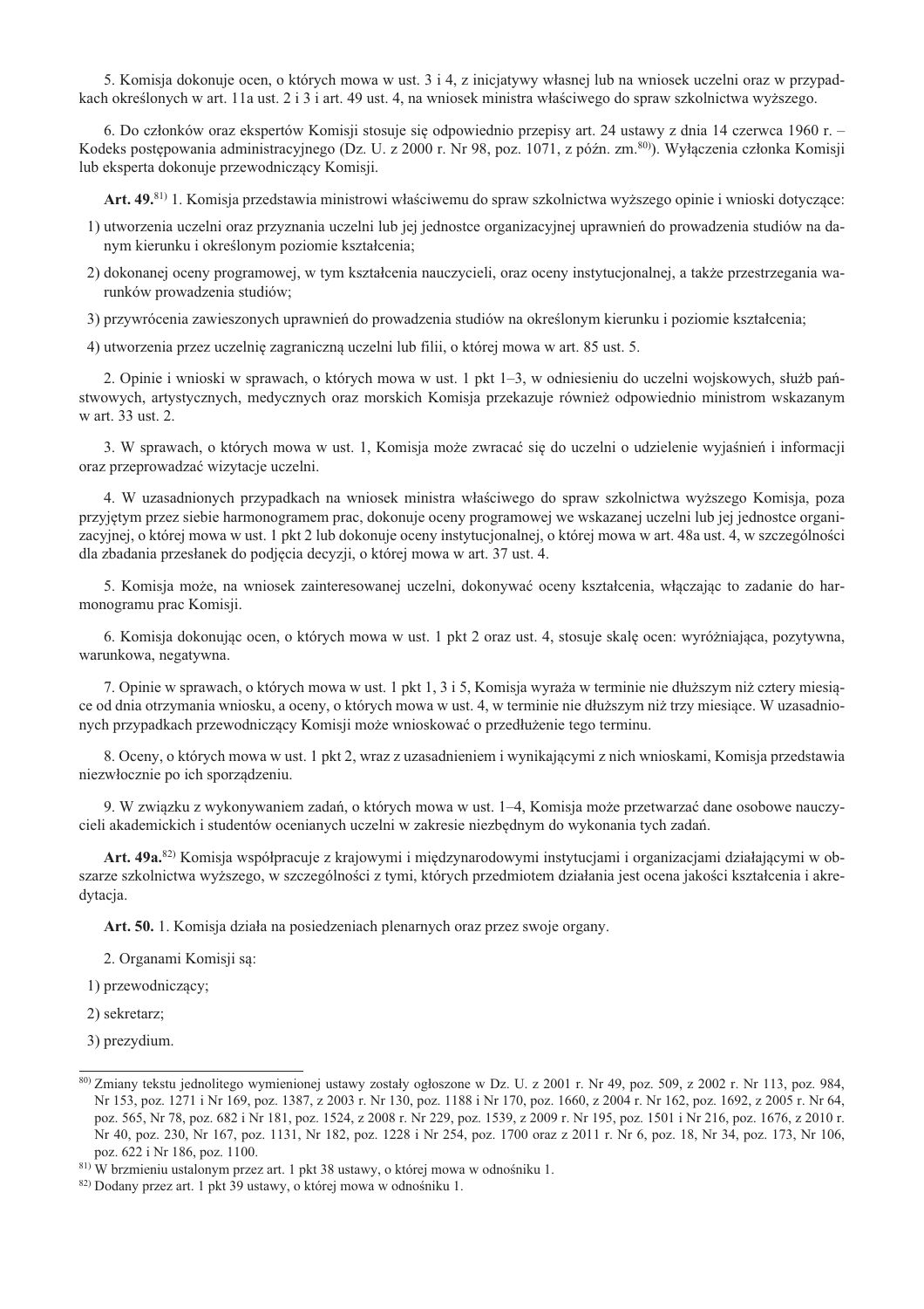5. Komisja dokonuje ocen, o których mowa w ust. 3 i 4, z inicjatywy własnej lub na wniosek uczelni oraz w przypadkach określonych w art. 11a ust. 2 i 3 i art. 49 ust. 4, na wniosek ministra właściwego do spraw szkolnictwa wyższego.

6. Do członków oraz ekspertów Komisji stosuje się odpowiednio przepisy art. 24 ustawy z dnia 14 czerwca 1960 r. – Kodeks postępowania administracyjnego (Dz. U. z 2000 r. Nr 98, poz. 1071, z późn. zm.[80]). Wyłączenia członka Komisji lub eksperta dokonuje przewodniczący Komisji.

**Art. 49.**[81] 1. Komisja przedstawia ministrowi właściwemu do spraw szkolnictwa wyższego opinie i wnioski dotyczące:

1) utworzenia uczelni oraz przyznania uczelni lub jej jednostce organizacyjnej uprawnień do prowadzenia studiów na danym kierunku i określonym poziomie kształcenia;
2) dokonanej oceny programowej, w tym kształcenia nauczycieli, oraz oceny instytucjonalnej, a także przestrzegania warunków prowadzenia studiów;
3) przywrócenia zawieszonych uprawnień do prowadzenia studiów na określonym kierunku i poziomie kształcenia;
4) utworzenia przez uczelnię zagraniczną uczelni lub filii, o której mowa w art. 85 ust. 5.

2. Opinie i wnioski w sprawach, o których mowa w ust. 1 pkt 1–3, w odniesieniu do uczelni wojskowych, służb państwowych, artystycznych, medycznych oraz morskich Komisja przekazuje również odpowiednio ministrom wskazanym w art. 33 ust. 2.

3. W sprawach, o których mowa w ust. 1, Komisja może zwracać się do uczelni o udzielenie wyjaśnień i informacji oraz przeprowadzać wizytacje uczelni.

4. W uzasadnionych przypadkach na wniosek ministra właściwego do spraw szkolnictwa wyższego Komisja, poza przyjętym przez siebie harmonogramem prac, dokonuje oceny programowej we wskazanej uczelni lub jej jednostce organizacyjnej, o której mowa w ust. 1 pkt 2 lub dokonuje oceny instytucjonalnej, o której mowa w art. 48a ust. 4, w szczególności dla zbadania przesłanek do podjęcia decyzji, o której mowa w art. 37 ust. 4.

5. Komisja może, na wniosek zainteresowanej uczelni, dokonywać oceny kształcenia, włączając to zadanie do harmonogramu prac Komisji.

6. Komisja dokonując ocen, o których mowa w ust. 1 pkt 2 oraz ust. 4, stosuje skalę ocen: wyróżniająca, pozytywna, warunkowa, negatywna.

7. Opinie w sprawach, o których mowa w ust. 1 pkt 1, 3 i 5, Komisja wyraża w terminie nie dłuższym niż cztery miesiące od dnia otrzymania wniosku, a oceny, o których mowa w ust. 4, w terminie nie dłuższym niż trzy miesiące. W uzasadnionych przypadkach przewodniczący Komisji może wnioskować o przedłużenie tego terminu.

8. Oceny, o których mowa w ust. 1 pkt 2, wraz z uzasadnieniem i wynikającymi z nich wnioskami, Komisja przedstawia niezwłocznie po ich sporządzeniu.

9. W związku z wykonywaniem zadań, o których mowa w ust. 1–4, Komisja może przetwarzać dane osobowe nauczycieli akademickich i studentów ocenianych uczelni w zakresie niezbędnym do wykonania tych zadań.

**Art. 49a.**[82] Komisja współpracuje z krajowymi i międzynarodowymi instytucjami i organizacjami działającymi w obszarze szkolnictwa wyższego, w szczególności z tymi, których przedmiotem działania jest ocena jakości kształcenia i akredytacja.

**Art. 50.** 1. Komisja działa na posiedzeniach plenarnych oraz przez swoje organy.

2. Organami Komisji są:

1) przewodniczący;
2) sekretarz;
3) prezydium.

---

[80] Zmiany tekstu jednolitego wymienionej ustawy zostały ogłoszone w Dz. U. z 2001 r. Nr 49, poz. 509, z 2002 r. Nr 113, poz. 984, Nr 153, poz. 1271 i Nr 169, poz. 1387, z 2003 r. Nr 130, poz. 1188 i Nr 170, poz. 1660, z 2004 r. Nr 162, poz. 1692, z 2005 r. Nr 64, poz. 565, Nr 78, poz. 682 i Nr 181, poz. 1524, z 2008 r. Nr 229, poz. 1539, z 2009 r. Nr 195, poz. 1501 i Nr 216, poz. 1676, z 2010 r. Nr 40, poz. 230, Nr 167, poz. 1131, Nr 182, poz. 1228 i Nr 254, poz. 1700 oraz z 2011 r. Nr 6, poz. 18, Nr 34, poz. 173, Nr 106, poz. 622 i Nr 186, poz. 1100.

[81] W brzmieniu ustalonym przez art. 1 pkt 38 ustawy, o której mowa w odnośniku 1.

[82] Dodany przez art. 1 pkt 39 ustawy, o której mowa w odnośniku 1.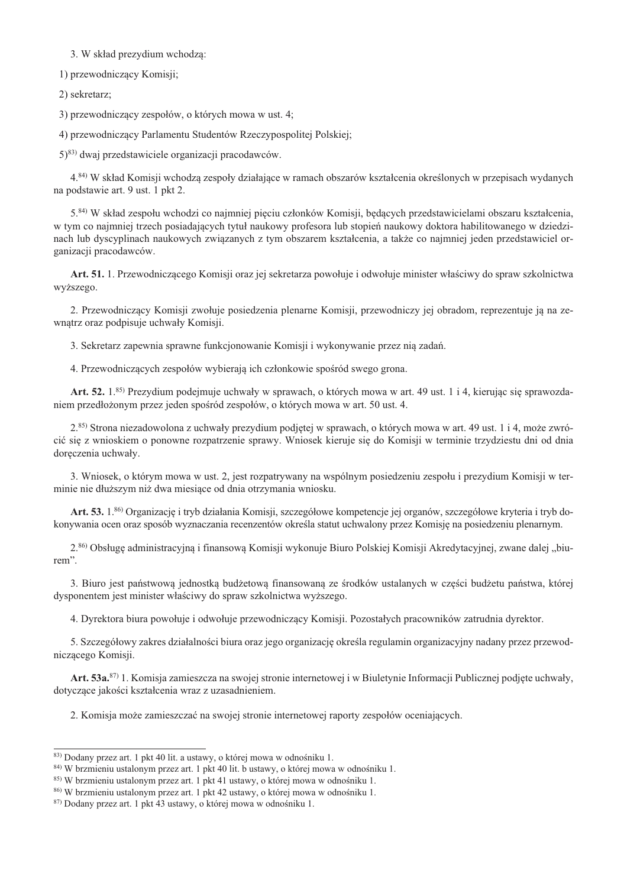3. W skład prezydium wchodzą:

1) przewodniczący Komisji;

2) sekretarz;

3) przewodniczący zespołów, o których mowa w ust. 4;

4) przewodniczący Parlamentu Studentów Rzeczypospolitej Polskiej;

5)[83] dwaj przedstawiciele organizacji pracodawców.

4.[84] W skład Komisji wchodzą zespoły działające w ramach obszarów kształcenia określonych w przepisach wydanych na podstawie art. 9 ust. 1 pkt 2.

5.[84] W skład zespołu wchodzi co najmniej pięciu członków Komisji, będących przedstawicielami obszaru kształcenia, w tym co najmniej trzech posiadających tytuł naukowy profesora lub stopień naukowy doktora habilitowanego w dziedzinach lub dyscyplinach naukowych związanych z tym obszarem kształcenia, a także co najmniej jeden przedstawiciel organizacji pracodawców.

**Art. 51.** 1. Przewodniczącego Komisji oraz jej sekretarza powołuje i odwołuje minister właściwy do spraw szkolnictwa wyższego.

2. Przewodniczący Komisji zwołuje posiedzenia plenarne Komisji, przewodniczy jej obradom, reprezentuje ją na zewnątrz oraz podpisuje uchwały Komisji.

3. Sekretarz zapewnia sprawne funkcjonowanie Komisji i wykonywanie przez nią zadań.

4. Przewodniczących zespołów wybierają ich członkowie spośród swego grona.

**Art. 52.** 1.[85] Prezydium podejmuje uchwały w sprawach, o których mowa w art. 49 ust. 1 i 4, kierując się sprawozdaniem przedłożonym przez jeden spośród zespołów, o których mowa w art. 50 ust. 4.

2.[85] Strona niezadowolona z uchwały prezydium podjętej w sprawach, o których mowa w art. 49 ust. 1 i 4, może zwrócić się z wnioskiem o ponowne rozpatrzenie sprawy. Wniosek kieruje się do Komisji w terminie trzydziestu dni od dnia doręczenia uchwały.

3. Wniosek, o którym mowa w ust. 2, jest rozpatrywany na wspólnym posiedzeniu zespołu i prezydium Komisji w terminie nie dłuższym niż dwa miesiące od dnia otrzymania wniosku.

**Art. 53.** 1.[86] Organizację i tryb działania Komisji, szczegółowe kompetencje jej organów, szczegółowe kryteria i tryb dokonywania ocen oraz sposób wyznaczania recenzentów określa statut uchwalony przez Komisję na posiedzeniu plenarnym.

2.[86] Obsługę administracyjną i finansową Komisji wykonuje Biuro Polskiej Komisji Akredytacyjnej, zwane dalej „biurem".

3. Biuro jest państwową jednostką budżetową finansowaną ze środków ustalanych w części budżetu państwa, której dysponentem jest minister właściwy do spraw szkolnictwa wyższego.

4. Dyrektora biura powołuje i odwołuje przewodniczący Komisji. Pozostałych pracowników zatrudnia dyrektor.

5. Szczegółowy zakres działalności biura oraz jego organizację określa regulamin organizacyjny nadany przez przewodniczącego Komisji.

**Art. 53a.**[87] 1. Komisja zamieszcza na swojej stronie internetowej i w Biuletynie Informacji Publicznej podjęte uchwały, dotyczące jakości kształcenia wraz z uzasadnieniem.

2. Komisja może zamieszczać na swojej stronie internetowej raporty zespołów oceniających.

---

[83] Dodany przez art. 1 pkt 40 lit. a ustawy, o której mowa w odnośniku 1.
[84] W brzmieniu ustalonym przez art. 1 pkt 40 lit. b ustawy, o której mowa w odnośniku 1.
[85] W brzmieniu ustalonym przez art. 1 pkt 41 ustawy, o której mowa w odnośniku 1.
[86] W brzmieniu ustalonym przez art. 1 pkt 42 ustawy, o której mowa w odnośniku 1.
[87] Dodany przez art. 1 pkt 43 ustawy, o której mowa w odnośniku 1.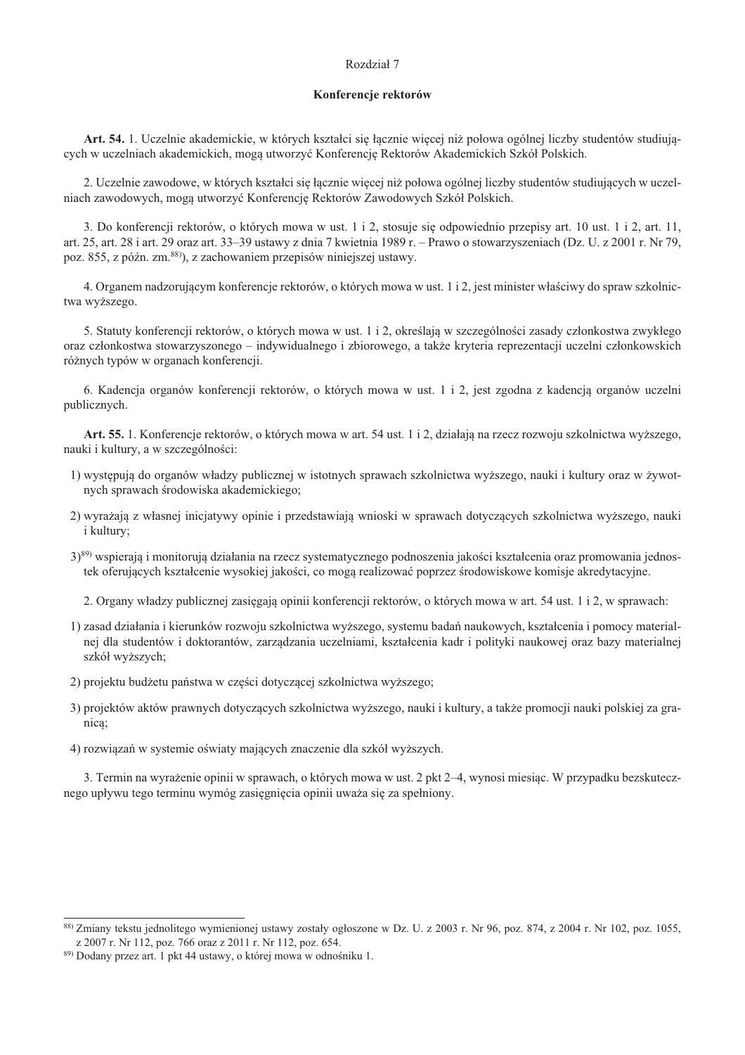## Rozdział 7

### Konferencje rektorów

**Art. 54.** 1. Uczelnie akademickie, w których kształci się łącznie więcej niż połowa ogólnej liczby studentów studiujących w uczelniach akademickich, mogą utworzyć Konferencję Rektorów Akademickich Szkół Polskich.

2. Uczelnie zawodowe, w których kształci się łącznie więcej niż połowa ogólnej liczby studentów studiujących w uczelniach zawodowych, mogą utworzyć Konferencję Rektorów Zawodowych Szkół Polskich.

3. Do konferencji rektorów, o których mowa w ust. 1 i 2, stosuje się odpowiednio przepisy art. 10 ust. 1 i 2, art. 11, art. 25, art. 28 i art. 29 oraz art. 33–39 ustawy z dnia 7 kwietnia 1989 r. – Prawo o stowarzyszeniach (Dz. U. z 2001 r. Nr 79, poz. 855, z późn. zm.[88]), z zachowaniem przepisów niniejszej ustawy.

4. Organem nadzorującym konferencje rektorów, o których mowa w ust. 1 i 2, jest minister właściwy do spraw szkolnictwa wyższego.

5. Statuty konferencji rektorów, o których mowa w ust. 1 i 2, określają w szczególności zasady członkostwa zwykłego oraz członkostwa stowarzyszonego – indywidualnego i zbiorowego, a także kryteria reprezentacji uczelni członkowskich różnych typów w organach konferencji.

6. Kadencja organów konferencji rektorów, o których mowa w ust. 1 i 2, jest zgodna z kadencją organów uczelni publicznych.

**Art. 55.** 1. Konferencje rektorów, o których mowa w art. 54 ust. 1 i 2, działają na rzecz rozwoju szkolnictwa wyższego, nauki i kultury, a w szczególności:

1) występują do organów władzy publicznej w istotnych sprawach szkolnictwa wyższego, nauki i kultury oraz w żywotnych sprawach środowiska akademickiego;

2) wyrażają z własnej inicjatywy opinie i przedstawiają wnioski w sprawach dotyczących szkolnictwa wyższego, nauki i kultury;

3)[89] wspierają i monitorują działania na rzecz systematycznego podnoszenia jakości kształcenia oraz promowania jednostek oferujących kształcenie wysokiej jakości, co mogą realizować poprzez środowiskowe komisje akredytacyjne.

2. Organy władzy publicznej zasięgają opinii konferencji rektorów, o których mowa w art. 54 ust. 1 i 2, w sprawach:

1) zasad działania i kierunków rozwoju szkolnictwa wyższego, systemu badań naukowych, kształcenia i pomocy materialnej dla studentów i doktorantów, zarządzania uczelniami, kształcenia kadr i polityki naukowej oraz bazy materialnej szkół wyższych;

2) projektu budżetu państwa w części dotyczącej szkolnictwa wyższego;

3) projektów aktów prawnych dotyczących szkolnictwa wyższego, nauki i kultury, a także promocji nauki polskiej za granicą;

4) rozwiązań w systemie oświaty mających znaczenie dla szkół wyższych.

3. Termin na wyrażenie opinii w sprawach, o których mowa w ust. 2 pkt 2–4, wynosi miesiąc. W przypadku bezskutecznego upływu tego terminu wymóg zasięgnięcia opinii uważa się za spełniony.

---

[88] Zmiany tekstu jednolitego wymienionej ustawy zostały ogłoszone w Dz. U. z 2003 r. Nr 96, poz. 874, z 2004 r. Nr 102, poz. 1055, z 2007 r. Nr 112, poz. 766 oraz z 2011 r. Nr 112, poz. 654.

[89] Dodany przez art. 1 pkt 44 ustawy, o której mowa w odnośniku 1.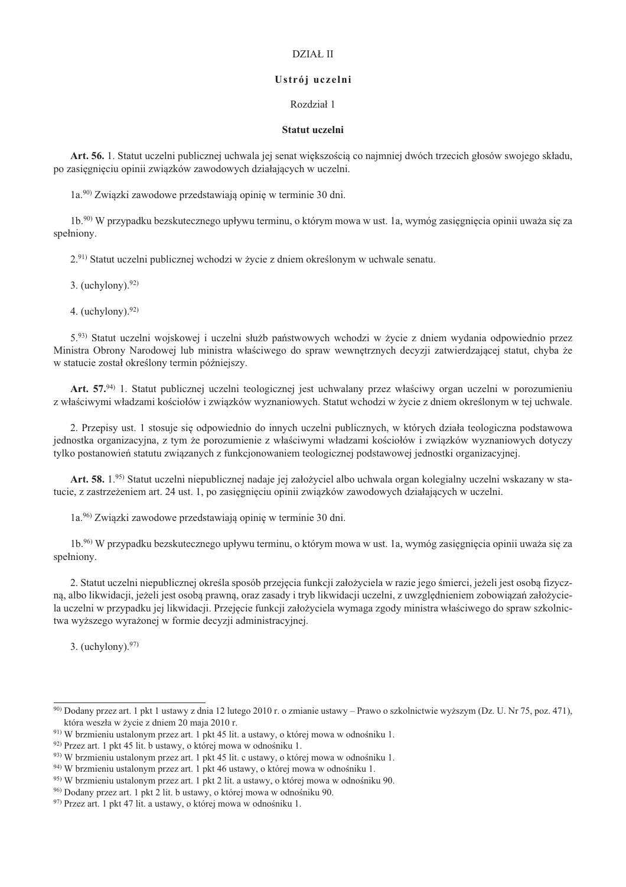# DZIAŁ II

## Ustrój uczelni

### Rozdział 1

### Statut uczelni

**Art. 56.** 1. Statut uczelni publicznej uchwala jej senat większością co najmniej dwóch trzecich głosów swojego składu, po zasięgnięciu opinii związków zawodowych działających w uczelni.

1a.[90] Związki zawodowe przedstawiają opinię w terminie 30 dni.

1b.[90] W przypadku bezskutecznego upływu terminu, o którym mowa w ust. 1a, wymóg zasięgnięcia opinii uważa się za spełniony.

2.[91] Statut uczelni publicznej wchodzi w życie z dniem określonym w uchwale senatu.

3. (uchylony).[92]

4. (uchylony).[92]

5.[93] Statut uczelni wojskowej i uczelni służb państwowych wchodzi w życie z dniem wydania odpowiednio przez Ministra Obrony Narodowej lub ministra właściwego do spraw wewnętrznych decyzji zatwierdzającej statut, chyba że w statucie został określony termin późniejszy.

**Art. 57.**[94] 1. Statut publicznej uczelni teologicznej jest uchwalany przez właściwy organ uczelni w porozumieniu z właściwymi władzami kościołów i związków wyznaniowych. Statut wchodzi w życie z dniem określonym w tej uchwale.

2. Przepisy ust. 1 stosuje się odpowiednio do innych uczelni publicznych, w których działa teologiczna podstawowa jednostka organizacyjna, z tym że porozumienie z właściwymi władzami kościołów i związków wyznaniowych dotyczy tylko postanowień statutu związanych z funkcjonowaniem teologicznej podstawowej jednostki organizacyjnej.

**Art. 58.** 1.[95] Statut uczelni niepublicznej nadaje jej założyciel albo uchwala organ kolegialny uczelni wskazany w statucie, z zastrzeżeniem art. 24 ust. 1, po zasięgnięciu opinii związków zawodowych działających w uczelni.

1a.[96] Związki zawodowe przedstawiają opinię w terminie 30 dni.

1b.[96] W przypadku bezskutecznego upływu terminu, o którym mowa w ust. 1a, wymóg zasięgnięcia opinii uważa się za spełniony.

2. Statut uczelni niepublicznej określa sposób przejęcia funkcji założyciela w razie jego śmierci, jeżeli jest osobą fizyczną, albo likwidacji, jeżeli jest osobą prawną, oraz zasady i tryb likwidacji uczelni, z uwzględnieniem zobowiązań założyciela uczelni w przypadku jej likwidacji. Przejęcie funkcji założyciela wymaga zgody ministra właściwego do spraw szkolnictwa wyższego wyrażonej w formie decyzji administracyjnej.

3. (uchylony).[97]

---

[90] Dodany przez art. 1 pkt 1 ustawy z dnia 12 lutego 2010 r. o zmianie ustawy – Prawo o szkolnictwie wyższym (Dz. U. Nr 75, poz. 471), która weszła w życie z dniem 20 maja 2010 r.
[91] W brzmieniu ustalonym przez art. 1 pkt 45 lit. a ustawy, o której mowa w odnośniku 1.
[92] Przez art. 1 pkt 45 lit. b ustawy, o której mowa w odnośniku 1.
[93] W brzmieniu ustalonym przez art. 1 pkt 45 lit. c ustawy, o której mowa w odnośniku 1.
[94] W brzmieniu ustalonym przez art. 1 pkt 46 ustawy, o której mowa w odnośniku 1.
[95] W brzmieniu ustalonym przez art. 1 pkt 2 lit. a ustawy, o której mowa w odnośniku 90.
[96] Dodany przez art. 1 pkt 2 lit. b ustawy, o której mowa w odnośniku 90.
[97] Przez art. 1 pkt 47 lit. a ustawy, o której mowa w odnośniku 1.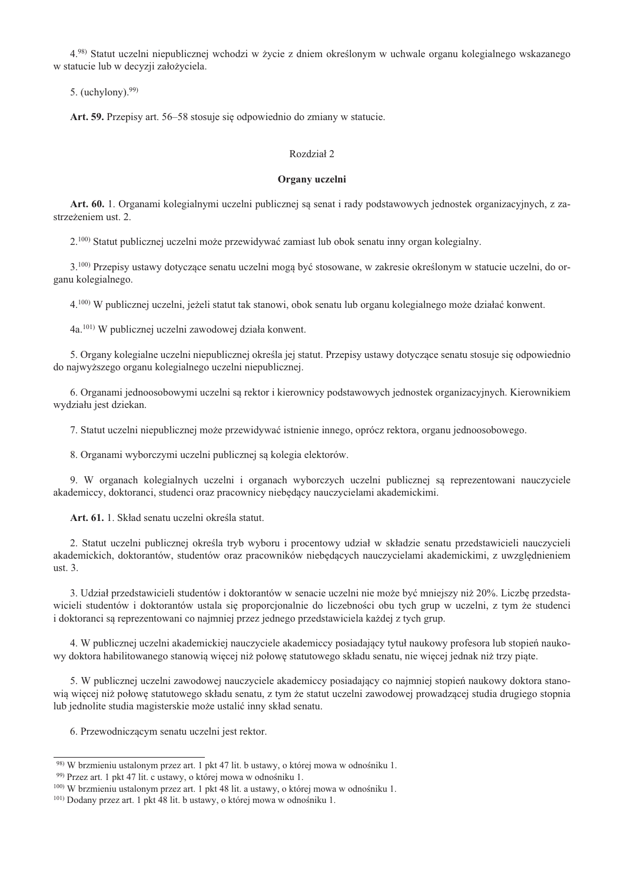4.[98] Statut uczelni niepublicznej wchodzi w życie z dniem określonym w uchwale organu kolegialnego wskazanego w statucie lub w decyzji założyciela.

5. (uchylony).[99]

**Art. 59.** Przepisy art. 56–58 stosuje się odpowiednio do zmiany w statucie.

Rozdział 2

**Organy uczelni**

**Art. 60.** 1. Organami kolegialnymi uczelni publicznej są senat i rady podstawowych jednostek organizacyjnych, z zastrzeżeniem ust. 2.

2.[100] Statut publicznej uczelni może przewidywać zamiast lub obok senatu inny organ kolegialny.

3.[100] Przepisy ustawy dotyczące senatu uczelni mogą być stosowane, w zakresie określonym w statucie uczelni, do organu kolegialnego.

4.[100] W publicznej uczelni, jeżeli statut tak stanowi, obok senatu lub organu kolegialnego może działać konwent.

4a.[101] W publicznej uczelni zawodowej działa konwent.

5. Organy kolegialne uczelni niepublicznej określa jej statut. Przepisy ustawy dotyczące senatu stosuje się odpowiednio do najwyższego organu kolegialnego uczelni niepublicznej.

6. Organami jednoosobowymi uczelni są rektor i kierownicy podstawowych jednostek organizacyjnych. Kierownikiem wydziału jest dziekan.

7. Statut uczelni niepublicznej może przewidywać istnienie innego, oprócz rektora, organu jednoosobowego.

8. Organami wyborczymi uczelni publicznej są kolegia elektorów.

9. W organach kolegialnych uczelni i organach wyborczych uczelni publicznej są reprezentowani nauczyciele akademiccy, doktoranci, studenci oraz pracownicy niebędący nauczycielami akademickimi.

**Art. 61.** 1. Skład senatu uczelni określa statut.

2. Statut uczelni publicznej określa tryb wyboru i procentowy udział w składzie senatu przedstawicieli nauczycieli akademickich, doktorantów, studentów oraz pracowników niebędących nauczycielami akademickimi, z uwzględnieniem ust. 3.

3. Udział przedstawicieli studentów i doktorantów w senacie uczelni nie może być mniejszy niż 20%. Liczbę przedstawicieli studentów i doktorantów ustala się proporcjonalnie do liczebności obu tych grup w uczelni, z tym że studenci i doktoranci są reprezentowani co najmniej przez jednego przedstawiciela każdej z tych grup.

4. W publicznej uczelni akademickiej nauczyciele akademiccy posiadający tytuł naukowy profesora lub stopień naukowy doktora habilitowanego stanowią więcej niż połowę statutowego składu senatu, nie więcej jednak niż trzy piąte.

5. W publicznej uczelni zawodowej nauczyciele akademiccy posiadający co najmniej stopień naukowy doktora stanowią więcej niż połowę statutowego składu senatu, z tym że statut uczelni zawodowej prowadzącej studia drugiego stopnia lub jednolite studia magisterskie może ustalić inny skład senatu.

6. Przewodniczącym senatu uczelni jest rektor.

---

[98] W brzmieniu ustalonym przez art. 1 pkt 47 lit. b ustawy, o której mowa w odnośniku 1.
[99] Przez art. 1 pkt 47 lit. c ustawy, o której mowa w odnośniku 1.
[100] W brzmieniu ustalonym przez art. 1 pkt 48 lit. a ustawy, o której mowa w odnośniku 1.
[101] Dodany przez art. 1 pkt 48 lit. b ustawy, o której mowa w odnośniku 1.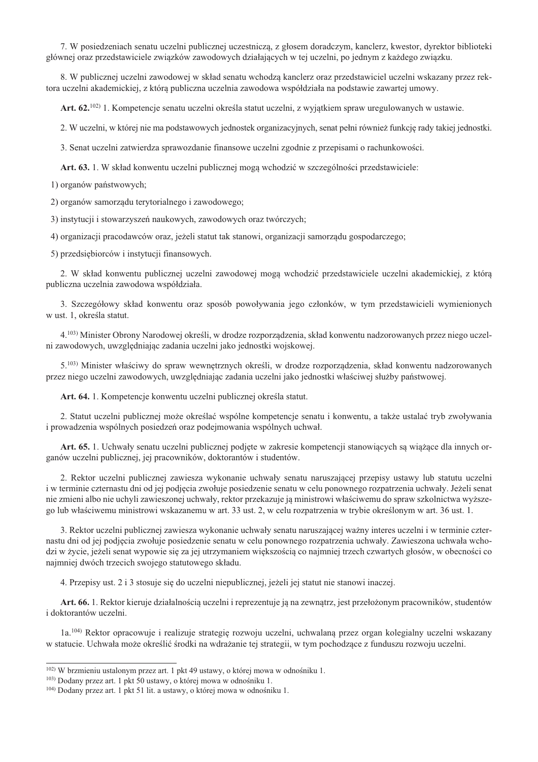7. W posiedzeniach senatu uczelni publicznej uczestniczą, z głosem doradczym, kanclerz, kwestor, dyrektor biblioteki głównej oraz przedstawiciele związków zawodowych działających w tej uczelni, po jednym z każdego związku.

8. W publicznej uczelni zawodowej w skład senatu wchodzą kanclerz oraz przedstawiciel uczelni wskazany przez rektora uczelni akademickiej, z którą publiczna uczelnia zawodowa współdziała na podstawie zawartej umowy.

**Art. 62.**[102] 1. Kompetencje senatu uczelni określa statut uczelni, z wyjątkiem spraw uregulowanych w ustawie.

2. W uczelni, w której nie ma podstawowych jednostek organizacyjnych, senat pełni również funkcję rady takiej jednostki.

3. Senat uczelni zatwierdza sprawozdanie finansowe uczelni zgodnie z przepisami o rachunkowości.

**Art. 63.** 1. W skład konwentu uczelni publicznej mogą wchodzić w szczególności przedstawiciele:

1) organów państwowych;

2) organów samorządu terytorialnego i zawodowego;

3) instytucji i stowarzyszeń naukowych, zawodowych oraz twórczych;

4) organizacji pracodawców oraz, jeżeli statut tak stanowi, organizacji samorządu gospodarczego;

5) przedsiębiorców i instytucji finansowych.

2. W skład konwentu publicznej uczelni zawodowej mogą wchodzić przedstawiciele uczelni akademickiej, z którą publiczna uczelnia zawodowa współdziała.

3. Szczegółowy skład konwentu oraz sposób powoływania jego członków, w tym przedstawicieli wymienionych w ust. 1, określa statut.

4.[103] Minister Obrony Narodowej określi, w drodze rozporządzenia, skład konwentu nadzorowanych przez niego uczelni zawodowych, uwzględniając zadania uczelni jako jednostki wojskowej.

5.[103] Minister właściwy do spraw wewnętrznych określi, w drodze rozporządzenia, skład konwentu nadzorowanych przez niego uczelni zawodowych, uwzględniając zadania uczelni jako jednostki właściwej służby państwowej.

**Art. 64.** 1. Kompetencje konwentu uczelni publicznej określa statut.

2. Statut uczelni publicznej może określać wspólne kompetencje senatu i konwentu, a także ustalać tryb zwoływania i prowadzenia wspólnych posiedzeń oraz podejmowania wspólnych uchwał.

**Art. 65.** 1. Uchwały senatu uczelni publicznej podjęte w zakresie kompetencji stanowiących są wiążące dla innych organów uczelni publicznej, jej pracowników, doktorantów i studentów.

2. Rektor uczelni publicznej zawiesza wykonanie uchwały senatu naruszającej przepisy ustawy lub statutu uczelni i w terminie czternastu dni od jej podjęcia zwołuje posiedzenie senatu w celu ponownego rozpatrzenia uchwały. Jeżeli senat nie zmieni albo nie uchyli zawieszonej uchwały, rektor przekazuje ją ministrowi właściwemu do spraw szkolnictwa wyższego lub właściwemu ministrowi wskazanemu w art. 33 ust. 2, w celu rozpatrzenia w trybie określonym w art. 36 ust. 1.

3. Rektor uczelni publicznej zawiesza wykonanie uchwały senatu naruszającej ważny interes uczelni i w terminie czternastu dni od jej podjęcia zwołuje posiedzenie senatu w celu ponownego rozpatrzenia uchwały. Zawieszona uchwała wchodzi w życie, jeżeli senat wypowie się za jej utrzymaniem większością co najmniej trzech czwartych głosów, w obecności co najmniej dwóch trzecich swojego statutowego składu.

4. Przepisy ust. 2 i 3 stosuje się do uczelni niepublicznej, jeżeli jej statut nie stanowi inaczej.

**Art. 66.** 1. Rektor kieruje działalnością uczelni i reprezentuje ją na zewnątrz, jest przełożonym pracowników, studentów i doktorantów uczelni.

1a.[104] Rektor opracowuje i realizuje strategię rozwoju uczelni, uchwalaną przez organ kolegialny uczelni wskazany w statucie. Uchwała może określić środki na wdrażanie tej strategii, w tym pochodzące z funduszu rozwoju uczelni.

---

[102] W brzmieniu ustalonym przez art. 1 pkt 49 ustawy, o której mowa w odnośniku 1.
[103] Dodany przez art. 1 pkt 50 ustawy, o której mowa w odnośniku 1.
[104] Dodany przez art. 1 pkt 51 lit. a ustawy, o której mowa w odnośniku 1.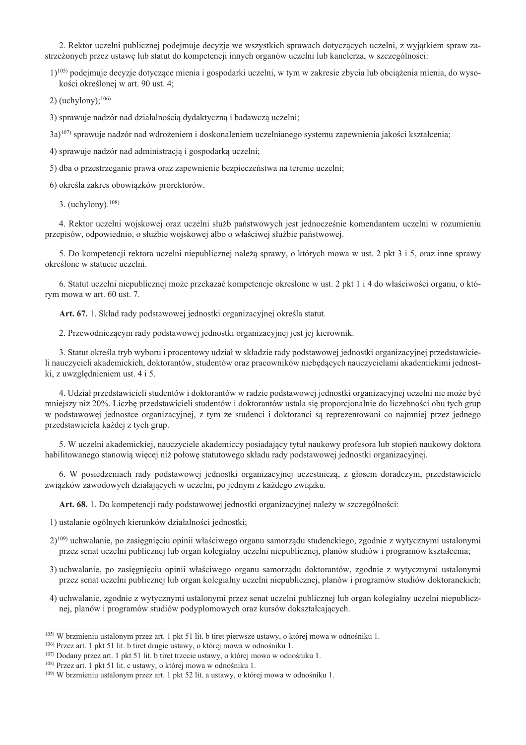2. Rektor uczelni publicznej podejmuje decyzje we wszystkich sprawach dotyczących uczelni, z wyjątkiem spraw zastrzeżonych przez ustawę lub statut do kompetencji innych organów uczelni lub kanclerza, w szczególności:

1)[105] podejmuje decyzje dotyczące mienia i gospodarki uczelni, w tym w zakresie zbycia lub obciążenia mienia, do wysokości określonej w art. 90 ust. 4;

2) (uchylony);[106]

3) sprawuje nadzór nad działalnością dydaktyczną i badawczą uczelni;

3a)[107] sprawuje nadzór nad wdrożeniem i doskonaleniem uczelnianego systemu zapewnienia jakości kształcenia;

4) sprawuje nadzór nad administracją i gospodarką uczelni;

5) dba o przestrzeganie prawa oraz zapewnienie bezpieczeństwa na terenie uczelni;

6) określa zakres obowiązków prorektorów.

3. (uchylony).[108]

4. Rektor uczelni wojskowej oraz uczelni służb państwowych jest jednocześnie komendantem uczelni w rozumieniu przepisów, odpowiednio, o służbie wojskowej albo o właściwej służbie państwowej.

5. Do kompetencji rektora uczelni niepublicznej należą sprawy, o których mowa w ust. 2 pkt 3 i 5, oraz inne sprawy określone w statucie uczelni.

6. Statut uczelni niepublicznej może przekazać kompetencje określone w ust. 2 pkt 1 i 4 do właściwości organu, o którym mowa w art. 60 ust. 7.

**Art. 67.** 1. Skład rady podstawowej jednostki organizacyjnej określa statut.

2. Przewodniczącym rady podstawowej jednostki organizacyjnej jest jej kierownik.

3. Statut określa tryb wyboru i procentowy udział w składzie rady podstawowej jednostki organizacyjnej przedstawicieli nauczycieli akademickich, doktorantów, studentów oraz pracowników niebędących nauczycielami akademickimi jednostki, z uwzględnieniem ust. 4 i 5.

4. Udział przedstawicieli studentów i doktorantów w radzie podstawowej jednostki organizacyjnej uczelni nie może być mniejszy niż 20%. Liczbę przedstawicieli studentów i doktorantów ustala się proporcjonalnie do liczebności obu tych grup w podstawowej jednostce organizacyjnej, z tym że studenci i doktoranci są reprezentowani co najmniej przez jednego przedstawiciela każdej z tych grup.

5. W uczelni akademickiej, nauczyciele akademiccy posiadający tytuł naukowy profesora lub stopień naukowy doktora habilitowanego stanowią więcej niż połowę statutowego składu rady podstawowej jednostki organizacyjnej.

6. W posiedzeniach rady podstawowej jednostki organizacyjnej uczestniczą, z głosem doradczym, przedstawiciele związków zawodowych działających w uczelni, po jednym z każdego związku.

**Art. 68.** 1. Do kompetencji rady podstawowej jednostki organizacyjnej należy w szczególności:

1) ustalanie ogólnych kierunków działalności jednostki;

2)[109] uchwalanie, po zasięgnięciu opinii właściwego organu samorządu studenckiego, zgodnie z wytycznymi ustalonymi przez senat uczelni publicznej lub organ kolegialny uczelni niepublicznej, planów studiów i programów kształcenia;

3) uchwalanie, po zasięgnięciu opinii właściwego organu samorządu doktorantów, zgodnie z wytycznymi ustalonymi przez senat uczelni publicznej lub organ kolegialny uczelni niepublicznej, planów i programów studiów doktoranckich;

4) uchwalanie, zgodnie z wytycznymi ustalonymi przez senat uczelni publicznej lub organ kolegialny uczelni niepublicznej, planów i programów studiów podyplomowych oraz kursów dokształcających.

---

[105] W brzmieniu ustalonym przez art. 1 pkt 51 lit. b tiret pierwsze ustawy, o której mowa w odnośniku 1.
[106] Przez art. 1 pkt 51 lit. b tiret drugie ustawy, o której mowa w odnośniku 1.
[107] Dodany przez art. 1 pkt 51 lit. b tiret trzecie ustawy, o której mowa w odnośniku 1.
[108] Przez art. 1 pkt 51 lit. c ustawy, o której mowa w odnośniku 1.
[109] W brzmieniu ustalonym przez art. 1 pkt 52 lit. a ustawy, o której mowa w odnośniku 1.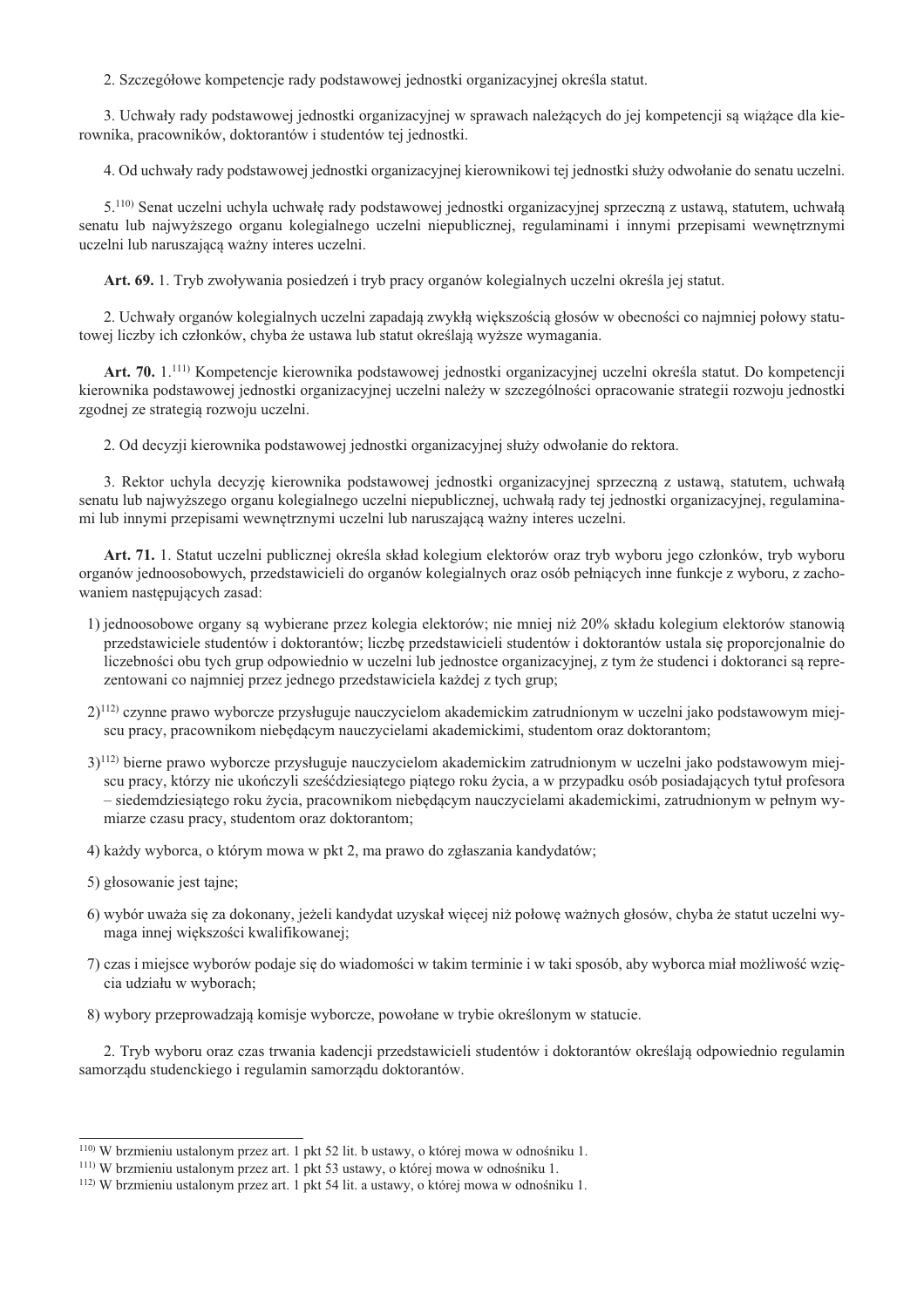2. Szczegółowe kompetencje rady podstawowej jednostki organizacyjnej określa statut.

3. Uchwały rady podstawowej jednostki organizacyjnej w sprawach należących do jej kompetencji są wiążące dla kierownika, pracowników, doktorantów i studentów tej jednostki.

4. Od uchwały rady podstawowej jednostki organizacyjnej kierownikowi tej jednostki służy odwołanie do senatu uczelni.

5.[110] Senat uczelni uchyla uchwałę rady podstawowej jednostki organizacyjnej sprzeczną z ustawą, statutem, uchwałą senatu lub najwyższego organu kolegialnego uczelni niepublicznej, regulaminami i innymi przepisami wewnętrznymi uczelni lub naruszającą ważny interes uczelni.

**Art. 69.** 1. Tryb zwoływania posiedzeń i tryb pracy organów kolegialnych uczelni określa jej statut.

2. Uchwały organów kolegialnych uczelni zapadają zwykłą większością głosów w obecności co najmniej połowy statutowej liczby ich członków, chyba że ustawa lub statut określają wyższe wymagania.

**Art. 70.** 1.[111] Kompetencje kierownika podstawowej jednostki organizacyjnej uczelni określa statut. Do kompetencji kierownika podstawowej jednostki organizacyjnej uczelni należy w szczególności opracowanie strategii rozwoju jednostki zgodnej ze strategią rozwoju uczelni.

2. Od decyzji kierownika podstawowej jednostki organizacyjnej służy odwołanie do rektora.

3. Rektor uchyla decyzję kierownika podstawowej jednostki organizacyjnej sprzeczną z ustawą, statutem, uchwałą senatu lub najwyższego organu kolegialnego uczelni niepublicznej, uchwałą rady tej jednostki organizacyjnej, regulaminami lub innymi przepisami wewnętrznymi uczelni lub naruszającą ważny interes uczelni.

**Art. 71.** 1. Statut uczelni publicznej określa skład kolegium elektorów oraz tryb wyboru jego członków, tryb wyboru organów jednoosobowych, przedstawicieli do organów kolegialnych oraz osób pełniących inne funkcje z wyboru, z zachowaniem następujących zasad:

1) jednoosobowe organy są wybierane przez kolegia elektorów; nie mniej niż 20% składu kolegium elektorów stanowią przedstawiciele studentów i doktorantów; liczbę przedstawicieli studentów i doktorantów ustala się proporcjonalnie do liczebności obu tych grup odpowiednio w uczelni lub jednostce organizacyjnej, z tym że studenci i doktoranci są reprezentowani co najmniej przez jednego przedstawiciela każdej z tych grup;

2)[112] czynne prawo wyborcze przysługuje nauczycielom akademickim zatrudnionym w uczelni jako podstawowym miejscu pracy, pracownikom niebędącym nauczycielami akademickimi, studentom oraz doktorantom;

3)[112] bierne prawo wyborcze przysługuje nauczycielom akademickim zatrudnionym w uczelni jako podstawowym miejscu pracy, którzy nie ukończyli sześćdziesiątego piątego roku życia, a w przypadku osób posiadających tytuł profesora – siedemdziesiątego roku życia, pracownikom niebędącym nauczycielami akademickimi, zatrudnionym w pełnym wymiarze czasu pracy, studentom oraz doktorantom;

4) każdy wyborca, o którym mowa w pkt 2, ma prawo do zgłaszania kandydatów;

5) głosowanie jest tajne;

6) wybór uważa się za dokonany, jeżeli kandydat uzyskał więcej niż połowę ważnych głosów, chyba że statut uczelni wymaga innej większości kwalifikowanej;

7) czas i miejsce wyborów podaje się do wiadomości w takim terminie i w taki sposób, aby wyborca miał możliwość wzięcia udziału w wyborach;

8) wybory przeprowadzają komisje wyborcze, powołane w trybie określonym w statucie.

2. Tryb wyboru oraz czas trwania kadencji przedstawicieli studentów i doktorantów określają odpowiednio regulamin samorządu studenckiego i regulamin samorządu doktorantów.

---

[110] W brzmieniu ustalonym przez art. 1 pkt 52 lit. b ustawy, o której mowa w odnośniku 1.

[111] W brzmieniu ustalonym przez art. 1 pkt 53 ustawy, o której mowa w odnośniku 1.

[112] W brzmieniu ustalonym przez art. 1 pkt 54 lit. a ustawy, o której mowa w odnośniku 1.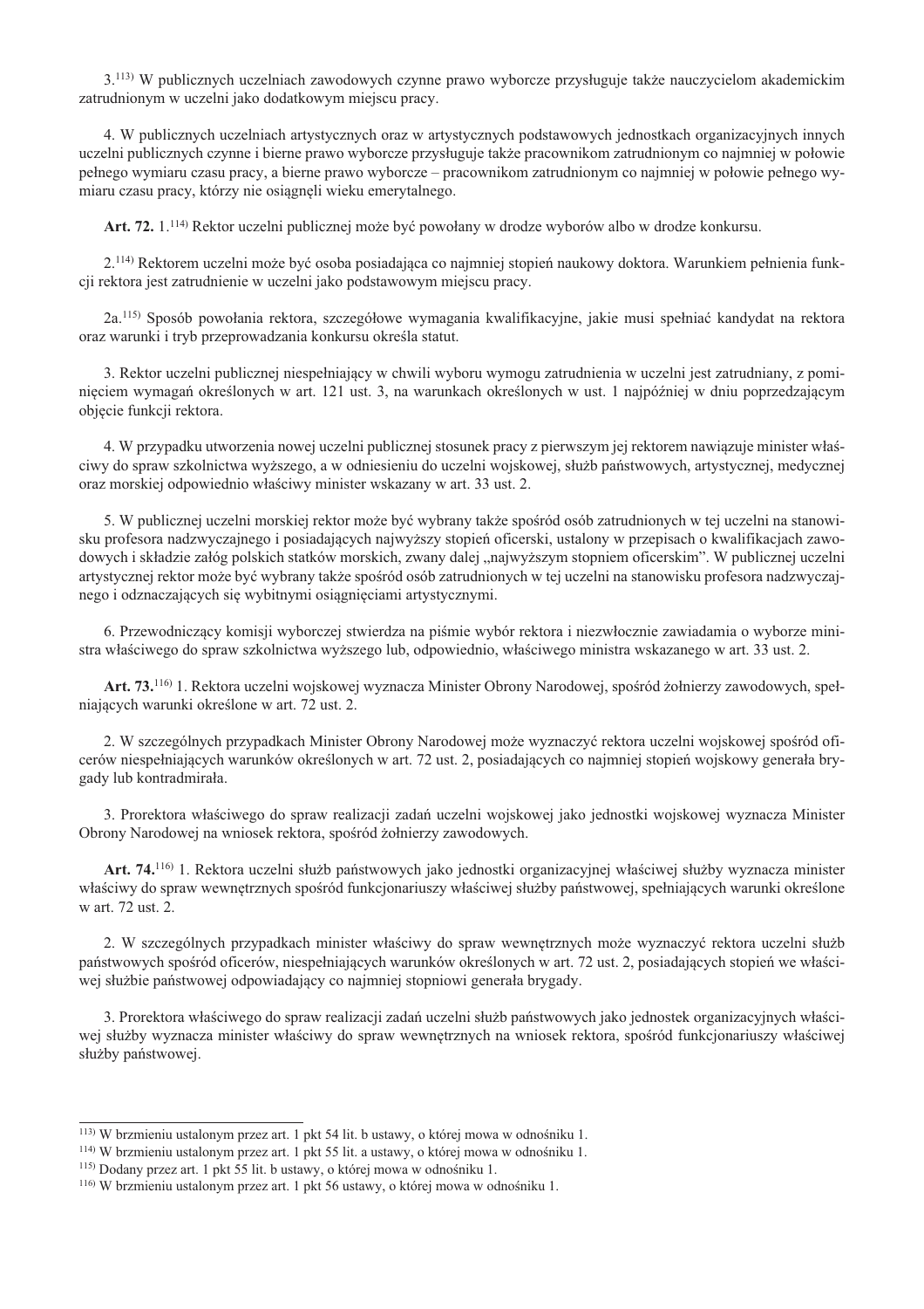3.[113] W publicznych uczelniach zawodowych czynne prawo wyborcze przysługuje także nauczycielom akademickim zatrudnionym w uczelni jako dodatkowym miejscu pracy.

4. W publicznych uczelniach artystycznych oraz w artystycznych podstawowych jednostkach organizacyjnych innych uczelni publicznych czynne i bierne prawo wyborcze przysługuje także pracownikom zatrudnionym co najmniej w połowie pełnego wymiaru czasu pracy, a bierne prawo wyborcze – pracownikom zatrudnionym co najmniej w połowie pełnego wymiaru czasu pracy, którzy nie osiągnęli wieku emerytalnego.

**Art. 72.** 1.[114] Rektor uczelni publicznej może być powołany w drodze wyborów albo w drodze konkursu.

2.[114] Rektorem uczelni może być osoba posiadająca co najmniej stopień naukowy doktora. Warunkiem pełnienia funkcji rektora jest zatrudnienie w uczelni jako podstawowym miejscu pracy.

2a.[115] Sposób powołania rektora, szczegółowe wymagania kwalifikacyjne, jakie musi spełniać kandydat na rektora oraz warunki i tryb przeprowadzania konkursu określa statut.

3. Rektor uczelni publicznej niespełniający w chwili wyboru wymogu zatrudnienia w uczelni jest zatrudniany, z pominięciem wymagań określonych w art. 121 ust. 3, na warunkach określonych w ust. 1 najpóźniej w dniu poprzedzającym objęcie funkcji rektora.

4. W przypadku utworzenia nowej uczelni publicznej stosunek pracy z pierwszym jej rektorem nawiązuje minister właściwy do spraw szkolnictwa wyższego, a w odniesieniu do uczelni wojskowej, służb państwowych, artystycznej, medycznej oraz morskiej odpowiednio właściwy minister wskazany w art. 33 ust. 2.

5. W publicznej uczelni morskiej rektor może być wybrany także spośród osób zatrudnionych w tej uczelni na stanowisku profesora nadzwyczajnego i posiadających najwyższy stopień oficerski, ustalony w przepisach o kwalifikacjach zawodowych i składzie załóg polskich statków morskich, zwany dalej „najwyższym stopniem oficerskim". W publicznej uczelni artystycznej rektor może być wybrany także spośród osób zatrudnionych w tej uczelni na stanowisku profesora nadzwyczajnego i odznaczających się wybitnymi osiągnięciami artystycznymi.

6. Przewodniczący komisji wyborczej stwierdza na piśmie wybór rektora i niezwłocznie zawiadamia o wyborze ministra właściwego do spraw szkolnictwa wyższego lub, odpowiednio, właściwego ministra wskazanego w art. 33 ust. 2.

**Art. 73.**[116] 1. Rektora uczelni wojskowej wyznacza Minister Obrony Narodowej, spośród żołnierzy zawodowych, spełniających warunki określone w art. 72 ust. 2.

2. W szczególnych przypadkach Minister Obrony Narodowej może wyznaczyć rektora uczelni wojskowej spośród oficerów niespełniających warunków określonych w art. 72 ust. 2, posiadających co najmniej stopień wojskowy generała brygady lub kontradmirała.

3. Prorektora właściwego do spraw realizacji zadań uczelni wojskowej jako jednostki wojskowej wyznacza Minister Obrony Narodowej na wniosek rektora, spośród żołnierzy zawodowych.

**Art. 74.**[116] 1. Rektora uczelni służb państwowych jako jednostki organizacyjnej właściwej służby wyznacza minister właściwy do spraw wewnętrznych spośród funkcjonariuszy właściwej służby państwowej, spełniających warunki określone w art. 72 ust. 2.

2. W szczególnych przypadkach minister właściwy do spraw wewnętrznych może wyznaczyć rektora uczelni służb państwowych spośród oficerów, niespełniających warunków określonych w art. 72 ust. 2, posiadających stopień we właściwej służbie państwowej odpowiadający co najmniej stopniowi generała brygady.

3. Prorektora właściwego do spraw realizacji zadań uczelni służb państwowych jako jednostek organizacyjnych właściwej służby wyznacza minister właściwy do spraw wewnętrznych na wniosek rektora, spośród funkcjonariuszy właściwej służby państwowej.

---

[113] W brzmieniu ustalonym przez art. 1 pkt 54 lit. b ustawy, o której mowa w odnośniku 1.

[114] W brzmieniu ustalonym przez art. 1 pkt 55 lit. a ustawy, o której mowa w odnośniku 1.

[115] Dodany przez art. 1 pkt 55 lit. b ustawy, o której mowa w odnośniku 1.

[116] W brzmieniu ustalonym przez art. 1 pkt 56 ustawy, o której mowa w odnośniku 1.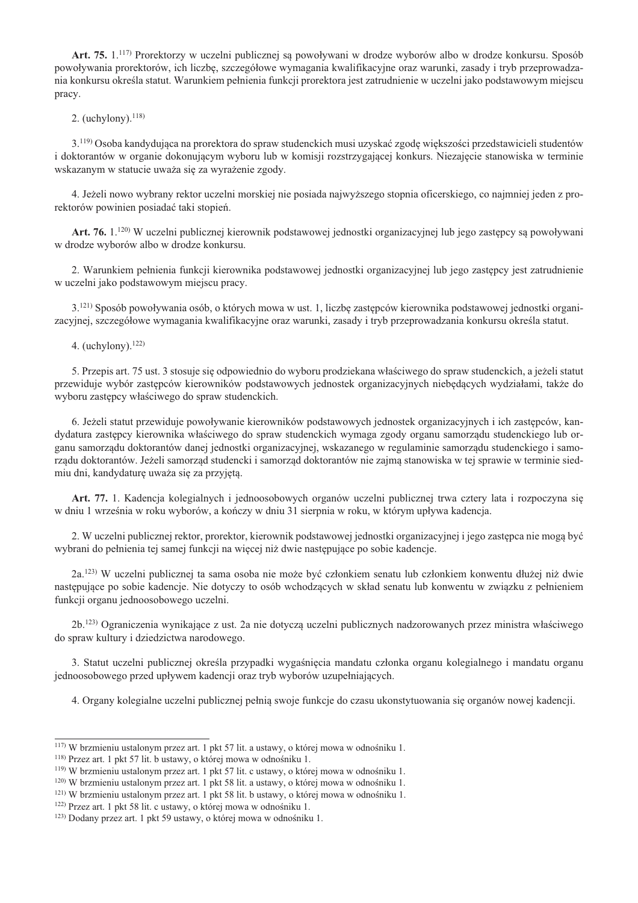**Art. 75.** 1.[117] Prorektorzy w uczelni publicznej są powoływani w drodze wyborów albo w drodze konkursu. Sposób powoływania prorektorów, ich liczbę, szczegółowe wymagania kwalifikacyjne oraz warunki, zasady i tryb przeprowadzania konkursu określa statut. Warunkiem pełnienia funkcji prorektora jest zatrudnienie w uczelni jako podstawowym miejscu pracy.

2. (uchylony).[118]

3.[119] Osoba kandydująca na prorektora do spraw studenckich musi uzyskać zgodę większości przedstawicieli studentów i doktorantów w organie dokonującym wyboru lub w komisji rozstrzygającej konkurs. Niezajęcie stanowiska w terminie wskazanym w statucie uważa się za wyrażenie zgody.

4. Jeżeli nowo wybrany rektor uczelni morskiej nie posiada najwyższego stopnia oficerskiego, co najmniej jeden z prorektorów powinien posiadać taki stopień.

**Art. 76.** 1.[120] W uczelni publicznej kierownik podstawowej jednostki organizacyjnej lub jego zastępcy są powoływani w drodze wyborów albo w drodze konkursu.

2. Warunkiem pełnienia funkcji kierownika podstawowej jednostki organizacyjnej lub jego zastępcy jest zatrudnienie w uczelni jako podstawowym miejscu pracy.

3.[121] Sposób powoływania osób, o których mowa w ust. 1, liczbę zastępców kierownika podstawowej jednostki organizacyjnej, szczegółowe wymagania kwalifikacyjne oraz warunki, zasady i tryb przeprowadzania konkursu określa statut.

4. (uchylony).[122]

5. Przepis art. 75 ust. 3 stosuje się odpowiednio do wyboru prodziekana właściwego do spraw studenckich, a jeżeli statut przewiduje wybór zastępców kierowników podstawowych jednostek organizacyjnych niebędących wydziałami, także do wyboru zastępcy właściwego do spraw studenckich.

6. Jeżeli statut przewiduje powoływanie kierowników podstawowych jednostek organizacyjnych i ich zastępców, kandydatura zastępcy kierownika właściwego do spraw studenckich wymaga zgody organu samorządu studenckiego lub organu samorządu doktorantów danej jednostki organizacyjnej, wskazanego w regulaminie samorządu studenckiego i samorządu doktorantów. Jeżeli samorząd studencki i samorząd doktorantów nie zajmą stanowiska w tej sprawie w terminie siedmiu dni, kandydaturę uważa się za przyjętą.

**Art. 77.** 1. Kadencja kolegialnych i jednoosobowych organów uczelni publicznej trwa cztery lata i rozpoczyna się w dniu 1 września w roku wyborów, a kończy w dniu 31 sierpnia w roku, w którym upływa kadencja.

2. W uczelni publicznej rektor, prorektor, kierownik podstawowej jednostki organizacyjnej i jego zastępca nie mogą być wybrani do pełnienia tej samej funkcji na więcej niż dwie następujące po sobie kadencje.

2a.[123] W uczelni publicznej ta sama osoba nie może być członkiem senatu lub członkiem konwentu dłużej niż dwie następujące po sobie kadencje. Nie dotyczy to osób wchodzących w skład senatu lub konwentu w związku z pełnieniem funkcji organu jednoosobowego uczelni.

2b.[123] Ograniczenia wynikające z ust. 2a nie dotyczą uczelni publicznych nadzorowanych przez ministra właściwego do spraw kultury i dziedzictwa narodowego.

3. Statut uczelni publicznej określa przypadki wygaśnięcia mandatu członka organu kolegialnego i mandatu organu jednoosobowego przed upływem kadencji oraz tryb wyborów uzupełniających.

4. Organy kolegialne uczelni publicznej pełnią swoje funkcje do czasu ukonstytuowania się organów nowej kadencji.

---

[117] W brzmieniu ustalonym przez art. 1 pkt 57 lit. a ustawy, o której mowa w odnośniku 1.
[118] Przez art. 1 pkt 57 lit. b ustawy, o której mowa w odnośniku 1.
[119] W brzmieniu ustalonym przez art. 1 pkt 57 lit. c ustawy, o której mowa w odnośniku 1.
[120] W brzmieniu ustalonym przez art. 1 pkt 58 lit. a ustawy, o której mowa w odnośniku 1.
[121] W brzmieniu ustalonym przez art. 1 pkt 58 lit. b ustawy, o której mowa w odnośniku 1.
[122] Przez art. 1 pkt 58 lit. c ustawy, o której mowa w odnośniku 1.
[123] Dodany przez art. 1 pkt 59 ustawy, o której mowa w odnośniku 1.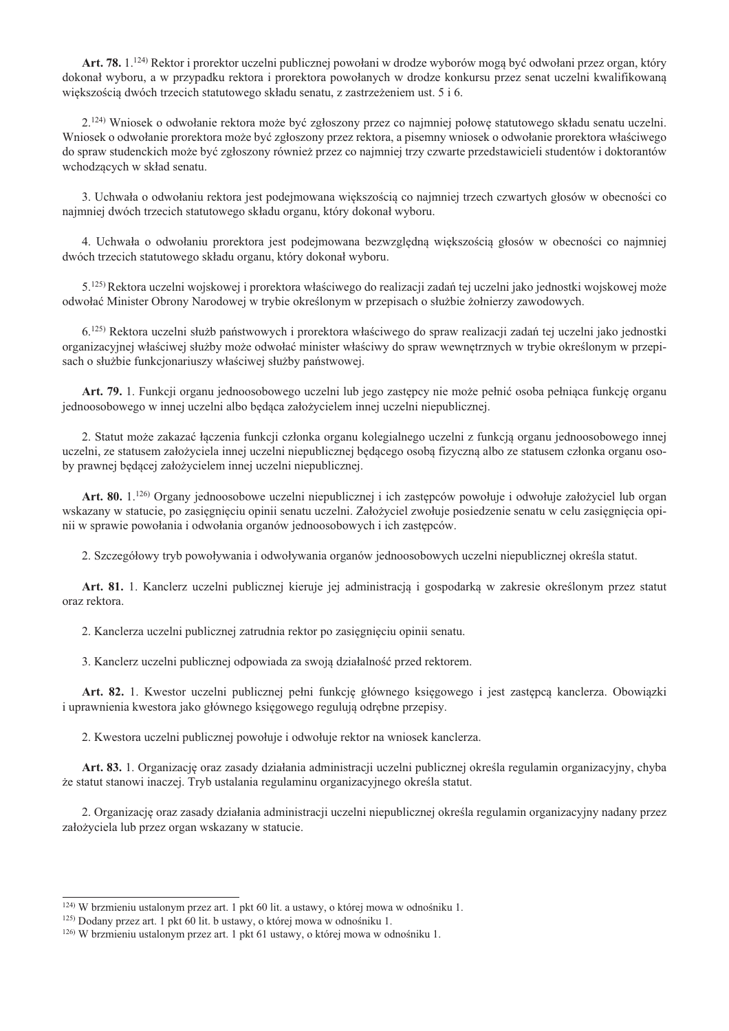**Art. 78.** 1.[124] Rektor i prorektor uczelni publicznej powołani w drodze wyborów mogą być odwołani przez organ, który dokonał wyboru, a w przypadku rektora i prorektora powołanych w drodze konkursu przez senat uczelni kwalifikowaną większością dwóch trzecich statutowego składu senatu, z zastrzeżeniem ust. 5 i 6.

2.[124] Wniosek o odwołanie rektora może być zgłoszony przez co najmniej połowę statutowego składu senatu uczelni. Wniosek o odwołanie prorektora może być zgłoszony przez rektora, a pisemny wniosek o odwołanie prorektora właściwego do spraw studenckich może być zgłoszony również przez co najmniej trzy czwarte przedstawicieli studentów i doktorantów wchodzących w skład senatu.

3. Uchwała o odwołaniu rektora jest podejmowana większością co najmniej trzech czwartych głosów w obecności co najmniej dwóch trzecich statutowego składu organu, który dokonał wyboru.

4. Uchwała o odwołaniu prorektora jest podejmowana bezwzględną większością głosów w obecności co najmniej dwóch trzecich statutowego składu organu, który dokonał wyboru.

5.[125] Rektora uczelni wojskowej i prorektora właściwego do realizacji zadań tej uczelni jako jednostki wojskowej może odwołać Minister Obrony Narodowej w trybie określonym w przepisach o służbie żołnierzy zawodowych.

6.[125] Rektora uczelni służb państwowych i prorektora właściwego do spraw realizacji zadań tej uczelni jako jednostki organizacyjnej właściwej służby może odwołać minister właściwy do spraw wewnętrznych w trybie określonym w przepisach o służbie funkcjonariuszy właściwej służby państwowej.

**Art. 79.** 1. Funkcji organu jednoosobowego uczelni lub jego zastępcy nie może pełnić osoba pełniąca funkcję organu jednoosobowego w innej uczelni albo będąca założycielem innej uczelni niepublicznej.

2. Statut może zakazać łączenia funkcji członka organu kolegialnego uczelni z funkcją organu jednoosobowego innej uczelni, ze statusem założyciela innej uczelni niepublicznej będącego osobą fizyczną albo ze statusem członka organu osoby prawnej będącej założycielem innej uczelni niepublicznej.

**Art. 80.** 1.[126] Organy jednoosobowe uczelni niepublicznej i ich zastępców powołuje i odwołuje założyciel lub organ wskazany w statucie, po zasięgnięciu opinii senatu uczelni. Założyciel zwołuje posiedzenie senatu w celu zasięgnięcia opinii w sprawie powołania i odwołania organów jednoosobowych i ich zastępców.

2. Szczegółowy tryb powoływania i odwoływania organów jednoosobowych uczelni niepublicznej określa statut.

**Art. 81.** 1. Kanclerz uczelni publicznej kieruje jej administracją i gospodarką w zakresie określonym przez statut oraz rektora.

2. Kanclerza uczelni publicznej zatrudnia rektor po zasięgnięciu opinii senatu.

3. Kanclerz uczelni publicznej odpowiada za swoją działalność przed rektorem.

**Art. 82.** 1. Kwestor uczelni publicznej pełni funkcję głównego księgowego i jest zastępcą kanclerza. Obowiązki i uprawnienia kwestora jako głównego księgowego regulują odrębne przepisy.

2. Kwestora uczelni publicznej powołuje i odwołuje rektor na wniosek kanclerza.

**Art. 83.** 1. Organizację oraz zasady działania administracji uczelni publicznej określa regulamin organizacyjny, chyba że statut stanowi inaczej. Tryb ustalania regulaminu organizacyjnego określa statut.

2. Organizację oraz zasady działania administracji uczelni niepublicznej określa regulamin organizacyjny nadany przez założyciela lub przez organ wskazany w statucie.

---

[124] W brzmieniu ustalonym przez art. 1 pkt 60 lit. a ustawy, o której mowa w odnośniku 1.
[125] Dodany przez art. 1 pkt 60 lit. b ustawy, o której mowa w odnośniku 1.
[126] W brzmieniu ustalonym przez art. 1 pkt 61 ustawy, o której mowa w odnośniku 1.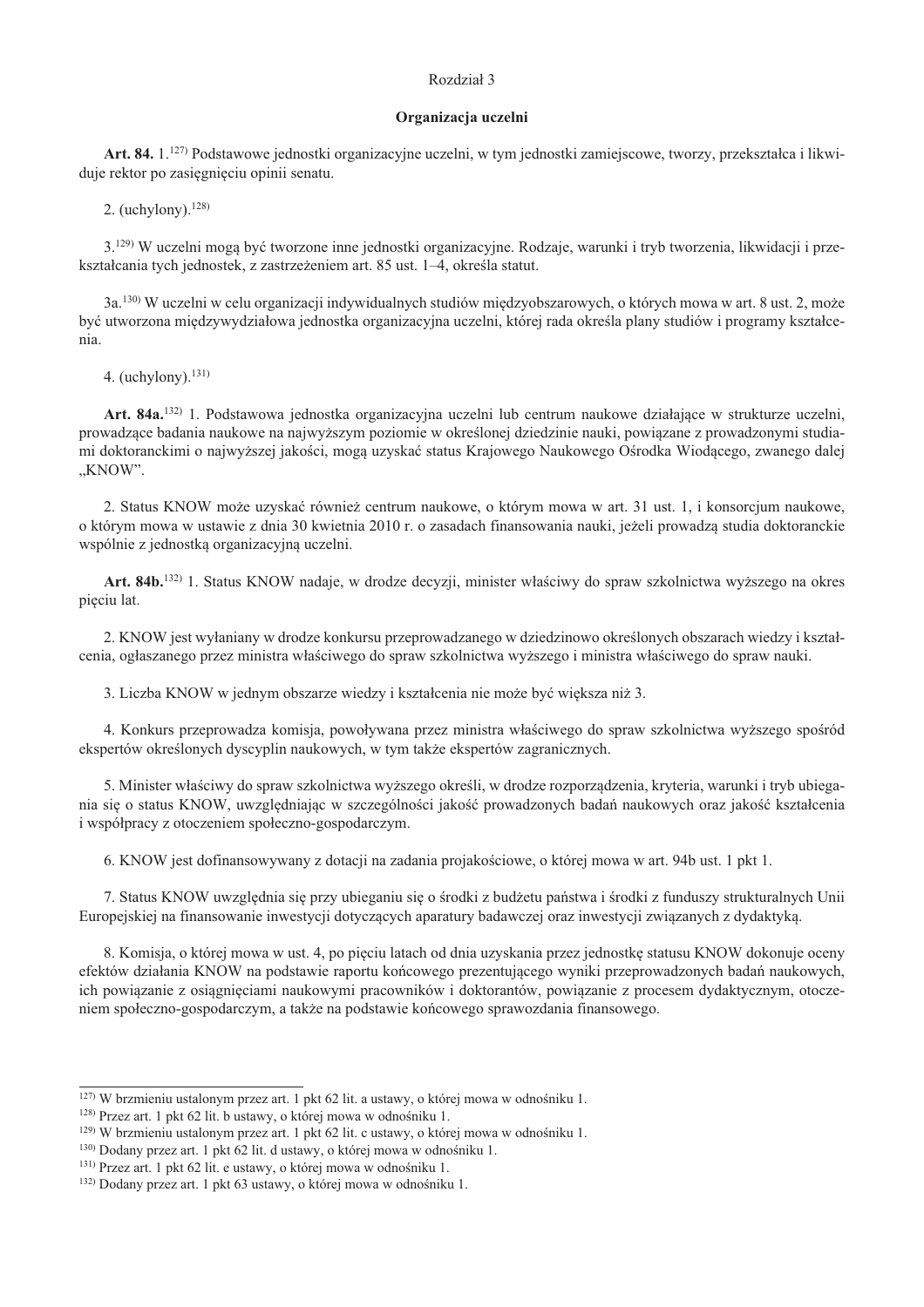Rozdział 3

**Organizacja uczelni**

**Art. 84.** 1.[127] Podstawowe jednostki organizacyjne uczelni, w tym jednostki zamiejscowe, tworzy, przekształca i likwiduje rektor po zasięgnięciu opinii senatu.

2. (uchylony).[128]

3.[129] W uczelni mogą być tworzone inne jednostki organizacyjne. Rodzaje, warunki i tryb tworzenia, likwidacji i przekształcania tych jednostek, z zastrzeżeniem art. 85 ust. 1–4, określa statut.

3a.[130] W uczelni w celu organizacji indywidualnych studiów międzyobszarowych, o których mowa w art. 8 ust. 2, może być utworzona międzywydziałowa jednostka organizacyjna uczelni, której rada określa plany studiów i programy kształcenia.

4. (uchylony).[131]

**Art. 84a.**[132] 1. Podstawowa jednostka organizacyjna uczelni lub centrum naukowe działające w strukturze uczelni, prowadzące badania naukowe na najwyższym poziomie w określonej dziedzinie nauki, powiązane z prowadzonymi studiami doktoranckimi o najwyższej jakości, mogą uzyskać status Krajowego Naukowego Ośrodka Wiodącego, zwanego dalej „KNOW".

2. Status KNOW może uzyskać również centrum naukowe, o którym mowa w art. 31 ust. 1, i konsorcjum naukowe, o którym mowa w ustawie z dnia 30 kwietnia 2010 r. o zasadach finansowania nauki, jeżeli prowadzą studia doktoranckie wspólnie z jednostką organizacyjną uczelni.

**Art. 84b.**[132] 1. Status KNOW nadaje, w drodze decyzji, minister właściwy do spraw szkolnictwa wyższego na okres pięciu lat.

2. KNOW jest wyłaniany w drodze konkursu przeprowadzanego w dziedzinowo określonych obszarach wiedzy i kształcenia, ogłaszanego przez ministra właściwego do spraw szkolnictwa wyższego i ministra właściwego do spraw nauki.

3. Liczba KNOW w jednym obszarze wiedzy i kształcenia nie może być większa niż 3.

4. Konkurs przeprowadza komisja, powoływana przez ministra właściwego do spraw szkolnictwa wyższego spośród ekspertów określonych dyscyplin naukowych, w tym także ekspertów zagranicznych.

5. Minister właściwy do spraw szkolnictwa wyższego określi, w drodze rozporządzenia, kryteria, warunki i tryb ubiegania się o status KNOW, uwzględniając w szczególności jakość prowadzonych badań naukowych oraz jakość kształcenia i współpracy z otoczeniem społeczno-gospodarczym.

6. KNOW jest dofinansowywany z dotacji na zadania projakościowe, o której mowa w art. 94b ust. 1 pkt 1.

7. Status KNOW uwzględnia się przy ubieganiu się o środki z budżetu państwa i środki z funduszy strukturalnych Unii Europejskiej na finansowanie inwestycji dotyczących aparatury badawczej oraz inwestycji związanych z dydaktyką.

8. Komisja, o której mowa w ust. 4, po pięciu latach od dnia uzyskania przez jednostkę statusu KNOW dokonuje oceny efektów działania KNOW na podstawie raportu końcowego prezentującego wyniki przeprowadzonych badań naukowych, ich powiązanie z osiągnięciami naukowymi pracowników i doktorantów, powiązanie z procesem dydaktycznym, otoczeniem społeczno-gospodarczym, a także na podstawie końcowego sprawozdania finansowego.

---

[127] W brzmieniu ustalonym przez art. 1 pkt 62 lit. a ustawy, o której mowa w odnośniku 1.
[128] Przez art. 1 pkt 62 lit. b ustawy, o której mowa w odnośniku 1.
[129] W brzmieniu ustalonym przez art. 1 pkt 62 lit. c ustawy, o której mowa w odnośniku 1.
[130] Dodany przez art. 1 pkt 62 lit. d ustawy, o której mowa w odnośniku 1.
[131] Przez art. 1 pkt 62 lit. e ustawy, o której mowa w odnośniku 1.
[132] Dodany przez art. 1 pkt 63 ustawy, o której mowa w odnośniku 1.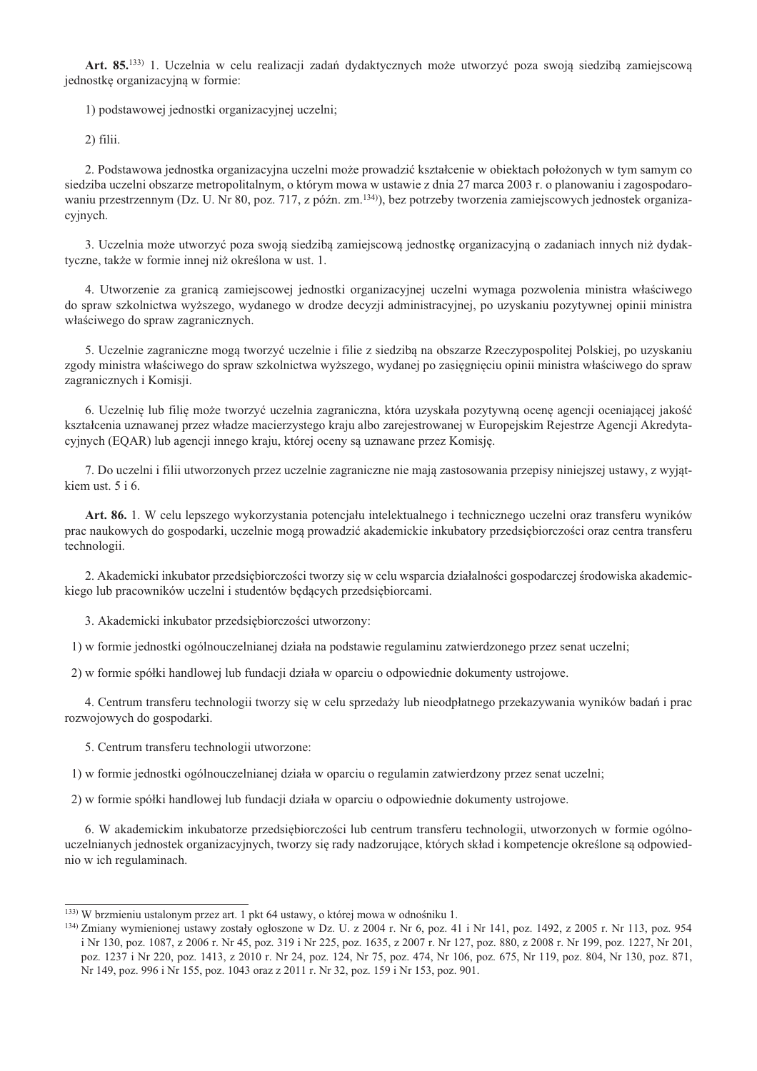**Art. 85.**[133] 1. Uczelnia w celu realizacji zadań dydaktycznych może utworzyć poza swoją siedzibą zamiejscową jednostkę organizacyjną w formie:

1) podstawowej jednostki organizacyjnej uczelni;

2) filii.

2. Podstawowa jednostka organizacyjna uczelni może prowadzić kształcenie w obiektach położonych w tym samym co siedziba uczelni obszarze metropolitalnym, o którym mowa w ustawie z dnia 27 marca 2003 r. o planowaniu i zagospodarowaniu przestrzennym (Dz. U. Nr 80, poz. 717, z późn. zm.[134]), bez potrzeby tworzenia zamiejscowych jednostek organizacyjnych.

3. Uczelnia może utworzyć poza swoją siedzibą zamiejscową jednostkę organizacyjną o zadaniach innych niż dydaktyczne, także w formie innej niż określona w ust. 1.

4. Utworzenie za granicą zamiejscowej jednostki organizacyjnej uczelni wymaga pozwolenia ministra właściwego do spraw szkolnictwa wyższego, wydanego w drodze decyzji administracyjnej, po uzyskaniu pozytywnej opinii ministra właściwego do spraw zagranicznych.

5. Uczelnie zagraniczne mogą tworzyć uczelnie i filie z siedzibą na obszarze Rzeczypospolitej Polskiej, po uzyskaniu zgody ministra właściwego do spraw szkolnictwa wyższego, wydanej po zasięgnięciu opinii ministra właściwego do spraw zagranicznych i Komisji.

6. Uczelnię lub filię może tworzyć uczelnia zagraniczna, która uzyskała pozytywną ocenę agencji oceniającej jakość kształcenia uznawanej przez władze macierzystego kraju albo zarejestrowanej w Europejskim Rejestrze Agencji Akredytacyjnych (EQAR) lub agencji innego kraju, której oceny są uznawane przez Komisję.

7. Do uczelni i filii utworzonych przez uczelnie zagraniczne nie mają zastosowania przepisy niniejszej ustawy, z wyjątkiem ust. 5 i 6.

**Art. 86.** 1. W celu lepszego wykorzystania potencjału intelektualnego i technicznego uczelni oraz transferu wyników prac naukowych do gospodarki, uczelnie mogą prowadzić akademickie inkubatory przedsiębiorczości oraz centra transferu technologii.

2. Akademicki inkubator przedsiębiorczości tworzy się w celu wsparcia działalności gospodarczej środowiska akademickiego lub pracowników uczelni i studentów będących przedsiębiorcami.

3. Akademicki inkubator przedsiębiorczości utworzony:

1) w formie jednostki ogólnouczelnianej działa na podstawie regulaminu zatwierdzonego przez senat uczelni;

2) w formie spółki handlowej lub fundacji działa w oparciu o odpowiednie dokumenty ustrojowe.

4. Centrum transferu technologii tworzy się w celu sprzedaży lub nieodpłatnego przekazywania wyników badań i prac rozwojowych do gospodarki.

5. Centrum transferu technologii utworzone:

1) w formie jednostki ogólnouczelnianej działa w oparciu o regulamin zatwierdzony przez senat uczelni;

2) w formie spółki handlowej lub fundacji działa w oparciu o odpowiednie dokumenty ustrojowe.

6. W akademickim inkubatorze przedsiębiorczości lub centrum transferu technologii, utworzonych w formie ogólnouczelnianych jednostek organizacyjnych, tworzy się rady nadzorujące, których skład i kompetencje określone są odpowiednio w ich regulaminach.

---

[133] W brzmieniu ustalonym przez art. 1 pkt 64 ustawy, o której mowa w odnośniku 1.

[134] Zmiany wymienionej ustawy zostały ogłoszone w Dz. U. z 2004 r. Nr 6, poz. 41 i Nr 141, poz. 1492, z 2005 r. Nr 113, poz. 954 i Nr 130, poz. 1087, z 2006 r. Nr 45, poz. 319 i Nr 225, poz. 1635, z 2007 r. Nr 127, poz. 880, z 2008 r. Nr 199, poz. 1227, Nr 201, poz. 1237 i Nr 220, poz. 1413, z 2010 r. Nr 24, poz. 124, Nr 75, poz. 474, Nr 106, poz. 675, Nr 119, poz. 804, Nr 130, poz. 871, Nr 149, poz. 996 i Nr 155, poz. 1043 oraz z 2011 r. Nr 32, poz. 159 i Nr 153, poz. 901.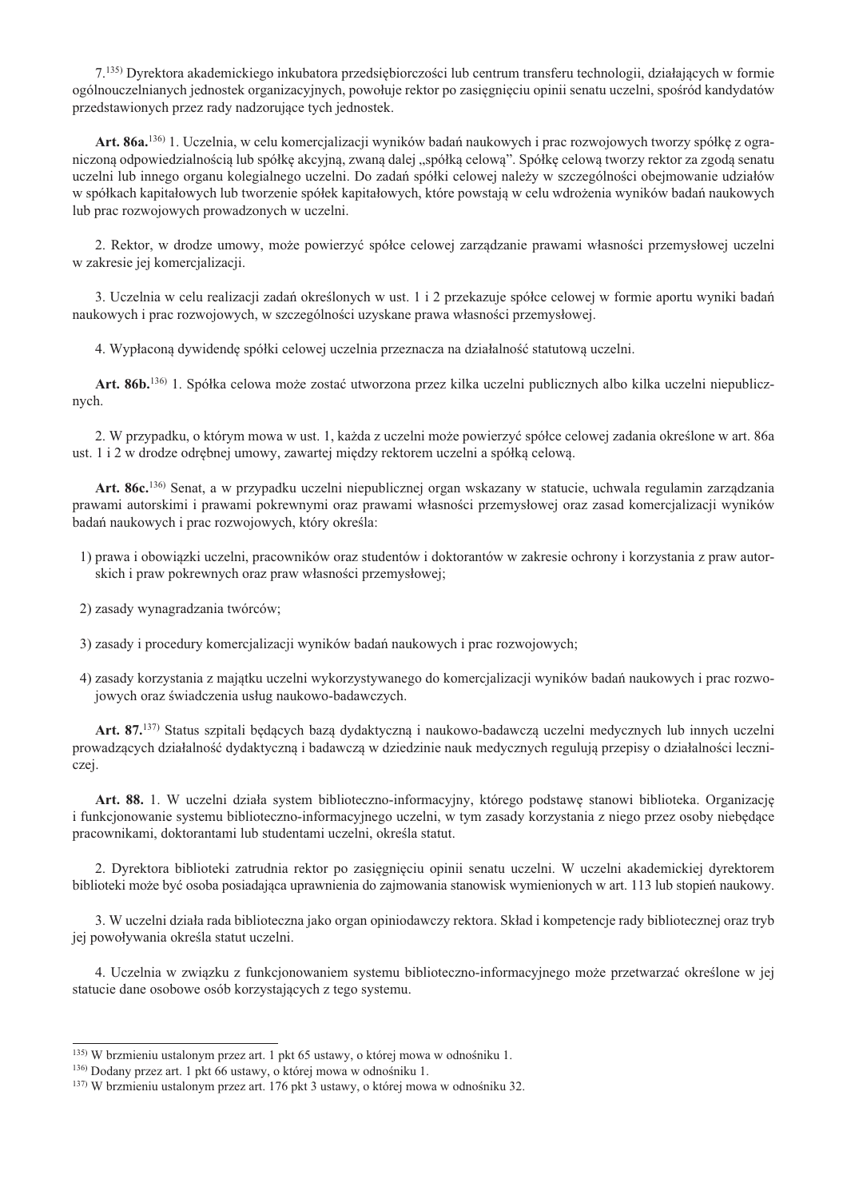7.[135] Dyrektora akademickiego inkubatora przedsiębiorczości lub centrum transferu technologii, działających w formie ogólnouczelnianych jednostek organizacyjnych, powołuje rektor po zasięgnięciu opinii senatu uczelni, spośród kandydatów przedstawionych przez rady nadzorujące tych jednostek.

**Art. 86a.**[136] 1. Uczelnia, w celu komercjalizacji wyników badań naukowych i prac rozwojowych tworzy spółkę z ograniczoną odpowiedzialnością lub spółkę akcyjną, zwaną dalej „spółką celową". Spółkę celową tworzy rektor za zgodą senatu uczelni lub innego organu kolegialnego uczelni. Do zadań spółki celowej należy w szczególności obejmowanie udziałów w spółkach kapitałowych lub tworzenie spółek kapitałowych, które powstają w celu wdrożenia wyników badań naukowych lub prac rozwojowych prowadzonych w uczelni.

2. Rektor, w drodze umowy, może powierzyć spółce celowej zarządzanie prawami własności przemysłowej uczelni w zakresie jej komercjalizacji.

3. Uczelnia w celu realizacji zadań określonych w ust. 1 i 2 przekazuje spółce celowej w formie aportu wyniki badań naukowych i prac rozwojowych, w szczególności uzyskane prawa własności przemysłowej.

4. Wypłaconą dywidendę spółki celowej uczelnia przeznacza na działalność statutową uczelni.

**Art. 86b.**[136] 1. Spółka celowa może zostać utworzona przez kilka uczelni publicznych albo kilka uczelni niepublicznych.

2. W przypadku, o którym mowa w ust. 1, każda z uczelni może powierzyć spółce celowej zadania określone w art. 86a ust. 1 i 2 w drodze odrębnej umowy, zawartej między rektorem uczelni a spółką celową.

**Art. 86c.**[136] Senat, a w przypadku uczelni niepublicznej organ wskazany w statucie, uchwala regulamin zarządzania prawami autorskimi i prawami pokrewnymi oraz prawami własności przemysłowej oraz zasad komercjalizacji wyników badań naukowych i prac rozwojowych, który określa:

1) prawa i obowiązki uczelni, pracowników oraz studentów i doktorantów w zakresie ochrony i korzystania z praw autorskich i praw pokrewnych oraz praw własności przemysłowej;

2) zasady wynagradzania twórców;

3) zasady i procedury komercjalizacji wyników badań naukowych i prac rozwojowych;

4) zasady korzystania z majątku uczelni wykorzystywanego do komercjalizacji wyników badań naukowych i prac rozwojowych oraz świadczenia usług naukowo-badawczych.

**Art. 87.**[137] Status szpitali będących bazą dydaktyczną i naukowo-badawczą uczelni medycznych lub innych uczelni prowadzących działalność dydaktyczną i badawczą w dziedzinie nauk medycznych regulują przepisy o działalności leczniczej.

**Art. 88.** 1. W uczelni działa system biblioteczno-informacyjny, którego podstawę stanowi biblioteka. Organizację i funkcjonowanie systemu biblioteczno-informacyjnego uczelni, w tym zasady korzystania z niego przez osoby niebędące pracownikami, doktorantami lub studentami uczelni, określa statut.

2. Dyrektora biblioteki zatrudnia rektor po zasięgnięciu opinii senatu uczelni. W uczelni akademickiej dyrektorem biblioteki może być osoba posiadająca uprawnienia do zajmowania stanowisk wymienionych w art. 113 lub stopień naukowy.

3. W uczelni działa rada biblioteczna jako organ opiniodawczy rektora. Skład i kompetencje rady bibliotecznej oraz tryb jej powoływania określa statut uczelni.

4. Uczelnia w związku z funkcjonowaniem systemu biblioteczno-informacyjnego może przetwarzać określone w jej statucie dane osobowe osób korzystających z tego systemu.

---

[135] W brzmieniu ustalonym przez art. 1 pkt 65 ustawy, o której mowa w odnośniku 1.

[136] Dodany przez art. 1 pkt 66 ustawy, o której mowa w odnośniku 1.

[137] W brzmieniu ustalonym przez art. 176 pkt 3 ustawy, o której mowa w odnośniku 32.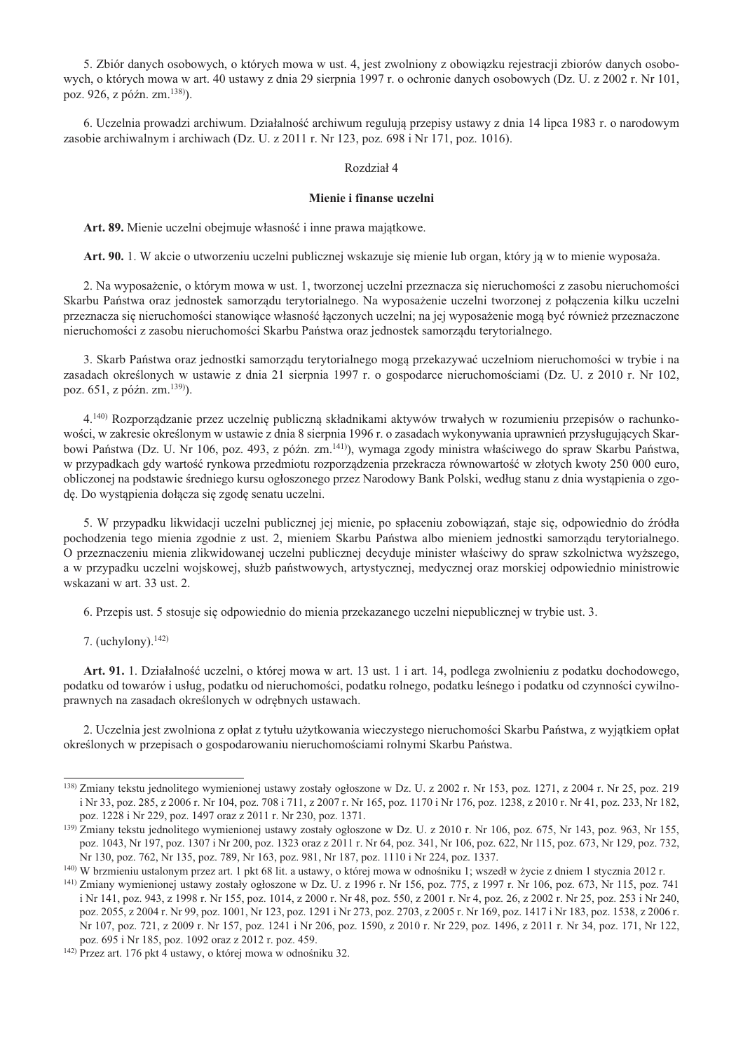5. Zbiór danych osobowych, o których mowa w ust. 4, jest zwolniony z obowiązku rejestracji zbiorów danych osobowych, o których mowa w art. 40 ustawy z dnia 29 sierpnia 1997 r. o ochronie danych osobowych (Dz. U. z 2002 r. Nr 101, poz. 926, z późn. zm.[138]).

6. Uczelnia prowadzi archiwum. Działalność archiwum regulują przepisy ustawy z dnia 14 lipca 1983 r. o narodowym zasobie archiwalnym i archiwach (Dz. U. z 2011 r. Nr 123, poz. 698 i Nr 171, poz. 1016).

## Rozdział 4

## Mienie i finanse uczelni

**Art. 89.** Mienie uczelni obejmuje własność i inne prawa majątkowe.

**Art. 90.** 1. W akcie o utworzeniu uczelni publicznej wskazuje się mienie lub organ, który ją w to mienie wyposaża.

2. Na wyposażenie, o którym mowa w ust. 1, tworzonej uczelni przeznacza się nieruchomości z zasobu nieruchomości Skarbu Państwa oraz jednostek samorządu terytorialnego. Na wyposażenie uczelni tworzonej z połączenia kilku uczelni przeznacza się nieruchomości stanowiące własność łączonych uczelni; na jej wyposażenie mogą być również przeznaczone nieruchomości z zasobu nieruchomości Skarbu Państwa oraz jednostek samorządu terytorialnego.

3. Skarb Państwa oraz jednostki samorządu terytorialnego mogą przekazywać uczelniom nieruchomości w trybie i na zasadach określonych w ustawie z dnia 21 sierpnia 1997 r. o gospodarce nieruchomościami (Dz. U. z 2010 r. Nr 102, poz. 651, z późn. zm.[139]).

4.[140] Rozporządzanie przez uczelnię publiczną składnikami aktywów trwałych w rozumieniu przepisów o rachunkowości, w zakresie określonym w ustawie z dnia 8 sierpnia 1996 r. o zasadach wykonywania uprawnień przysługujących Skarbowi Państwa (Dz. U. Nr 106, poz. 493, z późn. zm.[141]), wymaga zgody ministra właściwego do spraw Skarbu Państwa, w przypadkach gdy wartość rynkowa przedmiotu rozporządzenia przekracza równowartość w złotych kwoty 250 000 euro, obliczonej na podstawie średniego kursu ogłoszonego przez Narodowy Bank Polski, według stanu z dnia wystąpienia o zgodę. Do wystąpienia dołącza się zgodę senatu uczelni.

5. W przypadku likwidacji uczelni publicznej jej mienie, po spłaceniu zobowiązań, staje się, odpowiednio do źródła pochodzenia tego mienia zgodnie z ust. 2, mieniem Skarbu Państwa albo mieniem jednostki samorządu terytorialnego. O przeznaczeniu mienia zlikwidowanej uczelni publicznej decyduje minister właściwy do spraw szkolnictwa wyższego, a w przypadku uczelni wojskowej, służb państwowych, artystycznej, medycznej oraz morskiej odpowiednio ministrowie wskazani w art. 33 ust. 2.

6. Przepis ust. 5 stosuje się odpowiednio do mienia przekazanego uczelni niepublicznej w trybie ust. 3.

7. (uchylony).[142]

**Art. 91.** 1. Działalność uczelni, o której mowa w art. 13 ust. 1 i art. 14, podlega zwolnieniu z podatku dochodowego, podatku od towarów i usług, podatku od nieruchomości, podatku rolnego, podatku leśnego i podatku od czynności cywilnoprawnych na zasadach określonych w odrębnych ustawach.

2. Uczelnia jest zwolniona z opłat z tytułu użytkowania wieczystego nieruchomości Skarbu Państwa, z wyjątkiem opłat określonych w przepisach o gospodarowaniu nieruchomościami rolnymi Skarbu Państwa.

---

[138] Zmiany tekstu jednolitego wymienionej ustawy zostały ogłoszone w Dz. U. z 2002 r. Nr 153, poz. 1271, z 2004 r. Nr 25, poz. 219 i Nr 33, poz. 285, z 2006 r. Nr 104, poz. 708 i 711, z 2007 r. Nr 165, poz. 1170 i Nr 176, poz. 1238, z 2010 r. Nr 41, poz. 233, Nr 182, poz. 1228 i Nr 229, poz. 1497 oraz z 2011 r. Nr 230, poz. 1371.

[139] Zmiany tekstu jednolitego wymienionej ustawy zostały ogłoszone w Dz. U. z 2010 r. Nr 106, poz. 675, Nr 143, poz. 963, Nr 155, poz. 1043, Nr 197, poz. 1307 i Nr 200, poz. 1323 oraz z 2011 r. Nr 64, poz. 341, Nr 106, poz. 622, Nr 115, poz. 673, Nr 129, poz. 732, Nr 130, poz. 762, Nr 135, poz. 789, Nr 163, poz. 981, Nr 187, poz. 1110 i Nr 224, poz. 1337.

[140] W brzmieniu ustalonym przez art. 1 pkt 68 lit. a ustawy, o której mowa w odnośniku 1; wszedł w życie z dniem 1 stycznia 2012 r.

[141] Zmiany wymienionej ustawy zostały ogłoszone w Dz. U. z 1996 r. Nr 156, poz. 775, z 1997 r. Nr 106, poz. 673, Nr 115, poz. 741 i Nr 141, poz. 943, z 1998 r. Nr 155, poz. 1014, z 2000 r. Nr 48, poz. 550, z 2001 r. Nr 4, poz. 26, z 2002 r. Nr 25, poz. 253 i Nr 240, poz. 2055, z 2004 r. Nr 99, poz. 1001, Nr 123, poz. 1291 i Nr 273, poz. 2703, z 2005 r. Nr 169, poz. 1417 i Nr 183, poz. 1538, z 2006 r. Nr 107, poz. 721, z 2009 r. Nr 157, poz. 1241 i Nr 206, poz. 1590, z 2010 r. Nr 229, poz. 1496, z 2011 r. Nr 34, poz. 171, Nr 122, poz. 695 i Nr 185, poz. 1092 oraz z 2012 r. poz. 459.

[142] Przez art. 176 pkt 4 ustawy, o której mowa w odnośniku 32.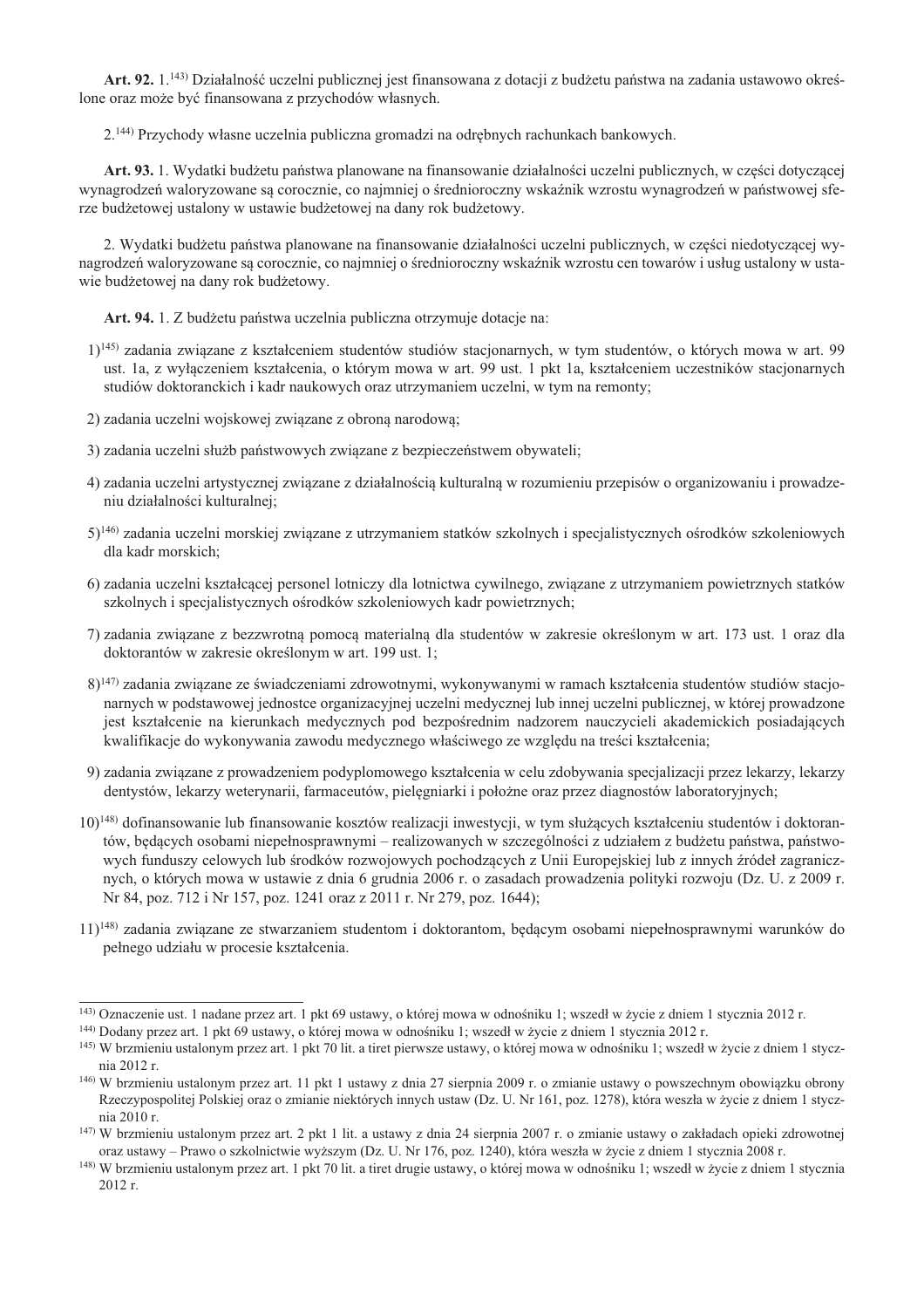**Art. 92.** 1.[143] Działalność uczelni publicznej jest finansowana z dotacji z budżetu państwa na zadania ustawowo określone oraz może być finansowana z przychodów własnych.

2.[144] Przychody własne uczelnia publiczna gromadzi na odrębnych rachunkach bankowych.

**Art. 93.** 1. Wydatki budżetu państwa planowane na finansowanie działalności uczelni publicznych, w części dotyczącej wynagrodzeń waloryzowane są corocznie, co najmniej o średnioroczny wskaźnik wzrostu wynagrodzeń w państwowej sferze budżetowej ustalony w ustawie budżetowej na dany rok budżetowy.

2. Wydatki budżetu państwa planowane na finansowanie działalności uczelni publicznych, w części niedotyczącej wynagrodzeń waloryzowane są corocznie, co najmniej o średnioroczny wskaźnik wzrostu cen towarów i usług ustalony w ustawie budżetowej na dany rok budżetowy.

**Art. 94.** 1. Z budżetu państwa uczelnia publiczna otrzymuje dotacje na:

1)[145] zadania związane z kształceniem studentów studiów stacjonarnych, w tym studentów, o których mowa w art. 99 ust. 1a, z wyłączeniem kształcenia, o którym mowa w art. 99 ust. 1 pkt 1a, kształceniem uczestników stacjonarnych studiów doktoranckich i kadr naukowych oraz utrzymaniem uczelni, w tym na remonty;

2) zadania uczelni wojskowej związane z obroną narodową;

3) zadania uczelni służb państwowych związane z bezpieczeństwem obywateli;

4) zadania uczelni artystycznej związane z działalnością kulturalną w rozumieniu przepisów o organizowaniu i prowadzeniu działalności kulturalnej;

5)[146] zadania uczelni morskiej związane z utrzymaniem statków szkolnych i specjalistycznych ośrodków szkoleniowych dla kadr morskich;

6) zadania uczelni kształcącej personel lotniczy dla lotnictwa cywilnego, związane z utrzymaniem powietrznych statków szkolnych i specjalistycznych ośrodków szkoleniowych kadr powietrznych;

7) zadania związane z bezzwrotną pomocą materialną dla studentów w zakresie określonym w art. 173 ust. 1 oraz dla doktorantów w zakresie określonym w art. 199 ust. 1;

8)[147] zadania związane ze świadczeniami zdrowotnymi, wykonywanymi w ramach kształcenia studentów studiów stacjonarnych w podstawowej jednostce organizacyjnej uczelni medycznej lub innej uczelni publicznej, w której prowadzone jest kształcenie na kierunkach medycznych pod bezpośrednim nadzorem nauczycieli akademickich posiadających kwalifikacje do wykonywania zawodu medycznego właściwego ze względu na treści kształcenia;

9) zadania związane z prowadzeniem podyplomowego kształcenia w celu zdobywania specjalizacji przez lekarzy, lekarzy dentystów, lekarzy weterynarii, farmaceutów, pielęgniarki i położne oraz przez diagnostów laboratoryjnych;

10)[148] dofinansowanie lub finansowanie kosztów realizacji inwestycji, w tym służących kształceniu studentów i doktorantów, będących osobami niepełnosprawnymi – realizowanych w szczególności z udziałem z budżetu państwa, państwowych funduszy celowych lub środków rozwojowych pochodzących z Unii Europejskiej lub z innych źródeł zagranicznych, o których mowa w ustawie z dnia 6 grudnia 2006 r. o zasadach prowadzenia polityki rozwoju (Dz. U. z 2009 r. Nr 84, poz. 712 i Nr 157, poz. 1241 oraz z 2011 r. Nr 279, poz. 1644);

11)[148] zadania związane ze stwarzaniem studentom i doktorantom, będącym osobami niepełnosprawnymi warunków do pełnego udziału w procesie kształcenia.

---

[143] Oznaczenie ust. 1 nadane przez art. 1 pkt 69 ustawy, o której mowa w odnośniku 1; wszedł w życie z dniem 1 stycznia 2012 r.

[144] Dodany przez art. 1 pkt 69 ustawy, o której mowa w odnośniku 1; wszedł w życie z dniem 1 stycznia 2012 r.

[145] W brzmieniu ustalonym przez art. 1 pkt 70 lit. a tiret pierwsze ustawy, o której mowa w odnośniku 1; wszedł w życie z dniem 1 stycznia 2012 r.

[146] W brzmieniu ustalonym przez art. 11 pkt 1 ustawy z dnia 27 sierpnia 2009 r. o zmianie ustawy o powszechnym obowiązku obrony Rzeczypospolitej Polskiej oraz o zmianie niektórych innych ustaw (Dz. U. Nr 161, poz. 1278), która weszła w życie z dniem 1 stycznia 2010 r.

[147] W brzmieniu ustalonym przez art. 2 pkt 1 lit. a ustawy z dnia 24 sierpnia 2007 r. o zmianie ustawy o zakładach opieki zdrowotnej oraz ustawy – Prawo o szkolnictwie wyższym (Dz. U. Nr 176, poz. 1240), która weszła w życie z dniem 1 stycznia 2008 r.

[148] W brzmieniu ustalonym przez art. 1 pkt 70 lit. a tiret drugie ustawy, o której mowa w odnośniku 1; wszedł w życie z dniem 1 stycznia 2012 r.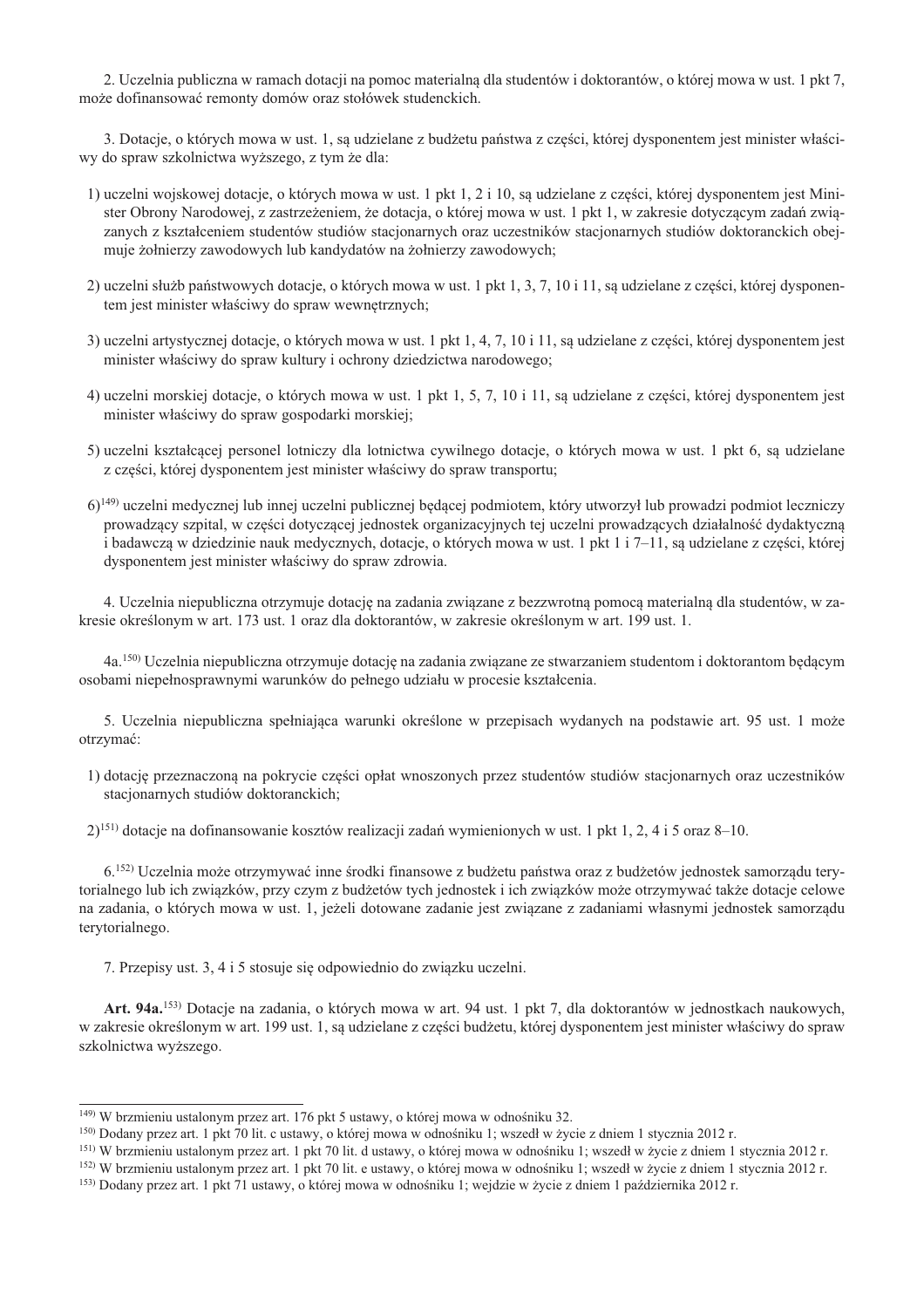2. Uczelnia publiczna w ramach dotacji na pomoc materialną dla studentów i doktorantów, o której mowa w ust. 1 pkt 7, może dofinansować remonty domów oraz stołówek studenckich.

3. Dotacje, o których mowa w ust. 1, są udzielane z budżetu państwa z części, której dysponentem jest minister właściwy do spraw szkolnictwa wyższego, z tym że dla:

1) uczelni wojskowej dotacje, o których mowa w ust. 1 pkt 1, 2 i 10, są udzielane z części, której dysponentem jest Minister Obrony Narodowej, z zastrzeżeniem, że dotacja, o której mowa w ust. 1 pkt 1, w zakresie dotyczącym zadań związanych z kształceniem studentów studiów stacjonarnych oraz uczestników stacjonarnych studiów doktoranckich obejmuje żołnierzy zawodowych lub kandydatów na żołnierzy zawodowych;

2) uczelni służb państwowych dotacje, o których mowa w ust. 1 pkt 1, 3, 7, 10 i 11, są udzielane z części, której dysponentem jest minister właściwy do spraw wewnętrznych;

3) uczelni artystycznej dotacje, o których mowa w ust. 1 pkt 1, 4, 7, 10 i 11, są udzielane z części, której dysponentem jest minister właściwy do spraw kultury i ochrony dziedzictwa narodowego;

4) uczelni morskiej dotacje, o których mowa w ust. 1 pkt 1, 5, 7, 10 i 11, są udzielane z części, której dysponentem jest minister właściwy do spraw gospodarki morskiej;

5) uczelni kształcącej personel lotniczy dla lotnictwa cywilnego dotacje, o których mowa w ust. 1 pkt 6, są udzielane z części, której dysponentem jest minister właściwy do spraw transportu;

6)[149] uczelni medycznej lub innej uczelni publicznej będącej podmiotem, który utworzył lub prowadzi podmiot leczniczy prowadzący szpital, w części dotyczącej jednostek organizacyjnych tej uczelni prowadzących działalność dydaktyczną i badawczą w dziedzinie nauk medycznych, dotacje, o których mowa w ust. 1 pkt 1 i 7–11, są udzielane z części, której dysponentem jest minister właściwy do spraw zdrowia.

4. Uczelnia niepubliczna otrzymuje dotację na zadania związane z bezzwrotną pomocą materialną dla studentów, w zakresie określonym w art. 173 ust. 1 oraz dla doktorantów, w zakresie określonym w art. 199 ust. 1.

4a.[150] Uczelnia niepubliczna otrzymuje dotację na zadania związane ze stwarzaniem studentom i doktorantom będącym osobami niepełnosprawnymi warunków do pełnego udziału w procesie kształcenia.

5. Uczelnia niepubliczna spełniająca warunki określone w przepisach wydanych na podstawie art. 95 ust. 1 może otrzymać:

1) dotację przeznaczoną na pokrycie części opłat wnoszonych przez studentów studiów stacjonarnych oraz uczestników stacjonarnych studiów doktoranckich;

2)[151] dotacje na dofinansowanie kosztów realizacji zadań wymienionych w ust. 1 pkt 1, 2, 4 i 5 oraz 8–10.

6.[152] Uczelnia może otrzymywać inne środki finansowe z budżetu państwa oraz z budżetów jednostek samorządu terytorialnego lub ich związków, przy czym z budżetów tych jednostek i ich związków może otrzymywać także dotacje celowe na zadania, o których mowa w ust. 1, jeżeli dotowane zadanie jest związane z zadaniami własnymi jednostek samorządu terytorialnego.

7. Przepisy ust. 3, 4 i 5 stosuje się odpowiednio do związku uczelni.

**Art. 94a.**[153] Dotacje na zadania, o których mowa w art. 94 ust. 1 pkt 7, dla doktorantów w jednostkach naukowych, w zakresie określonym w art. 199 ust. 1, są udzielane z części budżetu, której dysponentem jest minister właściwy do spraw szkolnictwa wyższego.

---

[149] W brzmieniu ustalonym przez art. 176 pkt 5 ustawy, o której mowa w odnośniku 32.

[150] Dodany przez art. 1 pkt 70 lit. c ustawy, o której mowa w odnośniku 1; wszedł w życie z dniem 1 stycznia 2012 r.

[151] W brzmieniu ustalonym przez art. 1 pkt 70 lit. d ustawy, o której mowa w odnośniku 1; wszedł w życie z dniem 1 stycznia 2012 r.

[152] W brzmieniu ustalonym przez art. 1 pkt 70 lit. e ustawy, o której mowa w odnośniku 1; wszedł w życie z dniem 1 stycznia 2012 r.

[153] Dodany przez art. 1 pkt 71 ustawy, o której mowa w odnośniku 1; wejdzie w życie z dniem 1 października 2012 r.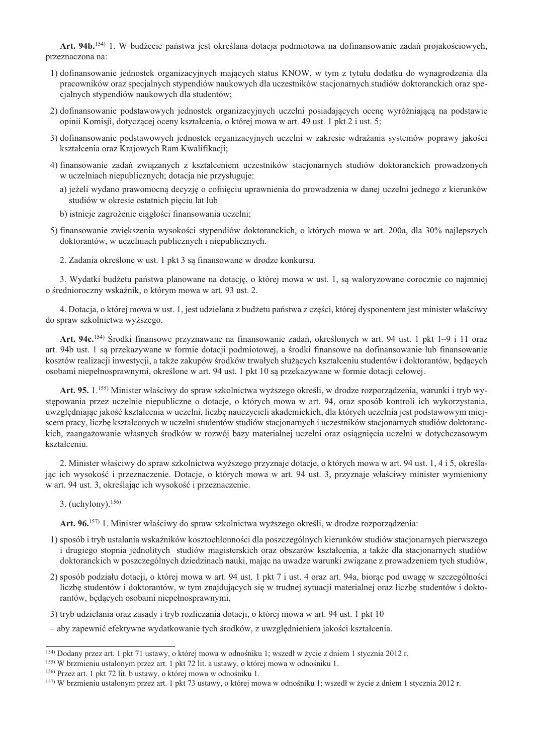**Art. 94b.**[154] 1. W budżecie państwa jest określana dotacja podmiotowa na dofinansowanie zadań projakościowych, przeznaczona na:

1) dofinansowanie jednostek organizacyjnych mających status KNOW, w tym z tytułu dodatku do wynagrodzenia dla pracowników oraz specjalnych stypendiów naukowych dla uczestników stacjonarnych studiów doktoranckich oraz specjalnych stypendiów naukowych dla studentów;
2) dofinansowanie podstawowych jednostek organizacyjnych uczelni posiadających ocenę wyróżniającą na podstawie opinii Komisji, dotyczącej oceny kształcenia, o której mowa w art. 49 ust. 1 pkt 2 i ust. 5;
3) dofinansowanie podstawowych jednostek organizacyjnych uczelni w zakresie wdrażania systemów poprawy jakości kształcenia oraz Krajowych Ram Kwalifikacji;
4) finansowanie zadań związanych z kształceniem uczestników stacjonarnych studiów doktoranckich prowadzonych w uczelniach niepublicznych; dotacja nie przysługuje:
   a) jeżeli wydano prawomocną decyzję o cofnięciu uprawnienia do prowadzenia w danej uczelni jednego z kierunków studiów w okresie ostatnich pięciu lat lub
   b) istnieje zagrożenie ciągłości finansowania uczelni;
5) finansowanie zwiększenia wysokości stypendiów doktoranckich, o których mowa w art. 200a, dla 30% najlepszych doktorantów, w uczelniach publicznych i niepublicznych.

2. Zadania określone w ust. 1 pkt 3 są finansowane w drodze konkursu.

3. Wydatki budżetu państwa planowane na dotację, o której mowa w ust. 1, są waloryzowane corocznie co najmniej o średnioroczny wskaźnik, o którym mowa w art. 93 ust. 2.

4. Dotacja, o której mowa w ust. 1, jest udzielana z budżetu państwa z części, której dysponentem jest minister właściwy do spraw szkolnictwa wyższego.

**Art. 94c.**[154] Środki finansowe przyznawane na finansowanie zadań, określonych w art. 94 ust. 1 pkt 1–9 i 11 oraz art. 94b ust. 1 są przekazywane w formie dotacji podmiotowej, a środki finansowe na dofinansowanie lub finansowanie kosztów realizacji inwestycji, a także zakupów środków trwałych służących kształceniu studentów i doktorantów, będących osobami niepełnosprawnymi, określone w art. 94 ust. 1 pkt 10 są przekazywane w formie dotacji celowej.

**Art. 95.** 1.[155] Minister właściwy do spraw szkolnictwa wyższego określi, w drodze rozporządzenia, warunki i tryb występowania przez uczelnie niepubliczne o dotacje, o których mowa w art. 94, oraz sposób kontroli ich wykorzystania, uwzględniając jakość kształcenia w uczelni, liczbę nauczycieli akademickich, dla których uczelnia jest podstawowym miejscem pracy, liczbę kształconych w uczelni studentów studiów stacjonarnych i uczestników stacjonarnych studiów doktoranckich, zaangażowanie własnych środków w rozwój bazy materialnej uczelni oraz osiągnięcia uczelni w dotychczasowym kształceniu.

2. Minister właściwy do spraw szkolnictwa wyższego przyznaje dotacje, o których mowa w art. 94 ust. 1, 4 i 5, określając ich wysokość i przeznaczenie. Dotacje, o których mowa w art. 94 ust. 3, przyznaje właściwy minister wymieniony w art. 94 ust. 3, określając ich wysokość i przeznaczenie.

3. (uchylony).[156]

**Art. 96.**[157] 1. Minister właściwy do spraw szkolnictwa wyższego określi, w drodze rozporządzenia:

1) sposób i tryb ustalania wskaźników kosztochłonności dla poszczególnych kierunków studiów stacjonarnych pierwszego i drugiego stopnia jednolitych studiów magisterskich oraz obszarów kształcenia, a także dla stacjonarnych studiów doktoranckich w poszczególnych dziedzinach nauki, mając na uwadze warunki związane z prowadzeniem tych studiów,
2) sposób podziału dotacji, o której mowa w art. 94 ust. 1 pkt 7 i ust. 4 oraz art. 94a, biorąc pod uwagę w szczególności liczbę studentów i doktorantów, w tym znajdujących się w trudnej sytuacji materialnej oraz liczbę studentów i doktorantów, będących osobami niepełnosprawnymi,
3) tryb udzielania oraz zasady i tryb rozliczania dotacji, o której mowa w art. 94 ust. 1 pkt 10

– aby zapewnić efektywne wydatkowanie tych środków, z uwzględnieniem jakości kształcenia.

---

[154] Dodany przez art. 1 pkt 71 ustawy, o której mowa w odnośniku 1; wszedł w życie z dniem 1 stycznia 2012 r.

[155] W brzmieniu ustalonym przez art. 1 pkt 72 lit. a ustawy, o której mowa w odnośniku 1.

[156] Przez art. 1 pkt 72 lit. b ustawy, o której mowa w odnośniku 1.

[157] W brzmieniu ustalonym przez art. 1 pkt 73 ustawy, o której mowa w odnośniku 1; wszedł w życie z dniem 1 stycznia 2012 r.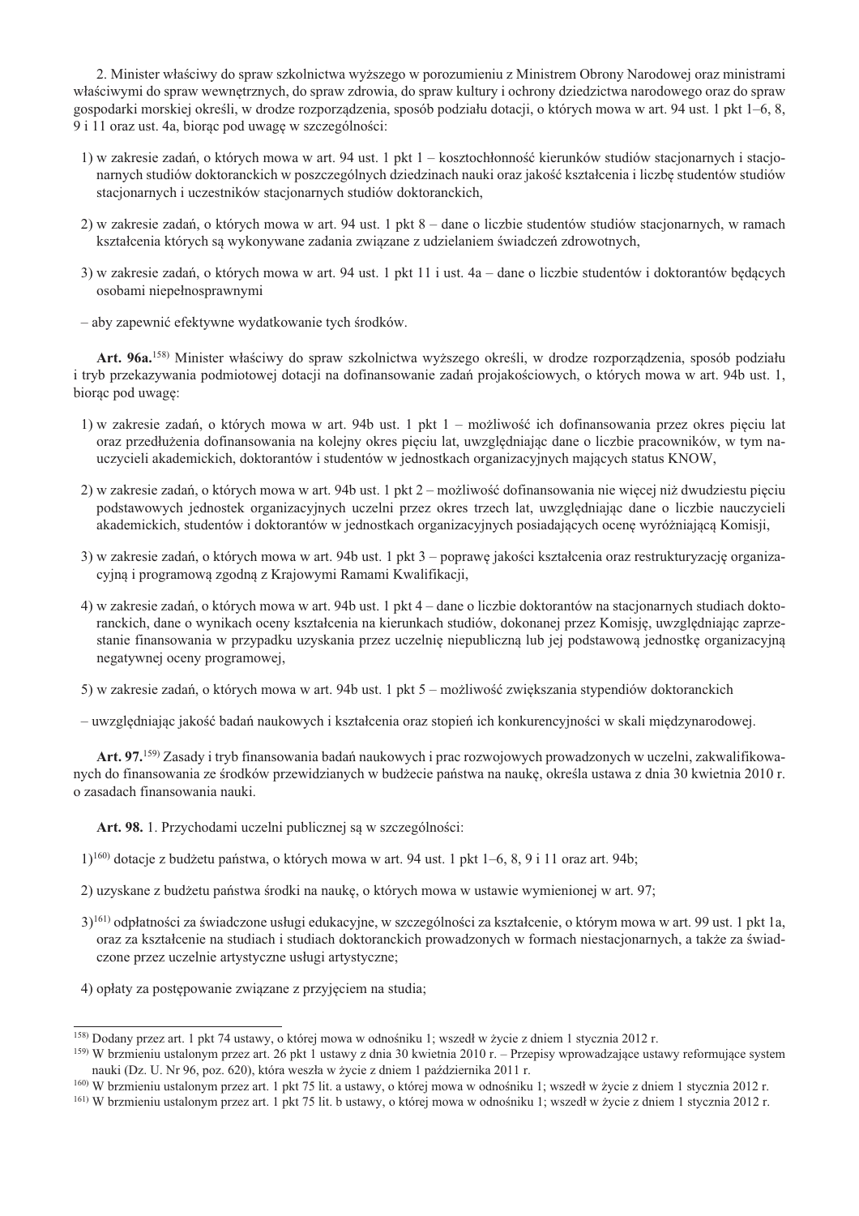2. Minister właściwy do spraw szkolnictwa wyższego w porozumieniu z Ministrem Obrony Narodowej oraz ministrami właściwymi do spraw wewnętrznych, do spraw zdrowia, do spraw kultury i ochrony dziedzictwa narodowego oraz do spraw gospodarki morskiej określi, w drodze rozporządzenia, sposób podziału dotacji, o których mowa w art. 94 ust. 1 pkt 1–6, 8, 9 i 11 oraz ust. 4a, biorąc pod uwagę w szczególności:

1) w zakresie zadań, o których mowa w art. 94 ust. 1 pkt 1 – kosztochłonność kierunków studiów stacjonarnych i stacjonarnych studiów doktoranckich w poszczególnych dziedzinach nauki oraz jakość kształcenia i liczbę studentów studiów stacjonarnych i uczestników stacjonarnych studiów doktoranckich,

2) w zakresie zadań, o których mowa w art. 94 ust. 1 pkt 8 – dane o liczbie studentów studiów stacjonarnych, w ramach kształcenia których są wykonywane zadania związane z udzielaniem świadczeń zdrowotnych,

3) w zakresie zadań, o których mowa w art. 94 ust. 1 pkt 11 i ust. 4a – dane o liczbie studentów i doktorantów będących osobami niepełnosprawnymi

– aby zapewnić efektywne wydatkowanie tych środków.

**Art. 96a.**[158] Minister właściwy do spraw szkolnictwa wyższego określi, w drodze rozporządzenia, sposób podziału i tryb przekazywania podmiotowej dotacji na dofinansowanie zadań projakościowych, o których mowa w art. 94b ust. 1, biorąc pod uwagę:

1) w zakresie zadań, o których mowa w art. 94b ust. 1 pkt 1 – możliwość ich dofinansowania przez okres pięciu lat oraz przedłużenia dofinansowania na kolejny okres pięciu lat, uwzględniając dane o liczbie pracowników, w tym nauczycieli akademickich, doktorantów i studentów w jednostkach organizacyjnych mających status KNOW,

2) w zakresie zadań, o których mowa w art. 94b ust. 1 pkt 2 – możliwość dofinansowania nie więcej niż dwudziestu pięciu podstawowych jednostek organizacyjnych uczelni przez okres trzech lat, uwzględniając dane o liczbie nauczycieli akademickich, studentów i doktorantów w jednostkach organizacyjnych posiadających ocenę wyróżniającą Komisji,

3) w zakresie zadań, o których mowa w art. 94b ust. 1 pkt 3 – poprawę jakości kształcenia oraz restrukturyzację organizacyjną i programową zgodną z Krajowymi Ramami Kwalifikacji,

4) w zakresie zadań, o których mowa w art. 94b ust. 1 pkt 4 – dane o liczbie doktorantów na stacjonarnych studiach doktoranckich, dane o wynikach oceny kształcenia na kierunkach studiów, dokonanej przez Komisję, uwzględniając zaprzestanie finansowania w przypadku uzyskania przez uczelnię niepubliczną lub jej podstawową jednostkę organizacyjną negatywnej oceny programowej,

5) w zakresie zadań, o których mowa w art. 94b ust. 1 pkt 5 – możliwość zwiększania stypendiów doktoranckich

– uwzględniając jakość badań naukowych i kształcenia oraz stopień ich konkurencyjności w skali międzynarodowej.

**Art. 97.**[159] Zasady i tryb finansowania badań naukowych i prac rozwojowych prowadzonych w uczelni, zakwalifikowanych do finansowania ze środków przewidzianych w budżecie państwa na naukę, określa ustawa z dnia 30 kwietnia 2010 r. o zasadach finansowania nauki.

**Art. 98.** 1. Przychodami uczelni publicznej są w szczególności:

1)[160] dotacje z budżetu państwa, o których mowa w art. 94 ust. 1 pkt 1–6, 8, 9 i 11 oraz art. 94b;

2) uzyskane z budżetu państwa środki na naukę, o których mowa w ustawie wymienionej w art. 97;

3)[161] odpłatności za świadczone usługi edukacyjne, w szczególności za kształcenie, o którym mowa w art. 99 ust. 1 pkt 1a, oraz za kształcenie na studiach i studiach doktoranckich prowadzonych w formach niestacjonarnych, a także za świadczone przez uczelnie artystyczne usługi artystyczne;

4) opłaty za postępowanie związane z przyjęciem na studia;

---

[158] Dodany przez art. 1 pkt 74 ustawy, o której mowa w odnośniku 1; wszedł w życie z dniem 1 stycznia 2012 r.

[159] W brzmieniu ustalonym przez art. 26 pkt 1 ustawy z dnia 30 kwietnia 2010 r. – Przepisy wprowadzające ustawy reformujące system nauki (Dz. U. Nr 96, poz. 620), która weszła w życie z dniem 1 października 2011 r.

[160] W brzmieniu ustalonym przez art. 1 pkt 75 lit. a ustawy, o której mowa w odnośniku 1; wszedł w życie z dniem 1 stycznia 2012 r.

[161] W brzmieniu ustalonym przez art. 1 pkt 75 lit. b ustawy, o której mowa w odnośniku 1; wszedł w życie z dniem 1 stycznia 2012 r.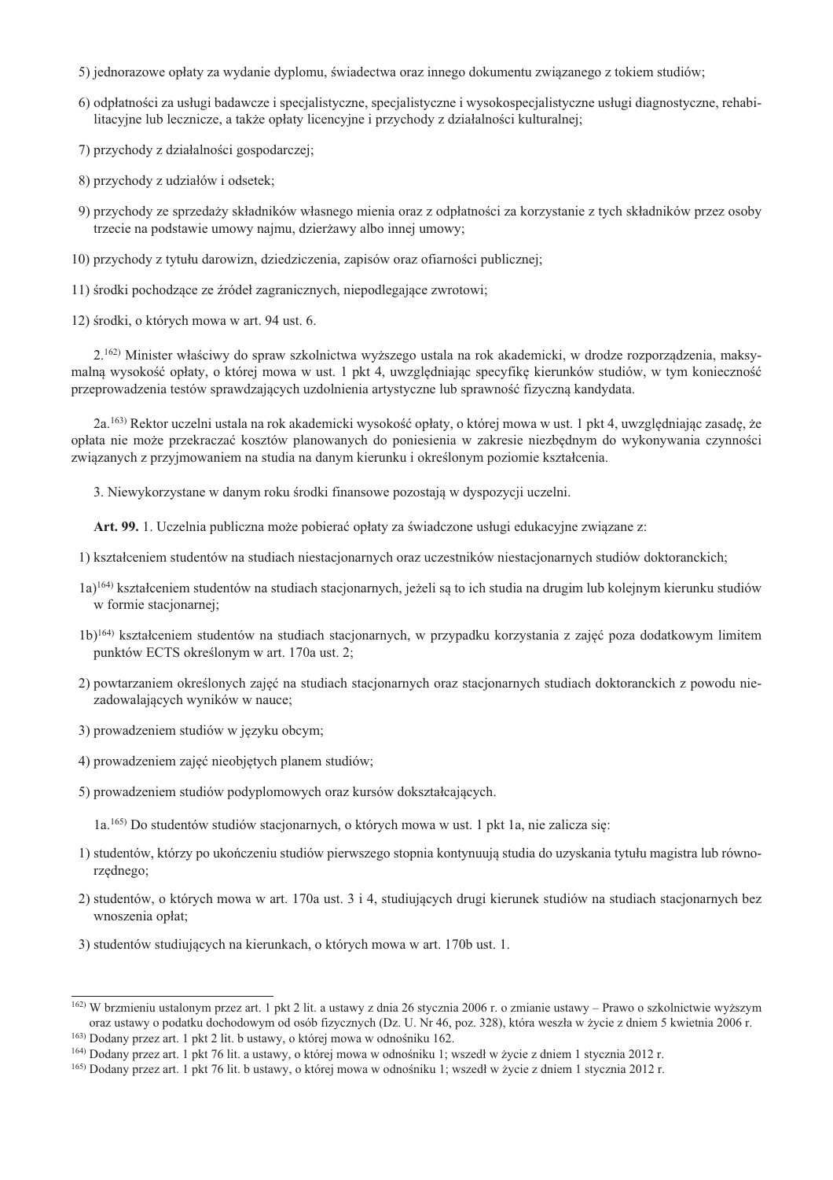5) jednorazowe opłaty za wydanie dyplomu, świadectwa oraz innego dokumentu związanego z tokiem studiów;

6) odpłatności za usługi badawcze i specjalistyczne, specjalistyczne i wysokospecjalistyczne usługi diagnostyczne, rehabilitacyjne lub lecznicze, a także opłaty licencyjne i przychody z działalności kulturalnej;

7) przychody z działalności gospodarczej;

8) przychody z udziałów i odsetek;

9) przychody ze sprzedaży składników własnego mienia oraz z odpłatności za korzystanie z tych składników przez osoby trzecie na podstawie umowy najmu, dzierżawy albo innej umowy;

10) przychody z tytułu darowizn, dziedziczenia, zapisów oraz ofiarności publicznej;

11) środki pochodzące ze źródeł zagranicznych, niepodlegające zwrotowi;

12) środki, o których mowa w art. 94 ust. 6.

2.[162] Minister właściwy do spraw szkolnictwa wyższego ustala na rok akademicki, w drodze rozporządzenia, maksymalną wysokość opłaty, o której mowa w ust. 1 pkt 4, uwzględniając specyfikę kierunków studiów, w tym konieczność przeprowadzenia testów sprawdzających uzdolnienia artystyczne lub sprawność fizyczną kandydata.

2a.[163] Rektor uczelni ustala na rok akademicki wysokość opłaty, o której mowa w ust. 1 pkt 4, uwzględniając zasadę, że opłata nie może przekraczać kosztów planowanych do poniesienia w zakresie niezbędnym do wykonywania czynności związanych z przyjmowaniem na studia na danym kierunku i określonym poziomie kształcenia.

3. Niewykorzystane w danym roku środki finansowe pozostają w dyspozycji uczelni.

**Art. 99.** 1. Uczelnia publiczna może pobierać opłaty za świadczone usługi edukacyjne związane z:

1) kształceniem studentów na studiach niestacjonarnych oraz uczestników niestacjonarnych studiów doktoranckich;

1a)[164] kształceniem studentów na studiach stacjonarnych, jeżeli są to ich studia na drugim lub kolejnym kierunku studiów w formie stacjonarnej;

1b)[164] kształceniem studentów na studiach stacjonarnych, w przypadku korzystania z zajęć poza dodatkowym limitem punktów ECTS określonym w art. 170a ust. 2;

2) powtarzaniem określonych zajęć na studiach stacjonarnych oraz stacjonarnych studiach doktoranckich z powodu niezadowalających wyników w nauce;

3) prowadzeniem studiów w języku obcym;

4) prowadzeniem zajęć nieobjętych planem studiów;

5) prowadzeniem studiów podyplomowych oraz kursów dokształcających.

1a.[165] Do studentów studiów stacjonarnych, o których mowa w ust. 1 pkt 1a, nie zalicza się:

1) studentów, którzy po ukończeniu studiów pierwszego stopnia kontynuują studia do uzyskania tytułu magistra lub równorzędnego;

2) studentów, o których mowa w art. 170a ust. 3 i 4, studiujących drugi kierunek studiów na studiach stacjonarnych bez wnoszenia opłat;

3) studentów studiujących na kierunkach, o których mowa w art. 170b ust. 1.

---

[162] W brzmieniu ustalonym przez art. 1 pkt 2 lit. a ustawy z dnia 26 stycznia 2006 r. o zmianie ustawy – Prawo o szkolnictwie wyższym oraz ustawy o podatku dochodowym od osób fizycznych (Dz. U. Nr 46, poz. 328), która weszła w życie z dniem 5 kwietnia 2006 r.

[163] Dodany przez art. 1 pkt 2 lit. b ustawy, o której mowa w odnośniku 162.

[164] Dodany przez art. 1 pkt 76 lit. a ustawy, o której mowa w odnośniku 1; wszedł w życie z dniem 1 stycznia 2012 r.

[165] Dodany przez art. 1 pkt 76 lit. b ustawy, o której mowa w odnośniku 1; wszedł w życie z dniem 1 stycznia 2012 r.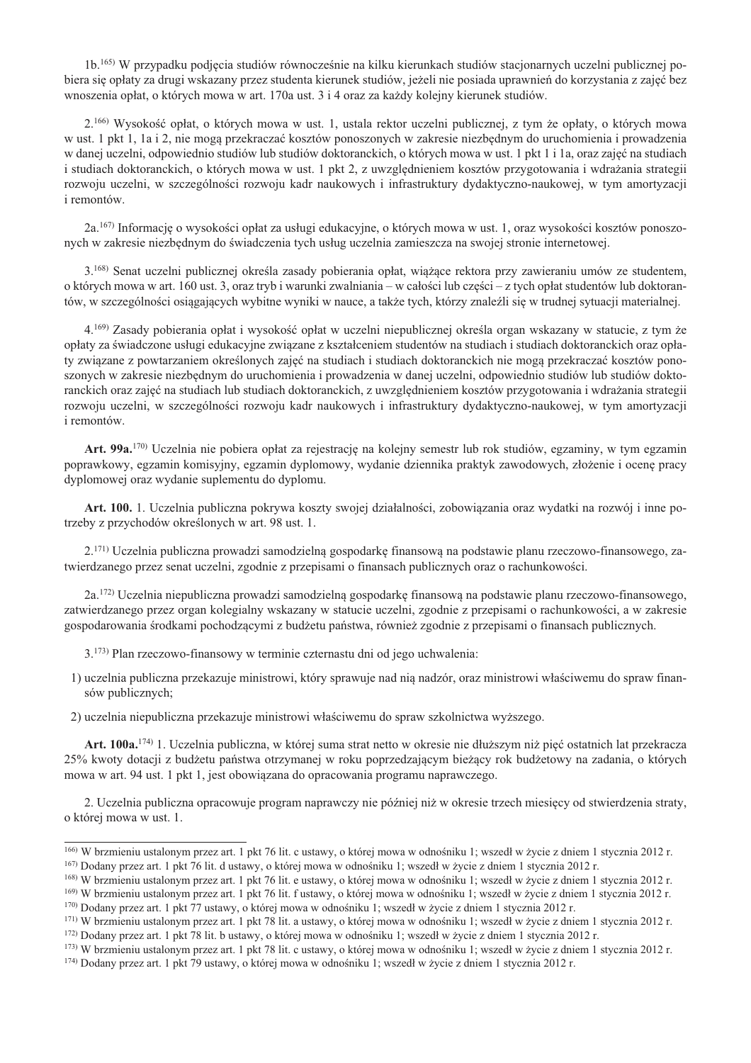1b.[165] W przypadku podjęcia studiów równocześnie na kilku kierunkach studiów stacjonarnych uczelni publicznej pobiera się opłaty za drugi wskazany przez studenta kierunek studiów, jeżeli nie posiada uprawnień do korzystania z zajęć bez wnoszenia opłat, o których mowa w art. 170a ust. 3 i 4 oraz za każdy kolejny kierunek studiów.

2.[166] Wysokość opłat, o których mowa w ust. 1, ustala rektor uczelni publicznej, z tym że opłaty, o których mowa w ust. 1 pkt 1, 1a i 2, nie mogą przekraczać kosztów ponoszonych w zakresie niezbędnym do uruchomienia i prowadzenia w danej uczelni, odpowiednio studiów lub studiów doktoranckich, o których mowa w ust. 1 pkt 1 i 1a, oraz zajęć na studiach i studiach doktoranckich, o których mowa w ust. 1 pkt 2, z uwzględnieniem kosztów przygotowania i wdrażania strategii rozwoju uczelni, w szczególności rozwoju kadr naukowych i infrastruktury dydaktyczno-naukowej, w tym amortyzacji i remontów.

2a.[167] Informację o wysokości opłat za usługi edukacyjne, o których mowa w ust. 1, oraz wysokości kosztów ponoszonych w zakresie niezbędnym do świadczenia tych usług uczelnia zamieszcza na swojej stronie internetowej.

3.[168] Senat uczelni publicznej określa zasady pobierania opłat, wiążące rektora przy zawieraniu umów ze studentem, o których mowa w art. 160 ust. 3, oraz tryb i warunki zwalniania – w całości lub części – z tych opłat studentów lub doktorantów, w szczególności osiągających wybitne wyniki w nauce, a także tych, którzy znaleźli się w trudnej sytuacji materialnej.

4.[169] Zasady pobierania opłat i wysokość opłat w uczelni niepublicznej określa organ wskazany w statucie, z tym że opłaty za świadczone usługi edukacyjne związane z kształceniem studentów na studiach i studiach doktoranckich oraz opłaty związane z powtarzaniem określonych zajęć na studiach i studiach doktoranckich nie mogą przekraczać kosztów ponoszonych w zakresie niezbędnym do uruchomienia i prowadzenia w danej uczelni, odpowiednio studiów lub studiów doktoranckich oraz zajęć na studiach lub studiach doktoranckich, z uwzględnieniem kosztów przygotowania i wdrażania strategii rozwoju uczelni, w szczególności rozwoju kadr naukowych i infrastruktury dydaktyczno-naukowej, w tym amortyzacji i remontów.

**Art. 99a.**[170] Uczelnia nie pobiera opłat za rejestrację na kolejny semestr lub rok studiów, egzaminy, w tym egzamin poprawkowy, egzamin komisyjny, egzamin dyplomowy, wydanie dziennika praktyk zawodowych, złożenie i ocenę pracy dyplomowej oraz wydanie suplementu do dyplomu.

**Art. 100.** 1. Uczelnia publiczna pokrywa koszty swojej działalności, zobowiązania oraz wydatki na rozwój i inne potrzeby z przychodów określonych w art. 98 ust. 1.

2.[171] Uczelnia publiczna prowadzi samodzielną gospodarkę finansową na podstawie planu rzeczowo-finansowego, zatwierdzanego przez senat uczelni, zgodnie z przepisami o finansach publicznych oraz o rachunkowości.

2a.[172] Uczelnia niepubliczna prowadzi samodzielną gospodarkę finansową na podstawie planu rzeczowo-finansowego, zatwierdzanego przez organ kolegialny wskazany w statucie uczelni, zgodnie z przepisami o rachunkowości, a w zakresie gospodarowania środkami pochodzącymi z budżetu państwa, również zgodnie z przepisami o finansach publicznych.

3.[173] Plan rzeczowo-finansowy w terminie czternastu dni od jego uchwalenia:

1) uczelnia publiczna przekazuje ministrowi, który sprawuje nad nią nadzór, oraz ministrowi właściwemu do spraw finansów publicznych;

2) uczelnia niepubliczna przekazuje ministrowi właściwemu do spraw szkolnictwa wyższego.

**Art. 100a.**[174] 1. Uczelnia publiczna, w której suma strat netto w okresie nie dłuższym niż pięć ostatnich lat przekracza 25% kwoty dotacji z budżetu państwa otrzymanej w roku poprzedzającym bieżący rok budżetowy na zadania, o których mowa w art. 94 ust. 1 pkt 1, jest obowiązana do opracowania programu naprawczego.

2. Uczelnia publiczna opracowuje program naprawczy nie później niż w okresie trzech miesięcy od stwierdzenia straty, o której mowa w ust. 1.

---

[166] W brzmieniu ustalonym przez art. 1 pkt 76 lit. c ustawy, o której mowa w odnośniku 1; wszedł w życie z dniem 1 stycznia 2012 r.
[167] Dodany przez art. 1 pkt 76 lit. d ustawy, o której mowa w odnośniku 1; wszedł w życie z dniem 1 stycznia 2012 r.
[168] W brzmieniu ustalonym przez art. 1 pkt 76 lit. e ustawy, o której mowa w odnośniku 1; wszedł w życie z dniem 1 stycznia 2012 r.
[169] W brzmieniu ustalonym przez art. 1 pkt 76 lit. f ustawy, o której mowa w odnośniku 1; wszedł w życie z dniem 1 stycznia 2012 r.
[170] Dodany przez art. 1 pkt 77 ustawy, o której mowa w odnośniku 1; wszedł w życie z dniem 1 stycznia 2012 r.
[171] W brzmieniu ustalonym przez art. 1 pkt 78 lit. a ustawy, o której mowa w odnośniku 1; wszedł w życie z dniem 1 stycznia 2012 r.
[172] Dodany przez art. 1 pkt 78 lit. b ustawy, o której mowa w odnośniku 1; wszedł w życie z dniem 1 stycznia 2012 r.
[173] W brzmieniu ustalonym przez art. 1 pkt 78 lit. c ustawy, o której mowa w odnośniku 1; wszedł w życie z dniem 1 stycznia 2012 r.
[174] Dodany przez art. 1 pkt 79 ustawy, o której mowa w odnośniku 1; wszedł w życie z dniem 1 stycznia 2012 r.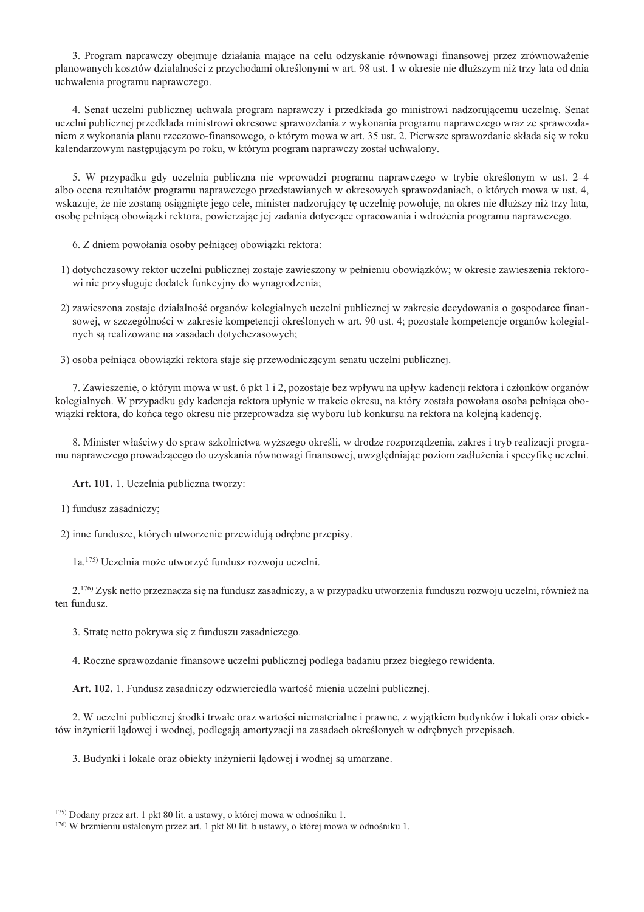3. Program naprawczy obejmuje działania mające na celu odzyskanie równowagi finansowej przez zrównoważenie planowanych kosztów działalności z przychodami określonymi w art. 98 ust. 1 w okresie nie dłuższym niż trzy lata od dnia uchwalenia programu naprawczego.

4. Senat uczelni publicznej uchwala program naprawczy i przedkłada go ministrowi nadzorującemu uczelnię. Senat uczelni publicznej przedkłada ministrowi okresowe sprawozdania z wykonania programu naprawczego wraz ze sprawozdaniem z wykonania planu rzeczowo-finansowego, o którym mowa w art. 35 ust. 2. Pierwsze sprawozdanie składa się w roku kalendarzowym następującym po roku, w którym program naprawczy został uchwalony.

5. W przypadku gdy uczelnia publiczna nie wprowadzi programu naprawczego w trybie określonym w ust. 2–4 albo ocena rezultatów programu naprawczego przedstawianych w okresowych sprawozdaniach, o których mowa w ust. 4, wskazuje, że nie zostaną osiągnięte jego cele, minister nadzorujący tę uczelnię powołuje, na okres nie dłuższy niż trzy lata, osobę pełniącą obowiązki rektora, powierzając jej zadania dotyczące opracowania i wdrożenia programu naprawczego.

6. Z dniem powołania osoby pełniącej obowiązki rektora:

1) dotychczasowy rektor uczelni publicznej zostaje zawieszony w pełnieniu obowiązków; w okresie zawieszenia rektorowi nie przysługuje dodatek funkcyjny do wynagrodzenia;
2) zawieszona zostaje działalność organów kolegialnych uczelni publicznej w zakresie decydowania o gospodarce finansowej, w szczególności w zakresie kompetencji określonych w art. 90 ust. 4; pozostałe kompetencje organów kolegialnych są realizowane na zasadach dotychczasowych;
3) osoba pełniąca obowiązki rektora staje się przewodniczącym senatu uczelni publicznej.

7. Zawieszenie, o którym mowa w ust. 6 pkt 1 i 2, pozostaje bez wpływu na upływ kadencji rektora i członków organów kolegialnych. W przypadku gdy kadencja rektora upłynie w trakcie okresu, na który została powołana osoba pełniąca obowiązki rektora, do końca tego okresu nie przeprowadza się wyboru lub konkursu na rektora na kolejną kadencję.

8. Minister właściwy do spraw szkolnictwa wyższego określi, w drodze rozporządzenia, zakres i tryb realizacji programu naprawczego prowadzącego do uzyskania równowagi finansowej, uwzględniając poziom zadłużenia i specyfikę uczelni.

**Art. 101.** 1. Uczelnia publiczna tworzy:

1) fundusz zasadniczy;
2) inne fundusze, których utworzenie przewidują odrębne przepisy.

1a.[175] Uczelnia może utworzyć fundusz rozwoju uczelni.

2.[176] Zysk netto przeznacza się na fundusz zasadniczy, a w przypadku utworzenia funduszu rozwoju uczelni, również na ten fundusz.

3. Stratę netto pokrywa się z funduszu zasadniczego.

4. Roczne sprawozdanie finansowe uczelni publicznej podlega badaniu przez biegłego rewidenta.

**Art. 102.** 1. Fundusz zasadniczy odzwierciedla wartość mienia uczelni publicznej.

2. W uczelni publicznej środki trwałe oraz wartości niematerialne i prawne, z wyjątkiem budynków i lokali oraz obiektów inżynierii lądowej i wodnej, podlegają amortyzacji na zasadach określonych w odrębnych przepisach.

3. Budynki i lokale oraz obiekty inżynierii lądowej i wodnej są umarzane.

---

[175] Dodany przez art. 1 pkt 80 lit. a ustawy, o której mowa w odnośniku 1.

[176] W brzmieniu ustalonym przez art. 1 pkt 80 lit. b ustawy, o której mowa w odnośniku 1.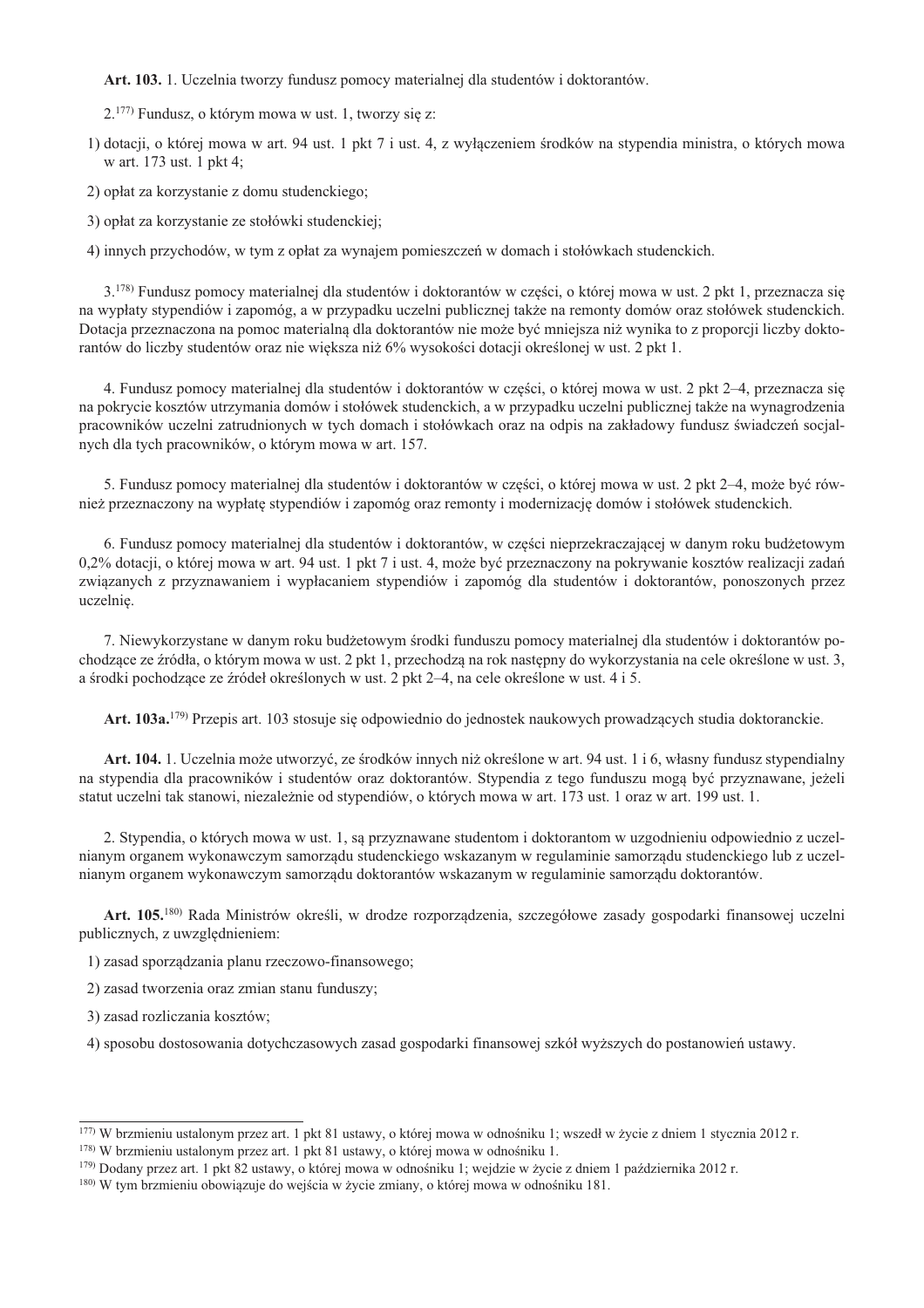**Art. 103.** 1. Uczelnia tworzy fundusz pomocy materialnej dla studentów i doktorantów.

2.[177] Fundusz, o którym mowa w ust. 1, tworzy się z:

1) dotacji, o której mowa w art. 94 ust. 1 pkt 7 i ust. 4, z wyłączeniem środków na stypendia ministra, o których mowa w art. 173 ust. 1 pkt 4;

2) opłat za korzystanie z domu studenckiego;

3) opłat za korzystanie ze stołówki studenckiej;

4) innych przychodów, w tym z opłat za wynajem pomieszczeń w domach i stołówkach studenckich.

3.[178] Fundusz pomocy materialnej dla studentów i doktorantów w części, o której mowa w ust. 2 pkt 1, przeznacza się na wypłaty stypendiów i zapomóg, a w przypadku uczelni publicznej także na remonty domów oraz stołówek studenckich. Dotacja przeznaczona na pomoc materialną dla doktorantów nie może być mniejsza niż wynika to z proporcji liczby doktorantów do liczby studentów oraz nie większa niż 6% wysokości dotacji określonej w ust. 2 pkt 1.

4. Fundusz pomocy materialnej dla studentów i doktorantów w części, o której mowa w ust. 2 pkt 2–4, przeznacza się na pokrycie kosztów utrzymania domów i stołówek studenckich, a w przypadku uczelni publicznej także na wynagrodzenia pracowników uczelni zatrudnionych w tych domach i stołówkach oraz na odpis na zakładowy fundusz świadczeń socjalnych dla tych pracowników, o którym mowa w art. 157.

5. Fundusz pomocy materialnej dla studentów i doktorantów w części, o której mowa w ust. 2 pkt 2–4, może być również przeznaczony na wypłatę stypendiów i zapomóg oraz remonty i modernizację domów i stołówek studenckich.

6. Fundusz pomocy materialnej dla studentów i doktorantów, w części nieprzekraczającej w danym roku budżetowym 0,2% dotacji, o której mowa w art. 94 ust. 1 pkt 7 i ust. 4, może być przeznaczony na pokrywanie kosztów realizacji zadań związanych z przyznawaniem i wypłacaniem stypendiów i zapomóg dla studentów i doktorantów, ponoszonych przez uczelnię.

7. Niewykorzystane w danym roku budżetowym środki funduszu pomocy materialnej dla studentów i doktorantów pochodzące ze źródła, o którym mowa w ust. 2 pkt 1, przechodzą na rok następny do wykorzystania na cele określone w ust. 3, a środki pochodzące ze źródeł określonych w ust. 2 pkt 2–4, na cele określone w ust. 4 i 5.

**Art. 103a.**[179] Przepis art. 103 stosuje się odpowiednio do jednostek naukowych prowadzących studia doktoranckie.

**Art. 104.** 1. Uczelnia może utworzyć, ze środków innych niż określone w art. 94 ust. 1 i 6, własny fundusz stypendialny na stypendia dla pracowników i studentów oraz doktorantów. Stypendia z tego funduszu mogą być przyznawane, jeżeli statut uczelni tak stanowi, niezależnie od stypendiów, o których mowa w art. 173 ust. 1 oraz w art. 199 ust. 1.

2. Stypendia, o których mowa w ust. 1, są przyznawane studentom i doktorantom w uzgodnieniu odpowiednio z uczelnianym organem wykonawczym samorządu studenckiego wskazanym w regulaminie samorządu studenckiego lub z uczelnianym organem wykonawczym samorządu doktorantów wskazanym w regulaminie samorządu doktorantów.

**Art. 105.**[180] Rada Ministrów określi, w drodze rozporządzenia, szczegółowe zasady gospodarki finansowej uczelni publicznych, z uwzględnieniem:

1) zasad sporządzania planu rzeczowo-finansowego;

2) zasad tworzenia oraz zmian stanu funduszy;

3) zasad rozliczania kosztów;

4) sposobu dostosowania dotychczasowych zasad gospodarki finansowej szkół wyższych do postanowień ustawy.

---

[177] W brzmieniu ustalonym przez art. 1 pkt 81 ustawy, o której mowa w odnośniku 1; wszedł w życie z dniem 1 stycznia 2012 r.

[178] W brzmieniu ustalonym przez art. 1 pkt 81 ustawy, o której mowa w odnośniku 1.

[179] Dodany przez art. 1 pkt 82 ustawy, o której mowa w odnośniku 1; wejdzie w życie z dniem 1 października 2012 r.

[180] W tym brzmieniu obowiązuje do wejścia w życie zmiany, o której mowa w odnośniku 181.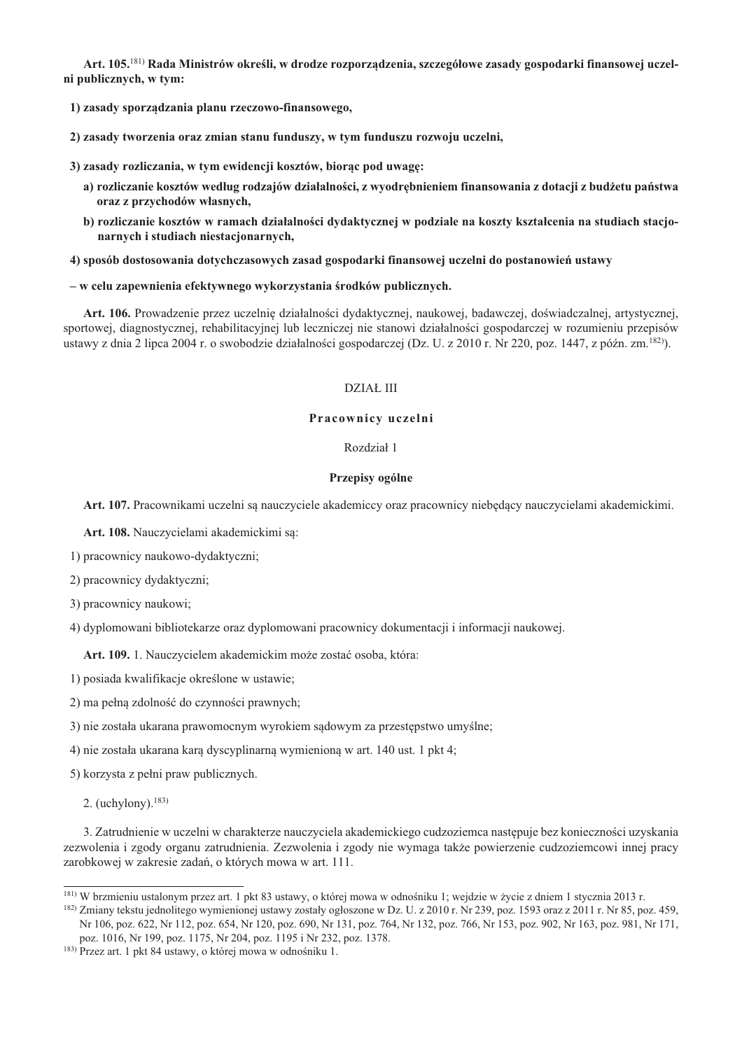**Art. 105.**[181] **Rada Ministrów określi, w drodze rozporządzenia, szczegółowe zasady gospodarki finansowej uczelni publicznych, w tym:**

**1) zasady sporządzania planu rzeczowo-finansowego,**

**2) zasady tworzenia oraz zmian stanu funduszy, w tym funduszu rozwoju uczelni,**

**3) zasady rozliczania, w tym ewidencji kosztów, biorąc pod uwagę:**

**a) rozliczanie kosztów według rodzajów działalności, z wyodrębnieniem finansowania z dotacji z budżetu państwa oraz z przychodów własnych,**

**b) rozliczanie kosztów w ramach działalności dydaktycznej w podziale na koszty kształcenia na studiach stacjonarnych i studiach niestacjonarnych,**

**4) sposób dostosowania dotychczasowych zasad gospodarki finansowej uczelni do postanowień ustawy**

**– w celu zapewnienia efektywnego wykorzystania środków publicznych.**

**Art. 106.** Prowadzenie przez uczelnię działalności dydaktycznej, naukowej, badawczej, doświadczalnej, artystycznej, sportowej, diagnostycznej, rehabilitacyjnej lub leczniczej nie stanowi działalności gospodarczej w rozumieniu przepisów ustawy z dnia 2 lipca 2004 r. o swobodzie działalności gospodarczej (Dz. U. z 2010 r. Nr 220, poz. 1447, z późn. zm.[182]).

## DZIAŁ III

## Pracownicy uczelni

### Rozdział 1

### Przepisy ogólne

**Art. 107.** Pracownikami uczelni są nauczyciele akademiccy oraz pracownicy niebędący nauczycielami akademickimi.

**Art. 108.** Nauczycielami akademickimi są:

1) pracownicy naukowo-dydaktyczni;

2) pracownicy dydaktyczni;

3) pracownicy naukowi;

4) dyplomowani bibliotekarze oraz dyplomowani pracownicy dokumentacji i informacji naukowej.

**Art. 109.** 1. Nauczycielem akademickim może zostać osoba, która:

1) posiada kwalifikacje określone w ustawie;

2) ma pełną zdolność do czynności prawnych;

3) nie została ukarana prawomocnym wyrokiem sądowym za przestępstwo umyślne;

4) nie została ukarana karą dyscyplinarną wymienioną w art. 140 ust. 1 pkt 4;

5) korzysta z pełni praw publicznych.

2. (uchylony).[183]

3. Zatrudnienie w uczelni w charakterze nauczyciela akademickiego cudzoziemca następuje bez konieczności uzyskania zezwolenia i zgody organu zatrudnienia. Zezwolenia i zgody nie wymaga także powierzenie cudzoziemcowi innej pracy zarobkowej w zakresie zadań, o których mowa w art. 111.

---

[181] W brzmieniu ustalonym przez art. 1 pkt 83 ustawy, o której mowa w odnośniku 1; wejdzie w życie z dniem 1 stycznia 2013 r.

[182] Zmiany tekstu jednolitego wymienionej ustawy zostały ogłoszone w Dz. U. z 2010 r. Nr 239, poz. 1593 oraz z 2011 r. Nr 85, poz. 459, Nr 106, poz. 622, Nr 112, poz. 654, Nr 120, poz. 690, Nr 131, poz. 764, Nr 132, poz. 766, Nr 153, poz. 902, Nr 163, poz. 981, Nr 171, poz. 1016, Nr 199, poz. 1175, Nr 204, poz. 1195 i Nr 232, poz. 1378.

[183] Przez art. 1 pkt 84 ustawy, o której mowa w odnośniku 1.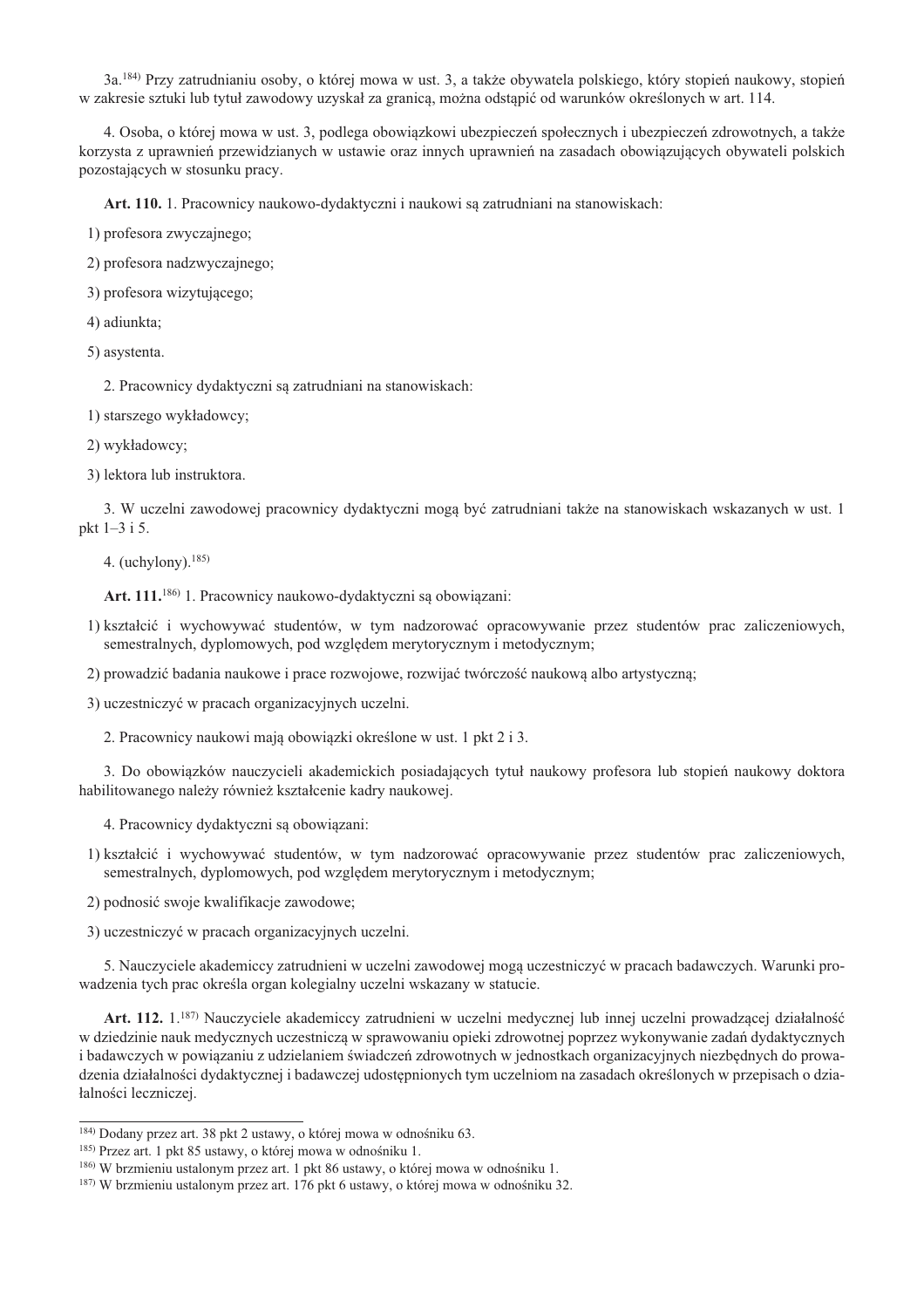3a.[184] Przy zatrudnianiu osoby, o której mowa w ust. 3, a także obywatela polskiego, który stopień naukowy, stopień w zakresie sztuki lub tytuł zawodowy uzyskał za granicą, można odstąpić od warunków określonych w art. 114.

4. Osoba, o której mowa w ust. 3, podlega obowiązkowi ubezpieczeń społecznych i ubezpieczeń zdrowotnych, a także korzysta z uprawnień przewidzianych w ustawie oraz innych uprawnień na zasadach obowiązujących obywateli polskich pozostających w stosunku pracy.

**Art. 110.** 1. Pracownicy naukowo-dydaktyczni i naukowi są zatrudniani na stanowiskach:

1) profesora zwyczajnego;

2) profesora nadzwyczajnego;

3) profesora wizytującego;

4) adiunkta;

5) asystenta.

2. Pracownicy dydaktyczni są zatrudniani na stanowiskach:

1) starszego wykładowcy;

2) wykładowcy;

3) lektora lub instruktora.

3. W uczelni zawodowej pracownicy dydaktyczni mogą być zatrudniani także na stanowiskach wskazanych w ust. 1 pkt 1–3 i 5.

4. (uchylony).[185]

**Art. 111.**[186] 1. Pracownicy naukowo-dydaktyczni są obowiązani:

1) kształcić i wychowywać studentów, w tym nadzorować opracowywanie przez studentów prac zaliczeniowych, semestralnych, dyplomowych, pod względem merytorycznym i metodycznym;

2) prowadzić badania naukowe i prace rozwojowe, rozwijać twórczość naukową albo artystyczną;

3) uczestniczyć w pracach organizacyjnych uczelni.

2. Pracownicy naukowi mają obowiązki określone w ust. 1 pkt 2 i 3.

3. Do obowiązków nauczycieli akademickich posiadających tytuł naukowy profesora lub stopień naukowy doktora habilitowanego należy również kształcenie kadry naukowej.

4. Pracownicy dydaktyczni są obowiązani:

1) kształcić i wychowywać studentów, w tym nadzorować opracowywanie przez studentów prac zaliczeniowych, semestralnych, dyplomowych, pod względem merytorycznym i metodycznym;

2) podnosić swoje kwalifikacje zawodowe;

3) uczestniczyć w pracach organizacyjnych uczelni.

5. Nauczyciele akademiccy zatrudnieni w uczelni zawodowej mogą uczestniczyć w pracach badawczych. Warunki prowadzenia tych prac określa organ kolegialny uczelni wskazany w statucie.

**Art. 112.** 1.[187] Nauczyciele akademiccy zatrudnieni w uczelni medycznej lub innej uczelni prowadzącej działalność w dziedzinie nauk medycznych uczestniczą w sprawowaniu opieki zdrowotnej poprzez wykonywanie zadań dydaktycznych i badawczych w powiązaniu z udzielaniem świadczeń zdrowotnych w jednostkach organizacyjnych niezbędnych do prowadzenia działalności dydaktycznej i badawczej udostępnionych tym uczelniom na zasadach określonych w przepisach o działalności leczniczej.

---

[184] Dodany przez art. 38 pkt 2 ustawy, o której mowa w odnośniku 63.

[185] Przez art. 1 pkt 85 ustawy, o której mowa w odnośniku 1.

[186] W brzmieniu ustalonym przez art. 1 pkt 86 ustawy, o której mowa w odnośniku 1.

[187] W brzmieniu ustalonym przez art. 176 pkt 6 ustawy, o której mowa w odnośniku 32.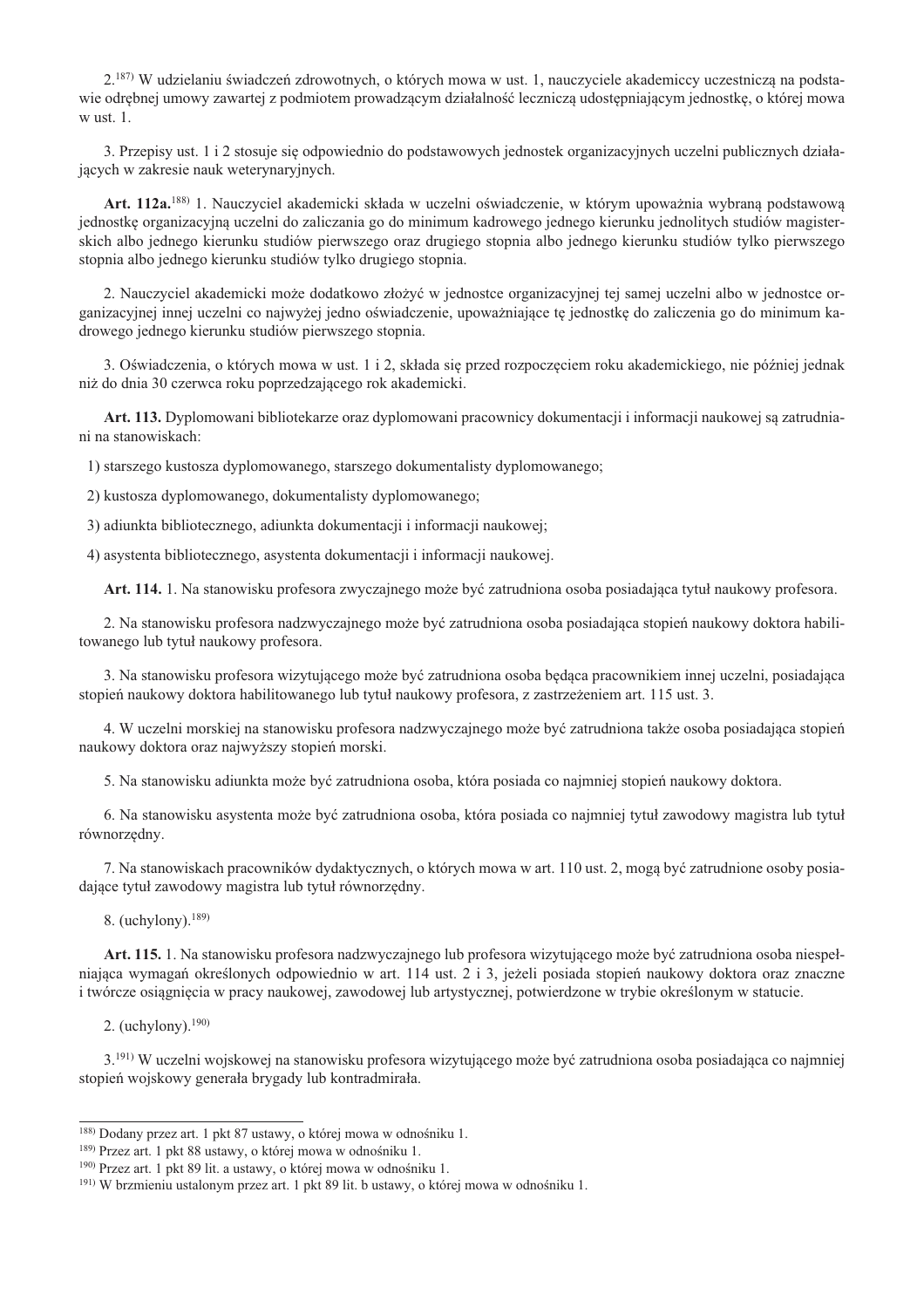2.[187] W udzielaniu świadczeń zdrowotnych, o których mowa w ust. 1, nauczyciele akademiccy uczestniczą na podstawie odrębnej umowy zawartej z podmiotem prowadzącym działalność leczniczą udostępniającym jednostkę, o której mowa w ust. 1.

3. Przepisy ust. 1 i 2 stosuje się odpowiednio do podstawowych jednostek organizacyjnych uczelni publicznych działających w zakresie nauk weterynaryjnych.

**Art. 112a.**[188] 1. Nauczyciel akademicki składa w uczelni oświadczenie, w którym upoważnia wybraną podstawową jednostkę organizacyjną uczelni do zaliczania go do minimum kadrowego jednego kierunku jednolitych studiów magisterskich albo jednego kierunku studiów pierwszego oraz drugiego stopnia albo jednego kierunku studiów tylko pierwszego stopnia albo jednego kierunku studiów tylko drugiego stopnia.

2. Nauczyciel akademicki może dodatkowo złożyć w jednostce organizacyjnej tej samej uczelni albo w jednostce organizacyjnej innej uczelni co najwyżej jedno oświadczenie, upoważniające tę jednostkę do zaliczenia go do minimum kadrowego jednego kierunku studiów pierwszego stopnia.

3. Oświadczenia, o których mowa w ust. 1 i 2, składa się przed rozpoczęciem roku akademickiego, nie później jednak niż do dnia 30 czerwca roku poprzedzającego rok akademicki.

**Art. 113.** Dyplomowani bibliotekarze oraz dyplomowani pracownicy dokumentacji i informacji naukowej są zatrudniani na stanowiskach:

1) starszego kustosza dyplomowanego, starszego dokumentalisty dyplomowanego;

2) kustosza dyplomowanego, dokumentalisty dyplomowanego;

3) adiunkta bibliotecznego, adiunkta dokumentacji i informacji naukowej;

4) asystenta bibliotecznego, asystenta dokumentacji i informacji naukowej.

**Art. 114.** 1. Na stanowisku profesora zwyczajnego może być zatrudniona osoba posiadająca tytuł naukowy profesora.

2. Na stanowisku profesora nadzwyczajnego może być zatrudniona osoba posiadająca stopień naukowy doktora habilitowanego lub tytuł naukowy profesora.

3. Na stanowisku profesora wizytującego może być zatrudniona osoba będąca pracownikiem innej uczelni, posiadająca stopień naukowy doktora habilitowanego lub tytuł naukowy profesora, z zastrzeżeniem art. 115 ust. 3.

4. W uczelni morskiej na stanowisku profesora nadzwyczajnego może być zatrudniona także osoba posiadająca stopień naukowy doktora oraz najwyższy stopień morski.

5. Na stanowisku adiunkta może być zatrudniona osoba, która posiada co najmniej stopień naukowy doktora.

6. Na stanowisku asystenta może być zatrudniona osoba, która posiada co najmniej tytuł zawodowy magistra lub tytuł równorzędny.

7. Na stanowiskach pracowników dydaktycznych, o których mowa w art. 110 ust. 2, mogą być zatrudnione osoby posiadające tytuł zawodowy magistra lub tytuł równorzędny.

8. (uchylony).[189]

**Art. 115.** 1. Na stanowisku profesora nadzwyczajnego lub profesora wizytującego może być zatrudniona osoba niespełniająca wymagań określonych odpowiednio w art. 114 ust. 2 i 3, jeżeli posiada stopień naukowy doktora oraz znaczne i twórcze osiągnięcia w pracy naukowej, zawodowej lub artystycznej, potwierdzone w trybie określonym w statucie.

2. (uchylony).[190]

3.[191] W uczelni wojskowej na stanowisku profesora wizytującego może być zatrudniona osoba posiadająca co najmniej stopień wojskowy generała brygady lub kontradmirała.

---

[188] Dodany przez art. 1 pkt 87 ustawy, o której mowa w odnośniku 1.

[189] Przez art. 1 pkt 88 ustawy, o której mowa w odnośniku 1.

[190] Przez art. 1 pkt 89 lit. a ustawy, o której mowa w odnośniku 1.

[191] W brzmieniu ustalonym przez art. 1 pkt 89 lit. b ustawy, o której mowa w odnośniku 1.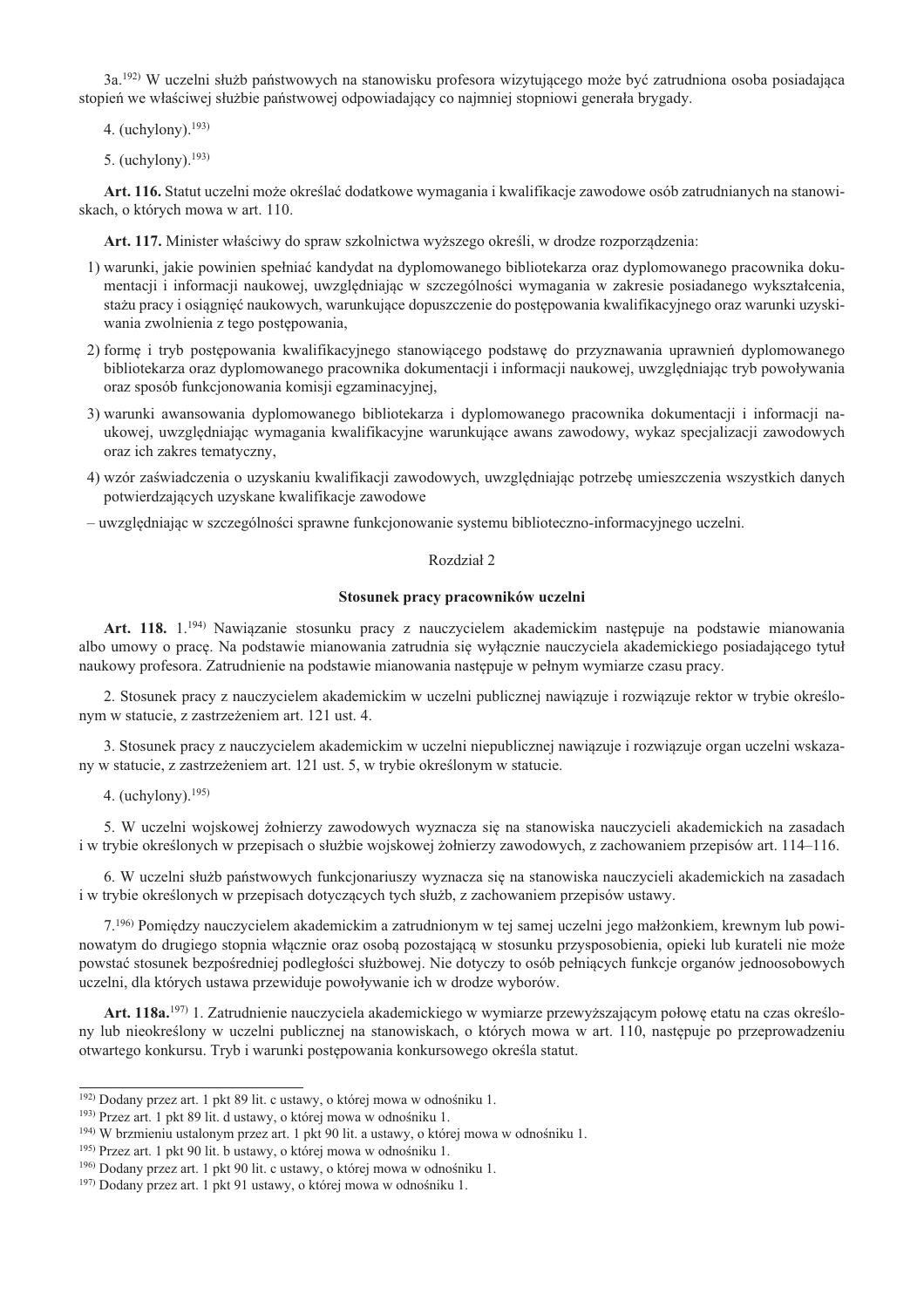3a.[192] W uczelni służb państwowych na stanowisku profesora wizytującego może być zatrudniona osoba posiadająca stopień we właściwej służbie państwowej odpowiadający co najmniej stopniowi generała brygady.

4. (uchylony).[193]

5. (uchylony).[193]

**Art. 116.** Statut uczelni może określać dodatkowe wymagania i kwalifikacje zawodowe osób zatrudnianych na stanowiskach, o których mowa w art. 110.

**Art. 117.** Minister właściwy do spraw szkolnictwa wyższego określi, w drodze rozporządzenia:

1) warunki, jakie powinien spełniać kandydat na dyplomowanego bibliotekarza oraz dyplomowanego pracownika dokumentacji i informacji naukowej, uwzględniając w szczególności wymagania w zakresie posiadanego wykształcenia, stażu pracy i osiągnięć naukowych, warunkujące dopuszczenie do postępowania kwalifikacyjnego oraz warunki uzyskiwania zwolnienia z tego postępowania,
2) formę i tryb postępowania kwalifikacyjnego stanowiącego podstawę do przyznawania uprawnień dyplomowanego bibliotekarza oraz dyplomowanego pracownika dokumentacji i informacji naukowej, uwzględniając tryb powoływania oraz sposób funkcjonowania komisji egzaminacyjnej,
3) warunki awansowania dyplomowanego bibliotekarza i dyplomowanego pracownika dokumentacji i informacji naukowej, uwzględniając wymagania kwalifikacyjne warunkujące awans zawodowy, wykaz specjalizacji zawodowych oraz ich zakres tematyczny,
4) wzór zaświadczenia o uzyskaniu kwalifikacji zawodowych, uwzględniając potrzebę umieszczenia wszystkich danych potwierdzających uzyskane kwalifikacje zawodowe

– uwzględniając w szczególności sprawne funkcjonowanie systemu biblioteczno-informacyjnego uczelni.

## Rozdział 2

### Stosunek pracy pracowników uczelni

**Art. 118.** 1.[194] Nawiązanie stosunku pracy z nauczycielem akademickim następuje na podstawie mianowania albo umowy o pracę. Na podstawie mianowania zatrudnia się wyłącznie nauczyciela akademickiego posiadającego tytuł naukowy profesora. Zatrudnienie na podstawie mianowania następuje w pełnym wymiarze czasu pracy.

2. Stosunek pracy z nauczycielem akademickim w uczelni publicznej nawiązuje i rozwiązuje rektor w trybie określonym w statucie, z zastrzeżeniem art. 121 ust. 4.

3. Stosunek pracy z nauczycielem akademickim w uczelni niepublicznej nawiązuje i rozwiązuje organ uczelni wskazany w statucie, z zastrzeżeniem art. 121 ust. 5, w trybie określonym w statucie.

4. (uchylony).[195]

5. W uczelni wojskowej żołnierzy zawodowych wyznacza się na stanowiska nauczycieli akademickich na zasadach i w trybie określonych w przepisach o służbie wojskowej żołnierzy zawodowych, z zachowaniem przepisów art. 114–116.

6. W uczelni służb państwowych funkcjonariuszy wyznacza się na stanowiska nauczycieli akademickich na zasadach i w trybie określonych w przepisach dotyczących tych służb, z zachowaniem przepisów ustawy.

7.[196] Pomiędzy nauczycielem akademickim a zatrudnionym w tej samej uczelni jego małżonkiem, krewnym lub powinowatym do drugiego stopnia włącznie oraz osobą pozostającą w stosunku przysposobienia, opieki lub kurateli nie może powstać stosunek bezpośredniej podległości służbowej. Nie dotyczy to osób pełniących funkcje organów jednoosobowych uczelni, dla których ustawa przewiduje powoływanie ich w drodze wyborów.

**Art. 118a.**[197] 1. Zatrudnienie nauczyciela akademickiego w wymiarze przewyższającym połowę etatu na czas określony lub nieokreślony w uczelni publicznej na stanowiskach, o których mowa w art. 110, następuje po przeprowadzeniu otwartego konkursu. Tryb i warunki postępowania konkursowego określa statut.

---

[192] Dodany przez art. 1 pkt 89 lit. c ustawy, o której mowa w odnośniku 1.
[193] Przez art. 1 pkt 89 lit. d ustawy, o której mowa w odnośniku 1.
[194] W brzmieniu ustalonym przez art. 1 pkt 90 lit. a ustawy, o której mowa w odnośniku 1.
[195] Przez art. 1 pkt 90 lit. b ustawy, o której mowa w odnośniku 1.
[196] Dodany przez art. 1 pkt 90 lit. c ustawy, o której mowa w odnośniku 1.
[197] Dodany przez art. 1 pkt 91 ustawy, o której mowa w odnośniku 1.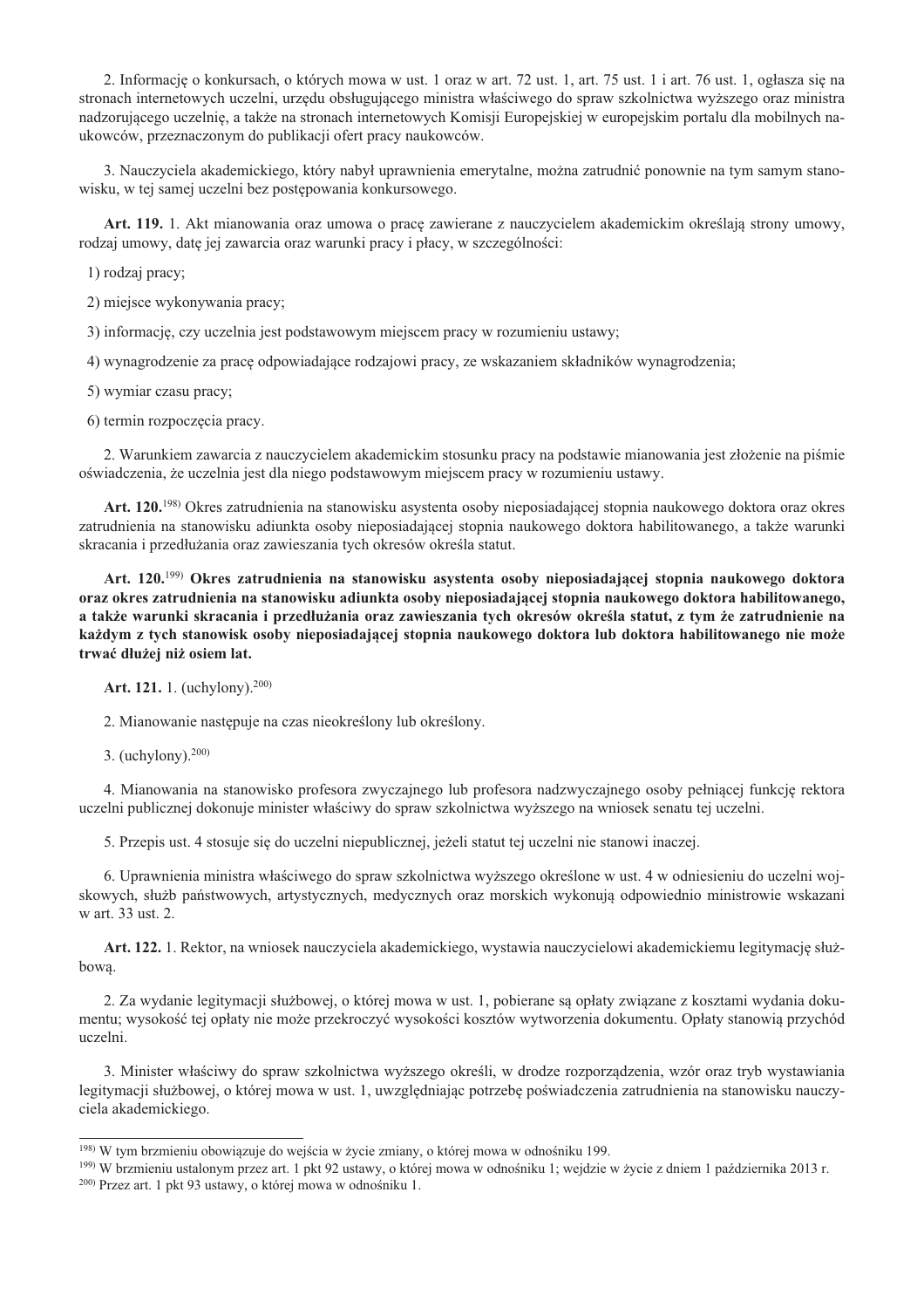2. Informację o konkursach, o których mowa w ust. 1 oraz w art. 72 ust. 1, art. 75 ust. 1 i art. 76 ust. 1, ogłasza się na stronach internetowych uczelni, urzędu obsługującego ministra właściwego do spraw szkolnictwa wyższego oraz ministra nadzorującego uczelnię, a także na stronach internetowych Komisji Europejskiej w europejskim portalu dla mobilnych naukowców, przeznaczonym do publikacji ofert pracy naukowców.

3. Nauczyciela akademickiego, który nabył uprawnienia emerytalne, można zatrudnić ponownie na tym samym stanowisku, w tej samej uczelni bez postępowania konkursowego.

**Art. 119.** 1. Akt mianowania oraz umowa o pracę zawierane z nauczycielem akademickim określają strony umowy, rodzaj umowy, datę jej zawarcia oraz warunki pracy i płacy, w szczególności:

1) rodzaj pracy;

2) miejsce wykonywania pracy;

3) informację, czy uczelnia jest podstawowym miejscem pracy w rozumieniu ustawy;

4) wynagrodzenie za pracę odpowiadające rodzajowi pracy, ze wskazaniem składników wynagrodzenia;

5) wymiar czasu pracy;

6) termin rozpoczęcia pracy.

2. Warunkiem zawarcia z nauczycielem akademickim stosunku pracy na podstawie mianowania jest złożenie na piśmie oświadczenia, że uczelnia jest dla niego podstawowym miejscem pracy w rozumieniu ustawy.

**Art. 120.**[198] Okres zatrudnienia na stanowisku asystenta osoby nieposiadającej stopnia naukowego doktora oraz okres zatrudnienia na stanowisku adiunkta osoby nieposiadającej stopnia naukowego doktora habilitowanego, a także warunki skracania i przedłużania oraz zawieszania tych okresów określa statut.

**Art. 120.**[199] **Okres zatrudnienia na stanowisku asystenta osoby nieposiadającej stopnia naukowego doktora oraz okres zatrudnienia na stanowisku adiunkta osoby nieposiadającej stopnia naukowego doktora habilitowanego, a także warunki skracania i przedłużania oraz zawieszania tych okresów określa statut, z tym że zatrudnienie na każdym z tych stanowisk osoby nieposiadającej stopnia naukowego doktora lub doktora habilitowanego nie może trwać dłużej niż osiem lat.**

**Art. 121.** 1. (uchylony).[200]

2. Mianowanie następuje na czas nieokreślony lub określony.

3. (uchylony).[200]

4. Mianowania na stanowisko profesora zwyczajnego lub profesora nadzwyczajnego osoby pełniącej funkcję rektora uczelni publicznej dokonuje minister właściwy do spraw szkolnictwa wyższego na wniosek senatu tej uczelni.

5. Przepis ust. 4 stosuje się do uczelni niepublicznej, jeżeli statut tej uczelni nie stanowi inaczej.

6. Uprawnienia ministra właściwego do spraw szkolnictwa wyższego określone w ust. 4 w odniesieniu do uczelni wojskowych, służb państwowych, artystycznych, medycznych oraz morskich wykonują odpowiednio ministrowie wskazani w art. 33 ust. 2.

**Art. 122.** 1. Rektor, na wniosek nauczyciela akademickiego, wystawia nauczycielowi akademickiemu legitymację służbową.

2. Za wydanie legitymacji służbowej, o której mowa w ust. 1, pobierane są opłaty związane z kosztami wydania dokumentu; wysokość tej opłaty nie może przekroczyć wysokości kosztów wytworzenia dokumentu. Opłaty stanowią przychód uczelni.

3. Minister właściwy do spraw szkolnictwa wyższego określi, w drodze rozporządzenia, wzór oraz tryb wystawiania legitymacji służbowej, o której mowa w ust. 1, uwzględniając potrzebę poświadczenia zatrudnienia na stanowisku nauczyciela akademickiego.

---

[198] W tym brzmieniu obowiązuje do wejścia w życie zmiany, o której mowa w odnośniku 199.

[199] W brzmieniu ustalonym przez art. 1 pkt 92 ustawy, o której mowa w odnośniku 1; wejdzie w życie z dniem 1 października 2013 r.

[200] Przez art. 1 pkt 93 ustawy, o której mowa w odnośniku 1.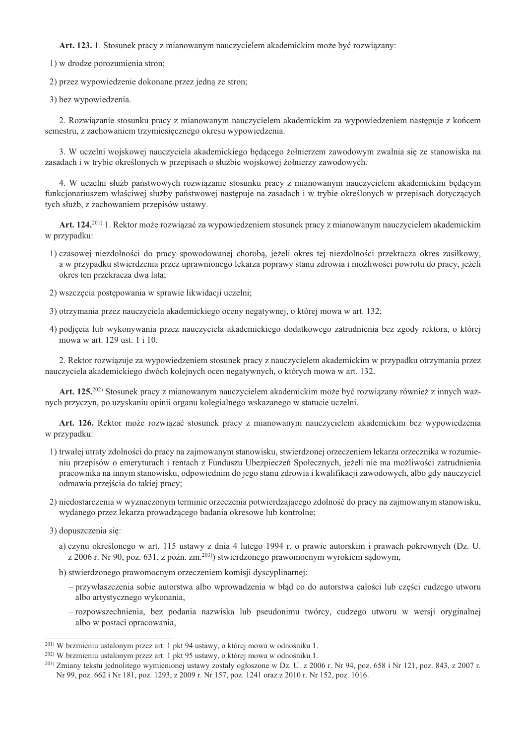**Art. 123.** 1. Stosunek pracy z mianowanym nauczycielem akademickim może być rozwiązany:

1) w drodze porozumienia stron;

2) przez wypowiedzenie dokonane przez jedną ze stron;

3) bez wypowiedzenia.

2. Rozwiązanie stosunku pracy z mianowanym nauczycielem akademickim za wypowiedzeniem następuje z końcem semestru, z zachowaniem trzymiesięcznego okresu wypowiedzenia.

3. W uczelni wojskowej nauczyciela akademickiego będącego żołnierzem zawodowym zwalnia się ze stanowiska na zasadach i w trybie określonych w przepisach o służbie wojskowej żołnierzy zawodowych.

4. W uczelni służb państwowych rozwiązanie stosunku pracy z mianowanym nauczycielem akademickim będącym funkcjonariuszem właściwej służby państwowej następuje na zasadach i w trybie określonych w przepisach dotyczących tych służb, z zachowaniem przepisów ustawy.

**Art. 124.**[201] 1. Rektor może rozwiązać za wypowiedzeniem stosunek pracy z mianowanym nauczycielem akademickim w przypadku:

1) czasowej niezdolności do pracy spowodowanej chorobą, jeżeli okres tej niezdolności przekracza okres zasiłkowy, a w przypadku stwierdzenia przez uprawnionego lekarza poprawy stanu zdrowia i możliwości powrotu do pracy, jeżeli okres ten przekracza dwa lata;

2) wszczęcia postępowania w sprawie likwidacji uczelni;

3) otrzymania przez nauczyciela akademickiego oceny negatywnej, o której mowa w art. 132;

4) podjęcia lub wykonywania przez nauczyciela akademickiego dodatkowego zatrudnienia bez zgody rektora, o której mowa w art. 129 ust. 1 i 10.

2. Rektor rozwiązuje za wypowiedzeniem stosunek pracy z nauczycielem akademickim w przypadku otrzymania przez nauczyciela akademickiego dwóch kolejnych ocen negatywnych, o których mowa w art. 132.

**Art. 125.**[202] Stosunek pracy z mianowanym nauczycielem akademickim może być rozwiązany również z innych ważnych przyczyn, po uzyskaniu opinii organu kolegialnego wskazanego w statucie uczelni.

**Art. 126.** Rektor może rozwiązać stosunek pracy z mianowanym nauczycielem akademickim bez wypowiedzenia w przypadku:

1) trwałej utraty zdolności do pracy na zajmowanym stanowisku, stwierdzonej orzeczeniem lekarza orzecznika w rozumieniu przepisów o emeryturach i rentach z Funduszu Ubezpieczeń Społecznych, jeżeli nie ma możliwości zatrudnienia pracownika na innym stanowisku, odpowiednim do jego stanu zdrowia i kwalifikacji zawodowych, albo gdy nauczyciel odmawia przejścia do takiej pracy;

2) niedostarczenia w wyznaczonym terminie orzeczenia potwierdzającego zdolność do pracy na zajmowanym stanowisku, wydanego przez lekarza prowadzącego badania okresowe lub kontrolne;

3) dopuszczenia się:

   a) czynu określonego w art. 115 ustawy z dnia 4 lutego 1994 r. o prawie autorskim i prawach pokrewnych (Dz. U. z 2006 r. Nr 90, poz. 631, z późn. zm.[203]) stwierdzonego prawomocnym wyrokiem sądowym,

   b) stwierdzonego prawomocnym orzeczeniem komisji dyscyplinarnej:

   – przywłaszczenia sobie autorstwa albo wprowadzenia w błąd co do autorstwa całości lub części cudzego utworu albo artystycznego wykonania,

   – rozpowszechnienia, bez podania nazwiska lub pseudonimu twórcy, cudzego utworu w wersji oryginalnej albo w postaci opracowania,

---

[201] W brzmieniu ustalonym przez art. 1 pkt 94 ustawy, o której mowa w odnośniku 1.

[202] W brzmieniu ustalonym przez art. 1 pkt 95 ustawy, o której mowa w odnośniku 1.

[203] Zmiany tekstu jednolitego wymienionej ustawy zostały ogłoszone w Dz. U. z 2006 r. Nr 94, poz. 658 i Nr 121, poz. 843, z 2007 r. Nr 99, poz. 662 i Nr 181, poz. 1293, z 2009 r. Nr 157, poz. 1241 oraz z 2010 r. Nr 152, poz. 1016.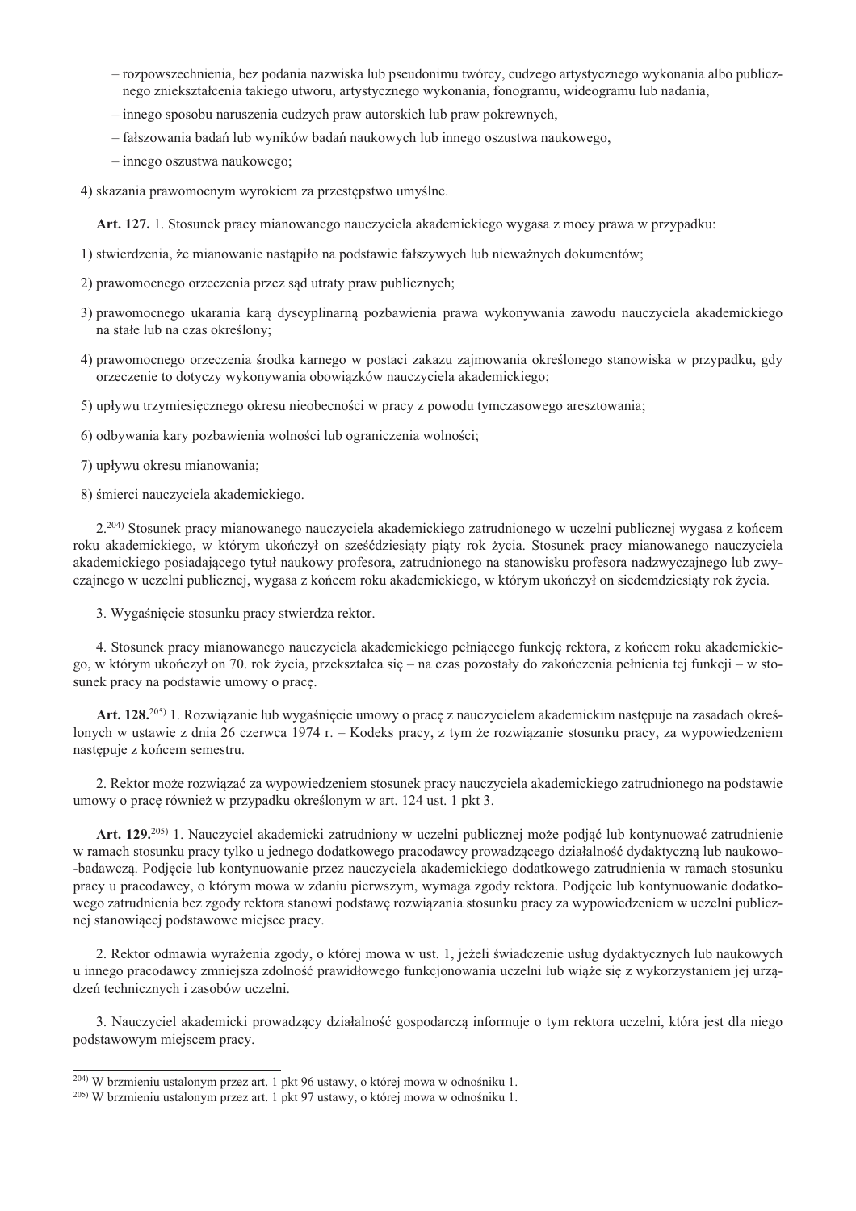– rozpowszechnienia, bez podania nazwiska lub pseudonimu twórcy, cudzego artystycznego wykonania albo publicznego zniekształcenia takiego utworu, artystycznego wykonania, fonogramu, wideogramu lub nadania,

– innego sposobu naruszenia cudzych praw autorskich lub praw pokrewnych,

– fałszowania badań lub wyników badań naukowych lub innego oszustwa naukowego,

– innego oszustwa naukowego;

4) skazania prawomocnym wyrokiem za przestępstwo umyślne.

**Art. 127.** 1. Stosunek pracy mianowanego nauczyciela akademickiego wygasa z mocy prawa w przypadku:

1) stwierdzenia, że mianowanie nastąpiło na podstawie fałszywych lub nieważnych dokumentów;

2) prawomocnego orzeczenia przez sąd utraty praw publicznych;

3) prawomocnego ukarania karą dyscyplinarną pozbawienia prawa wykonywania zawodu nauczyciela akademickiego na stałe lub na czas określony;

4) prawomocnego orzeczenia środka karnego w postaci zakazu zajmowania określonego stanowiska w przypadku, gdy orzeczenie to dotyczy wykonywania obowiązków nauczyciela akademickiego;

5) upływu trzymiesięcznego okresu nieobecności w pracy z powodu tymczasowego aresztowania;

6) odbywania kary pozbawienia wolności lub ograniczenia wolności;

7) upływu okresu mianowania;

8) śmierci nauczyciela akademickiego.

2.[204] Stosunek pracy mianowanego nauczyciela akademickiego zatrudnionego w uczelni publicznej wygasa z końcem roku akademickiego, w którym ukończył on sześćdziesiąty piąty rok życia. Stosunek pracy mianowanego nauczyciela akademickiego posiadającego tytuł naukowy profesora, zatrudnionego na stanowisku profesora nadzwyczajnego lub zwyczajnego w uczelni publicznej, wygasa z końcem roku akademickiego, w którym ukończył on siedemdziesiąty rok życia.

3. Wygaśnięcie stosunku pracy stwierdza rektor.

4. Stosunek pracy mianowanego nauczyciela akademickiego pełniącego funkcję rektora, z końcem roku akademickiego, w którym ukończył on 70. rok życia, przekształca się – na czas pozostały do zakończenia pełnienia tej funkcji – w stosunek pracy na podstawie umowy o pracę.

**Art. 128.**[205] 1. Rozwiązanie lub wygaśnięcie umowy o pracę z nauczycielem akademickim następuje na zasadach określonych w ustawie z dnia 26 czerwca 1974 r. – Kodeks pracy, z tym że rozwiązanie stosunku pracy, za wypowiedzeniem następuje z końcem semestru.

2. Rektor może rozwiązać za wypowiedzeniem stosunek pracy nauczyciela akademickiego zatrudnionego na podstawie umowy o pracę również w przypadku określonym w art. 124 ust. 1 pkt 3.

**Art. 129.**[205] 1. Nauczyciel akademicki zatrudniony w uczelni publicznej może podjąć lub kontynuować zatrudnienie w ramach stosunku pracy tylko u jednego dodatkowego pracodawcy prowadzącego działalność dydaktyczną lub naukowo-badawczą. Podjęcie lub kontynuowanie przez nauczyciela akademickiego dodatkowego zatrudnienia w ramach stosunku pracy u pracodawcy, o którym mowa w zdaniu pierwszym, wymaga zgody rektora. Podjęcie lub kontynuowanie dodatkowego zatrudnienia bez zgody rektora stanowi podstawę rozwiązania stosunku pracy za wypowiedzeniem w uczelni publicznej stanowiącej podstawowe miejsce pracy.

2. Rektor odmawia wyrażenia zgody, o której mowa w ust. 1, jeżeli świadczenie usług dydaktycznych lub naukowych u innego pracodawcy zmniejsza zdolność prawidłowego funkcjonowania uczelni lub wiąże się z wykorzystaniem jej urządzeń technicznych i zasobów uczelni.

3. Nauczyciel akademicki prowadzący działalność gospodarczą informuje o tym rektora uczelni, która jest dla niego podstawowym miejscem pracy.

---

[204] W brzmieniu ustalonym przez art. 1 pkt 96 ustawy, o której mowa w odnośniku 1.

[205] W brzmieniu ustalonym przez art. 1 pkt 97 ustawy, o której mowa w odnośniku 1.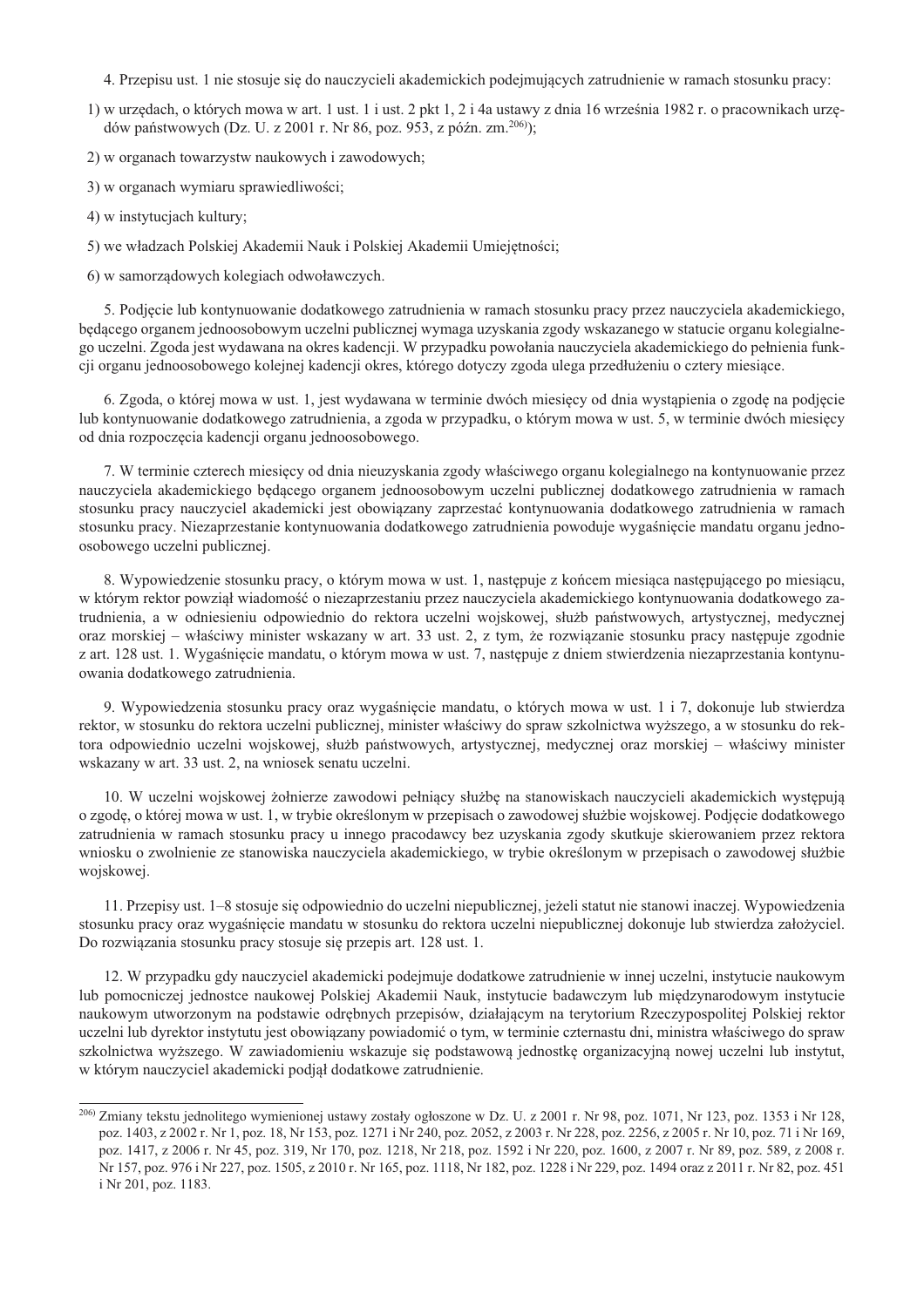4. Przepisu ust. 1 nie stosuje się do nauczycieli akademickich podejmujących zatrudnienie w ramach stosunku pracy:

1) w urzędach, o których mowa w art. 1 ust. 1 i ust. 2 pkt 1, 2 i 4a ustawy z dnia 16 września 1982 r. o pracownikach urzędów państwowych (Dz. U. z 2001 r. Nr 86, poz. 953, z późn. zm.[206]);

2) w organach towarzystw naukowych i zawodowych;

3) w organach wymiaru sprawiedliwości;

4) w instytucjach kultury;

5) we władzach Polskiej Akademii Nauk i Polskiej Akademii Umiejętności;

6) w samorządowych kolegiach odwoławczych.

5. Podjęcie lub kontynuowanie dodatkowego zatrudnienia w ramach stosunku pracy przez nauczyciela akademickiego, będącego organem jednoosobowym uczelni publicznej wymaga uzyskania zgody wskazanego w statucie organu kolegialnego uczelni. Zgoda jest wydawana na okres kadencji. W przypadku powołania nauczyciela akademickiego do pełnienia funkcji organu jednoosobowego kolejnej kadencji okres, którego dotyczy zgoda ulega przedłużeniu o cztery miesiące.

6. Zgoda, o której mowa w ust. 1, jest wydawana w terminie dwóch miesięcy od dnia wystąpienia o zgodę na podjęcie lub kontynuowanie dodatkowego zatrudnienia, a zgoda w przypadku, o którym mowa w ust. 5, w terminie dwóch miesięcy od dnia rozpoczęcia kadencji organu jednoosobowego.

7. W terminie czterech miesięcy od dnia nieuzyskania zgody właściwego organu kolegialnego na kontynuowanie przez nauczyciela akademickiego będącego organem jednoosobowym uczelni publicznej dodatkowego zatrudnienia w ramach stosunku pracy nauczyciel akademicki jest obowiązany zaprzestać kontynuowania dodatkowego zatrudnienia w ramach stosunku pracy. Niezaprzestanie kontynuowania dodatkowego zatrudnienia powoduje wygaśnięcie mandatu organu jednoosobowego uczelni publicznej.

8. Wypowiedzenie stosunku pracy, o którym mowa w ust. 1, następuje z końcem miesiąca następującego po miesiącu, w którym rektor powziął wiadomość o niezaprzestaniu przez nauczyciela akademickiego kontynuowania dodatkowego zatrudnienia, a w odniesieniu odpowiednio do rektora uczelni wojskowej, służb państwowych, artystycznej, medycznej oraz morskiej – właściwy minister wskazany w art. 33 ust. 2, z tym, że rozwiązanie stosunku pracy następuje zgodnie z art. 128 ust. 1. Wygaśnięcie mandatu, o którym mowa w ust. 7, następuje z dniem stwierdzenia niezaprzestania kontynuowania dodatkowego zatrudnienia.

9. Wypowiedzenia stosunku pracy oraz wygaśnięcie mandatu, o których mowa w ust. 1 i 7, dokonuje lub stwierdza rektor, w stosunku do rektora uczelni publicznej, minister właściwy do spraw szkolnictwa wyższego, a w stosunku do rektora odpowiednio uczelni wojskowej, służb państwowych, artystycznej, medycznej oraz morskiej – właściwy minister wskazany w art. 33 ust. 2, na wniosek senatu uczelni.

10. W uczelni wojskowej żołnierze zawodowi pełniący służbę na stanowiskach nauczycieli akademickich występują o zgodę, o której mowa w ust. 1, w trybie określonym w przepisach o zawodowej służbie wojskowej. Podjęcie dodatkowego zatrudnienia w ramach stosunku pracy u innego pracodawcy bez uzyskania zgody skutkuje skierowaniem przez rektora wniosku o zwolnienie ze stanowiska nauczyciela akademickiego, w trybie określonym w przepisach o zawodowej służbie wojskowej.

11. Przepisy ust. 1–8 stosuje się odpowiednio do uczelni niepublicznej, jeżeli statut nie stanowi inaczej. Wypowiedzenia stosunku pracy oraz wygaśnięcie mandatu w stosunku do rektora uczelni niepublicznej dokonuje lub stwierdza założyciel. Do rozwiązania stosunku pracy stosuje się przepis art. 128 ust. 1.

12. W przypadku gdy nauczyciel akademicki podejmuje dodatkowe zatrudnienie w innej uczelni, instytucie naukowym lub pomocniczej jednostce naukowej Polskiej Akademii Nauk, instytucie badawczym lub międzynarodowym instytucie naukowym utworzonym na podstawie odrębnych przepisów, działającym na terytorium Rzeczypospolitej Polskiej rektor uczelni lub dyrektor instytutu jest obowiązany powiadomić o tym, w terminie czternastu dni, ministra właściwego do spraw szkolnictwa wyższego. W zawiadomieniu wskazuje się podstawową jednostkę organizacyjną nowej uczelni lub instytut, w którym nauczyciel akademicki podjął dodatkowe zatrudnienie.

---

[206] Zmiany tekstu jednolitego wymienionej ustawy zostały ogłoszone w Dz. U. z 2001 r. Nr 98, poz. 1071, Nr 123, poz. 1353 i Nr 128, poz. 1403, z 2002 r. Nr 1, poz. 18, Nr 153, poz. 1271 i Nr 240, poz. 2052, z 2003 r. Nr 228, poz. 2256, z 2005 r. Nr 10, poz. 71 i Nr 169, poz. 1417, z 2006 r. Nr 45, poz. 319, Nr 170, poz. 1218, Nr 218, poz. 1592 i Nr 220, poz. 1600, z 2007 r. Nr 89, poz. 589, z 2008 r. Nr 157, poz. 976 i Nr 227, poz. 1505, z 2010 r. Nr 165, poz. 1118, Nr 182, poz. 1228 i Nr 229, poz. 1494 oraz z 2011 r. Nr 82, poz. 451 i Nr 201, poz. 1183.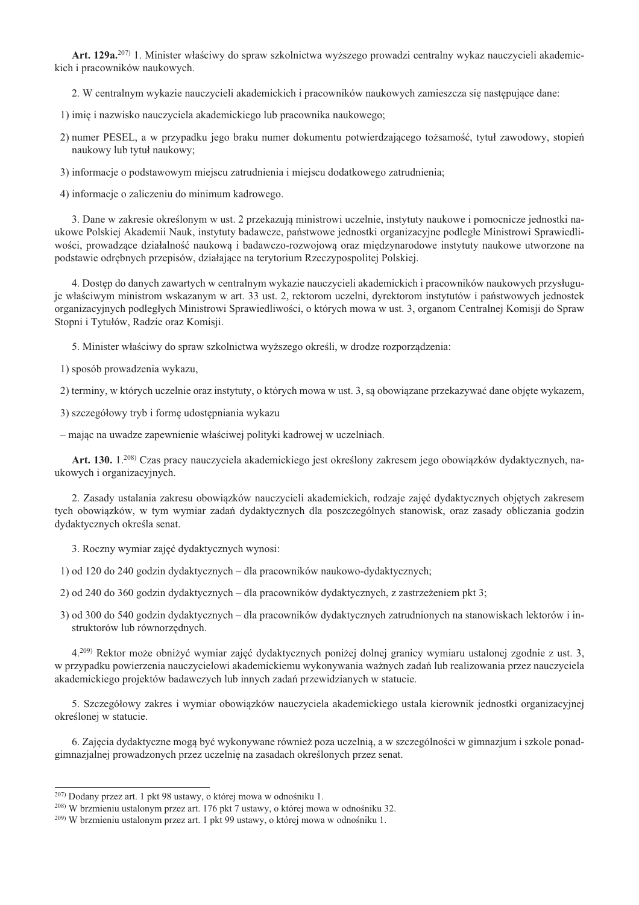**Art. 129a.**[207] 1. Minister właściwy do spraw szkolnictwa wyższego prowadzi centralny wykaz nauczycieli akademickich i pracowników naukowych.

2. W centralnym wykazie nauczycieli akademickich i pracowników naukowych zamieszcza się następujące dane:

1) imię i nazwisko nauczyciela akademickiego lub pracownika naukowego;

2) numer PESEL, a w przypadku jego braku numer dokumentu potwierdzającego tożsamość, tytuł zawodowy, stopień naukowy lub tytuł naukowy;

3) informacje o podstawowym miejscu zatrudnienia i miejscu dodatkowego zatrudnienia;

4) informacje o zaliczeniu do minimum kadrowego.

3. Dane w zakresie określonym w ust. 2 przekazują ministrowi uczelnie, instytuty naukowe i pomocnicze jednostki naukowe Polskiej Akademii Nauk, instytuty badawcze, państwowe jednostki organizacyjne podległe Ministrowi Sprawiedliwości, prowadzące działalność naukową i badawczo-rozwojową oraz międzynarodowe instytuty naukowe utworzone na podstawie odrębnych przepisów, działające na terytorium Rzeczypospolitej Polskiej.

4. Dostęp do danych zawartych w centralnym wykazie nauczycieli akademickich i pracowników naukowych przysługuje właściwym ministrom wskazanym w art. 33 ust. 2, rektorom uczelni, dyrektorom instytutów i państwowych jednostek organizacyjnych podległych Ministrowi Sprawiedliwości, o których mowa w ust. 3, organom Centralnej Komisji do Spraw Stopni i Tytułów, Radzie oraz Komisji.

5. Minister właściwy do spraw szkolnictwa wyższego określi, w drodze rozporządzenia:

1) sposób prowadzenia wykazu,

2) terminy, w których uczelnie oraz instytuty, o których mowa w ust. 3, są obowiązane przekazywać dane objęte wykazem,

3) szczegółowy tryb i formę udostępniania wykazu

– mając na uwadze zapewnienie właściwej polityki kadrowej w uczelniach.

**Art. 130.** 1.[208] Czas pracy nauczyciela akademickiego jest określony zakresem jego obowiązków dydaktycznych, naukowych i organizacyjnych.

2. Zasady ustalania zakresu obowiązków nauczycieli akademickich, rodzaje zajęć dydaktycznych objętych zakresem tych obowiązków, w tym wymiar zadań dydaktycznych dla poszczególnych stanowisk, oraz zasady obliczania godzin dydaktycznych określa senat.

3. Roczny wymiar zajęć dydaktycznych wynosi:

1) od 120 do 240 godzin dydaktycznych – dla pracowników naukowo-dydaktycznych;

2) od 240 do 360 godzin dydaktycznych – dla pracowników dydaktycznych, z zastrzeżeniem pkt 3;

3) od 300 do 540 godzin dydaktycznych – dla pracowników dydaktycznych zatrudnionych na stanowiskach lektorów i instruktorów lub równorzędnych.

4.[209] Rektor może obniżyć wymiar zajęć dydaktycznych poniżej dolnej granicy wymiaru ustalonej zgodnie z ust. 3, w przypadku powierzenia nauczycielowi akademickiemu wykonywania ważnych zadań lub realizowania przez nauczyciela akademickiego projektów badawczych lub innych zadań przewidzianych w statucie.

5. Szczegółowy zakres i wymiar obowiązków nauczyciela akademickiego ustala kierownik jednostki organizacyjnej określonej w statucie.

6. Zajęcia dydaktyczne mogą być wykonywane również poza uczelnią, a w szczególności w gimnazjum i szkole ponadgimnazjalnej prowadzonych przez uczelnię na zasadach określonych przez senat.

---

[207] Dodany przez art. 1 pkt 98 ustawy, o której mowa w odnośniku 1.

[208] W brzmieniu ustalonym przez art. 176 pkt 7 ustawy, o której mowa w odnośniku 32.

[209] W brzmieniu ustalonym przez art. 1 pkt 99 ustawy, o której mowa w odnośniku 1.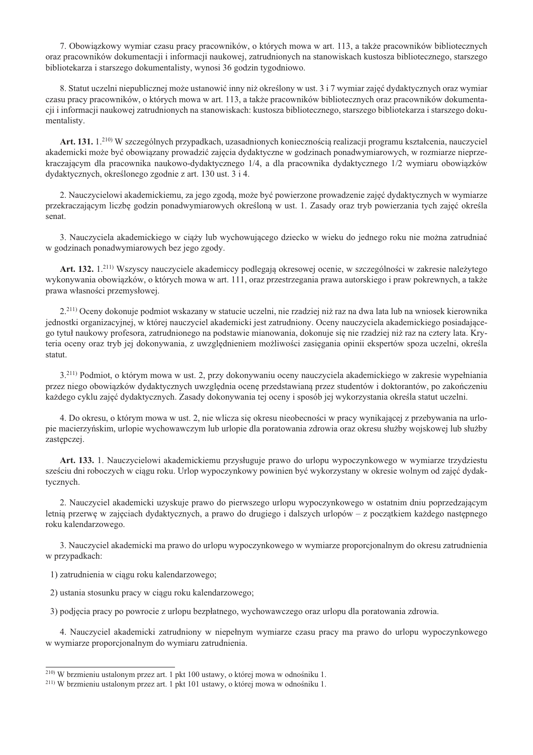7. Obowiązkowy wymiar czasu pracy pracowników, o których mowa w art. 113, a także pracowników bibliotecznych oraz pracowników dokumentacji i informacji naukowej, zatrudnionych na stanowiskach kustosza bibliotecznego, starszego bibliotekarza i starszego dokumentalisty, wynosi 36 godzin tygodniowo.

8. Statut uczelni niepublicznej może ustanowić inny niż określony w ust. 3 i 7 wymiar zajęć dydaktycznych oraz wymiar czasu pracy pracowników, o których mowa w art. 113, a także pracowników bibliotecznych oraz pracowników dokumentacji i informacji naukowej zatrudnionych na stanowiskach: kustosza bibliotecznego, starszego bibliotekarza i starszego dokumentalisty.

**Art. 131.** 1.[210) ]W szczególnych przypadkach, uzasadnionych koniecznością realizacji programu kształcenia, nauczyciel akademicki może być obowiązany prowadzić zajęcia dydaktyczne w godzinach ponadwymiarowych, w rozmiarze nieprzekraczającym dla pracownika naukowo-dydaktycznego 1/4, a dla pracownika dydaktycznego 1/2 wymiaru obowiązków dydaktycznych, określonego zgodnie z art. 130 ust. 3 i 4.

2. Nauczycielowi akademickiemu, za jego zgodą, może być powierzone prowadzenie zajęć dydaktycznych w wymiarze przekraczającym liczbę godzin ponadwymiarowych określoną w ust. 1. Zasady oraz tryb powierzania tych zajęć określa senat.

3. Nauczyciela akademickiego w ciąży lub wychowującego dziecko w wieku do jednego roku nie można zatrudniać w godzinach ponadwymiarowych bez jego zgody.

**Art. 132.** 1.[211)] Wszyscy nauczyciele akademiccy podlegają okresowej ocenie, w szczególności w zakresie należytego wykonywania obowiązków, o których mowa w art. 111, oraz przestrzegania prawa autorskiego i praw pokrewnych, a także prawa własności przemysłowej.

2.[211)] Oceny dokonuje podmiot wskazany w statucie uczelni, nie rzadziej niż raz na dwa lata lub na wniosek kierownika jednostki organizacyjnej, w której nauczyciel akademicki jest zatrudniony. Oceny nauczyciela akademickiego posiadającego tytuł naukowy profesora, zatrudnionego na podstawie mianowania, dokonuje się nie rzadziej niż raz na cztery lata. Kryteria oceny oraz tryb jej dokonywania, z uwzględnieniem możliwości zasięgania opinii ekspertów spoza uczelni, określa statut.

3.[211)] Podmiot, o którym mowa w ust. 2, przy dokonywaniu oceny nauczyciela akademickiego w zakresie wypełniania przez niego obowiązków dydaktycznych uwzględnia ocenę przedstawianą przez studentów i doktorantów, po zakończeniu każdego cyklu zajęć dydaktycznych. Zasady dokonywania tej oceny i sposób jej wykorzystania określa statut uczelni.

4. Do okresu, o którym mowa w ust. 2, nie wlicza się okresu nieobecności w pracy wynikającej z przebywania na urlopie macierzyńskim, urlopie wychowawczym lub urlopie dla poratowania zdrowia oraz okresu służby wojskowej lub służby zastępczej.

**Art. 133.** 1. Nauczycielowi akademickiemu przysługuje prawo do urlopu wypoczynkowego w wymiarze trzydziestu sześciu dni roboczych w ciągu roku. Urlop wypoczynkowy powinien być wykorzystany w okresie wolnym od zajęć dydaktycznych.

2. Nauczyciel akademicki uzyskuje prawo do pierwszego urlopu wypoczynkowego w ostatnim dniu poprzedzającym letnią przerwę w zajęciach dydaktycznych, a prawo do drugiego i dalszych urlopów – z początkiem każdego następnego roku kalendarzowego.

3. Nauczyciel akademicki ma prawo do urlopu wypoczynkowego w wymiarze proporcjonalnym do okresu zatrudnienia w przypadkach:

1) zatrudnienia w ciągu roku kalendarzowego;

2) ustania stosunku pracy w ciągu roku kalendarzowego;

3) podjęcia pracy po powrocie z urlopu bezpłatnego, wychowawczego oraz urlopu dla poratowania zdrowia.

4. Nauczyciel akademicki zatrudniony w niepełnym wymiarze czasu pracy ma prawo do urlopu wypoczynkowego w wymiarze proporcjonalnym do wymiaru zatrudnienia.

---

[210)] W brzmieniu ustalonym przez art. 1 pkt 100 ustawy, o której mowa w odnośniku 1.

[211)] W brzmieniu ustalonym przez art. 1 pkt 101 ustawy, o której mowa w odnośniku 1.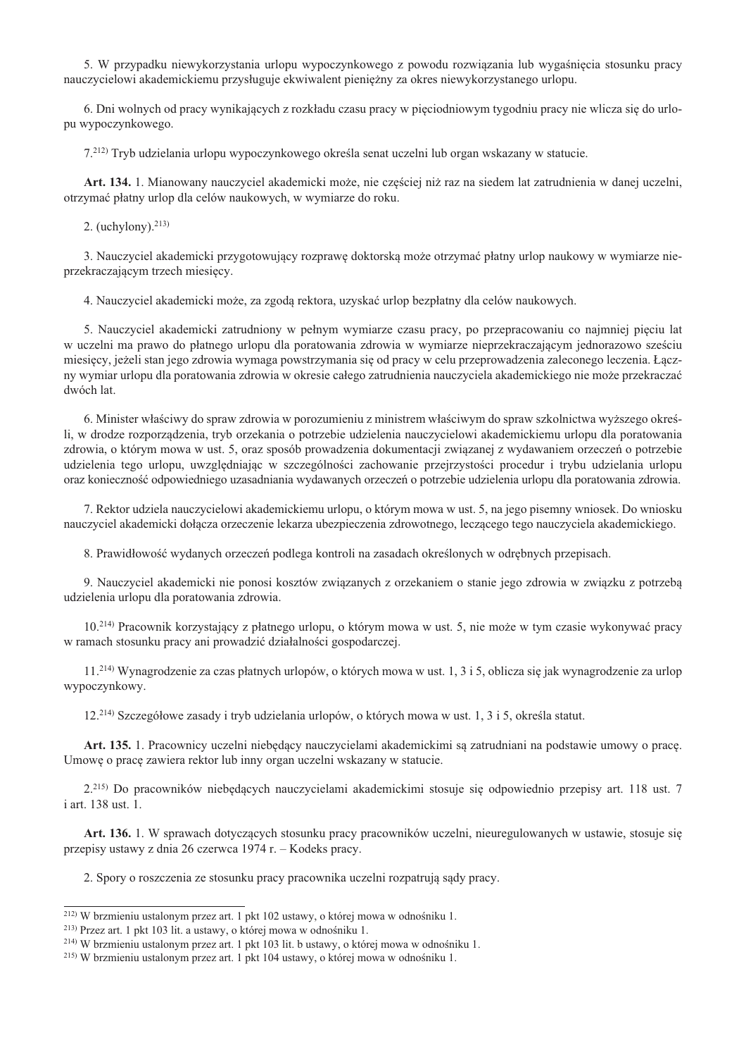5. W przypadku niewykorzystania urlopu wypoczynkowego z powodu rozwiązania lub wygaśnięcia stosunku pracy nauczycielowi akademickiemu przysługuje ekwiwalent pieniężny za okres niewykorzystanego urlopu.

6. Dni wolnych od pracy wynikających z rozkładu czasu pracy w pięciodniowym tygodniu pracy nie wlicza się do urlopu wypoczynkowego.

7.[212] Tryb udzielania urlopu wypoczynkowego określa senat uczelni lub organ wskazany w statucie.

**Art. 134.** 1. Mianowany nauczyciel akademicki może, nie częściej niż raz na siedem lat zatrudnienia w danej uczelni, otrzymać płatny urlop dla celów naukowych, w wymiarze do roku.

2. (uchylony).[213]

3. Nauczyciel akademicki przygotowujący rozprawę doktorską może otrzymać płatny urlop naukowy w wymiarze nieprzekraczającym trzech miesięcy.

4. Nauczyciel akademicki może, za zgodą rektora, uzyskać urlop bezpłatny dla celów naukowych.

5. Nauczyciel akademicki zatrudniony w pełnym wymiarze czasu pracy, po przepracowaniu co najmniej pięciu lat w uczelni ma prawo do płatnego urlopu dla poratowania zdrowia w wymiarze nieprzekraczającym jednorazowo sześciu miesięcy, jeżeli stan jego zdrowia wymaga powstrzymania się od pracy w celu przeprowadzenia zaleconego leczenia. Łączny wymiar urlopu dla poratowania zdrowia w okresie całego zatrudnienia nauczyciela akademickiego nie może przekraczać dwóch lat.

6. Minister właściwy do spraw zdrowia w porozumieniu z ministrem właściwym do spraw szkolnictwa wyższego określi, w drodze rozporządzenia, tryb orzekania o potrzebie udzielenia nauczycielowi akademickiemu urlopu dla poratowania zdrowia, o którym mowa w ust. 5, oraz sposób prowadzenia dokumentacji związanej z wydawaniem orzeczeń o potrzebie udzielenia tego urlopu, uwzględniając w szczególności zachowanie przejrzystości procedur i trybu udzielania urlopu oraz konieczność odpowiedniego uzasadniania wydawanych orzeczeń o potrzebie udzielenia urlopu dla poratowania zdrowia.

7. Rektor udziela nauczycielowi akademickiemu urlopu, o którym mowa w ust. 5, na jego pisemny wniosek. Do wniosku nauczyciel akademicki dołącza orzeczenie lekarza ubezpieczenia zdrowotnego, leczącego tego nauczyciela akademickiego.

8. Prawidłowość wydanych orzeczeń podlega kontroli na zasadach określonych w odrębnych przepisach.

9. Nauczyciel akademicki nie ponosi kosztów związanych z orzekaniem o stanie jego zdrowia w związku z potrzebą udzielenia urlopu dla poratowania zdrowia.

10.[214] Pracownik korzystający z płatnego urlopu, o którym mowa w ust. 5, nie może w tym czasie wykonywać pracy w ramach stosunku pracy ani prowadzić działalności gospodarczej.

11.[214] Wynagrodzenie za czas płatnych urlopów, o których mowa w ust. 1, 3 i 5, oblicza się jak wynagrodzenie za urlop wypoczynkowy.

12.[214] Szczegółowe zasady i tryb udzielania urlopów, o których mowa w ust. 1, 3 i 5, określa statut.

**Art. 135.** 1. Pracownicy uczelni niebędący nauczycielami akademickimi są zatrudniani na podstawie umowy o pracę. Umowę o pracę zawiera rektor lub inny organ uczelni wskazany w statucie.

2.[215] Do pracowników niebędących nauczycielami akademickimi stosuje się odpowiednio przepisy art. 118 ust. 7 i art. 138 ust. 1.

**Art. 136.** 1. W sprawach dotyczących stosunku pracy pracowników uczelni, nieuregulowanych w ustawie, stosuje się przepisy ustawy z dnia 26 czerwca 1974 r. – Kodeks pracy.

2. Spory o roszczenia ze stosunku pracy pracownika uczelni rozpatrują sądy pracy.

---

[212] W brzmieniu ustalonym przez art. 1 pkt 102 ustawy, o której mowa w odnośniku 1.

[213] Przez art. 1 pkt 103 lit. a ustawy, o której mowa w odnośniku 1.

[214] W brzmieniu ustalonym przez art. 1 pkt 103 lit. b ustawy, o której mowa w odnośniku 1.

[215] W brzmieniu ustalonym przez art. 1 pkt 104 ustawy, o której mowa w odnośniku 1.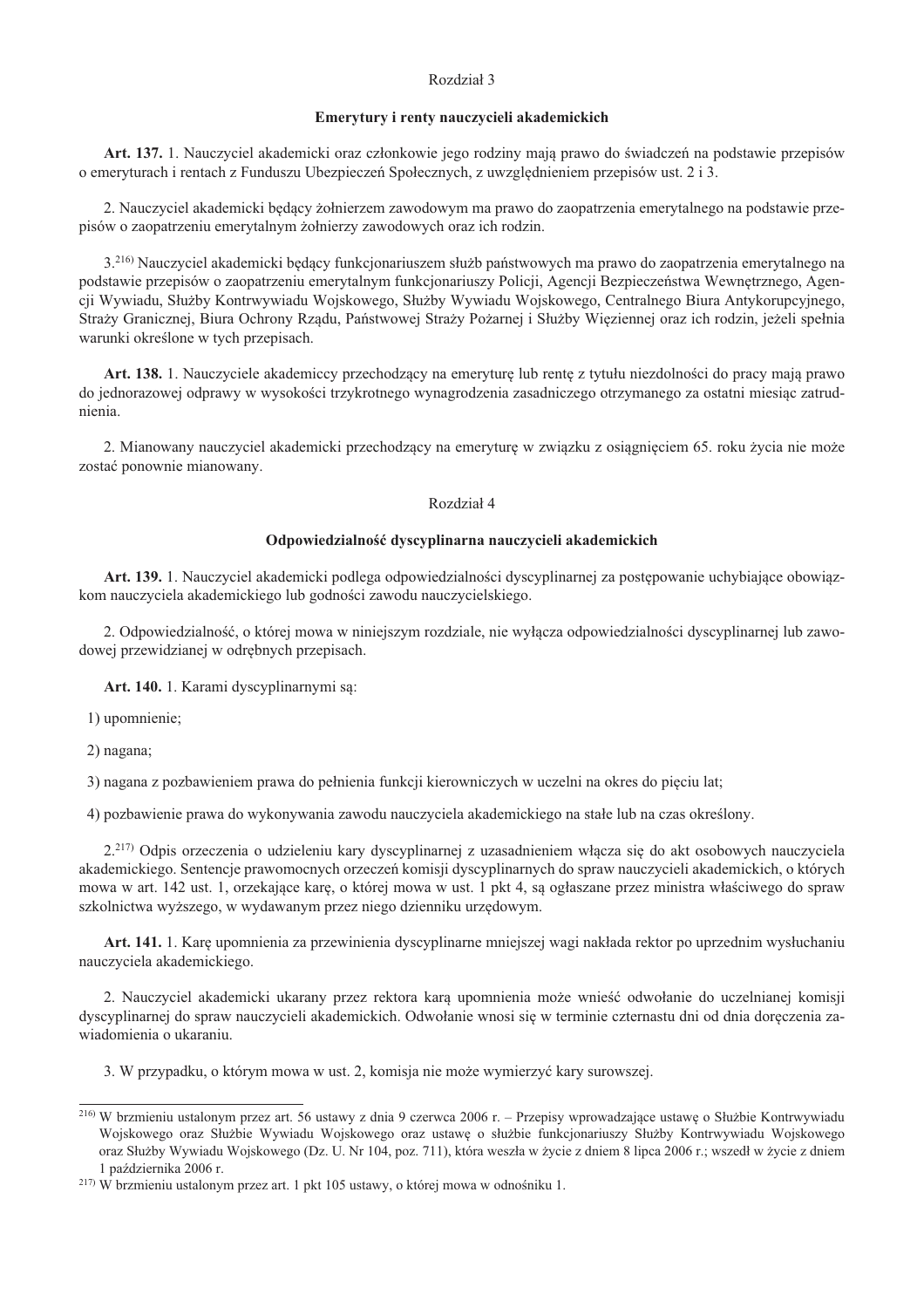## Rozdział 3

### Emerytury i renty nauczycieli akademickich

**Art. 137.** 1. Nauczyciel akademicki oraz członkowie jego rodziny mają prawo do świadczeń na podstawie przepisów o emeryturach i rentach z Funduszu Ubezpieczeń Społecznych, z uwzględnieniem przepisów ust. 2 i 3.

2. Nauczyciel akademicki będący żołnierzem zawodowym ma prawo do zaopatrzenia emerytalnego na podstawie przepisów o zaopatrzeniu emerytalnym żołnierzy zawodowych oraz ich rodzin.

3.[216] Nauczyciel akademicki będący funkcjonariuszem służb państwowych ma prawo do zaopatrzenia emerytalnego na podstawie przepisów o zaopatrzeniu emerytalnym funkcjonariuszy Policji, Agencji Bezpieczeństwa Wewnętrznego, Agencji Wywiadu, Służby Kontrwywiadu Wojskowego, Służby Wywiadu Wojskowego, Centralnego Biura Antykorupcyjnego, Straży Granicznej, Biura Ochrony Rządu, Państwowej Straży Pożarnej i Służby Więziennej oraz ich rodzin, jeżeli spełnia warunki określone w tych przepisach.

**Art. 138.** 1. Nauczyciele akademiccy przechodzący na emeryturę lub rentę z tytułu niezdolności do pracy mają prawo do jednorazowej odprawy w wysokości trzykrotnego wynagrodzenia zasadniczego otrzymanego za ostatni miesiąc zatrudnienia.

2. Mianowany nauczyciel akademicki przechodzący na emeryturę w związku z osiągnięciem 65. roku życia nie może zostać ponownie mianowany.

## Rozdział 4

### Odpowiedzialność dyscyplinarna nauczycieli akademickich

**Art. 139.** 1. Nauczyciel akademicki podlega odpowiedzialności dyscyplinarnej za postępowanie uchybiające obowiązkom nauczyciela akademickiego lub godności zawodu nauczycielskiego.

2. Odpowiedzialność, o której mowa w niniejszym rozdziale, nie wyłącza odpowiedzialności dyscyplinarnej lub zawodowej przewidzianej w odrębnych przepisach.

**Art. 140.** 1. Karami dyscyplinarnymi są:

1) upomnienie;

2) nagana;

3) nagana z pozbawieniem prawa do pełnienia funkcji kierowniczych w uczelni na okres do pięciu lat;

4) pozbawienie prawa do wykonywania zawodu nauczyciela akademickiego na stałe lub na czas określony.

2.[217] Odpis orzeczenia o udzieleniu kary dyscyplinarnej z uzasadnieniem włącza się do akt osobowych nauczyciela akademickiego. Sentencje prawomocnych orzeczeń komisji dyscyplinarnych do spraw nauczycieli akademickich, o których mowa w art. 142 ust. 1, orzekające karę, o której mowa w ust. 1 pkt 4, są ogłaszane przez ministra właściwego do spraw szkolnictwa wyższego, w wydawanym przez niego dzienniku urzędowym.

**Art. 141.** 1. Karę upomnienia za przewinienia dyscyplinarne mniejszej wagi nakłada rektor po uprzednim wysłuchaniu nauczyciela akademickiego.

2. Nauczyciel akademicki ukarany przez rektora karą upomnienia może wnieść odwołanie do uczelnianej komisji dyscyplinarnej do spraw nauczycieli akademickich. Odwołanie wnosi się w terminie czternastu dni od dnia doręczenia zawiadomienia o ukaraniu.

3. W przypadku, o którym mowa w ust. 2, komisja nie może wymierzyć kary surowszej.

---

[216] W brzmieniu ustalonym przez art. 56 ustawy z dnia 9 czerwca 2006 r. – Przepisy wprowadzające ustawę o Służbie Kontrwywiadu Wojskowego oraz Służbie Wywiadu Wojskowego oraz ustawę o służbie funkcjonariuszy Służby Kontrwywiadu Wojskowego oraz Służby Wywiadu Wojskowego (Dz. U. Nr 104, poz. 711), która weszła w życie z dniem 8 lipca 2006 r.; wszedł w życie z dniem 1 października 2006 r.

[217] W brzmieniu ustalonym przez art. 1 pkt 105 ustawy, o której mowa w odnośniku 1.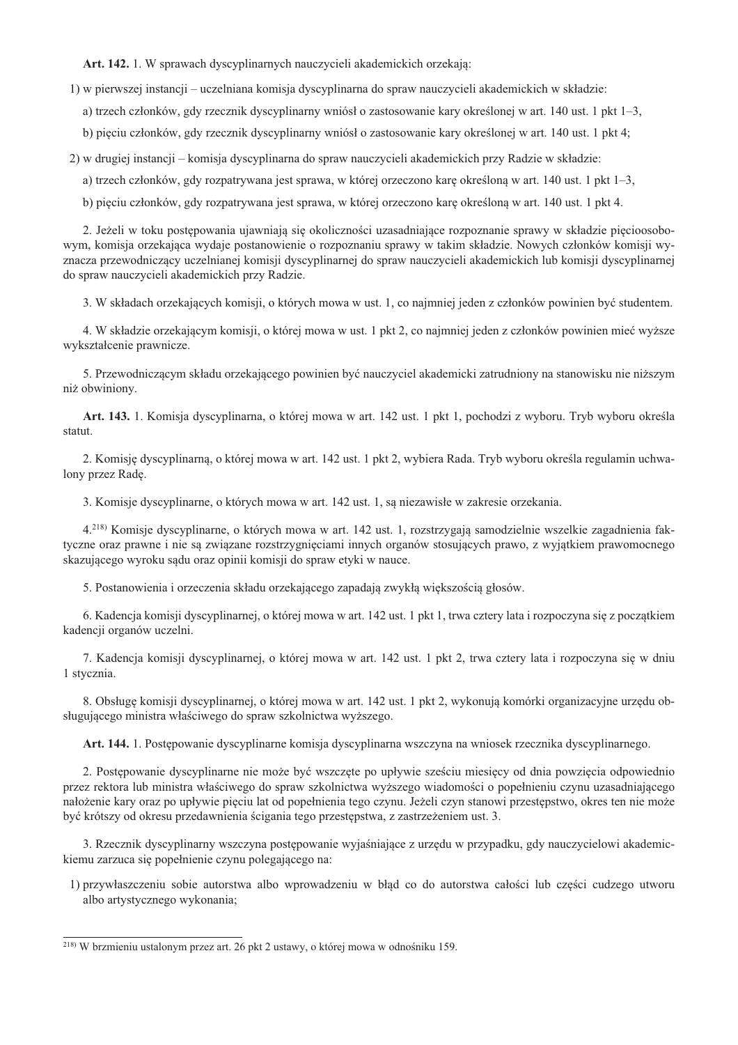**Art. 142.** 1. W sprawach dyscyplinarnych nauczycieli akademickich orzekają:

1) w pierwszej instancji – uczelniana komisja dyscyplinarna do spraw nauczycieli akademickich w składzie:

   a) trzech członków, gdy rzecznik dyscyplinarny wniósł o zastosowanie kary określonej w art. 140 ust. 1 pkt 1–3,

   b) pięciu członków, gdy rzecznik dyscyplinarny wniósł o zastosowanie kary określonej w art. 140 ust. 1 pkt 4;

2) w drugiej instancji – komisja dyscyplinarna do spraw nauczycieli akademickich przy Radzie w składzie:

   a) trzech członków, gdy rozpatrywana jest sprawa, w której orzeczono karę określoną w art. 140 ust. 1 pkt 1–3,

   b) pięciu członków, gdy rozpatrywana jest sprawa, w której orzeczono karę określoną w art. 140 ust. 1 pkt 4.

2. Jeżeli w toku postępowania ujawniają się okoliczności uzasadniające rozpoznanie sprawy w składzie pięcioosobowym, komisja orzekająca wydaje postanowienie o rozpoznaniu sprawy w takim składzie. Nowych członków komisji wyznacza przewodniczący uczelnianej komisji dyscyplinarnej do spraw nauczycieli akademickich lub komisji dyscyplinarnej do spraw nauczycieli akademickich przy Radzie.

3. W składach orzekających komisji, o których mowa w ust. 1, co najmniej jeden z członków powinien być studentem.

4. W składzie orzekającym komisji, o której mowa w ust. 1 pkt 2, co najmniej jeden z członków powinien mieć wyższe wykształcenie prawnicze.

5. Przewodniczącym składu orzekającego powinien być nauczyciel akademicki zatrudniony na stanowisku nie niższym niż obwiniony.

**Art. 143.** 1. Komisja dyscyplinarna, o której mowa w art. 142 ust. 1 pkt 1, pochodzi z wyboru. Tryb wyboru określa statut.

2. Komisję dyscyplinarną, o której mowa w art. 142 ust. 1 pkt 2, wybiera Rada. Tryb wyboru określa regulamin uchwalony przez Radę.

3. Komisje dyscyplinarne, o których mowa w art. 142 ust. 1, są niezawisłe w zakresie orzekania.

4.[218] Komisje dyscyplinarne, o których mowa w art. 142 ust. 1, rozstrzygają samodzielnie wszelkie zagadnienia faktyczne oraz prawne i nie są związane rozstrzygnięciami innych organów stosujących prawo, z wyjątkiem prawomocnego skazującego wyroku sądu oraz opinii komisji do spraw etyki w nauce.

5. Postanowienia i orzeczenia składu orzekającego zapadają zwykłą większością głosów.

6. Kadencja komisji dyscyplinarnej, o której mowa w art. 142 ust. 1 pkt 1, trwa cztery lata i rozpoczyna się z początkiem kadencji organów uczelni.

7. Kadencja komisji dyscyplinarnej, o której mowa w art. 142 ust. 1 pkt 2, trwa cztery lata i rozpoczyna się w dniu 1 stycznia.

8. Obsługę komisji dyscyplinarnej, o której mowa w art. 142 ust. 1 pkt 2, wykonują komórki organizacyjne urzędu obsługującego ministra właściwego do spraw szkolnictwa wyższego.

**Art. 144.** 1. Postępowanie dyscyplinarne komisja dyscyplinarna wszczyna na wniosek rzecznika dyscyplinarnego.

2. Postępowanie dyscyplinarne nie może być wszczęte po upływie sześciu miesięcy od dnia powzięcia odpowiednio przez rektora lub ministra właściwego do spraw szkolnictwa wyższego wiadomości o popełnieniu czynu uzasadniającego nałożenie kary oraz po upływie pięciu lat od popełnienia tego czynu. Jeżeli czyn stanowi przestępstwo, okres ten nie może być krótszy od okresu przedawnienia ścigania tego przestępstwa, z zastrzeżeniem ust. 3.

3. Rzecznik dyscyplinarny wszczyna postępowanie wyjaśniające z urzędu w przypadku, gdy nauczycielowi akademickiemu zarzuca się popełnienie czynu polegającego na:

1) przywłaszczeniu sobie autorstwa albo wprowadzeniu w błąd co do autorstwa całości lub części cudzego utworu albo artystycznego wykonania;

---

[218] W brzmieniu ustalonym przez art. 26 pkt 2 ustawy, o której mowa w odnośniku 159.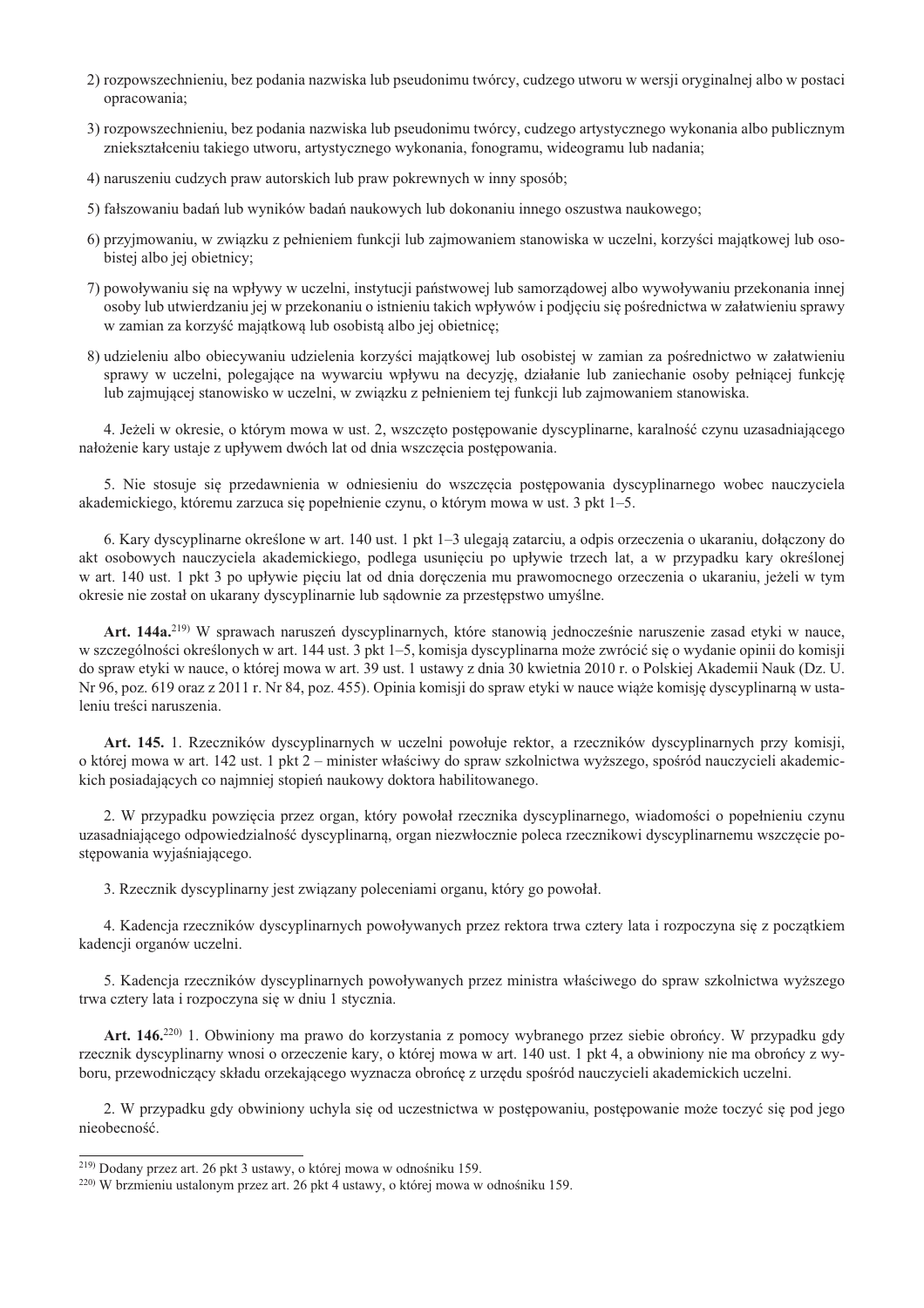2) rozpowszechnieniu, bez podania nazwiska lub pseudonimu twórcy, cudzego utworu w wersji oryginalnej albo w postaci opracowania;

3) rozpowszechnieniu, bez podania nazwiska lub pseudonimu twórcy, cudzego artystycznego wykonania albo publicznym zniekształceniu takiego utworu, artystycznego wykonania, fonogramu, wideogramu lub nadania;

4) naruszeniu cudzych praw autorskich lub praw pokrewnych w inny sposób;

5) fałszowaniu badań lub wyników badań naukowych lub dokonaniu innego oszustwa naukowego;

6) przyjmowaniu, w związku z pełnieniem funkcji lub zajmowaniem stanowiska w uczelni, korzyści majątkowej lub osobistej albo jej obietnicy;

7) powoływaniu się na wpływy w uczelni, instytucji państwowej lub samorządowej albo wywoływaniu przekonania innej osoby lub utwierdzaniu jej w przekonaniu o istnieniu takich wpływów i podjęciu się pośrednictwa w załatwieniu sprawy w zamian za korzyść majątkową lub osobistą albo jej obietnicę;

8) udzieleniu albo obiecywaniu udzielenia korzyści majątkowej lub osobistej w zamian za pośrednictwo w załatwieniu sprawy w uczelni, polegające na wywarciu wpływu na decyzję, działanie lub zaniechanie osoby pełniącej funkcję lub zajmującej stanowisko w uczelni, w związku z pełnieniem tej funkcji lub zajmowaniem stanowiska.

4. Jeżeli w okresie, o którym mowa w ust. 2, wszczęto postępowanie dyscyplinarne, karalność czynu uzasadniającego nałożenie kary ustaje z upływem dwóch lat od dnia wszczęcia postępowania.

5. Nie stosuje się przedawnienia w odniesieniu do wszczęcia postępowania dyscyplinarnego wobec nauczyciela akademickiego, któremu zarzuca się popełnienie czynu, o którym mowa w ust. 3 pkt 1–5.

6. Kary dyscyplinarne określone w art. 140 ust. 1 pkt 1–3 ulegają zatarciu, a odpis orzeczenia o ukaraniu, dołączony do akt osobowych nauczyciela akademickiego, podlega usunięciu po upływie trzech lat, a w przypadku kary określonej w art. 140 ust. 1 pkt 3 po upływie pięciu lat od dnia doręczenia mu prawomocnego orzeczenia o ukaraniu, jeżeli w tym okresie nie został on ukarany dyscyplinarnie lub sądownie za przestępstwo umyślne.

**Art. 144a.**[219] W sprawach naruszeń dyscyplinarnych, które stanowią jednocześnie naruszenie zasad etyki w nauce, w szczególności określonych w art. 144 ust. 3 pkt 1–5, komisja dyscyplinarna może zwrócić się o wydanie opinii do komisji do spraw etyki w nauce, o której mowa w art. 39 ust. 1 ustawy z dnia 30 kwietnia 2010 r. o Polskiej Akademii Nauk (Dz. U. Nr 96, poz. 619 oraz z 2011 r. Nr 84, poz. 455). Opinia komisji do spraw etyki w nauce wiąże komisję dyscyplinarną w ustaleniu treści naruszenia.

**Art. 145.** 1. Rzeczników dyscyplinarnych w uczelni powołuje rektor, a rzeczników dyscyplinarnych przy komisji, o której mowa w art. 142 ust. 1 pkt 2 – minister właściwy do spraw szkolnictwa wyższego, spośród nauczycieli akademickich posiadających co najmniej stopień naukowy doktora habilitowanego.

2. W przypadku powzięcia przez organ, który powołał rzecznika dyscyplinarnego, wiadomości o popełnieniu czynu uzasadniającego odpowiedzialność dyscyplinarną, organ niezwłocznie poleca rzecznikowi dyscyplinarnemu wszczęcie postępowania wyjaśniającego.

3. Rzecznik dyscyplinarny jest związany poleceniami organu, który go powołał.

4. Kadencja rzeczników dyscyplinarnych powoływanych przez rektora trwa cztery lata i rozpoczyna się z początkiem kadencji organów uczelni.

5. Kadencja rzeczników dyscyplinarnych powoływanych przez ministra właściwego do spraw szkolnictwa wyższego trwa cztery lata i rozpoczyna się w dniu 1 stycznia.

**Art. 146.**[220] 1. Obwiniony ma prawo do korzystania z pomocy wybranego przez siebie obrońcy. W przypadku gdy rzecznik dyscyplinarny wnosi o orzeczenie kary, o której mowa w art. 140 ust. 1 pkt 4, a obwiniony nie ma obrońcy z wyboru, przewodniczący składu orzekającego wyznacza obrońcę z urzędu spośród nauczycieli akademickich uczelni.

2. W przypadku gdy obwiniony uchyla się od uczestnictwa w postępowaniu, postępowanie może toczyć się pod jego nieobecność.

---

[219] Dodany przez art. 26 pkt 3 ustawy, o której mowa w odnośniku 159.

[220] W brzmieniu ustalonym przez art. 26 pkt 4 ustawy, o której mowa w odnośniku 159.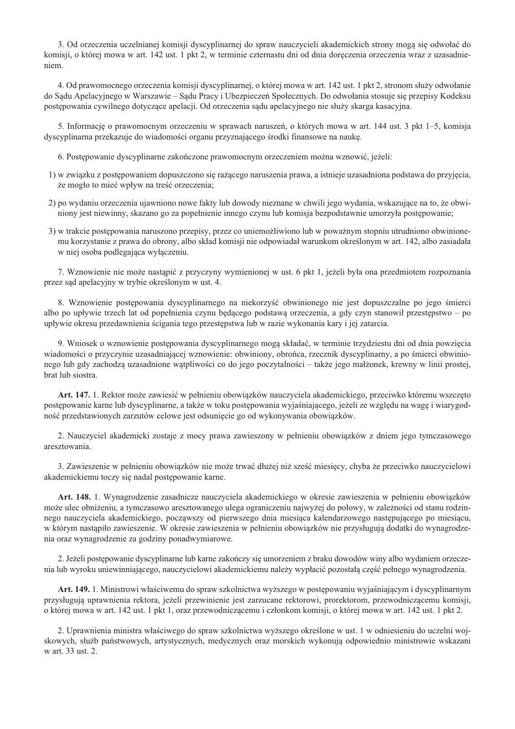3. Od orzeczenia uczelnianej komisji dyscyplinarnej do spraw nauczycieli akademickich strony mogą się odwołać do komisji, o której mowa w art. 142 ust. 1 pkt 2, w terminie czternastu dni od dnia doręczenia orzeczenia wraz z uzasadnieniem.

4. Od prawomocnego orzeczenia komisji dyscyplinarnej, o której mowa w art. 142 ust. 1 pkt 2, stronom służy odwołanie do Sądu Apelacyjnego w Warszawie – Sądu Pracy i Ubezpieczeń Społecznych. Do odwołania stosuje się przepisy Kodeksu postępowania cywilnego dotyczące apelacji. Od orzeczenia sądu apelacyjnego nie służy skarga kasacyjna.

5. Informację o prawomocnym orzeczeniu w sprawach naruszeń, o których mowa w art. 144 ust. 3 pkt 1–5, komisja dyscyplinarna przekazuje do wiadomości organu przyznającego środki finansowe na naukę.

6. Postępowanie dyscyplinarne zakończone prawomocnym orzeczeniem można wznowić, jeżeli:

1) w związku z postępowaniem dopuszczono się rażącego naruszenia prawa, a istnieje uzasadniona podstawa do przyjęcia, że mogło to mieć wpływ na treść orzeczenia;
2) po wydaniu orzeczenia ujawniono nowe fakty lub dowody nieznane w chwili jego wydania, wskazujące na to, że obwiniony jest niewinny, skazano go za popełnienie innego czynu lub komisja bezpodstawnie umorzyła postępowanie;
3) w trakcie postępowania naruszono przepisy, przez co uniemożliwiono lub w poważnym stopniu utrudniono obwinionemu korzystanie z prawa do obrony, albo skład komisji nie odpowiadał warunkom określonym w art. 142, albo zasiadała w niej osoba podlegająca wyłączeniu.

7. Wznowienie nie może nastąpić z przyczyny wymienionej w ust. 6 pkt 1, jeżeli była ona przedmiotem rozpoznania przez sąd apelacyjny w trybie określonym w ust. 4.

8. Wznowienie postępowania dyscyplinarnego na niekorzyść obwinionego nie jest dopuszczalne po jego śmierci albo po upływie trzech lat od popełnienia czynu będącego podstawą orzeczenia, a gdy czyn stanowił przestępstwo – po upływie okresu przedawnienia ścigania tego przestępstwa lub w razie wykonania kary i jej zatarcia.

9. Wniosek o wznowienie postępowania dyscyplinarnego mogą składać, w terminie trzydziestu dni od dnia powzięcia wiadomości o przyczynie uzasadniającej wznowienie: obwiniony, obrońca, rzecznik dyscyplinarny, a po śmierci obwinionego lub gdy zachodzą uzasadnione wątpliwości co do jego poczytalności – także jego małżonek, krewny w linii prostej, brat lub siostra.

**Art. 147.** 1. Rektor może zawiesić w pełnieniu obowiązków nauczyciela akademickiego, przeciwko któremu wszczęto postępowanie karne lub dyscyplinarne, a także w toku postępowania wyjaśniającego, jeżeli ze względu na wagę i wiarygodność przedstawionych zarzutów celowe jest odsunięcie go od wykonywania obowiązków.

2. Nauczyciel akademicki zostaje z mocy prawa zawieszony w pełnieniu obowiązków z dniem jego tymczasowego aresztowania.

3. Zawieszenie w pełnieniu obowiązków nie może trwać dłużej niż sześć miesięcy, chyba że przeciwko nauczycielowi akademickiemu toczy się nadal postępowanie karne.

**Art. 148.** 1. Wynagrodzenie zasadnicze nauczyciela akademickiego w okresie zawieszenia w pełnieniu obowiązków może ulec obniżeniu, a tymczasowo aresztowanego ulega ograniczeniu najwyżej do połowy, w zależności od stanu rodzinnego nauczyciela akademickiego, począwszy od pierwszego dnia miesiąca kalendarzowego następującego po miesiącu, w którym nastąpiło zawieszenie. W okresie zawieszenia w pełnieniu obowiązków nie przysługują dodatki do wynagrodzenia oraz wynagrodzenie za godziny ponadwymiarowe.

2. Jeżeli postępowanie dyscyplinarne lub karne zakończy się umorzeniem z braku dowodów winy albo wydaniem orzeczenia lub wyroku uniewinniającego, nauczycielowi akademickiemu należy wypłacić pozostałą część pełnego wynagrodzenia.

**Art. 149.** 1. Ministrowi właściwemu do spraw szkolnictwa wyższego w postępowaniu wyjaśniającym i dyscyplinarnym przysługują uprawnienia rektora, jeżeli przewinienie jest zarzucane rektorowi, prorektorom, przewodniczącemu komisji, o której mowa w art. 142 ust. 1 pkt 1, oraz przewodniczącemu i członkom komisji, o której mowa w art. 142 ust. 1 pkt 2.

2. Uprawnienia ministra właściwego do spraw szkolnictwa wyższego określone w ust. 1 w odniesieniu do uczelni wojskowych, służb państwowych, artystycznych, medycznych oraz morskich wykonują odpowiednio ministrowie wskazani w art. 33 ust. 2.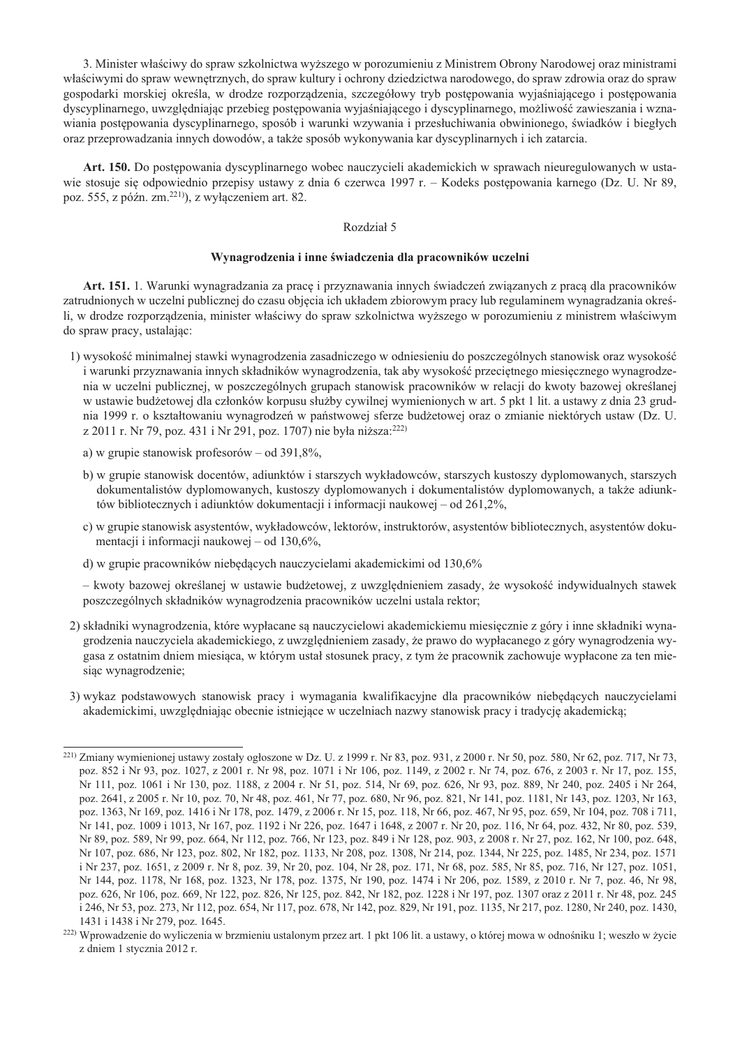3. Minister właściwy do spraw szkolnictwa wyższego w porozumieniu z Ministrem Obrony Narodowej oraz ministrami właściwymi do spraw wewnętrznych, do spraw kultury i ochrony dziedzictwa narodowego, do spraw zdrowia oraz do spraw gospodarki morskiej określa, w drodze rozporządzenia, szczegółowy tryb postępowania wyjaśniającego i postępowania dyscyplinarnego, uwzględniając przebieg postępowania wyjaśniającego i dyscyplinarnego, możliwość zawieszania i wznawiania postępowania dyscyplinarnego, sposób i warunki wzywania i przesłuchiwania obwinionego, świadków i biegłych oraz przeprowadzania innych dowodów, a także sposób wykonywania kar dyscyplinarnych i ich zatarcia.

**Art. 150.** Do postępowania dyscyplinarnego wobec nauczycieli akademickich w sprawach nieuregulowanych w ustawie stosuje się odpowiednio przepisy ustawy z dnia 6 czerwca 1997 r. – Kodeks postępowania karnego (Dz. U. Nr 89, poz. 555, z późn. zm.[221]), z wyłączeniem art. 82.

Rozdział 5

**Wynagrodzenia i inne świadczenia dla pracowników uczelni**

**Art. 151.** 1. Warunki wynagradzania za pracę i przyznawania innych świadczeń związanych z pracą dla pracowników zatrudnionych w uczelni publicznej do czasu objęcia ich układem zbiorowym pracy lub regulaminem wynagradzania określi, w drodze rozporządzenia, minister właściwy do spraw szkolnictwa wyższego w porozumieniu z ministrem właściwym do spraw pracy, ustalając:

1) wysokość minimalnej stawki wynagrodzenia zasadniczego w odniesieniu do poszczególnych stanowisk oraz wysokość i warunki przyznawania innych składników wynagrodzenia, tak aby wysokość przeciętnego miesięcznego wynagrodzenia w uczelni publicznej, w poszczególnych grupach stanowisk pracowników w relacji do kwoty bazowej określanej w ustawie budżetowej dla członków korpusu służby cywilnej wymienionych w art. 5 pkt 1 lit. a ustawy z dnia 23 grudnia 1999 r. o kształtowaniu wynagrodzeń w państwowej sferze budżetowej oraz o zmianie niektórych ustaw (Dz. U. z 2011 r. Nr 79, poz. 431 i Nr 291, poz. 1707) nie była niższa:[222]

   a) w grupie stanowisk profesorów – od 391,8%,

   b) w grupie stanowisk docentów, adiunktów i starszych wykładowców, starszych kustoszy dyplomowanych, starszych dokumentalistów dyplomowanych, kustoszy dyplomowanych i dokumentalistów dyplomowanych, a także adiunktów bibliotecznych i adiunktów dokumentacji i informacji naukowej – od 261,2%,

   c) w grupie stanowisk asystentów, wykładowców, lektorów, instruktorów, asystentów bibliotecznych, asystentów dokumentacji i informacji naukowej – od 130,6%,

   d) w grupie pracowników niebędących nauczycielami akademickimi od 130,6%

   – kwoty bazowej określanej w ustawie budżetowej, z uwzględnieniem zasady, że wysokość indywidualnych stawek poszczególnych składników wynagrodzenia pracowników uczelni ustala rektor;

2) składniki wynagrodzenia, które wypłacane są nauczycielowi akademickiemu miesięcznie z góry i inne składniki wynagrodzenia nauczyciela akademickiego, z uwzględnieniem zasady, że prawo do wypłacanego z góry wynagrodzenia wygasa z ostatnim dniem miesiąca, w którym ustał stosunek pracy, z tym że pracownik zachowuje wypłacone za ten miesiąc wynagrodzenie;

3) wykaz podstawowych stanowisk pracy i wymagania kwalifikacyjne dla pracowników niebędących nauczycielami akademickimi, uwzględniając obecnie istniejące w uczelniach nazwy stanowisk pracy i tradycję akademicką;

---

[221] Zmiany wymienionej ustawy zostały ogłoszone w Dz. U. z 1999 r. Nr 83, poz. 931, z 2000 r. Nr 50, poz. 580, Nr 62, poz. 717, Nr 73, poz. 852 i Nr 93, poz. 1027, z 2001 r. Nr 98, poz. 1071 i Nr 106, poz. 1149, z 2002 r. Nr 74, poz. 676, z 2003 r. Nr 17, poz. 155, Nr 111, poz. 1061 i Nr 130, poz. 1188, z 2004 r. Nr 51, poz. 514, Nr 69, poz. 626, Nr 93, poz. 889, Nr 240, poz. 2405 i Nr 264, poz. 2641, z 2005 r. Nr 10, poz. 70, Nr 48, poz. 461, Nr 77, poz. 680, Nr 96, poz. 821, Nr 141, poz. 1181, Nr 143, poz. 1203, Nr 163, poz. 1363, Nr 169, poz. 1416 i Nr 178, poz. 1479, z 2006 r. Nr 15, poz. 118, Nr 66, poz. 467, Nr 95, poz. 659, Nr 104, poz. 708 i 711, Nr 141, poz. 1009 i 1013, Nr 167, poz. 1192 i Nr 226, poz. 1647 i 1648, z 2007 r. Nr 20, poz. 116, Nr 64, poz. 432, Nr 80, poz. 539, Nr 89, poz. 589, Nr 99, poz. 664, Nr 112, poz. 766, Nr 123, poz. 849 i Nr 128, poz. 903, z 2008 r. Nr 27, poz. 162, Nr 100, poz. 648, Nr 107, poz. 686, Nr 123, poz. 802, Nr 182, poz. 1133, Nr 208, poz. 1308, Nr 214, poz. 1344, Nr 225, poz. 1485, Nr 234, poz. 1571 i Nr 237, poz. 1651, z 2009 r. Nr 8, poz. 39, Nr 20, poz. 104, Nr 28, poz. 171, Nr 68, poz. 585, Nr 85, poz. 716, Nr 127, poz. 1051, Nr 144, poz. 1178, Nr 168, poz. 1323, Nr 178, poz. 1375, Nr 190, poz. 1474 i Nr 206, poz. 1589, z 2010 r. Nr 7, poz. 46, Nr 98, poz. 626, Nr 106, poz. 669, Nr 122, poz. 826, Nr 125, poz. 842, Nr 182, poz. 1228 i Nr 197, poz. 1307 oraz z 2011 r. Nr 48, poz. 245 i 246, Nr 53, poz. 273, Nr 112, poz. 654, Nr 117, poz. 678, Nr 142, poz. 829, Nr 191, poz. 1135, Nr 217, poz. 1280, Nr 240, poz. 1430, 1431 i 1438 i Nr 279, poz. 1645.

[222] Wprowadzenie do wyliczenia w brzmieniu ustalonym przez art. 1 pkt 106 lit. a ustawy, o której mowa w odnośniku 1; weszło w życie z dniem 1 stycznia 2012 r.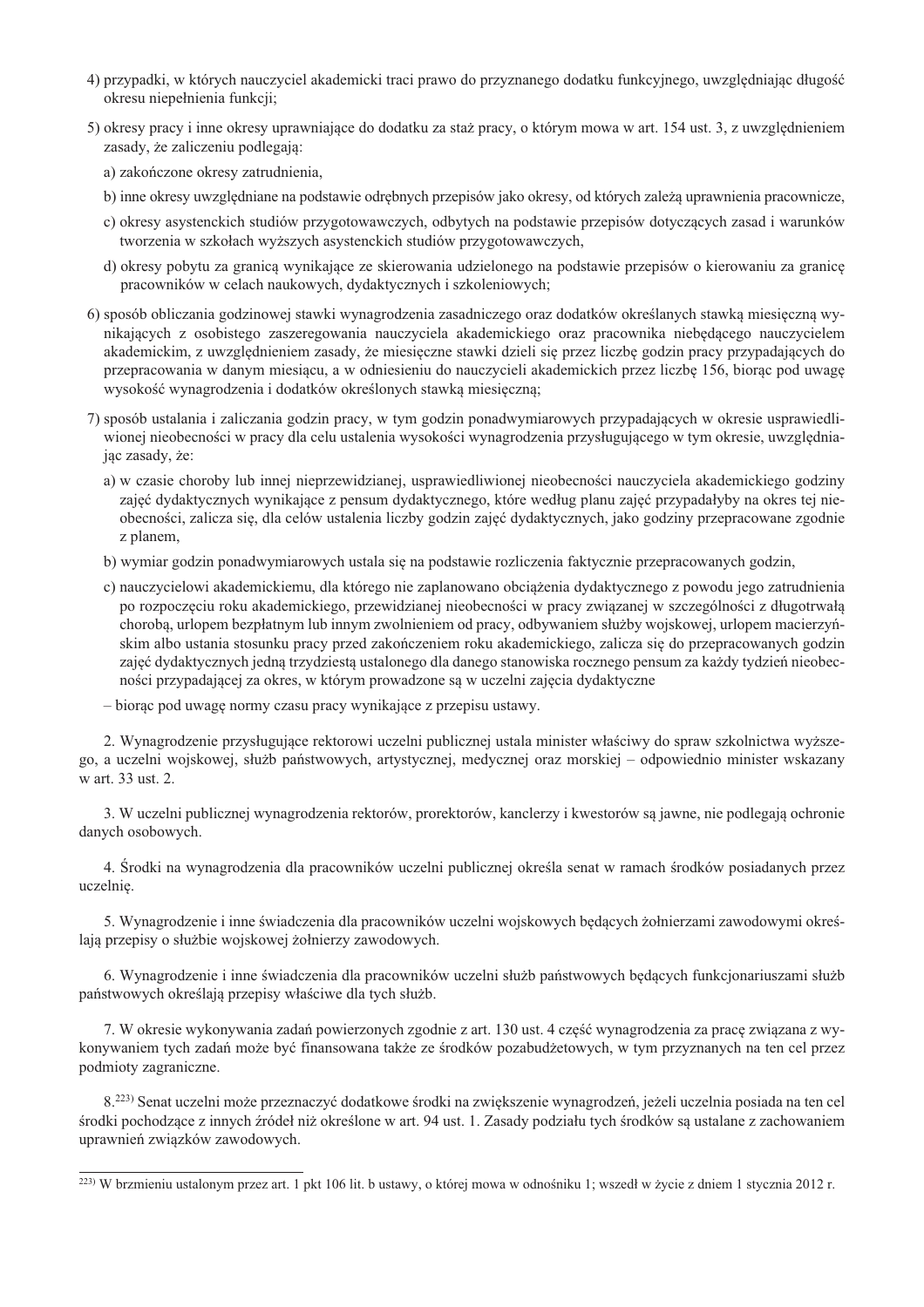4) przypadki, w których nauczyciel akademicki traci prawo do przyznanego dodatku funkcyjnego, uwzględniając długość okresu niepełnienia funkcji;

5) okresy pracy i inne okresy uprawniające do dodatku za staż pracy, o którym mowa w art. 154 ust. 3, z uwzględnieniem zasady, że zaliczeniu podlegają:

a) zakończone okresy zatrudnienia,

b) inne okresy uwzględniane na podstawie odrębnych przepisów jako okresy, od których zależą uprawnienia pracownicze,

c) okresy asystenckich studiów przygotowawczych, odbytych na podstawie przepisów dotyczących zasad i warunków tworzenia w szkołach wyższych asystenckich studiów przygotowawczych,

d) okresy pobytu za granicą wynikające ze skierowania udzielonego na podstawie przepisów o kierowaniu za granicę pracowników w celach naukowych, dydaktycznych i szkoleniowych;

6) sposób obliczania godzinowej stawki wynagrodzenia zasadniczego oraz dodatków określanych stawką miesięczną wynikających z osobistego zaszeregowania nauczyciela akademickiego oraz pracownika niebędącego nauczycielem akademickim, z uwzględnieniem zasady, że miesięczne stawki dzieli się przez liczbę godzin pracy przypadających do przepracowania w danym miesiącu, a w odniesieniu do nauczycieli akademickich przez liczbę 156, biorąc pod uwagę wysokość wynagrodzenia i dodatków określonych stawką miesięczną;

7) sposób ustalania i zaliczania godzin pracy, w tym godzin ponadwymiarowych przypadających w okresie usprawiedliwionej nieobecności w pracy dla celu ustalenia wysokości wynagrodzenia przysługującego w tym okresie, uwzględniając zasady, że:

a) w czasie choroby lub innej nieprzewidzianej, usprawiedliwionej nieobecności nauczyciela akademickiego godziny zajęć dydaktycznych wynikające z pensum dydaktycznego, które według planu zajęć przypadałyby na okres tej nieobecności, zalicza się, dla celów ustalenia liczby godzin zajęć dydaktycznych, jako godziny przepracowane zgodnie z planem,

b) wymiar godzin ponadwymiarowych ustala się na podstawie rozliczenia faktycznie przepracowanych godzin,

c) nauczycielowi akademickiemu, dla którego nie zaplanowano obciążenia dydaktycznego z powodu jego zatrudnienia po rozpoczęciu roku akademickiego, przewidzianej nieobecności w pracy związanej w szczególności z długotrwałą chorobą, urlopem bezpłatnym lub innym zwolnieniem od pracy, odbywaniem służby wojskowej, urlopem macierzyńskim albo ustania stosunku pracy przed zakończeniem roku akademickiego, zalicza się do przepracowanych godzin zajęć dydaktycznych jedną trzydziestą ustalonego dla danego stanowiska rocznego pensum za każdy tydzień nieobecności przypadającej za okres, w którym prowadzone są w uczelni zajęcia dydaktyczne

– biorąc pod uwagę normy czasu pracy wynikające z przepisu ustawy.

2. Wynagrodzenie przysługujące rektorowi uczelni publicznej ustala minister właściwy do spraw szkolnictwa wyższego, a uczelni wojskowej, służb państwowych, artystycznej, medycznej oraz morskiej – odpowiednio minister wskazany w art. 33 ust. 2.

3. W uczelni publicznej wynagrodzenia rektorów, prorektorów, kanclerzy i kwestorów są jawne, nie podlegają ochronie danych osobowych.

4. Środki na wynagrodzenia dla pracowników uczelni publicznej określa senat w ramach środków posiadanych przez uczelnię.

5. Wynagrodzenie i inne świadczenia dla pracowników uczelni wojskowych będących żołnierzami zawodowymi określają przepisy o służbie wojskowej żołnierzy zawodowych.

6. Wynagrodzenie i inne świadczenia dla pracowników uczelni służb państwowych będących funkcjonariuszami służb państwowych określają przepisy właściwe dla tych służb.

7. W okresie wykonywania zadań powierzonych zgodnie z art. 130 ust. 4 część wynagrodzenia za pracę związana z wykonywaniem tych zadań może być finansowana także ze środków pozabudżetowych, w tym przyznanych na ten cel przez podmioty zagraniczne.

8.[223] Senat uczelni może przeznaczyć dodatkowe środki na zwiększenie wynagrodzeń, jeżeli uczelnia posiada na ten cel środki pochodzące z innych źródeł niż określone w art. 94 ust. 1. Zasady podziału tych środków są ustalane z zachowaniem uprawnień związków zawodowych.

---

[223] W brzmieniu ustalonym przez art. 1 pkt 106 lit. b ustawy, o której mowa w odnośniku 1; wszedł w życie z dniem 1 stycznia 2012 r.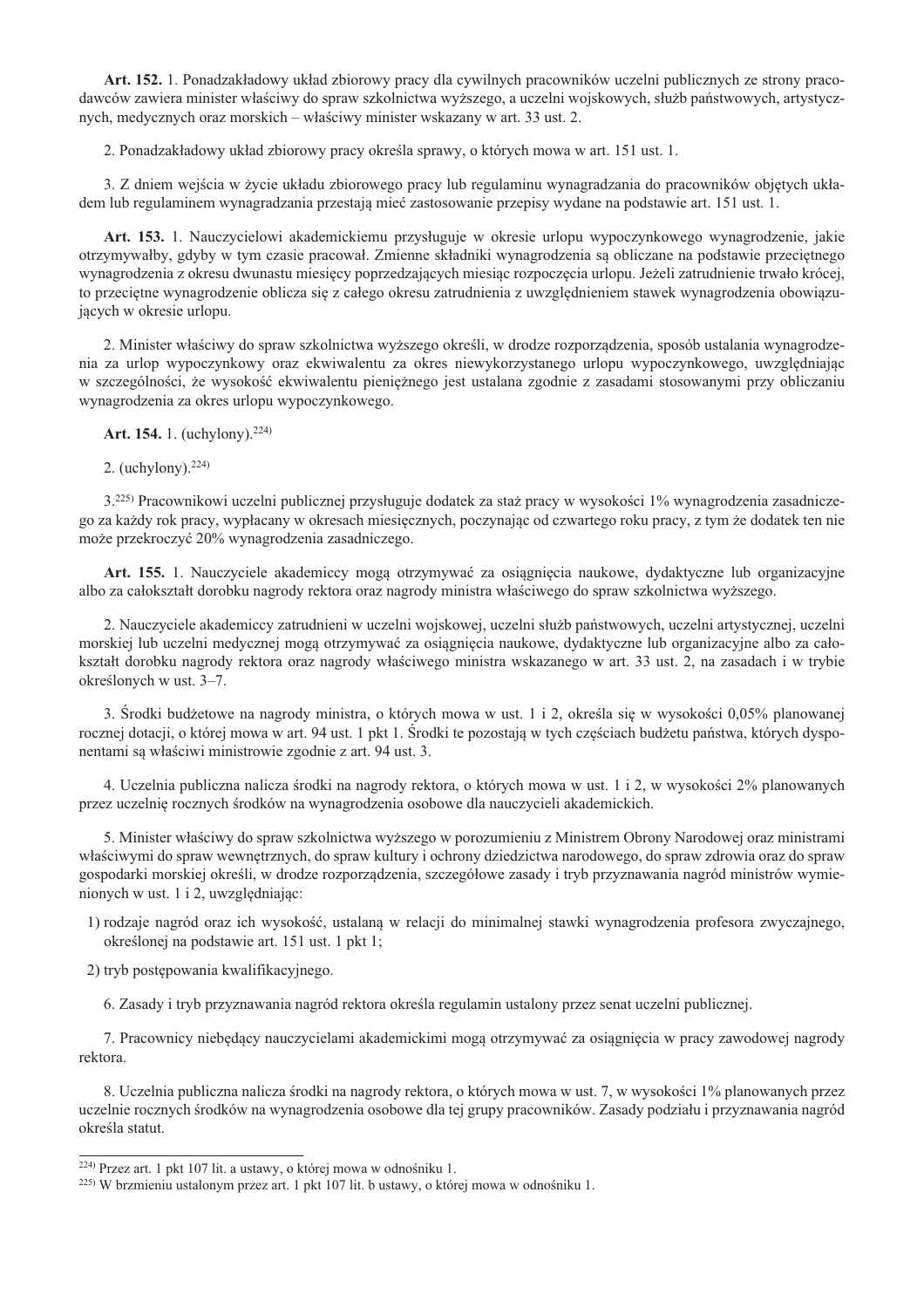**Art. 152.** 1. Ponadzakładowy układ zbiorowy pracy dla cywilnych pracowników uczelni publicznych ze strony pracodawców zawiera minister właściwy do spraw szkolnictwa wyższego, a uczelni wojskowych, służb państwowych, artystycznych, medycznych oraz morskich – właściwy minister wskazany w art. 33 ust. 2.

2. Ponadzakładowy układ zbiorowy pracy określa sprawy, o których mowa w art. 151 ust. 1.

3. Z dniem wejścia w życie układu zbiorowego pracy lub regulaminu wynagradzania do pracowników objętych układem lub regulaminem wynagradzania przestają mieć zastosowanie przepisy wydane na podstawie art. 151 ust. 1.

**Art. 153.** 1. Nauczycielowi akademickiemu przysługuje w okresie urlopu wypoczynkowego wynagrodzenie, jakie otrzymywałby, gdyby w tym czasie pracował. Zmienne składniki wynagrodzenia są obliczane na podstawie przeciętnego wynagrodzenia z okresu dwunastu miesięcy poprzedzających miesiąc rozpoczęcia urlopu. Jeżeli zatrudnienie trwało krócej, to przeciętne wynagrodzenie oblicza się z całego okresu zatrudnienia z uwzględnieniem stawek wynagrodzenia obowiązujących w okresie urlopu.

2. Minister właściwy do spraw szkolnictwa wyższego określi, w drodze rozporządzenia, sposób ustalania wynagrodzenia za urlop wypoczynkowy oraz ekwiwalentu za okres niewykorzystanego urlopu wypoczynkowego, uwzględniając w szczególności, że wysokość ekwiwalentu pieniężnego jest ustalana zgodnie z zasadami stosowanymi przy obliczaniu wynagrodzenia za okres urlopu wypoczynkowego.

**Art. 154.** 1. (uchylony).[224)]

2. (uchylony).[224)]

3.[225)] Pracownikowi uczelni publicznej przysługuje dodatek za staż pracy w wysokości 1% wynagrodzenia zasadniczego za każdy rok pracy, wypłacany w okresach miesięcznych, poczynając od czwartego roku pracy, z tym że dodatek ten nie może przekroczyć 20% wynagrodzenia zasadniczego.

**Art. 155.** 1. Nauczyciele akademiccy mogą otrzymywać za osiągnięcia naukowe, dydaktyczne lub organizacyjne albo za całokształt dorobku nagrody rektora oraz nagrody ministra właściwego do spraw szkolnictwa wyższego.

2. Nauczyciele akademiccy zatrudnieni w uczelni wojskowej, uczelni służb państwowych, uczelni artystycznej, uczelni morskiej lub uczelni medycznej mogą otrzymywać za osiągnięcia naukowe, dydaktyczne lub organizacyjne albo za całokształt dorobku nagrody rektora oraz nagrody właściwego ministra wskazanego w art. 33 ust. 2, na zasadach i w trybie określonych w ust. 3–7.

3. Środki budżetowe na nagrody ministra, o których mowa w ust. 1 i 2, określa się w wysokości 0,05% planowanej rocznej dotacji, o której mowa w art. 94 ust. 1 pkt 1. Środki te pozostają w tych częściach budżetu państwa, których dysponentami są właściwi ministrowie zgodnie z art. 94 ust. 3.

4. Uczelnia publiczna nalicza środki na nagrody rektora, o których mowa w ust. 1 i 2, w wysokości 2% planowanych przez uczelnię rocznych środków na wynagrodzenia osobowe dla nauczycieli akademickich.

5. Minister właściwy do spraw szkolnictwa wyższego w porozumieniu z Ministrem Obrony Narodowej oraz ministrami właściwymi do spraw wewnętrznych, do spraw kultury i ochrony dziedzictwa narodowego, do spraw zdrowia oraz do spraw gospodarki morskiej określi, w drodze rozporządzenia, szczegółowe zasady i tryb przyznawania nagród ministrów wymienionych w ust. 1 i 2, uwzględniając:

1) rodzaje nagród oraz ich wysokość, ustaloną w relacji do minimalnej stawki wynagrodzenia profesora zwyczajnego, określonej na podstawie art. 151 ust. 1 pkt 1;

2) tryb postępowania kwalifikacyjnego.

6. Zasady i tryb przyznawania nagród rektora określa regulamin ustalony przez senat uczelni publicznej.

7. Pracownicy niebędący nauczycielami akademickimi mogą otrzymywać za osiągnięcia w pracy zawodowej nagrody rektora.

8. Uczelnia publiczna nalicza środki na nagrody rektora, o których mowa w ust. 7, w wysokości 1% planowanych przez uczelnię rocznych środków na wynagrodzenia osobowe dla tej grupy pracowników. Zasady podziału i przyznawania nagród określa statut.

---

[224)] Przez art. 1 pkt 107 lit. a ustawy, o której mowa w odnośniku 1.
[225)] W brzmieniu ustalonym przez art. 1 pkt 107 lit. b ustawy, o której mowa w odnośniku 1.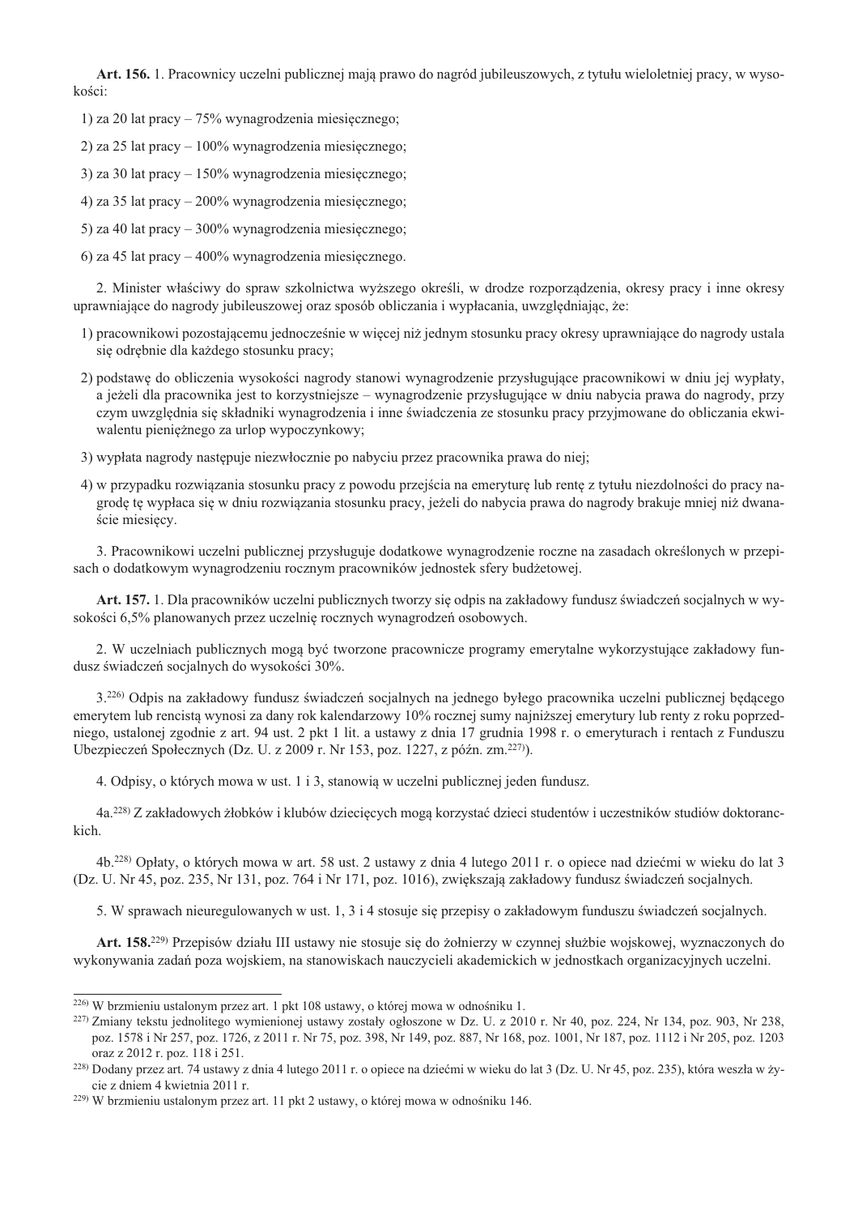**Art. 156.** 1. Pracownicy uczelni publicznej mają prawo do nagród jubileuszowych, z tytułu wieloletniej pracy, w wysokości:

1) za 20 lat pracy – 75% wynagrodzenia miesięcznego;

2) za 25 lat pracy – 100% wynagrodzenia miesięcznego;

3) za 30 lat pracy – 150% wynagrodzenia miesięcznego;

4) za 35 lat pracy – 200% wynagrodzenia miesięcznego;

5) za 40 lat pracy – 300% wynagrodzenia miesięcznego;

6) za 45 lat pracy – 400% wynagrodzenia miesięcznego.

2. Minister właściwy do spraw szkolnictwa wyższego określi, w drodze rozporządzenia, okresy pracy i inne okresy uprawniające do nagrody jubileuszowej oraz sposób obliczania i wypłacania, uwzględniając, że:

1) pracownikowi pozostającemu jednocześnie w więcej niż jednym stosunku pracy okresy uprawniające do nagrody ustala się odrębnie dla każdego stosunku pracy;

2) podstawę do obliczenia wysokości nagrody stanowi wynagrodzenie przysługujące pracownikowi w dniu jej wypłaty, a jeżeli dla pracownika jest to korzystniejsze – wynagrodzenie przysługujące w dniu nabycia prawa do nagrody, przy czym uwzględnia się składniki wynagrodzenia i inne świadczenia ze stosunku pracy przyjmowane do obliczania ekwiwalentu pieniężnego za urlop wypoczynkowy;

3) wypłata nagrody następuje niezwłocznie po nabyciu przez pracownika prawa do niej;

4) w przypadku rozwiązania stosunku pracy z powodu przejścia na emeryturę lub rentę z tytułu niezdolności do pracy nagrodę tę wypłaca się w dniu rozwiązania stosunku pracy, jeżeli do nabycia prawa do nagrody brakuje mniej niż dwanaście miesięcy.

3. Pracownikowi uczelni publicznej przysługuje dodatkowe wynagrodzenie roczne na zasadach określonych w przepisach o dodatkowym wynagrodzeniu rocznym pracowników jednostek sfery budżetowej.

**Art. 157.** 1. Dla pracowników uczelni publicznych tworzy się odpis na zakładowy fundusz świadczeń socjalnych w wysokości 6,5% planowanych przez uczelnię rocznych wynagrodzeń osobowych.

2. W uczelniach publicznych mogą być tworzone pracownicze programy emerytalne wykorzystujące zakładowy fundusz świadczeń socjalnych do wysokości 30%.

3.[226] Odpis na zakładowy fundusz świadczeń socjalnych na jednego byłego pracownika uczelni publicznej będącego emerytem lub rencistą wynosi za dany rok kalendarzowy 10% rocznej sumy najniższej emerytury lub renty z roku poprzedniego, ustalonej zgodnie z art. 94 ust. 2 pkt 1 lit. a ustawy z dnia 17 grudnia 1998 r. o emeryturach i rentach z Funduszu Ubezpieczeń Społecznych (Dz. U. z 2009 r. Nr 153, poz. 1227, z późn. zm.[227]).

4. Odpisy, o których mowa w ust. 1 i 3, stanowią w uczelni publicznej jeden fundusz.

4a.[228] Z zakładowych żłobków i klubów dziecięcych mogą korzystać dzieci studentów i uczestników studiów doktoranckich.

4b.[228] Opłaty, o których mowa w art. 58 ust. 2 ustawy z dnia 4 lutego 2011 r. o opiece nad dziećmi w wieku do lat 3 (Dz. U. Nr 45, poz. 235, Nr 131, poz. 764 i Nr 171, poz. 1016), zwiększają zakładowy fundusz świadczeń socjalnych.

5. W sprawach nieuregulowanych w ust. 1, 3 i 4 stosuje się przepisy o zakładowym funduszu świadczeń socjalnych.

**Art. 158.**[229] Przepisów działu III ustawy nie stosuje się do żołnierzy w czynnej służbie wojskowej, wyznaczonych do wykonywania zadań poza wojskiem, na stanowiskach nauczycieli akademickich w jednostkach organizacyjnych uczelni.

---

[226] W brzmieniu ustalonym przez art. 1 pkt 108 ustawy, o której mowa w odnośniku 1.

[227] Zmiany tekstu jednolitego wymienionej ustawy zostały ogłoszone w Dz. U. z 2010 r. Nr 40, poz. 224, Nr 134, poz. 903, Nr 238, poz. 1578 i Nr 257, poz. 1726, z 2011 r. Nr 75, poz. 398, Nr 149, poz. 887, Nr 168, poz. 1001, Nr 187, poz. 1112 i Nr 205, poz. 1203 oraz z 2012 r. poz. 118 i 251.

[228] Dodany przez art. 74 ustawy z dnia 4 lutego 2011 r. o opiece na dziećmi w wieku do lat 3 (Dz. U. Nr 45, poz. 235), która weszła w życie z dniem 4 kwietnia 2011 r.

[229] W brzmieniu ustalonym przez art. 11 pkt 2 ustawy, o której mowa w odnośniku 146.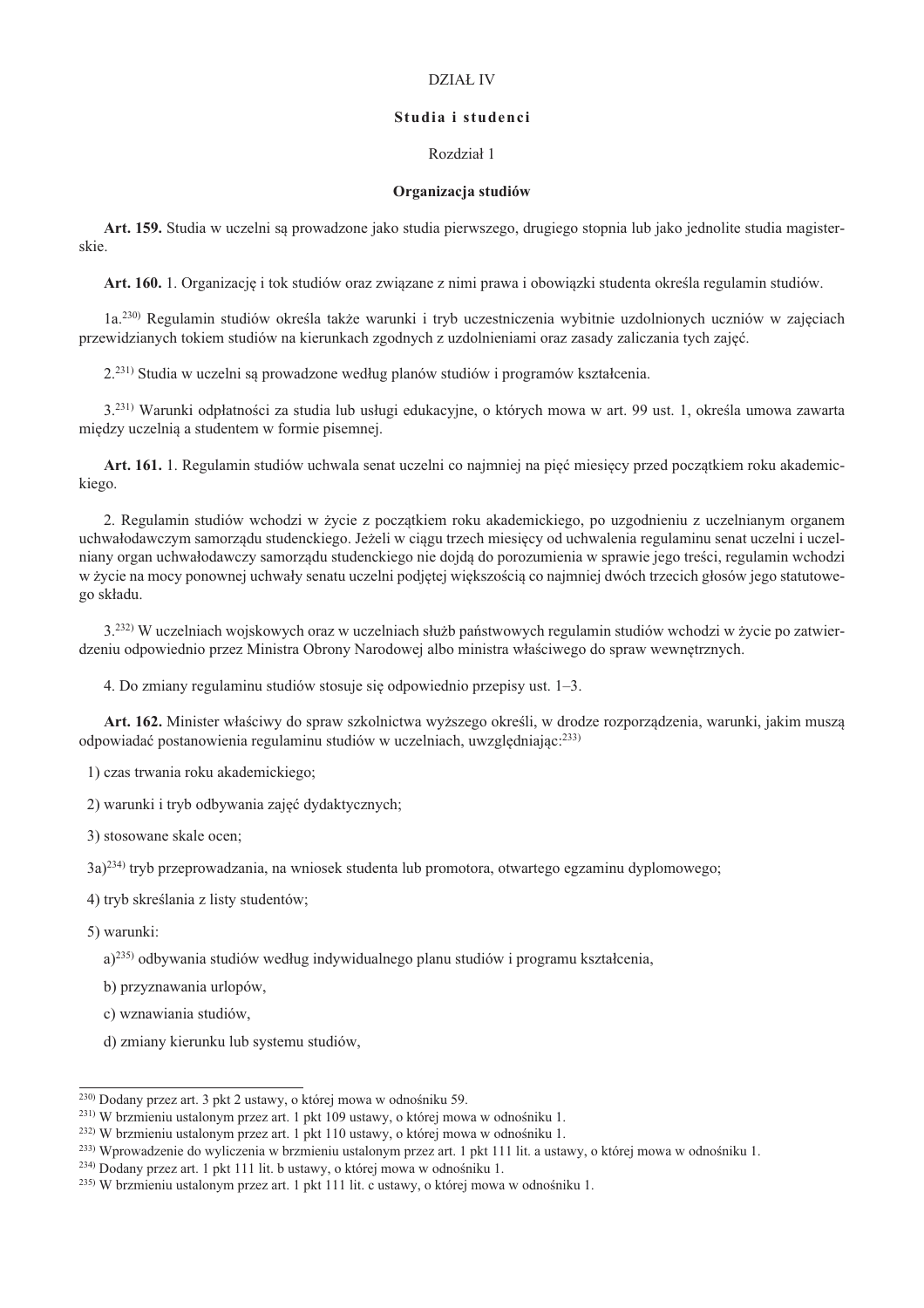# DZIAŁ IV

## Studia i studenci

### Rozdział 1

### Organizacja studiów

**Art. 159.** Studia w uczelni są prowadzone jako studia pierwszego, drugiego stopnia lub jako jednolite studia magisterskie.

**Art. 160.** 1. Organizację i tok studiów oraz związane z nimi prawa i obowiązki studenta określa regulamin studiów.

1a.[230] Regulamin studiów określa także warunki i tryb uczestniczenia wybitnie uzdolnionych uczniów w zajęciach przewidzianych tokiem studiów na kierunkach zgodnych z uzdolnieniami oraz zasady zaliczania tych zajęć.

2.[231] Studia w uczelni są prowadzone według planów studiów i programów kształcenia.

3.[231] Warunki odpłatności za studia lub usługi edukacyjne, o których mowa w art. 99 ust. 1, określa umowa zawarta między uczelnią a studentem w formie pisemnej.

**Art. 161.** 1. Regulamin studiów uchwala senat uczelni co najmniej na pięć miesięcy przed początkiem roku akademickiego.

2. Regulamin studiów wchodzi w życie z początkiem roku akademickiego, po uzgodnieniu z uczelnianym organem uchwałodawczym samorządu studenckiego. Jeżeli w ciągu trzech miesięcy od uchwalenia regulaminu senat uczelni i uczelniany organ uchwałodawczy samorządu studenckiego nie dojdą do porozumienia w sprawie jego treści, regulamin wchodzi w życie na mocy ponownej uchwały senatu uczelni podjętej większością co najmniej dwóch trzecich głosów jego statutowego składu.

3.[232] W uczelniach wojskowych oraz w uczelniach służb państwowych regulamin studiów wchodzi w życie po zatwierdzeniu odpowiednio przez Ministra Obrony Narodowej albo ministra właściwego do spraw wewnętrznych.

4. Do zmiany regulaminu studiów stosuje się odpowiednio przepisy ust. 1–3.

**Art. 162.** Minister właściwy do spraw szkolnictwa wyższego określi, w drodze rozporządzenia, warunki, jakim muszą odpowiadać postanowienia regulaminu studiów w uczelniach, uwzględniając:[233]

1) czas trwania roku akademickiego;

2) warunki i tryb odbywania zajęć dydaktycznych;

3) stosowane skale ocen;

3a)[234] tryb przeprowadzania, na wniosek studenta lub promotora, otwartego egzaminu dyplomowego;

4) tryb skreślania z listy studentów;

5) warunki:

   a)[235] odbywania studiów według indywidualnego planu studiów i programu kształcenia,

   b) przyznawania urlopów,

   c) wznawiania studiów,

   d) zmiany kierunku lub systemu studiów,

---

[230] Dodany przez art. 3 pkt 2 ustawy, o której mowa w odnośniku 59.
[231] W brzmieniu ustalonym przez art. 1 pkt 109 ustawy, o której mowa w odnośniku 1.
[232] W brzmieniu ustalonym przez art. 1 pkt 110 ustawy, o której mowa w odnośniku 1.
[233] Wprowadzenie do wyliczenia w brzmieniu ustalonym przez art. 1 pkt 111 lit. a ustawy, o której mowa w odnośniku 1.
[234] Dodany przez art. 1 pkt 111 lit. b ustawy, o której mowa w odnośniku 1.
[235] W brzmieniu ustalonym przez art. 1 pkt 111 lit. c ustawy, o której mowa w odnośniku 1.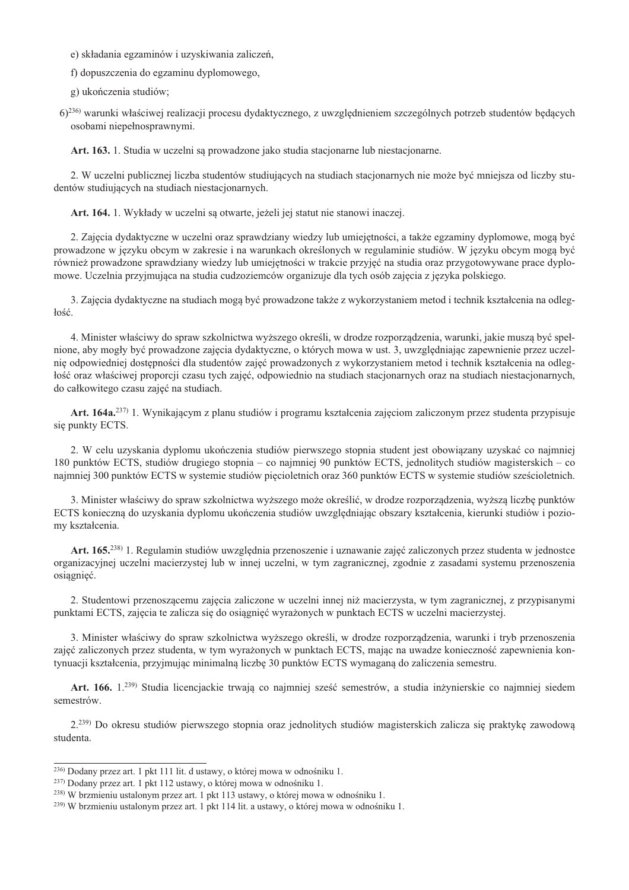e) składania egzaminów i uzyskiwania zaliczeń,

f) dopuszczenia do egzaminu dyplomowego,

g) ukończenia studiów;

6)[236] warunki właściwej realizacji procesu dydaktycznego, z uwzględnieniem szczególnych potrzeb studentów będących osobami niepełnosprawnymi.

**Art. 163.** 1. Studia w uczelni są prowadzone jako studia stacjonarne lub niestacjonarne.

2. W uczelni publicznej liczba studentów studiujących na studiach stacjonarnych nie może być mniejsza od liczby studentów studiujących na studiach niestacjonarnych.

**Art. 164.** 1. Wykłady w uczelni są otwarte, jeżeli jej statut nie stanowi inaczej.

2. Zajęcia dydaktyczne w uczelni oraz sprawdziany wiedzy lub umiejętności, a także egzaminy dyplomowe, mogą być prowadzone w języku obcym w zakresie i na warunkach określonych w regulaminie studiów. W języku obcym mogą być również prowadzone sprawdziany wiedzy lub umiejętności w trakcie przyjęć na studia oraz przygotowywane prace dyplomowe. Uczelnia przyjmująca na studia cudzoziemców organizuje dla tych osób zajęcia z języka polskiego.

3. Zajęcia dydaktyczne na studiach mogą być prowadzone także z wykorzystaniem metod i technik kształcenia na odległość.

4. Minister właściwy do spraw szkolnictwa wyższego określi, w drodze rozporządzenia, warunki, jakie muszą być spełnione, aby mogły być prowadzone zajęcia dydaktyczne, o których mowa w ust. 3, uwzględniając zapewnienie przez uczelnię odpowiedniej dostępności dla studentów zajęć prowadzonych z wykorzystaniem metod i technik kształcenia na odległość oraz właściwej proporcji czasu tych zajęć, odpowiednio na studiach stacjonarnych oraz na studiach niestacjonarnych, do całkowitego czasu zajęć na studiach.

**Art. 164a.**[237] 1. Wynikającym z planu studiów i programu kształcenia zajęciom zaliczonym przez studenta przypisuje się punkty ECTS.

2. W celu uzyskania dyplomu ukończenia studiów pierwszego stopnia student jest obowiązany uzyskać co najmniej 180 punktów ECTS, studiów drugiego stopnia – co najmniej 90 punktów ECTS, jednolitych studiów magisterskich – co najmniej 300 punktów ECTS w systemie studiów pięcioletnich oraz 360 punktów ECTS w systemie studiów sześcioletnich.

3. Minister właściwy do spraw szkolnictwa wyższego może określić, w drodze rozporządzenia, wyższą liczbę punktów ECTS konieczną do uzyskania dyplomu ukończenia studiów uwzględniając obszary kształcenia, kierunki studiów i poziomy kształcenia.

**Art. 165.**[238] 1. Regulamin studiów uwzględnia przenoszenie i uznawanie zajęć zaliczonych przez studenta w jednostce organizacyjnej uczelni macierzystej lub w innej uczelni, w tym zagranicznej, zgodnie z zasadami systemu przenoszenia osiągnięć.

2. Studentowi przenoszącemu zajęcia zaliczone w uczelni innej niż macierzysta, w tym zagranicznej, z przypisanymi punktami ECTS, zajęcia te zalicza się do osiągnięć wyrażonych w punktach ECTS w uczelni macierzystej.

3. Minister właściwy do spraw szkolnictwa wyższego określi, w drodze rozporządzenia, warunki i tryb przenoszenia zajęć zaliczonych przez studenta, w tym wyrażonych w punktach ECTS, mając na uwadze konieczność zapewnienia kontynuacji kształcenia, przyjmując minimalną liczbę 30 punktów ECTS wymaganą do zaliczenia semestru.

**Art. 166.** 1.[239] Studia licencjackie trwają co najmniej sześć semestrów, a studia inżynierskie co najmniej siedem semestrów.

2.[239] Do okresu studiów pierwszego stopnia oraz jednolitych studiów magisterskich zalicza się praktykę zawodową studenta.

---

[236] Dodany przez art. 1 pkt 111 lit. d ustawy, o której mowa w odnośniku 1.

[237] Dodany przez art. 1 pkt 112 ustawy, o której mowa w odnośniku 1.

[238] W brzmieniu ustalonym przez art. 1 pkt 113 ustawy, o której mowa w odnośniku 1.

[239] W brzmieniu ustalonym przez art. 1 pkt 114 lit. a ustawy, o której mowa w odnośniku 1.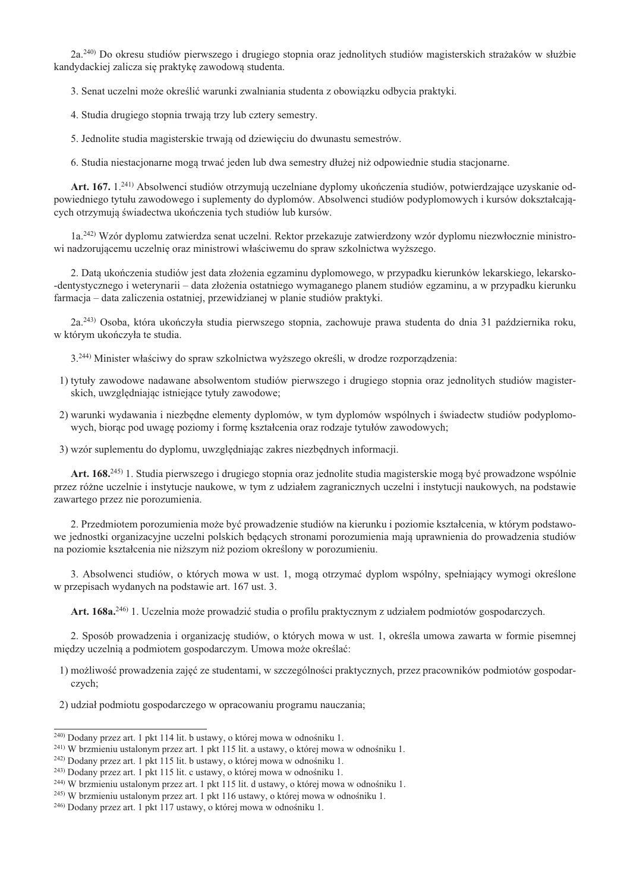2a.[240] Do okresu studiów pierwszego i drugiego stopnia oraz jednolitych studiów magisterskich strażaków w służbie kandydackiej zalicza się praktykę zawodową studenta.

3. Senat uczelni może określić warunki zwalniania studenta z obowiązku odbycia praktyki.

4. Studia drugiego stopnia trwają trzy lub cztery semestry.

5. Jednolite studia magisterskie trwają od dziewięciu do dwunastu semestrów.

6. Studia niestacjonarne mogą trwać jeden lub dwa semestry dłużej niż odpowiednie studia stacjonarne.

**Art. 167.** 1.[241] Absolwenci studiów otrzymują uczelniane dyplomy ukończenia studiów, potwierdzające uzyskanie odpowiedniego tytułu zawodowego i suplementy do dyplomów. Absolwenci studiów podyplomowych i kursów dokształcających otrzymują świadectwa ukończenia tych studiów lub kursów.

1a.[242] Wzór dyplomu zatwierdza senat uczelni. Rektor przekazuje zatwierdzony wzór dyplomu niezwłocznie ministrowi nadzorującemu uczelnię oraz ministrowi właściwemu do spraw szkolnictwa wyższego.

2. Datą ukończenia studiów jest data złożenia egzaminu dyplomowego, w przypadku kierunków lekarskiego, lekarsko-dentystycznego i weterynarii – data złożenia ostatniego wymaganego planem studiów egzaminu, a w przypadku kierunku farmacja – data zaliczenia ostatniej, przewidzianej w planie studiów praktyki.

2a.[243] Osoba, która ukończyła studia pierwszego stopnia, zachowuje prawa studenta do dnia 31 października roku, w którym ukończyła te studia.

3.[244] Minister właściwy do spraw szkolnictwa wyższego określi, w drodze rozporządzenia:

1) tytuły zawodowe nadawane absolwentom studiów pierwszego i drugiego stopnia oraz jednolitych studiów magisterskich, uwzględniając istniejące tytuły zawodowe;
2) warunki wydawania i niezbędne elementy dyplomów, w tym dyplomów wspólnych i świadectw studiów podyplomowych, biorąc pod uwagę poziomy i formę kształcenia oraz rodzaje tytułów zawodowych;
3) wzór suplementu do dyplomu, uwzględniając zakres niezbędnych informacji.

**Art. 168.**[245] 1. Studia pierwszego i drugiego stopnia oraz jednolite studia magisterskie mogą być prowadzone wspólnie przez różne uczelnie i instytucje naukowe, w tym z udziałem zagranicznych uczelni i instytucji naukowych, na podstawie zawartego przez nie porozumienia.

2. Przedmiotem porozumienia może być prowadzenie studiów na kierunku i poziomie kształcenia, w którym podstawowe jednostki organizacyjne uczelni polskich będących stronami porozumienia mają uprawnienia do prowadzenia studiów na poziomie kształcenia nie niższym niż poziom określony w porozumieniu.

3. Absolwenci studiów, o których mowa w ust. 1, mogą otrzymać dyplom wspólny, spełniający wymogi określone w przepisach wydanych na podstawie art. 167 ust. 3.

**Art. 168a.**[246] 1. Uczelnia może prowadzić studia o profilu praktycznym z udziałem podmiotów gospodarczych.

2. Sposób prowadzenia i organizację studiów, o których mowa w ust. 1, określa umowa zawarta w formie pisemnej między uczelnią a podmiotem gospodarczym. Umowa może określać:

1) możliwość prowadzenia zajęć ze studentami, w szczególności praktycznych, przez pracowników podmiotów gospodarczych;
2) udział podmiotu gospodarczego w opracowaniu programu nauczania;

---

[240] Dodany przez art. 1 pkt 114 lit. b ustawy, o której mowa w odnośniku 1.
[241] W brzmieniu ustalonym przez art. 1 pkt 115 lit. a ustawy, o której mowa w odnośniku 1.
[242] Dodany przez art. 1 pkt 115 lit. b ustawy, o której mowa w odnośniku 1.
[243] Dodany przez art. 1 pkt 115 lit. c ustawy, o której mowa w odnośniku 1.
[244] W brzmieniu ustalonym przez art. 1 pkt 115 lit. d ustawy, o której mowa w odnośniku 1.
[245] W brzmieniu ustalonym przez art. 1 pkt 116 ustawy, o której mowa w odnośniku 1.
[246] Dodany przez art. 1 pkt 117 ustawy, o której mowa w odnośniku 1.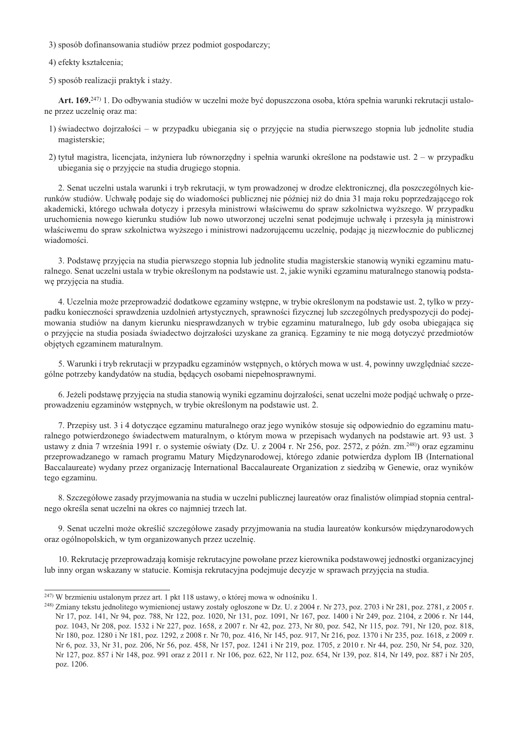3) sposób dofinansowania studiów przez podmiot gospodarczy;

4) efekty kształcenia;

5) sposób realizacji praktyk i staży.

**Art. 169.**[247] 1. Do odbywania studiów w uczelni może być dopuszczona osoba, która spełnia warunki rekrutacji ustalone przez uczelnię oraz ma:

1) świadectwo dojrzałości – w przypadku ubiegania się o przyjęcie na studia pierwszego stopnia lub jednolite studia magisterskie;

2) tytuł magistra, licencjata, inżyniera lub równorzędny i spełnia warunki określone na podstawie ust. 2 – w przypadku ubiegania się o przyjęcie na studia drugiego stopnia.

2. Senat uczelni ustala warunki i tryb rekrutacji, w tym prowadzonej w drodze elektronicznej, dla poszczególnych kierunków studiów. Uchwałę podaje się do wiadomości publicznej nie później niż do dnia 31 maja roku poprzedzającego rok akademicki, którego uchwała dotyczy i przesyła ministrowi właściwemu do spraw szkolnictwa wyższego. W przypadku uruchomienia nowego kierunku studiów lub nowo utworzonej uczelni senat podejmuje uchwałę i przesyła ją ministrowi właściwemu do spraw szkolnictwa wyższego i ministrowi nadzorującemu uczelnię, podając ją niezwłocznie do publicznej wiadomości.

3. Podstawę przyjęcia na studia pierwszego stopnia lub jednolite studia magisterskie stanowią wyniki egzaminu maturalnego. Senat uczelni ustala w trybie określonym na podstawie ust. 2, jakie wyniki egzaminu maturalnego stanowią podstawę przyjęcia na studia.

4. Uczelnia może przeprowadzić dodatkowe egzaminy wstępne, w trybie określonym na podstawie ust. 2, tylko w przypadku konieczności sprawdzenia uzdolnień artystycznych, sprawności fizycznej lub szczególnych predyspozycji do podejmowania studiów na danym kierunku niesprawdzanych w trybie egzaminu maturalnego, lub gdy osoba ubiegająca się o przyjęcie na studia posiada świadectwo dojrzałości uzyskane za granicą. Egzaminy te nie mogą dotyczyć przedmiotów objętych egzaminem maturalnym.

5. Warunki i tryb rekrutacji w przypadku egzaminów wstępnych, o których mowa w ust. 4, powinny uwzględniać szczególne potrzeby kandydatów na studia, będących osobami niepełnosprawnymi.

6. Jeżeli podstawę przyjęcia na studia stanowią wyniki egzaminu dojrzałości, senat uczelni może podjąć uchwałę o przeprowadzeniu egzaminów wstępnych, w trybie określonym na podstawie ust. 2.

7. Przepisy ust. 3 i 4 dotyczące egzaminu maturalnego oraz jego wyników stosuje się odpowiednio do egzaminu maturalnego potwierdzonego świadectwem maturalnym, o którym mowa w przepisach wydanych na podstawie art. 93 ust. 3 ustawy z dnia 7 września 1991 r. o systemie oświaty (Dz. U. z 2004 r. Nr 256, poz. 2572, z późn. zm.[248]) oraz egzaminu przeprowadzanego w ramach programu Matury Międzynarodowej, którego zdanie potwierdza dyplom IB (International Baccalaureate) wydany przez organizację International Baccalaureate Organization z siedzibą w Genewie, oraz wyników tego egzaminu.

8. Szczegółowe zasady przyjmowania na studia w uczelni publicznej laureatów oraz finalistów olimpiad stopnia centralnego określa senat uczelni na okres co najmniej trzech lat.

9. Senat uczelni może określić szczegółowe zasady przyjmowania na studia laureatów konkursów międzynarodowych oraz ogólnopolskich, w tym organizowanych przez uczelnię.

10. Rekrutację przeprowadzają komisje rekrutacyjne powołane przez kierownika podstawowej jednostki organizacyjnej lub inny organ wskazany w statucie. Komisja rekrutacyjna podejmuje decyzje w sprawach przyjęcia na studia.

---

[247] W brzmieniu ustalonym przez art. 1 pkt 118 ustawy, o której mowa w odnośniku 1.

[248] Zmiany tekstu jednolitego wymienionej ustawy zostały ogłoszone w Dz. U. z 2004 r. Nr 273, poz. 2703 i Nr 281, poz. 2781, z 2005 r. Nr 17, poz. 141, Nr 94, poz. 788, Nr 122, poz. 1020, Nr 131, poz. 1091, Nr 167, poz. 1400 i Nr 249, poz. 2104, z 2006 r. Nr 144, poz. 1043, Nr 208, poz. 1532 i Nr 227, poz. 1658, z 2007 r. Nr 42, poz. 273, Nr 80, poz. 542, Nr 115, poz. 791, Nr 120, poz. 818, Nr 180, poz. 1280 i Nr 181, poz. 1292, z 2008 r. Nr 70, poz. 416, Nr 145, poz. 917, Nr 216, poz. 1370 i Nr 235, poz. 1618, z 2009 r. Nr 6, poz. 33, Nr 31, poz. 206, Nr 56, poz. 458, Nr 157, poz. 1241 i Nr 219, poz. 1705, z 2010 r. Nr 44, poz. 250, Nr 54, poz. 320, Nr 127, poz. 857 i Nr 148, poz. 991 oraz z 2011 r. Nr 106, poz. 622, Nr 112, poz. 654, Nr 139, poz. 814, Nr 149, poz. 887 i Nr 205, poz. 1206.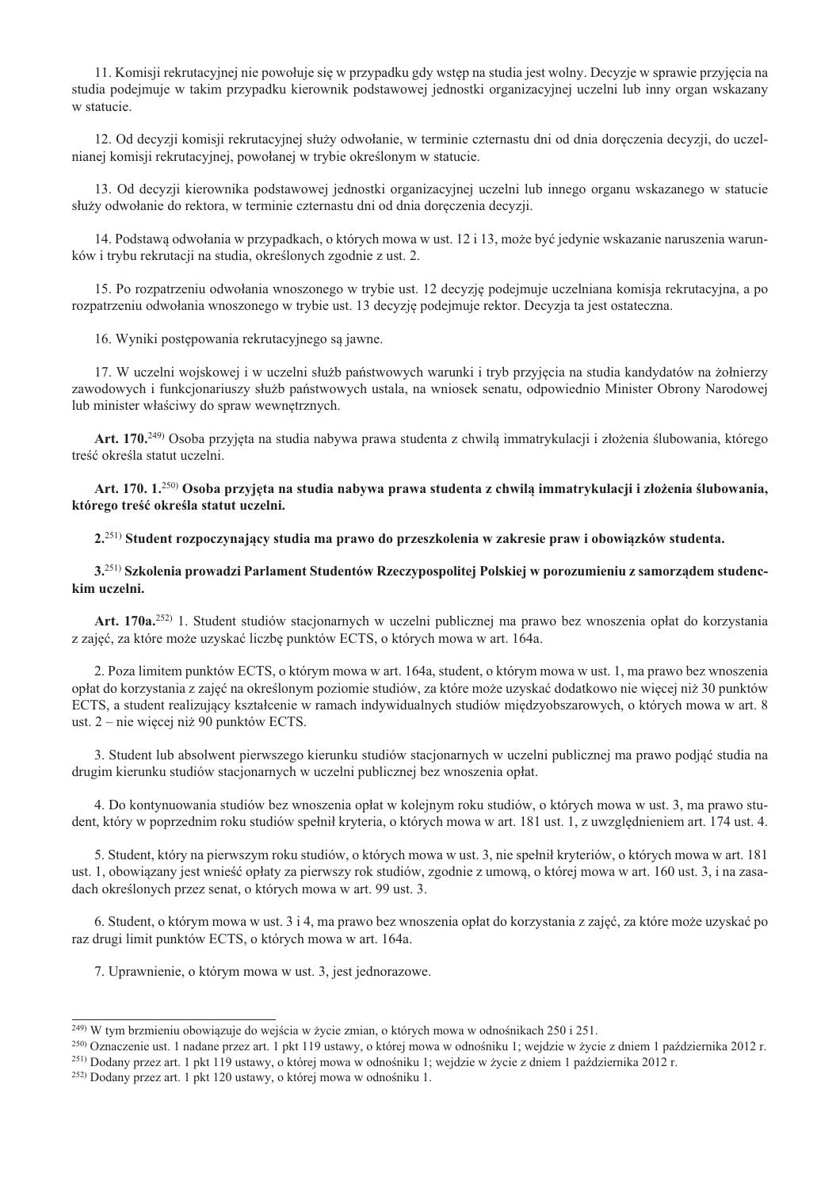11. Komisji rekrutacyjnej nie powołuje się w przypadku gdy wstęp na studia jest wolny. Decyzje w sprawie przyjęcia na studia podejmuje w takim przypadku kierownik podstawowej jednostki organizacyjnej uczelni lub inny organ wskazany w statucie.

12. Od decyzji komisji rekrutacyjnej służy odwołanie, w terminie czternastu dni od dnia doręczenia decyzji, do uczelnianej komisji rekrutacyjnej, powołanej w trybie określonym w statucie.

13. Od decyzji kierownika podstawowej jednostki organizacyjnej uczelni lub innego organu wskazanego w statucie służy odwołanie do rektora, w terminie czternastu dni od dnia doręczenia decyzji.

14. Podstawą odwołania w przypadkach, o których mowa w ust. 12 i 13, może być jedynie wskazanie naruszenia warunków i trybu rekrutacji na studia, określonych zgodnie z ust. 2.

15. Po rozpatrzeniu odwołania wnoszonego w trybie ust. 12 decyzję podejmuje uczelniana komisja rekrutacyjna, a po rozpatrzeniu odwołania wnoszonego w trybie ust. 13 decyzję podejmuje rektor. Decyzja ta jest ostateczna.

16. Wyniki postępowania rekrutacyjnego są jawne.

17. W uczelni wojskowej i w uczelni służb państwowych warunki i tryb przyjęcia na studia kandydatów na żołnierzy zawodowych i funkcjonariuszy służb państwowych ustala, na wniosek senatu, odpowiednio Minister Obrony Narodowej lub minister właściwy do spraw wewnętrznych.

**Art. 170.**[249] Osoba przyjęta na studia nabywa prawa studenta z chwilą immatrykulacji i złożenia ślubowania, którego treść określa statut uczelni.

**Art. 170. 1.**[250] **Osoba przyjęta na studia nabywa prawa studenta z chwilą immatrykulacji i złożenia ślubowania, którego treść określa statut uczelni.**

**2.**[251] **Student rozpoczynający studia ma prawo do przeszkolenia w zakresie praw i obowiązków studenta.**

**3.**[251] **Szkolenia prowadzi Parlament Studentów Rzeczypospolitej Polskiej w porozumieniu z samorządem studenckim uczelni.**

**Art. 170a.**[252] 1. Student studiów stacjonarnych w uczelni publicznej ma prawo bez wnoszenia opłat do korzystania z zajęć, za które może uzyskać liczbę punktów ECTS, o których mowa w art. 164a.

2. Poza limitem punktów ECTS, o którym mowa w art. 164a, student, o którym mowa w ust. 1, ma prawo bez wnoszenia opłat do korzystania z zajęć na określonym poziomie studiów, za które może uzyskać dodatkowo nie więcej niż 30 punktów ECTS, a student realizujący kształcenie w ramach indywidualnych studiów międzyobszarowych, o których mowa w art. 8 ust. 2 – nie więcej niż 90 punktów ECTS.

3. Student lub absolwent pierwszego kierunku studiów stacjonarnych w uczelni publicznej ma prawo podjąć studia na drugim kierunku studiów stacjonarnych w uczelni publicznej bez wnoszenia opłat.

4. Do kontynuowania studiów bez wnoszenia opłat w kolejnym roku studiów, o których mowa w ust. 3, ma prawo student, który w poprzednim roku studiów spełnił kryteria, o których mowa w art. 181 ust. 1, z uwzględnieniem art. 174 ust. 4.

5. Student, który na pierwszym roku studiów, o których mowa w ust. 3, nie spełnił kryteriów, o których mowa w art. 181 ust. 1, obowiązany jest wnieść opłaty za pierwszy rok studiów, zgodnie z umową, o której mowa w art. 160 ust. 3, i na zasadach określonych przez senat, o których mowa w art. 99 ust. 3.

6. Student, o którym mowa w ust. 3 i 4, ma prawo bez wnoszenia opłat do korzystania z zajęć, za które może uzyskać po raz drugi limit punktów ECTS, o których mowa w art. 164a.

7. Uprawnienie, o którym mowa w ust. 3, jest jednorazowe.

---

[249] W tym brzmieniu obowiązuje do wejścia w życie zmian, o których mowa w odnośnikach 250 i 251.

[250] Oznaczenie ust. 1 nadane przez art. 1 pkt 119 ustawy, o której mowa w odnośniku 1; wejdzie w życie z dniem 1 października 2012 r.

[251] Dodany przez art. 1 pkt 119 ustawy, o której mowa w odnośniku 1; wejdzie w życie z dniem 1 października 2012 r.

[252] Dodany przez art. 1 pkt 120 ustawy, o której mowa w odnośniku 1.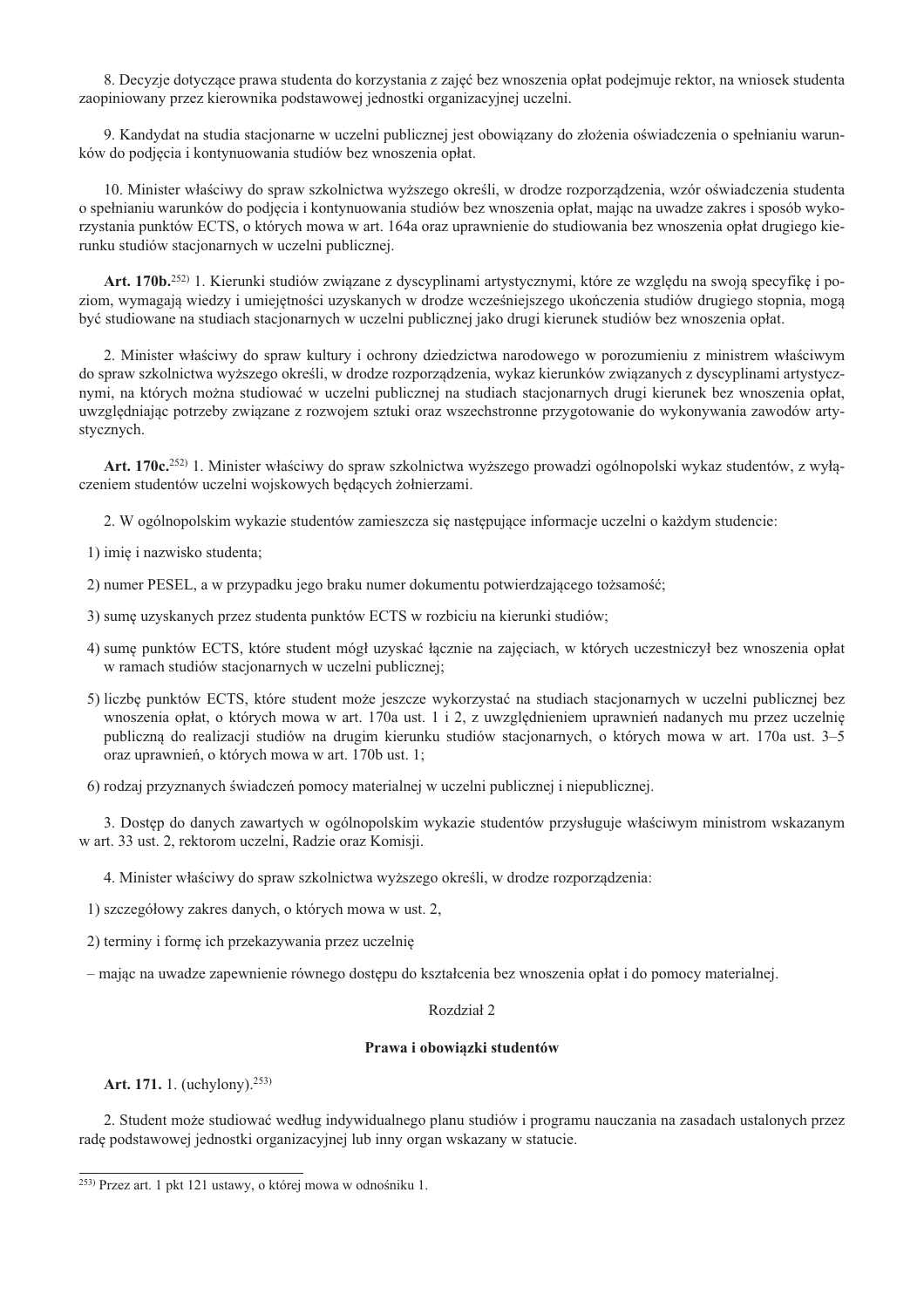8. Decyzje dotyczące prawa studenta do korzystania z zajęć bez wnoszenia opłat podejmuje rektor, na wniosek studenta zaopiniowany przez kierownika podstawowej jednostki organizacyjnej uczelni.

9. Kandydat na studia stacjonarne w uczelni publicznej jest obowiązany do złożenia oświadczenia o spełnianiu warunków do podjęcia i kontynuowania studiów bez wnoszenia opłat.

10. Minister właściwy do spraw szkolnictwa wyższego określi, w drodze rozporządzenia, wzór oświadczenia studenta o spełnianiu warunków do podjęcia i kontynuowania studiów bez wnoszenia opłat, mając na uwadze zakres i sposób wykorzystania punktów ECTS, o których mowa w art. 164a oraz uprawnienie do studiowania bez wnoszenia opłat drugiego kierunku studiów stacjonarnych w uczelni publicznej.

**Art. 170b.**[252] 1. Kierunki studiów związane z dyscyplinami artystycznymi, które ze względu na swoją specyfikę i poziom, wymagają wiedzy i umiejętności uzyskanych w drodze wcześniejszego ukończenia studiów drugiego stopnia, mogą być studiowane na studiach stacjonarnych w uczelni publicznej jako drugi kierunek studiów bez wnoszenia opłat.

2. Minister właściwy do spraw kultury i ochrony dziedzictwa narodowego w porozumieniu z ministrem właściwym do spraw szkolnictwa wyższego określi, w drodze rozporządzenia, wykaz kierunków związanych z dyscyplinami artystycznymi, na których można studiować w uczelni publicznej na studiach stacjonarnych drugi kierunek bez wnoszenia opłat, uwzględniając potrzeby związane z rozwojem sztuki oraz wszechstronne przygotowanie do wykonywania zawodów artystycznych.

**Art. 170c.**[252] 1. Minister właściwy do spraw szkolnictwa wyższego prowadzi ogólnopolski wykaz studentów, z wyłączeniem studentów uczelni wojskowych będących żołnierzami.

2. W ogólnopolskim wykazie studentów zamieszcza się następujące informacje uczelni o każdym studencie:

1) imię i nazwisko studenta;

2) numer PESEL, a w przypadku jego braku numer dokumentu potwierdzającego tożsamość;

3) sumę uzyskanych przez studenta punktów ECTS w rozbiciu na kierunki studiów;

4) sumę punktów ECTS, które student mógł uzyskać łącznie na zajęciach, w których uczestniczył bez wnoszenia opłat w ramach studiów stacjonarnych w uczelni publicznej;

5) liczbę punktów ECTS, które student może jeszcze wykorzystać na studiach stacjonarnych w uczelni publicznej bez wnoszenia opłat, o których mowa w art. 170a ust. 1 i 2, z uwzględnieniem uprawnień nadanych mu przez uczelnię publiczną do realizacji studiów na drugim kierunku studiów stacjonarnych, o których mowa w art. 170a ust. 3–5 oraz uprawnień, o których mowa w art. 170b ust. 1;

6) rodzaj przyznanych świadczeń pomocy materialnej w uczelni publicznej i niepublicznej.

3. Dostęp do danych zawartych w ogólnopolskim wykazie studentów przysługuje właściwym ministrom wskazanym w art. 33 ust. 2, rektorom uczelni, Radzie oraz Komisji.

4. Minister właściwy do spraw szkolnictwa wyższego określi, w drodze rozporządzenia:

1) szczegółowy zakres danych, o których mowa w ust. 2,

2) terminy i formę ich przekazywania przez uczelnię

– mając na uwadze zapewnienie równego dostępu do kształcenia bez wnoszenia opłat i do pomocy materialnej.

## Rozdział 2

## Prawa i obowiązki studentów

**Art. 171.** 1. (uchylony).[253]

2. Student może studiować według indywidualnego planu studiów i programu nauczania na zasadach ustalonych przez radę podstawowej jednostki organizacyjnej lub inny organ wskazany w statucie.

---

[253] Przez art. 1 pkt 121 ustawy, o której mowa w odnośniku 1.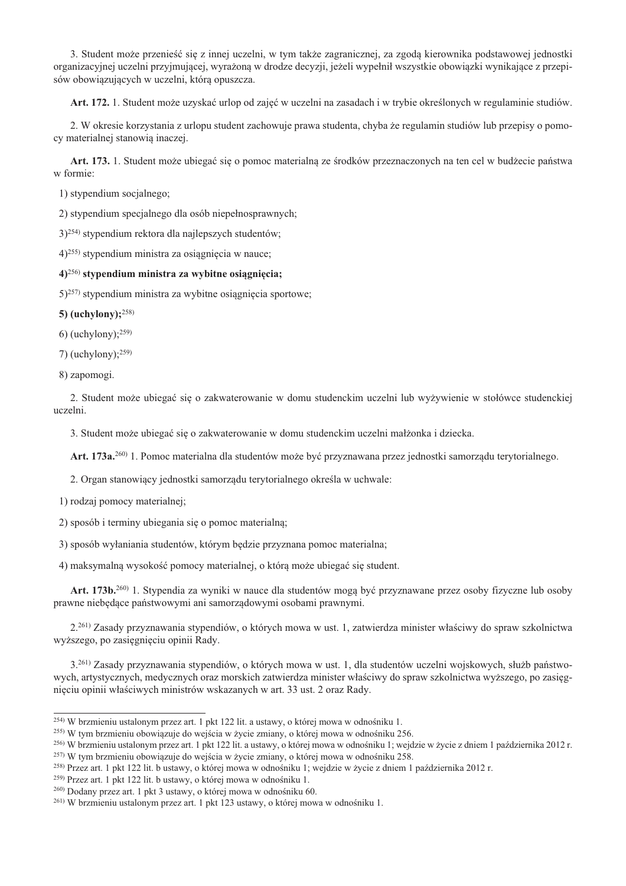3. Student może przenieść się z innej uczelni, w tym także zagranicznej, za zgodą kierownika podstawowej jednostki organizacyjnej uczelni przyjmującej, wyrażoną w drodze decyzji, jeżeli wypełnił wszystkie obowiązki wynikające z przepisów obowiązujących w uczelni, którą opuszcza.

**Art. 172.** 1. Student może uzyskać urlop od zajęć w uczelni na zasadach i w trybie określonych w regulaminie studiów.

2. W okresie korzystania z urlopu student zachowuje prawa studenta, chyba że regulamin studiów lub przepisy o pomocy materialnej stanowią inaczej.

**Art. 173.** 1. Student może ubiegać się o pomoc materialną ze środków przeznaczonych na ten cel w budżecie państwa w formie:

1) stypendium socjalnego;

2) stypendium specjalnego dla osób niepełnosprawnych;

3)[254] stypendium rektora dla najlepszych studentów;

4)[255] stypendium ministra za osiągnięcia w nauce;

**4)[256] stypendium ministra za wybitne osiągnięcia;**

5)[257] stypendium ministra za wybitne osiągnięcia sportowe;

**5) (uchylony);[258]**

6) (uchylony);[259]

7) (uchylony);[259]

8) zapomogi.

2. Student może ubiegać się o zakwaterowanie w domu studenckim uczelni lub wyżywienie w stołówce studenckiej uczelni.

3. Student może ubiegać się o zakwaterowanie w domu studenckim uczelni małżonka i dziecka.

**Art. 173a.**[260] 1. Pomoc materialna dla studentów może być przyznawana przez jednostki samorządu terytorialnego.

2. Organ stanowiący jednostki samorządu terytorialnego określa w uchwale:

1) rodzaj pomocy materialnej;

2) sposób i terminy ubiegania się o pomoc materialną;

3) sposób wyłaniania studentów, którym będzie przyznana pomoc materialna;

4) maksymalną wysokość pomocy materialnej, o którą może ubiegać się student.

**Art. 173b.**[260] 1. Stypendia za wyniki w nauce dla studentów mogą być przyznawane przez osoby fizyczne lub osoby prawne niebędące państwowymi ani samorządowymi osobami prawnymi.

2.[261] Zasady przyznawania stypendiów, o których mowa w ust. 1, zatwierdza minister właściwy do spraw szkolnictwa wyższego, po zasięgnięciu opinii Rady.

3.[261] Zasady przyznawania stypendiów, o których mowa w ust. 1, dla studentów uczelni wojskowych, służb państwowych, artystycznych, medycznych oraz morskich zatwierdza minister właściwy do spraw szkolnictwa wyższego, po zasięgnięciu opinii właściwych ministrów wskazanych w art. 33 ust. 2 oraz Rady.

---

[254] W brzmieniu ustalonym przez art. 1 pkt 122 lit. a ustawy, o której mowa w odnośniku 1.
[255] W tym brzmieniu obowiązuje do wejścia w życie zmiany, o której mowa w odnośniku 256.
[256] W brzmieniu ustalonym przez art. 1 pkt 122 lit. a ustawy, o której mowa w odnośniku 1; wejdzie w życie z dniem 1 października 2012 r.
[257] W tym brzmieniu obowiązuje do wejścia w życie zmiany, o której mowa w odnośniku 258.
[258] Przez art. 1 pkt 122 lit. b ustawy, o której mowa w odnośniku 1; wejdzie w życie z dniem 1 października 2012 r.
[259] Przez art. 1 pkt 122 lit. b ustawy, o której mowa w odnośniku 1.
[260] Dodany przez art. 1 pkt 3 ustawy, o której mowa w odnośniku 60.
[261] W brzmieniu ustalonym przez art. 1 pkt 123 ustawy, o której mowa w odnośniku 1.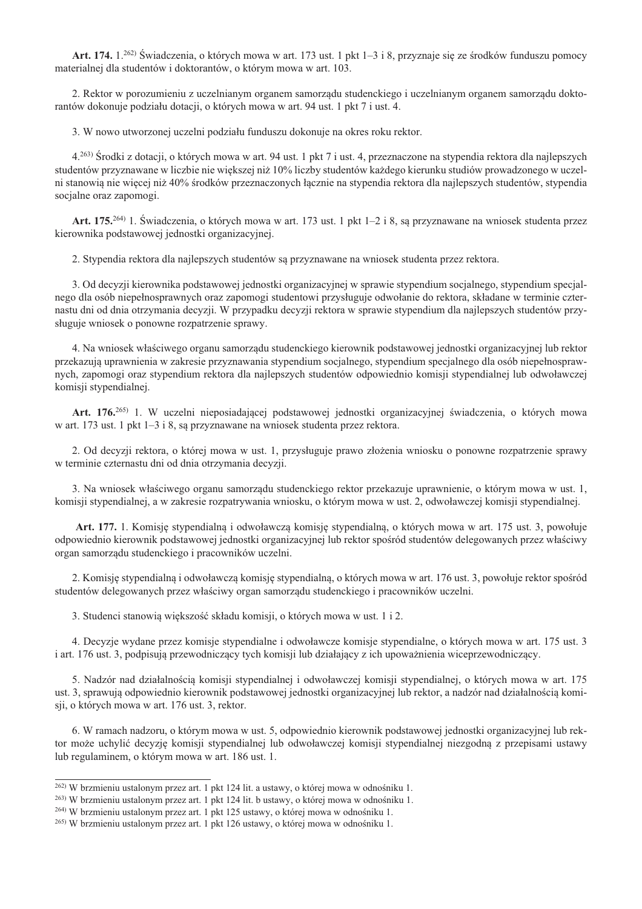**Art. 174.** 1.[262] Świadczenia, o których mowa w art. 173 ust. 1 pkt 1–3 i 8, przyznaje się ze środków funduszu pomocy materialnej dla studentów i doktorantów, o którym mowa w art. 103.

2. Rektor w porozumieniu z uczelnianym organem samorządu studenckiego i uczelnianym organem samorządu doktorantów dokonuje podziału dotacji, o których mowa w art. 94 ust. 1 pkt 7 i ust. 4.

3. W nowo utworzonej uczelni podziału funduszu dokonuje na okres roku rektor.

4.[263] Środki z dotacji, o których mowa w art. 94 ust. 1 pkt 7 i ust. 4, przeznaczone na stypendia rektora dla najlepszych studentów przyznawane w liczbie nie większej niż 10% liczby studentów każdego kierunku studiów prowadzonego w uczelni stanowią nie więcej niż 40% środków przeznaczonych łącznie na stypendia rektora dla najlepszych studentów, stypendia socjalne oraz zapomogi.

**Art. 175.**[264] 1. Świadczenia, o których mowa w art. 173 ust. 1 pkt 1–2 i 8, są przyznawane na wniosek studenta przez kierownika podstawowej jednostki organizacyjnej.

2. Stypendia rektora dla najlepszych studentów są przyznawane na wniosek studenta przez rektora.

3. Od decyzji kierownika podstawowej jednostki organizacyjnej w sprawie stypendium socjalnego, stypendium specjalnego dla osób niepełnosprawnych oraz zapomogi studentowi przysługuje odwołanie do rektora, składane w terminie czternastu dni od dnia otrzymania decyzji. W przypadku decyzji rektora w sprawie stypendium dla najlepszych studentów przysługuje wniosek o ponowne rozpatrzenie sprawy.

4. Na wniosek właściwego organu samorządu studenckiego kierownik podstawowej jednostki organizacyjnej lub rektor przekazują uprawnienia w zakresie przyznawania stypendium socjalnego, stypendium specjalnego dla osób niepełnosprawnych, zapomogi oraz stypendium rektora dla najlepszych studentów odpowiednio komisji stypendialnej lub odwoławczej komisji stypendialnej.

**Art. 176.**[265] 1. W uczelni nieposiadającej podstawowej jednostki organizacyjnej świadczenia, o których mowa w art. 173 ust. 1 pkt 1–3 i 8, są przyznawane na wniosek studenta przez rektora.

2. Od decyzji rektora, o której mowa w ust. 1, przysługuje prawo złożenia wniosku o ponowne rozpatrzenie sprawy w terminie czternastu dni od dnia otrzymania decyzji.

3. Na wniosek właściwego organu samorządu studenckiego rektor przekazuje uprawnienie, o którym mowa w ust. 1, komisji stypendialnej, a w zakresie rozpatrywania wniosku, o którym mowa w ust. 2, odwoławczej komisji stypendialnej.

**Art. 177.** 1. Komisję stypendialną i odwoławczą komisję stypendialną, o których mowa w art. 175 ust. 3, powołuje odpowiednio kierownik podstawowej jednostki organizacyjnej lub rektor spośród studentów delegowanych przez właściwy organ samorządu studenckiego i pracowników uczelni.

2. Komisję stypendialną i odwoławczą komisję stypendialną, o których mowa w art. 176 ust. 3, powołuje rektor spośród studentów delegowanych przez właściwy organ samorządu studenckiego i pracowników uczelni.

3. Studenci stanowią większość składu komisji, o których mowa w ust. 1 i 2.

4. Decyzje wydane przez komisje stypendialne i odwoławcze komisje stypendialne, o których mowa w art. 175 ust. 3 i art. 176 ust. 3, podpisują przewodniczący tych komisji lub działający z ich upoważnienia wiceprzewodniczący.

5. Nadzór nad działalnością komisji stypendialnej i odwoławczej komisji stypendialnej, o których mowa w art. 175 ust. 3, sprawują odpowiednio kierownik podstawowej jednostki organizacyjnej lub rektor, a nadzór nad działalnością komisji, o których mowa w art. 176 ust. 3, rektor.

6. W ramach nadzoru, o którym mowa w ust. 5, odpowiednio kierownik podstawowej jednostki organizacyjnej lub rektor może uchylić decyzję komisji stypendialnej lub odwoławczej komisji stypendialnej niezgodną z przepisami ustawy lub regulaminem, o którym mowa w art. 186 ust. 1.

---

[262] W brzmieniu ustalonym przez art. 1 pkt 124 lit. a ustawy, o której mowa w odnośniku 1.
[263] W brzmieniu ustalonym przez art. 1 pkt 124 lit. b ustawy, o której mowa w odnośniku 1.
[264] W brzmieniu ustalonym przez art. 1 pkt 125 ustawy, o której mowa w odnośniku 1.
[265] W brzmieniu ustalonym przez art. 1 pkt 126 ustawy, o której mowa w odnośniku 1.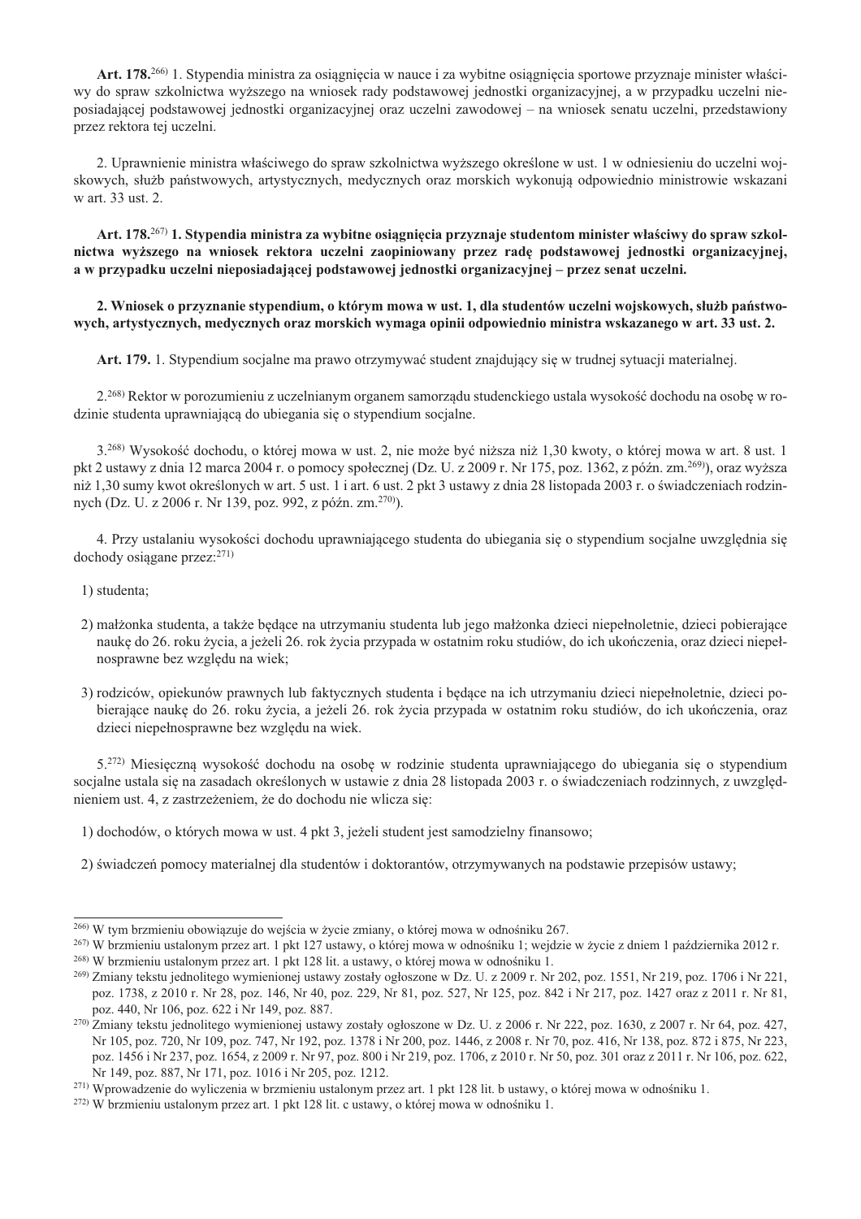**Art. 178.**[266] 1. Stypendia ministra za osiągnięcia w nauce i za wybitne osiągnięcia sportowe przyznaje minister właściwy do spraw szkolnictwa wyższego na wniosek rady podstawowej jednostki organizacyjnej, a w przypadku uczelni nieposiadającej podstawowej jednostki organizacyjnej oraz uczelni zawodowej – na wniosek senatu uczelni, przedstawiony przez rektora tej uczelni.

2. Uprawnienie ministra właściwego do spraw szkolnictwa wyższego określone w ust. 1 w odniesieniu do uczelni wojskowych, służb państwowych, artystycznych, medycznych oraz morskich wykonują odpowiednio ministrowie wskazani w art. 33 ust. 2.

**Art. 178.**[267] **1. Stypendia ministra za wybitne osiągnięcia przyznaje studentom minister właściwy do spraw szkolnictwa wyższego na wniosek rektora uczelni zaopiniowany przez radę podstawowej jednostki organizacyjnej, a w przypadku uczelni nieposiadającej podstawowej jednostki organizacyjnej – przez senat uczelni.**

**2. Wniosek o przyznanie stypendium, o którym mowa w ust. 1, dla studentów uczelni wojskowych, służb państwowych, artystycznych, medycznych oraz morskich wymaga opinii odpowiednio ministra wskazanego w art. 33 ust. 2.**

**Art. 179.** 1. Stypendium socjalne ma prawo otrzymywać student znajdujący się w trudnej sytuacji materialnej.

2.[268] Rektor w porozumieniu z uczelnianym organem samorządu studenckiego ustala wysokość dochodu na osobę w rodzinie studenta uprawniającą do ubiegania się o stypendium socjalne.

3.[268] Wysokość dochodu, o której mowa w ust. 2, nie może być niższa niż 1,30 kwoty, o której mowa w art. 8 ust. 1 pkt 2 ustawy z dnia 12 marca 2004 r. o pomocy społecznej (Dz. U. z 2009 r. Nr 175, poz. 1362, z późn. zm.[269]), oraz wyższa niż 1,30 sumy kwot określonych w art. 5 ust. 1 i art. 6 ust. 2 pkt 3 ustawy z dnia 28 listopada 2003 r. o świadczeniach rodzinnych (Dz. U. z 2006 r. Nr 139, poz. 992, z późn. zm.[270]).

4. Przy ustalaniu wysokości dochodu uprawniającego studenta do ubiegania się o stypendium socjalne uwzględnia się dochody osiągane przez:[271]

1) studenta;

2) małżonka studenta, a także będące na utrzymaniu studenta lub jego małżonka dzieci niepełnoletnie, dzieci pobierające naukę do 26. roku życia, a jeżeli 26. rok życia przypada w ostatnim roku studiów, do ich ukończenia, oraz dzieci niepełnosprawne bez względu na wiek;

3) rodziców, opiekunów prawnych lub faktycznych studenta i będące na ich utrzymaniu dzieci niepełnoletnie, dzieci pobierające naukę do 26. roku życia, a jeżeli 26. rok życia przypada w ostatnim roku studiów, do ich ukończenia, oraz dzieci niepełnosprawne bez względu na wiek.

5.[272] Miesięczną wysokość dochodu na osobę w rodzinie studenta uprawniającego do ubiegania się o stypendium socjalne ustala się na zasadach określonych w ustawie z dnia 28 listopada 2003 r. o świadczeniach rodzinnych, z uwzględnieniem ust. 4, z zastrzeżeniem, że do dochodu nie wlicza się:

1) dochodów, o których mowa w ust. 4 pkt 3, jeżeli student jest samodzielny finansowo;

2) świadczeń pomocy materialnej dla studentów i doktorantów, otrzymywanych na podstawie przepisów ustawy;

---

[266] W tym brzmieniu obowiązuje do wejścia w życie zmiany, o której mowa w odnośniku 267.

[267] W brzmieniu ustalonym przez art. 1 pkt 127 ustawy, o której mowa w odnośniku 1; wejdzie w życie z dniem 1 października 2012 r.

[268] W brzmieniu ustalonym przez art. 1 pkt 128 lit. a ustawy, o której mowa w odnośniku 1.

[269] Zmiany tekstu jednolitego wymienionej ustawy zostały ogłoszone w Dz. U. z 2009 r. Nr 202, poz. 1551, Nr 219, poz. 1706 i Nr 221, poz. 1738, z 2010 r. Nr 28, poz. 146, Nr 40, poz. 229, Nr 81, poz. 527, Nr 125, poz. 842 i Nr 217, poz. 1427 oraz z 2011 r. Nr 81, poz. 440, Nr 106, poz. 622 i Nr 149, poz. 887.

[270] Zmiany tekstu jednolitego wymienionej ustawy zostały ogłoszone w Dz. U. z 2006 r. Nr 222, poz. 1630, z 2007 r. Nr 64, poz. 427, Nr 105, poz. 720, Nr 109, poz. 747, Nr 192, poz. 1378 i Nr 200, poz. 1446, z 2008 r. Nr 70, poz. 416, Nr 138, poz. 872 i 875, Nr 223, poz. 1456 i Nr 237, poz. 1654, z 2009 r. Nr 97, poz. 800 i Nr 219, poz. 1706, z 2010 r. Nr 50, poz. 301 oraz z 2011 r. Nr 106, poz. 622, Nr 149, poz. 887, Nr 171, poz. 1016 i Nr 205, poz. 1212.

[271] Wprowadzenie do wyliczenia w brzmieniu ustalonym przez art. 1 pkt 128 lit. b ustawy, o której mowa w odnośniku 1.

[272] W brzmieniu ustalonym przez art. 1 pkt 128 lit. c ustawy, o której mowa w odnośniku 1.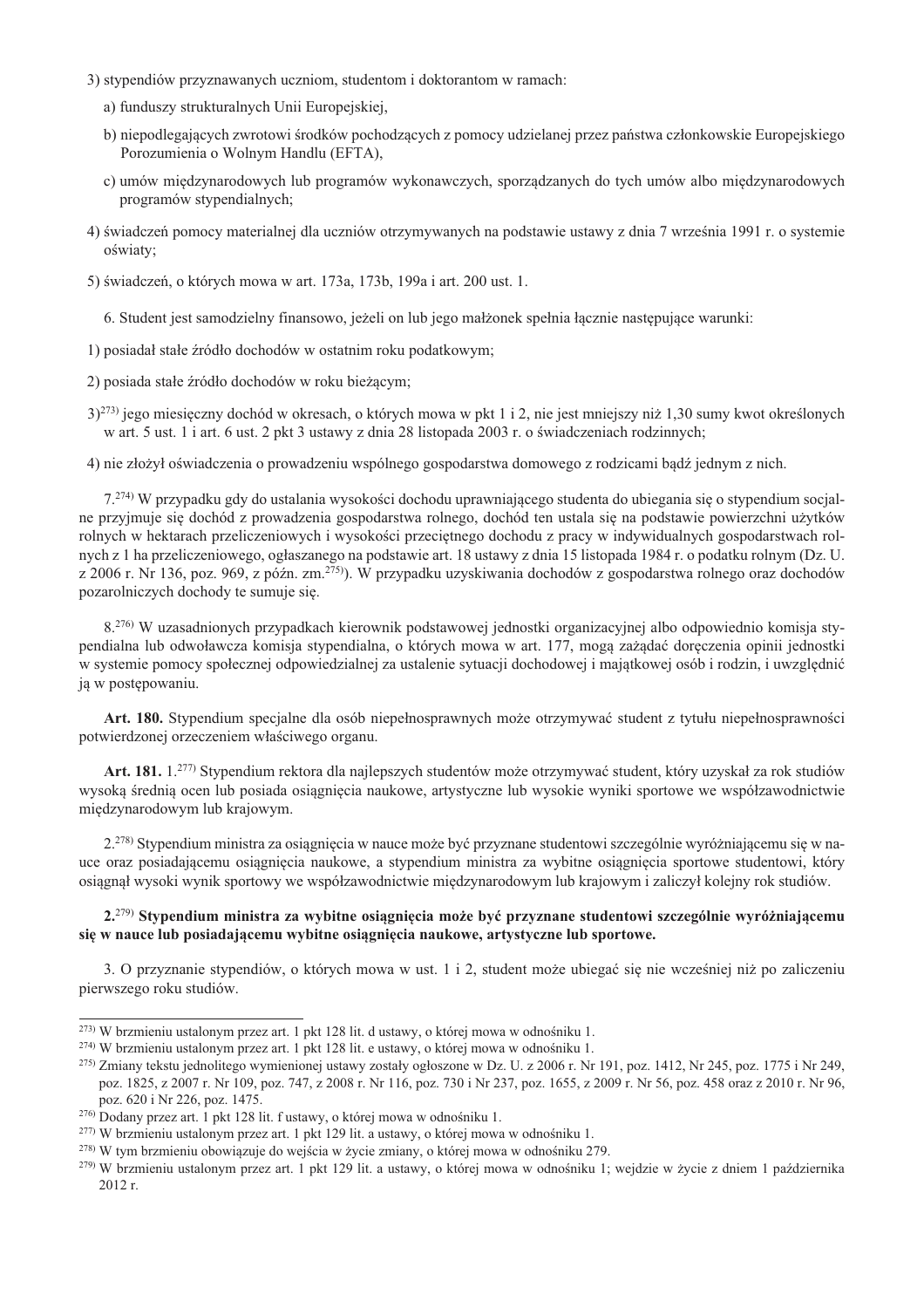3) stypendiów przyznawanych uczniom, studentom i doktorantom w ramach:

a) funduszy strukturalnych Unii Europejskiej,

b) niepodlegających zwrotowi środków pochodzących z pomocy udzielanej przez państwa członkowskie Europejskiego Porozumienia o Wolnym Handlu (EFTA),

c) umów międzynarodowych lub programów wykonawczych, sporządzanych do tych umów albo międzynarodowych programów stypendialnych;

4) świadczeń pomocy materialnej dla uczniów otrzymywanych na podstawie ustawy z dnia 7 września 1991 r. o systemie oświaty;

5) świadczeń, o których mowa w art. 173a, 173b, 199a i art. 200 ust. 1.

6. Student jest samodzielny finansowo, jeżeli on lub jego małżonek spełnia łącznie następujące warunki:

1) posiadał stałe źródło dochodów w ostatnim roku podatkowym;

2) posiada stałe źródło dochodów w roku bieżącym;

3)[273)] jego miesięczny dochód w okresach, o których mowa w pkt 1 i 2, nie jest mniejszy niż 1,30 sumy kwot określonych w art. 5 ust. 1 i art. 6 ust. 2 pkt 3 ustawy z dnia 28 listopada 2003 r. o świadczeniach rodzinnych;

4) nie złożył oświadczenia o prowadzeniu wspólnego gospodarstwa domowego z rodzicami bądź jednym z nich.

7.[274)] W przypadku gdy do ustalania wysokości dochodu uprawniającego studenta do ubiegania się o stypendium socjalne przyjmuje się dochód z prowadzenia gospodarstwa rolnego, dochód ten ustala się na podstawie powierzchni użytków rolnych w hektarach przeliczeniowych i wysokości przeciętnego dochodu z pracy w indywidualnych gospodarstwach rolnych z 1 ha przeliczeniowego, ogłaszanego na podstawie art. 18 ustawy z dnia 15 listopada 1984 r. o podatku rolnym (Dz. U. z 2006 r. Nr 136, poz. 969, z późn. zm.[275)]). W przypadku uzyskiwania dochodów z gospodarstwa rolnego oraz dochodów pozarolniczych dochody te sumuje się.

8.[276)] W uzasadnionych przypadkach kierownik podstawowej jednostki organizacyjnej albo odpowiednio komisja stypendialna lub odwoławcza komisja stypendialna, o których mowa w art. 177, mogą zażądać doręczenia opinii jednostki w systemie pomocy społecznej odpowiedzialnej za ustalenie sytuacji dochodowej i majątkowej osób i rodzin, i uwzględnić ją w postępowaniu.

**Art. 180.** Stypendium specjalne dla osób niepełnosprawnych może otrzymywać student z tytułu niepełnosprawności potwierdzonej orzeczeniem właściwego organu.

**Art. 181.** 1.[277)] Stypendium rektora dla najlepszych studentów może otrzymywać student, który uzyskał za rok studiów wysoką średnią ocen lub posiada osiągnięcia naukowe, artystyczne lub wysokie wyniki sportowe we współzawodnictwie międzynarodowym lub krajowym.

2.[278)] Stypendium ministra za osiągnięcia w nauce może być przyznane studentowi szczególnie wyróżniającemu się w nauce oraz posiadającemu osiągnięcia naukowe, a stypendium ministra za wybitne osiągnięcia sportowe studentowi, który osiągnął wysoki wynik sportowy we współzawodnictwie międzynarodowym lub krajowym i zaliczył kolejny rok studiów.

**2.[279)] Stypendium ministra za wybitne osiągnięcia może być przyznane studentowi szczególnie wyróżniającemu się w nauce lub posiadającemu wybitne osiągnięcia naukowe, artystyczne lub sportowe.**

3. O przyznanie stypendiów, o których mowa w ust. 1 i 2, student może ubiegać się nie wcześniej niż po zaliczeniu pierwszego roku studiów.

---

[273)] W brzmieniu ustalonym przez art. 1 pkt 128 lit. d ustawy, o której mowa w odnośniku 1.

[274)] W brzmieniu ustalonym przez art. 1 pkt 128 lit. e ustawy, o której mowa w odnośniku 1.

[275)] Zmiany tekstu jednolitego wymienionej ustawy zostały ogłoszone w Dz. U. z 2006 r. Nr 191, poz. 1412, Nr 245, poz. 1775 i Nr 249, poz. 1825, z 2007 r. Nr 109, poz. 747, z 2008 r. Nr 116, poz. 730 i Nr 237, poz. 1655, z 2009 r. Nr 56, poz. 458 oraz z 2010 r. Nr 96, poz. 620 i Nr 226, poz. 1475.

[276)] Dodany przez art. 1 pkt 128 lit. f ustawy, o której mowa w odnośniku 1.

[277)] W brzmieniu ustalonym przez art. 1 pkt 129 lit. a ustawy, o której mowa w odnośniku 1.

[278)] W tym brzmieniu obowiązuje do wejścia w życie zmiany, o której mowa w odnośniku 279.

[279)] W brzmieniu ustalonym przez art. 1 pkt 129 lit. a ustawy, o której mowa w odnośniku 1; wejdzie w życie z dniem 1 października 2012 r.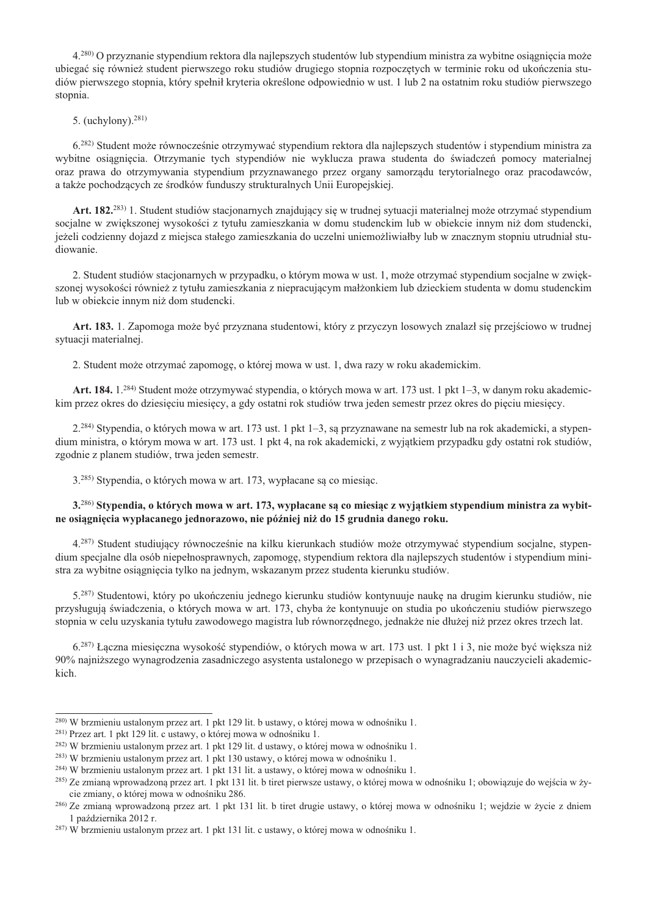4.[280] O przyznanie stypendium rektora dla najlepszych studentów lub stypendium ministra za wybitne osiągnięcia może ubiegać się również student pierwszego roku studiów drugiego stopnia rozpoczętych w terminie roku od ukończenia studiów pierwszego stopnia, który spełnił kryteria określone odpowiednio w ust. 1 lub 2 na ostatnim roku studiów pierwszego stopnia.

5. (uchylony).[281]

6.[282] Student może równocześnie otrzymywać stypendium rektora dla najlepszych studentów i stypendium ministra za wybitne osiągnięcia. Otrzymanie tych stypendiów nie wyklucza prawa studenta do świadczeń pomocy materialnej oraz prawa do otrzymywania stypendium przyznawanego przez organy samorządu terytorialnego oraz pracodawców, a także pochodzących ze środków funduszy strukturalnych Unii Europejskiej.

**Art. 182.**[283] 1. Student studiów stacjonarnych znajdujący się w trudnej sytuacji materialnej może otrzymać stypendium socjalne w zwiększonej wysokości z tytułu zamieszkania w domu studenckim lub w obiekcie innym niż dom studencki, jeżeli codzienny dojazd z miejsca stałego zamieszkania do uczelni uniemożliwiałby lub w znacznym stopniu utrudniał studiowanie.

2. Student studiów stacjonarnych w przypadku, o którym mowa w ust. 1, może otrzymać stypendium socjalne w zwiększonej wysokości również z tytułu zamieszkania z niepracującym małżonkiem lub dzieckiem studenta w domu studenckim lub w obiekcie innym niż dom studencki.

**Art. 183.** 1. Zapomoga może być przyznana studentowi, który z przyczyn losowych znalazł się przejściowo w trudnej sytuacji materialnej.

2. Student może otrzymać zapomogę, o której mowa w ust. 1, dwa razy w roku akademickim.

**Art. 184.** 1.[284] Student może otrzymywać stypendia, o których mowa w art. 173 ust. 1 pkt 1–3, w danym roku akademickim przez okres do dziesięciu miesięcy, a gdy ostatni rok studiów trwa jeden semestr przez okres do pięciu miesięcy.

2.[284] Stypendia, o których mowa w art. 173 ust. 1 pkt 1–3, są przyznawane na semestr lub na rok akademicki, a stypendium ministra, o którym mowa w art. 173 ust. 1 pkt 4, na rok akademicki, z wyjątkiem przypadku gdy ostatni rok studiów, zgodnie z planem studiów, trwa jeden semestr.

3.[285] Stypendia, o których mowa w art. 173, wypłacane są co miesiąc.

**3.[286] Stypendia, o których mowa w art. 173, wypłacane są co miesiąc z wyjątkiem stypendium ministra za wybitne osiągnięcia wypłacanego jednorazowo, nie później niż do 15 grudnia danego roku.**

4.[287] Student studiujący równocześnie na kilku kierunkach studiów może otrzymywać stypendium socjalne, stypendium specjalne dla osób niepełnosprawnych, zapomogę, stypendium rektora dla najlepszych studentów i stypendium ministra za wybitne osiągnięcia tylko na jednym, wskazanym przez studenta kierunku studiów.

5.[287] Studentowi, który po ukończeniu jednego kierunku studiów kontynuuje naukę na drugim kierunku studiów, nie przysługują świadczenia, o których mowa w art. 173, chyba że kontynuuje on studia po ukończeniu studiów pierwszego stopnia w celu uzyskania tytułu zawodowego magistra lub równorzędnego, jednakże nie dłużej niż przez okres trzech lat.

6.[287] Łączna miesięczna wysokość stypendiów, o których mowa w art. 173 ust. 1 pkt 1 i 3, nie może być większa niż 90% najniższego wynagrodzenia zasadniczego asystenta ustalonego w przepisach o wynagradzaniu nauczycieli akademickich.

---

[280] W brzmieniu ustalonym przez art. 1 pkt 129 lit. b ustawy, o której mowa w odnośniku 1.

[281] Przez art. 1 pkt 129 lit. c ustawy, o której mowa w odnośniku 1.

[282] W brzmieniu ustalonym przez art. 1 pkt 129 lit. d ustawy, o której mowa w odnośniku 1.

[283] W brzmieniu ustalonym przez art. 1 pkt 130 ustawy, o której mowa w odnośniku 1.

[284] W brzmieniu ustalonym przez art. 1 pkt 131 lit. a ustawy, o której mowa w odnośniku 1.

[285] Ze zmianą wprowadzoną przez art. 1 pkt 131 lit. b tiret pierwsze ustawy, o której mowa w odnośniku 1; obowiązuje do wejścia w życie zmiany, o której mowa w odnośniku 286.

[286] Ze zmianą wprowadzoną przez art. 1 pkt 131 lit. b tiret drugie ustawy, o której mowa w odnośniku 1; wejdzie w życie z dniem 1 października 2012 r.

[287] W brzmieniu ustalonym przez art. 1 pkt 131 lit. c ustawy, o której mowa w odnośniku 1.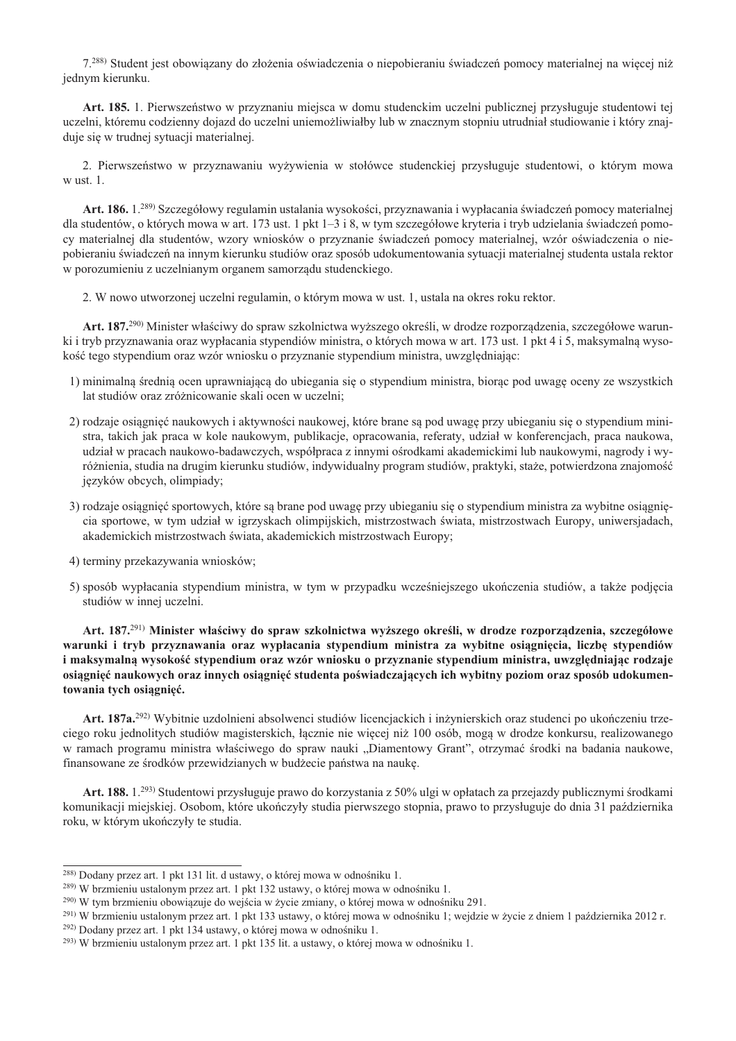7.[288] Student jest obowiązany do złożenia oświadczenia o niepobieraniu świadczeń pomocy materialnej na więcej niż jednym kierunku.

**Art. 185.** 1. Pierwszeństwo w przyznaniu miejsca w domu studenckim uczelni publicznej przysługuje studentowi tej uczelni, któremu codzienny dojazd do uczelni uniemożliwiałby lub w znacznym stopniu utrudniał studiowanie i który znajduje się w trudnej sytuacji materialnej.

2. Pierwszeństwo w przyznawaniu wyżywienia w stołówce studenckiej przysługuje studentowi, o którym mowa w ust. 1.

**Art. 186.** 1.[289] Szczegółowy regulamin ustalania wysokości, przyznawania i wypłacania świadczeń pomocy materialnej dla studentów, o których mowa w art. 173 ust. 1 pkt 1–3 i 8, w tym szczegółowe kryteria i tryb udzielania świadczeń pomocy materialnej dla studentów, wzory wniosków o przyznanie świadczeń pomocy materialnej, wzór oświadczenia o niepobieraniu świadczeń na innym kierunku studiów oraz sposób udokumentowania sytuacji materialnej studenta ustala rektor w porozumieniu z uczelnianym organem samorządu studenckiego.

2. W nowo utworzonej uczelni regulamin, o którym mowa w ust. 1, ustala na okres roku rektor.

**Art. 187.**[290] Minister właściwy do spraw szkolnictwa wyższego określi, w drodze rozporządzenia, szczegółowe warunki i tryb przyznawania oraz wypłacania stypendiów ministra, o których mowa w art. 173 ust. 1 pkt 4 i 5, maksymalną wysokość tego stypendium oraz wzór wniosku o przyznanie stypendium ministra, uwzględniając:

1) minimalną średnią ocen uprawniającą do ubiegania się o stypendium ministra, biorąc pod uwagę oceny ze wszystkich lat studiów oraz zróżnicowanie skali ocen w uczelni;
2) rodzaje osiągnięć naukowych i aktywności naukowej, które brane są pod uwagę przy ubieganiu się o stypendium ministra, takich jak praca w kole naukowym, publikacje, opracowania, referaty, udział w konferencjach, praca naukowa, udział w pracach naukowo-badawczych, współpraca z innymi ośrodkami akademickimi lub naukowymi, nagrody i wyróżnienia, studia na drugim kierunku studiów, indywidualny program studiów, praktyki, staże, potwierdzona znajomość języków obcych, olimpiady;
3) rodzaje osiągnięć sportowych, które są brane pod uwagę przy ubieganiu się o stypendium ministra za wybitne osiągnięcia sportowe, w tym udział w igrzyskach olimpijskich, mistrzostwach świata, mistrzostwach Europy, uniwersjadach, akademickich mistrzostwach świata, akademickich mistrzostwach Europy;
4) terminy przekazywania wniosków;
5) sposób wypłacania stypendium ministra, w tym w przypadku wcześniejszego ukończenia studiów, a także podjęcia studiów w innej uczelni.

**Art. 187.[291] Minister właściwy do spraw szkolnictwa wyższego określi, w drodze rozporządzenia, szczegółowe warunki i tryb przyznawania oraz wypłacania stypendium ministra za wybitne osiągnięcia, liczbę stypendiów i maksymalną wysokość stypendium oraz wzór wniosku o przyznanie stypendium ministra, uwzględniając rodzaje osiągnięć naukowych oraz innych osiągnięć studenta poświadczających ich wybitny poziom oraz sposób udokumentowania tych osiągnięć.**

**Art. 187a.**[292] Wybitnie uzdolnieni absolwenci studiów licencjackich i inżynierskich oraz studenci po ukończeniu trzeciego roku jednolitych studiów magisterskich, łącznie nie więcej niż 100 osób, mogą w drodze konkursu, realizowanego w ramach programu ministra właściwego do spraw nauki „Diamentowy Grant", otrzymać środki na badania naukowe, finansowane ze środków przewidzianych w budżecie państwa na naukę.

**Art. 188.** 1.[293] Studentowi przysługuje prawo do korzystania z 50% ulgi w opłatach za przejazdy publicznymi środkami komunikacji miejskiej. Osobom, które ukończyły studia pierwszego stopnia, prawo to przysługuje do dnia 31 października roku, w którym ukończyły te studia.

---

[288] Dodany przez art. 1 pkt 131 lit. d ustawy, o której mowa w odnośniku 1.
[289] W brzmieniu ustalonym przez art. 1 pkt 132 ustawy, o której mowa w odnośniku 1.
[290] W tym brzmieniu obowiązuje do wejścia w życie zmiany, o której mowa w odnośniku 291.
[291] W brzmieniu ustalonym przez art. 1 pkt 133 ustawy, o której mowa w odnośniku 1; wejdzie w życie z dniem 1 października 2012 r.
[292] Dodany przez art. 1 pkt 134 ustawy, o której mowa w odnośniku 1.
[293] W brzmieniu ustalonym przez art. 1 pkt 135 lit. a ustawy, o której mowa w odnośniku 1.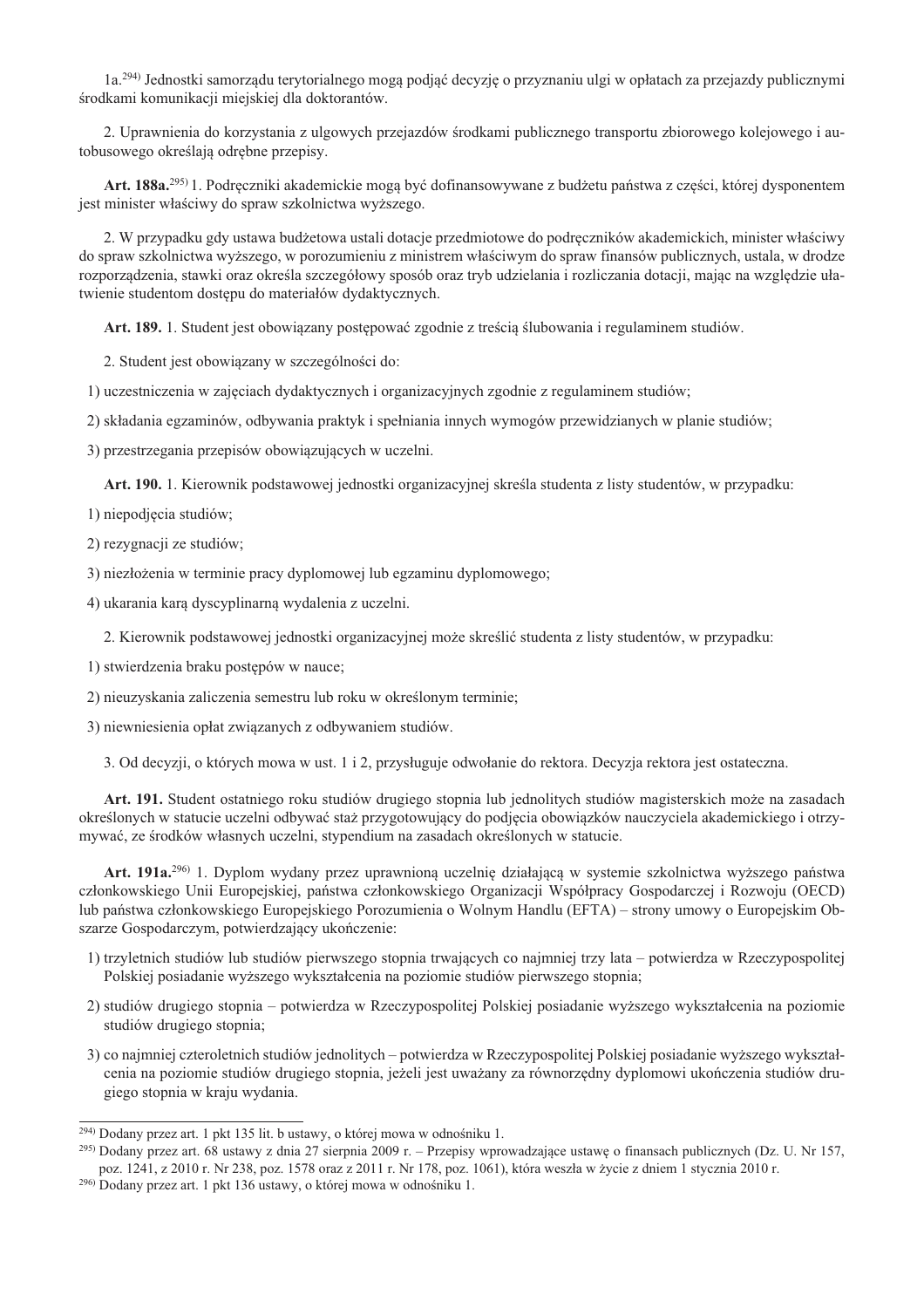1a.[294] Jednostki samorządu terytorialnego mogą podjąć decyzję o przyznaniu ulgi w opłatach za przejazdy publicznymi środkami komunikacji miejskiej dla doktorantów.

2. Uprawnienia do korzystania z ulgowych przejazdów środkami publicznego transportu zbiorowego kolejowego i autobusowego określają odrębne przepisy.

**Art. 188a.**[295] 1. Podręczniki akademickie mogą być dofinansowywane z budżetu państwa z części, której dysponentem jest minister właściwy do spraw szkolnictwa wyższego.

2. W przypadku gdy ustawa budżetowa ustali dotacje przedmiotowe do podręczników akademickich, minister właściwy do spraw szkolnictwa wyższego, w porozumieniu z ministrem właściwym do spraw finansów publicznych, ustala, w drodze rozporządzenia, stawki oraz określa szczegółowy sposób oraz tryb udzielania i rozliczania dotacji, mając na względzie ułatwienie studentom dostępu do materiałów dydaktycznych.

**Art. 189.** 1. Student jest obowiązany postępować zgodnie z treścią ślubowania i regulaminem studiów.

2. Student jest obowiązany w szczególności do:

1) uczestniczenia w zajęciach dydaktycznych i organizacyjnych zgodnie z regulaminem studiów;

2) składania egzaminów, odbywania praktyk i spełniania innych wymogów przewidzianych w planie studiów;

3) przestrzegania przepisów obowiązujących w uczelni.

**Art. 190.** 1. Kierownik podstawowej jednostki organizacyjnej skreśla studenta z listy studentów, w przypadku:

1) niepodjęcia studiów;

2) rezygnacji ze studiów;

3) niezłożenia w terminie pracy dyplomowej lub egzaminu dyplomowego;

4) ukarania karą dyscyplinarną wydalenia z uczelni.

2. Kierownik podstawowej jednostki organizacyjnej może skreślić studenta z listy studentów, w przypadku:

1) stwierdzenia braku postępów w nauce;

2) nieuzyskania zaliczenia semestru lub roku w określonym terminie;

3) niewniesienia opłat związanych z odbywaniem studiów.

3. Od decyzji, o których mowa w ust. 1 i 2, przysługuje odwołanie do rektora. Decyzja rektora jest ostateczna.

**Art. 191.** Student ostatniego roku studiów drugiego stopnia lub jednolitych studiów magisterskich może na zasadach określonych w statucie uczelni odbywać staż przygotowujący do podjęcia obowiązków nauczyciela akademickiego i otrzymywać, ze środków własnych uczelni, stypendium na zasadach określonych w statucie.

**Art. 191a.**[296] 1. Dyplom wydany przez uprawnioną uczelnię działającą w systemie szkolnictwa wyższego państwa członkowskiego Unii Europejskiej, państwa członkowskiego Organizacji Współpracy Gospodarczej i Rozwoju (OECD) lub państwa członkowskiego Europejskiego Porozumienia o Wolnym Handlu (EFTA) – strony umowy o Europejskim Obszarze Gospodarczym, potwierdzający ukończenie:

1) trzyletnich studiów lub studiów pierwszego stopnia trwających co najmniej trzy lata – potwierdza w Rzeczypospolitej Polskiej posiadanie wyższego wykształcenia na poziomie studiów pierwszego stopnia;

2) studiów drugiego stopnia – potwierdza w Rzeczypospolitej Polskiej posiadanie wyższego wykształcenia na poziomie studiów drugiego stopnia;

3) co najmniej czteroletnich studiów jednolitych – potwierdza w Rzeczypospolitej Polskiej posiadanie wyższego wykształcenia na poziomie studiów drugiego stopnia, jeżeli jest uważany za równorzędny dyplomowi ukończenia studiów drugiego stopnia w kraju wydania.

---

[294] Dodany przez art. 1 pkt 135 lit. b ustawy, o której mowa w odnośniku 1.

[295] Dodany przez art. 68 ustawy z dnia 27 sierpnia 2009 r. – Przepisy wprowadzające ustawę o finansach publicznych (Dz. U. Nr 157, poz. 1241, z 2010 r. Nr 238, poz. 1578 oraz z 2011 r. Nr 178, poz. 1061), która weszła w życie z dniem 1 stycznia 2010 r.

[296] Dodany przez art. 1 pkt 136 ustawy, o której mowa w odnośniku 1.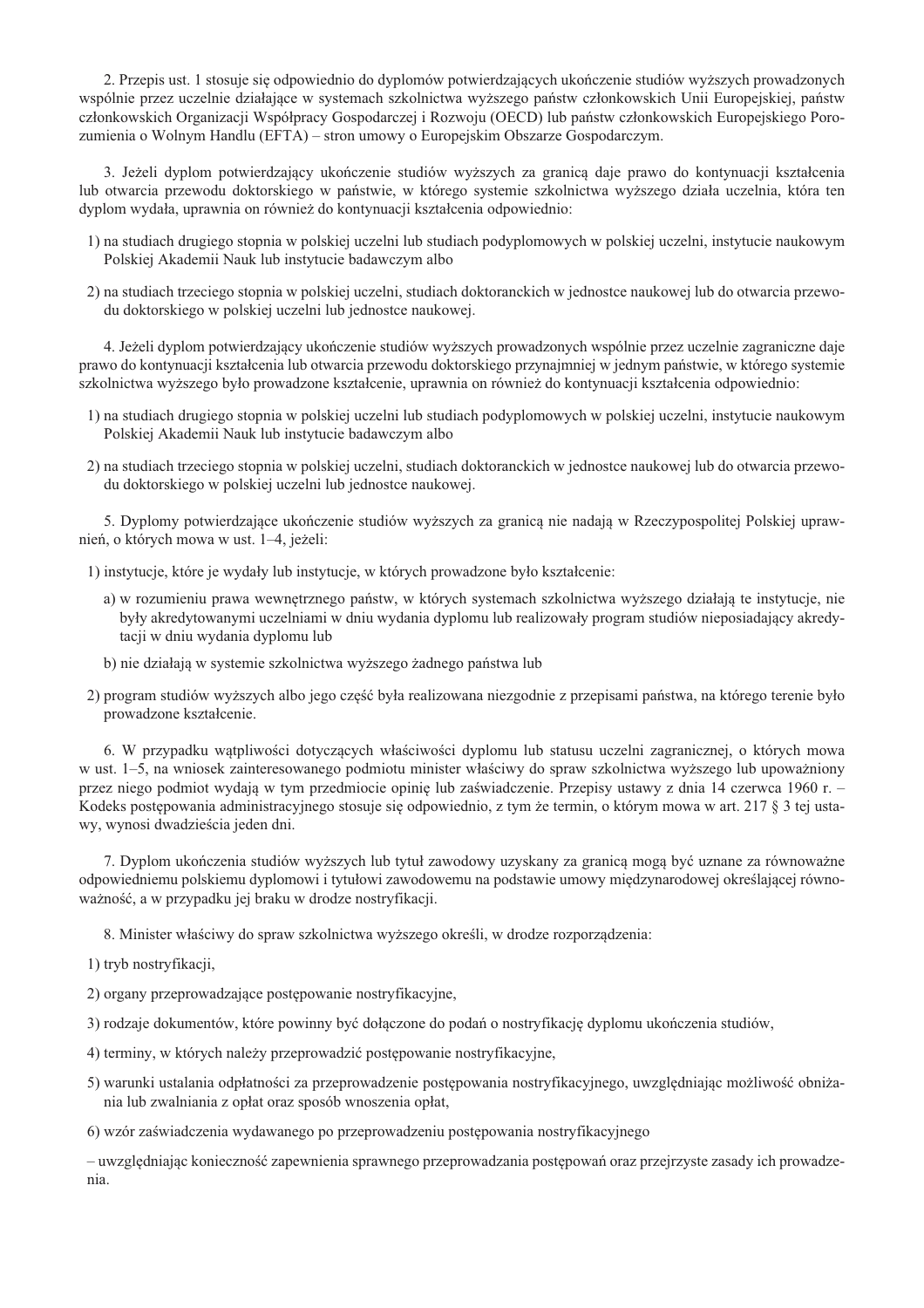2. Przepis ust. 1 stosuje się odpowiednio do dyplomów potwierdzających ukończenie studiów wyższych prowadzonych wspólnie przez uczelnie działające w systemach szkolnictwa wyższego państw członkowskich Unii Europejskiej, państw członkowskich Organizacji Współpracy Gospodarczej i Rozwoju (OECD) lub państw członkowskich Europejskiego Porozumienia o Wolnym Handlu (EFTA) – stron umowy o Europejskim Obszarze Gospodarczym.

3. Jeżeli dyplom potwierdzający ukończenie studiów wyższych za granicą daje prawo do kontynuacji kształcenia lub otwarcia przewodu doktorskiego w państwie, w którego systemie szkolnictwa wyższego działa uczelnia, która ten dyplom wydała, uprawnia on również do kontynuacji kształcenia odpowiednio:

1) na studiach drugiego stopnia w polskiej uczelni lub studiach podyplomowych w polskiej uczelni, instytucie naukowym Polskiej Akademii Nauk lub instytucie badawczym albo

2) na studiach trzeciego stopnia w polskiej uczelni, studiach doktoranckich w jednostce naukowej lub do otwarcia przewodu doktorskiego w polskiej uczelni lub jednostce naukowej.

4. Jeżeli dyplom potwierdzający ukończenie studiów wyższych prowadzonych wspólnie przez uczelnie zagraniczne daje prawo do kontynuacji kształcenia lub otwarcia przewodu doktorskiego przynajmniej w jednym państwie, w którego systemie szkolnictwa wyższego było prowadzone kształcenie, uprawnia on również do kontynuacji kształcenia odpowiednio:

1) na studiach drugiego stopnia w polskiej uczelni lub studiach podyplomowych w polskiej uczelni, instytucie naukowym Polskiej Akademii Nauk lub instytucie badawczym albo

2) na studiach trzeciego stopnia w polskiej uczelni, studiach doktoranckich w jednostce naukowej lub do otwarcia przewodu doktorskiego w polskiej uczelni lub jednostce naukowej.

5. Dyplomy potwierdzające ukończenie studiów wyższych za granicą nie nadają w Rzeczypospolitej Polskiej uprawnień, o których mowa w ust. 1–4, jeżeli:

1) instytucje, które je wydały lub instytucje, w których prowadzone było kształcenie:

   a) w rozumieniu prawa wewnętrznego państw, w których systemach szkolnictwa wyższego działają te instytucje, nie były akredytowanymi uczelniami w dniu wydania dyplomu lub realizowały program studiów nieposiadający akredytacji w dniu wydania dyplomu lub

   b) nie działają w systemie szkolnictwa wyższego żadnego państwa lub

2) program studiów wyższych albo jego część była realizowana niezgodnie z przepisami państwa, na którego terenie było prowadzone kształcenie.

6. W przypadku wątpliwości dotyczących właściwości dyplomu lub statusu uczelni zagranicznej, o których mowa w ust. 1–5, na wniosek zainteresowanego podmiotu minister właściwy do spraw szkolnictwa wyższego lub upoważniony przez niego podmiot wydają w tym przedmiocie opinię lub zaświadczenie. Przepisy ustawy z dnia 14 czerwca 1960 r. – Kodeks postępowania administracyjnego stosuje się odpowiednio, z tym że termin, o którym mowa w art. 217 § 3 tej ustawy, wynosi dwadzieścia jeden dni.

7. Dyplom ukończenia studiów wyższych lub tytuł zawodowy uzyskany za granicą mogą być uznane za równoważne odpowiedniemu polskiemu dyplomowi i tytułowi zawodowemu na podstawie umowy międzynarodowej określającej równoważność, a w przypadku jej braku w drodze nostryfikacji.

8. Minister właściwy do spraw szkolnictwa wyższego określi, w drodze rozporządzenia:

1) tryb nostryfikacji,

2) organy przeprowadzające postępowanie nostryfikacyjne,

3) rodzaje dokumentów, które powinny być dołączone do podań o nostryfikację dyplomu ukończenia studiów,

4) terminy, w których należy przeprowadzić postępowanie nostryfikacyjne,

5) warunki ustalania odpłatności za przeprowadzenie postępowania nostryfikacyjnego, uwzględniając możliwość obniżania lub zwalniania z opłat oraz sposób wnoszenia opłat,

6) wzór zaświadczenia wydawanego po przeprowadzeniu postępowania nostryfikacyjnego

– uwzględniając konieczność zapewnienia sprawnego przeprowadzania postępowań oraz przejrzyste zasady ich prowadzenia.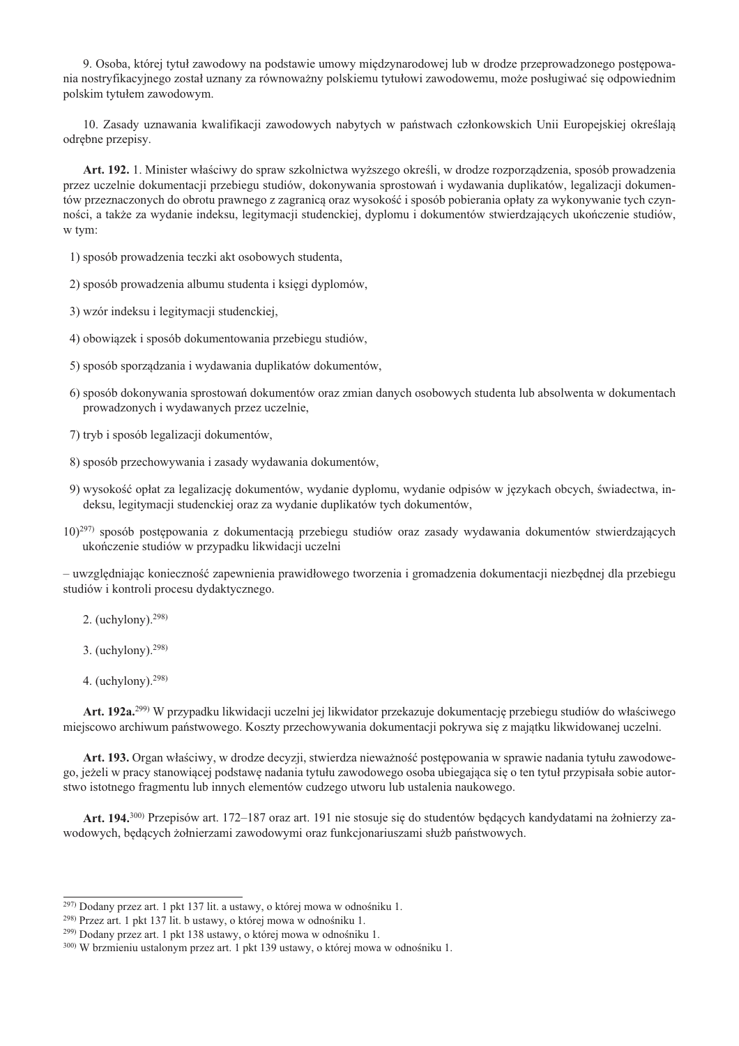9. Osoba, której tytuł zawodowy na podstawie umowy międzynarodowej lub w drodze przeprowadzonego postępowania nostryfikacyjnego został uznany za równoważny polskiemu tytułowi zawodowemu, może posługiwać się odpowiednim polskim tytułem zawodowym.

10. Zasady uznawania kwalifikacji zawodowych nabytych w państwach członkowskich Unii Europejskiej określają odrębne przepisy.

**Art. 192.** 1. Minister właściwy do spraw szkolnictwa wyższego określi, w drodze rozporządzenia, sposób prowadzenia przez uczelnie dokumentacji przebiegu studiów, dokonywania sprostowań i wydawania duplikatów, legalizacji dokumentów przeznaczonych do obrotu prawnego z zagranicą oraz wysokość i sposób pobierania opłaty za wykonywanie tych czynności, a także za wydanie indeksu, legitymacji studenckiej, dyplomu i dokumentów stwierdzających ukończenie studiów, w tym:

1) sposób prowadzenia teczki akt osobowych studenta,

2) sposób prowadzenia albumu studenta i księgi dyplomów,

3) wzór indeksu i legitymacji studenckiej,

4) obowiązek i sposób dokumentowania przebiegu studiów,

5) sposób sporządzania i wydawania duplikatów dokumentów,

6) sposób dokonywania sprostowań dokumentów oraz zmian danych osobowych studenta lub absolwenta w dokumentach prowadzonych i wydawanych przez uczelnie,

7) tryb i sposób legalizacji dokumentów,

8) sposób przechowywania i zasady wydawania dokumentów,

9) wysokość opłat za legalizację dokumentów, wydanie dyplomu, wydanie odpisów w językach obcych, świadectwa, indeksu, legitymacji studenckiej oraz za wydanie duplikatów tych dokumentów,

10)[297] sposób postępowania z dokumentacją przebiegu studiów oraz zasady wydawania dokumentów stwierdzających ukończenie studiów w przypadku likwidacji uczelni

– uwzględniając konieczność zapewnienia prawidłowego tworzenia i gromadzenia dokumentacji niezbędnej dla przebiegu studiów i kontroli procesu dydaktycznego.

2. (uchylony).[298]

3. (uchylony).[298]

4. (uchylony).[298]

**Art. 192a.**[299] W przypadku likwidacji uczelni jej likwidator przekazuje dokumentację przebiegu studiów do właściwego miejscowo archiwum państwowego. Koszty przechowywania dokumentacji pokrywa się z majątku likwidowanej uczelni.

**Art. 193.** Organ właściwy, w drodze decyzji, stwierdza nieważność postępowania w sprawie nadania tytułu zawodowego, jeżeli w pracy stanowiącej podstawę nadania tytułu zawodowego osoba ubiegająca się o ten tytuł przypisała sobie autorstwo istotnego fragmentu lub innych elementów cudzego utworu lub ustalenia naukowego.

**Art. 194.**[300] Przepisów art. 172–187 oraz art. 191 nie stosuje się do studentów będących kandydatami na żołnierzy zawodowych, będących żołnierzami zawodowymi oraz funkcjonariuszami służb państwowych.

---

[297] Dodany przez art. 1 pkt 137 lit. a ustawy, o której mowa w odnośniku 1.

[298] Przez art. 1 pkt 137 lit. b ustawy, o której mowa w odnośniku 1.

[299] Dodany przez art. 1 pkt 138 ustawy, o której mowa w odnośniku 1.

[300] W brzmieniu ustalonym przez art. 1 pkt 139 ustawy, o której mowa w odnośniku 1.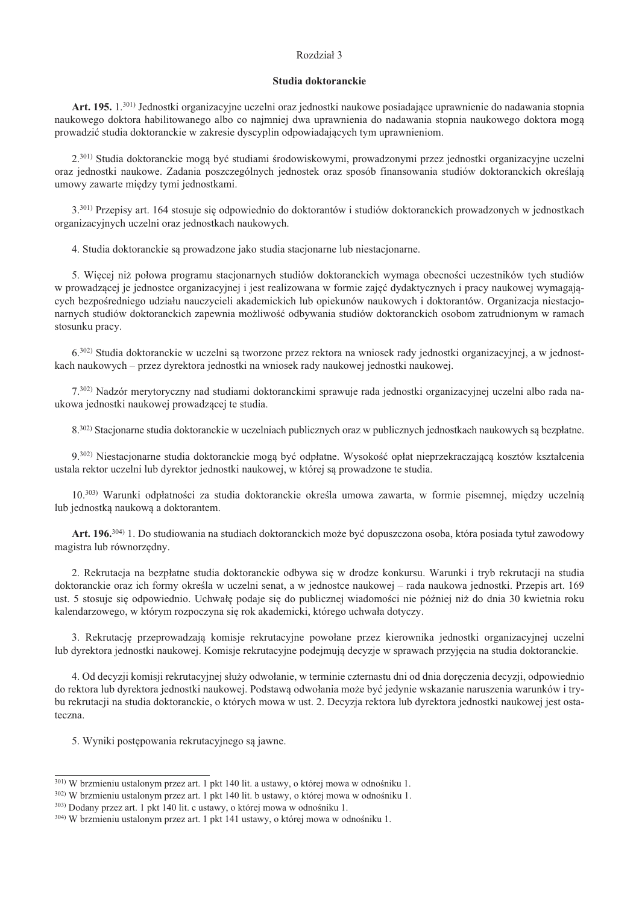## Rozdział 3

### Studia doktoranckie

**Art. 195.** 1.[301)] Jednostki organizacyjne uczelni oraz jednostki naukowe posiadające uprawnienie do nadawania stopnia naukowego doktora habilitowanego albo co najmniej dwa uprawnienia do nadawania stopnia naukowego doktora mogą prowadzić studia doktoranckie w zakresie dyscyplin odpowiadających tym uprawnieniom.

2.[301)] Studia doktoranckie mogą być studiami środowiskowymi, prowadzonymi przez jednostki organizacyjne uczelni oraz jednostki naukowe. Zadania poszczególnych jednostek oraz sposób finansowania studiów doktoranckich określają umowy zawarte między tymi jednostkami.

3.[301)] Przepisy art. 164 stosuje się odpowiednio do doktorantów i studiów doktoranckich prowadzonych w jednostkach organizacyjnych uczelni oraz jednostkach naukowych.

4. Studia doktoranckie są prowadzone jako studia stacjonarne lub niestacjonarne.

5. Więcej niż połowa programu stacjonarnych studiów doktoranckich wymaga obecności uczestników tych studiów w prowadzącej je jednostce organizacyjnej i jest realizowana w formie zajęć dydaktycznych i pracy naukowej wymagających bezpośredniego udziału nauczycieli akademickich lub opiekunów naukowych i doktorantów. Organizacja niestacjonarnych studiów doktoranckich zapewnia możliwość odbywania studiów doktoranckich osobom zatrudnionym w ramach stosunku pracy.

6.[302)] Studia doktoranckie w uczelni są tworzone przez rektora na wniosek rady jednostki organizacyjnej, a w jednostkach naukowych – przez dyrektora jednostki na wniosek rady naukowej jednostki naukowej.

7.[302)] Nadzór merytoryczny nad studiami doktoranckimi sprawuje rada jednostki organizacyjnej uczelni albo rada naukowa jednostki naukowej prowadzącej te studia.

8.[302)] Stacjonarne studia doktoranckie w uczelniach publicznych oraz w publicznych jednostkach naukowych są bezpłatne.

9.[302)] Niestacjonarne studia doktoranckie mogą być odpłatne. Wysokość opłat nieprzekraczającą kosztów kształcenia ustala rektor uczelni lub dyrektor jednostki naukowej, w której są prowadzone te studia.

10.[303)] Warunki odpłatności za studia doktoranckie określa umowa zawarta, w formie pisemnej, między uczelnią lub jednostką naukową a doktorantem.

**Art. 196.**[304)] 1. Do studiowania na studiach doktoranckich może być dopuszczona osoba, która posiada tytuł zawodowy magistra lub równorzędny.

2. Rekrutacja na bezpłatne studia doktoranckie odbywa się w drodze konkursu. Warunki i tryb rekrutacji na studia doktoranckie oraz ich formy określa w uczelni senat, a w jednostce naukowej – rada naukowa jednostki. Przepis art. 169 ust. 5 stosuje się odpowiednio. Uchwałę podaje się do publicznej wiadomości nie później niż do dnia 30 kwietnia roku kalendarzowego, w którym rozpoczyna się rok akademicki, którego uchwała dotyczy.

3. Rekrutację przeprowadzają komisje rekrutacyjne powołane przez kierownika jednostki organizacyjnej uczelni lub dyrektora jednostki naukowej. Komisje rekrutacyjne podejmują decyzje w sprawach przyjęcia na studia doktoranckie.

4. Od decyzji komisji rekrutacyjnej służy odwołanie, w terminie czternastu dni od dnia doręczenia decyzji, odpowiednio do rektora lub dyrektora jednostki naukowej. Podstawą odwołania może być jedynie wskazanie naruszenia warunków i trybu rekrutacji na studia doktoranckie, o których mowa w ust. 2. Decyzja rektora lub dyrektora jednostki naukowej jest ostateczna.

5. Wyniki postępowania rekrutacyjnego są jawne.

---

[301)] W brzmieniu ustalonym przez art. 1 pkt 140 lit. a ustawy, o której mowa w odnośniku 1.

[302)] W brzmieniu ustalonym przez art. 1 pkt 140 lit. b ustawy, o której mowa w odnośniku 1.

[303)] Dodany przez art. 1 pkt 140 lit. c ustawy, o której mowa w odnośniku 1.

[304)] W brzmieniu ustalonym przez art. 1 pkt 141 ustawy, o której mowa w odnośniku 1.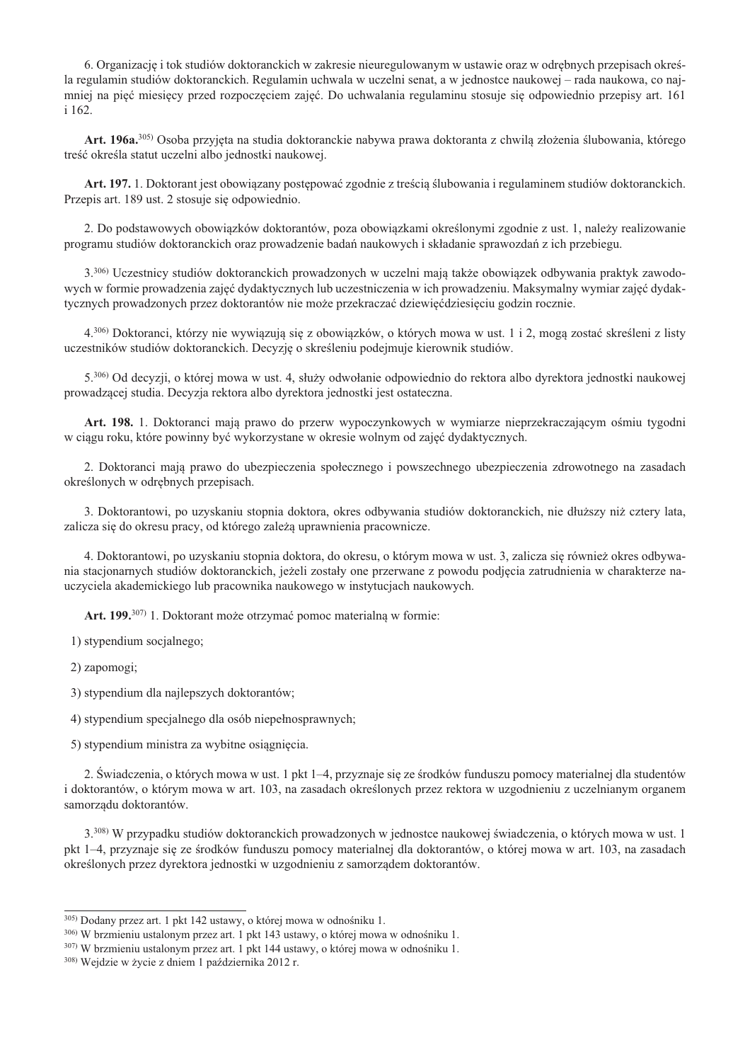6. Organizację i tok studiów doktoranckich w zakresie nieuregulowanym w ustawie oraz w odrębnych przepisach określa regulamin studiów doktoranckich. Regulamin uchwala w uczelni senat, a w jednostce naukowej – rada naukowa, co najmniej na pięć miesięcy przed rozpoczęciem zajęć. Do uchwalania regulaminu stosuje się odpowiednio przepisy art. 161 i 162.

**Art. 196a.**[305] Osoba przyjęta na studia doktoranckie nabywa prawa doktoranta z chwilą złożenia ślubowania, którego treść określa statut uczelni albo jednostki naukowej.

**Art. 197.** 1. Doktorant jest obowiązany postępować zgodnie z treścią ślubowania i regulaminem studiów doktoranckich. Przepis art. 189 ust. 2 stosuje się odpowiednio.

2. Do podstawowych obowiązków doktorantów, poza obowiązkami określonymi zgodnie z ust. 1, należy realizowanie programu studiów doktoranckich oraz prowadzenie badań naukowych i składanie sprawozdań z ich przebiegu.

3.[306] Uczestnicy studiów doktoranckich prowadzonych w uczelni mają także obowiązek odbywania praktyk zawodowych w formie prowadzenia zajęć dydaktycznych lub uczestniczenia w ich prowadzeniu. Maksymalny wymiar zajęć dydaktycznych prowadzonych przez doktorantów nie może przekraczać dziewięćdziesięciu godzin rocznie.

4.[306] Doktoranci, którzy nie wywiązują się z obowiązków, o których mowa w ust. 1 i 2, mogą zostać skreśleni z listy uczestników studiów doktoranckich. Decyzję o skreśleniu podejmuje kierownik studiów.

5.[306] Od decyzji, o której mowa w ust. 4, służy odwołanie odpowiednio do rektora albo dyrektora jednostki naukowej prowadzącej studia. Decyzja rektora albo dyrektora jednostki jest ostateczna.

**Art. 198.** 1. Doktoranci mają prawo do przerw wypoczynkowych w wymiarze nieprzekraczającym ośmiu tygodni w ciągu roku, które powinny być wykorzystane w okresie wolnym od zajęć dydaktycznych.

2. Doktoranci mają prawo do ubezpieczenia społecznego i powszechnego ubezpieczenia zdrowotnego na zasadach określonych w odrębnych przepisach.

3. Doktorantowi, po uzyskaniu stopnia doktora, okres odbywania studiów doktoranckich, nie dłuższy niż cztery lata, zalicza się do okresu pracy, od którego zależą uprawnienia pracownicze.

4. Doktorantowi, po uzyskaniu stopnia doktora, do okresu, o którym mowa w ust. 3, zalicza się również okres odbywania stacjonarnych studiów doktoranckich, jeżeli zostały one przerwane z powodu podjęcia zatrudnienia w charakterze nauczyciela akademickiego lub pracownika naukowego w instytucjach naukowych.

**Art. 199.**[307] 1. Doktorant może otrzymać pomoc materialną w formie:

1) stypendium socjalnego;

2) zapomogi;

3) stypendium dla najlepszych doktorantów;

4) stypendium specjalnego dla osób niepełnosprawnych;

5) stypendium ministra za wybitne osiągnięcia.

2. Świadczenia, o których mowa w ust. 1 pkt 1–4, przyznaje się ze środków funduszu pomocy materialnej dla studentów i doktorantów, o którym mowa w art. 103, na zasadach określonych przez rektora w uzgodnieniu z uczelnianym organem samorządu doktorantów.

3.[308] W przypadku studiów doktoranckich prowadzonych w jednostce naukowej świadczenia, o których mowa w ust. 1 pkt 1–4, przyznaje się ze środków funduszu pomocy materialnej dla doktorantów, o której mowa w art. 103, na zasadach określonych przez dyrektora jednostki w uzgodnieniu z samorządem doktorantów.

---

[305] Dodany przez art. 1 pkt 142 ustawy, o której mowa w odnośniku 1.

[306] W brzmieniu ustalonym przez art. 1 pkt 143 ustawy, o której mowa w odnośniku 1.

[307] W brzmieniu ustalonym przez art. 1 pkt 144 ustawy, o której mowa w odnośniku 1.

[308] Wejdzie w życie z dniem 1 października 2012 r.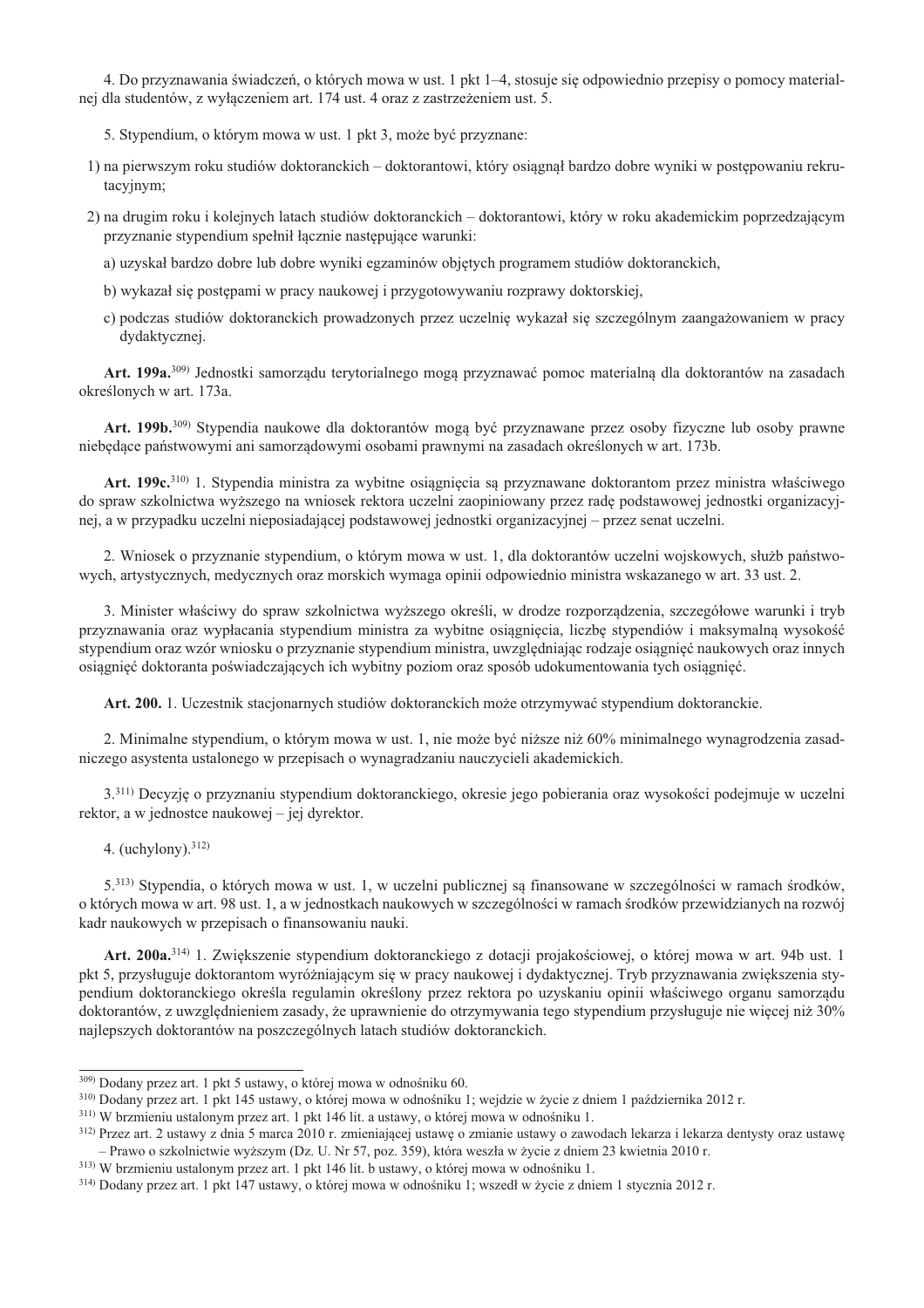4. Do przyznawania świadczeń, o których mowa w ust. 1 pkt 1–4, stosuje się odpowiednio przepisy o pomocy materialnej dla studentów, z wyłączeniem art. 174 ust. 4 oraz z zastrzeżeniem ust. 5.

5. Stypendium, o którym mowa w ust. 1 pkt 3, może być przyznane:

1) na pierwszym roku studiów doktoranckich – doktorantowi, który osiągnął bardzo dobre wyniki w postępowaniu rekrutacyjnym;

2) na drugim roku i kolejnych latach studiów doktoranckich – doktorantowi, który w roku akademickim poprzedzającym przyznanie stypendium spełnił łącznie następujące warunki:

   a) uzyskał bardzo dobre lub dobre wyniki egzaminów objętych programem studiów doktoranckich,

   b) wykazał się postępami w pracy naukowej i przygotowywaniu rozprawy doktorskiej,

   c) podczas studiów doktoranckich prowadzonych przez uczelnię wykazał się szczególnym zaangażowaniem w pracy dydaktycznej.

**Art. 199a.**[309] Jednostki samorządu terytorialnego mogą przyznawać pomoc materialną dla doktorantów na zasadach określonych w art. 173a.

**Art. 199b.**[309] Stypendia naukowe dla doktorantów mogą być przyznawane przez osoby fizyczne lub osoby prawne niebędące państwowymi ani samorządowymi osobami prawnymi na zasadach określonych w art. 173b.

**Art. 199c.**[310] 1. Stypendia ministra za wybitne osiągnięcia są przyznawane doktorantom przez ministra właściwego do spraw szkolnictwa wyższego na wniosek rektora uczelni zaopiniowany przez radę podstawowej jednostki organizacyjnej, a w przypadku uczelni nieposiadającej podstawowej jednostki organizacyjnej – przez senat uczelni.

2. Wniosek o przyznanie stypendium, o którym mowa w ust. 1, dla doktorantów uczelni wojskowych, służb państwowych, artystycznych, medycznych oraz morskich wymaga opinii odpowiednio ministra wskazanego w art. 33 ust. 2.

3. Minister właściwy do spraw szkolnictwa wyższego określi, w drodze rozporządzenia, szczegółowe warunki i tryb przyznawania oraz wypłacania stypendium ministra za wybitne osiągnięcia, liczbę stypendiów i maksymalną wysokość stypendium oraz wzór wniosku o przyznanie stypendium ministra, uwzględniając rodzaje osiągnięć naukowych oraz innych osiągnięć doktoranta poświadczających ich wybitny poziom oraz sposób udokumentowania tych osiągnięć.

**Art. 200.** 1. Uczestnik stacjonarnych studiów doktoranckich może otrzymywać stypendium doktoranckie.

2. Minimalne stypendium, o którym mowa w ust. 1, nie może być niższe niż 60% minimalnego wynagrodzenia zasadniczego asystenta ustalonego w przepisach o wynagradzaniu nauczycieli akademickich.

3.[311] Decyzję o przyznaniu stypendium doktoranckiego, okresie jego pobierania oraz wysokości podejmuje w uczelni rektor, a w jednostce naukowej – jej dyrektor.

4. (uchylony).[312]

5.[313] Stypendia, o których mowa w ust. 1, w uczelni publicznej są finansowane w szczególności w ramach środków, o których mowa w art. 98 ust. 1, a w jednostkach naukowych w szczególności w ramach środków przewidzianych na rozwój kadr naukowych w przepisach o finansowaniu nauki.

**Art. 200a.**[314] 1. Zwiększenie stypendium doktoranckiego z dotacji projakościowej, o której mowa w art. 94b ust. 1 pkt 5, przysługuje doktorantom wyróżniającym się w pracy naukowej i dydaktycznej. Tryb przyznawania zwiększenia stypendium doktoranckiego określa regulamin określony przez rektora po uzyskaniu opinii właściwego organu samorządu doktorantów, z uwzględnieniem zasady, że uprawnienie do otrzymywania tego stypendium przysługuje nie więcej niż 30% najlepszych doktorantów na poszczególnych latach studiów doktoranckich.

---

[309] Dodany przez art. 1 pkt 5 ustawy, o której mowa w odnośniku 60.

[310] Dodany przez art. 1 pkt 145 ustawy, o której mowa w odnośniku 1; wejdzie w życie z dniem 1 października 2012 r.

[311] W brzmieniu ustalonym przez art. 1 pkt 146 lit. a ustawy, o której mowa w odnośniku 1.

[312] Przez art. 2 ustawy z dnia 5 marca 2010 r. zmieniającej ustawę o zmianie ustawy o zawodach lekarza i lekarza dentysty oraz ustawę – Prawo o szkolnictwie wyższym (Dz. U. Nr 57, poz. 359), która weszła w życie z dniem 23 kwietnia 2010 r.

[313] W brzmieniu ustalonym przez art. 1 pkt 146 lit. b ustawy, o której mowa w odnośniku 1.

[314] Dodany przez art. 1 pkt 147 ustawy, o której mowa w odnośniku 1; wszedł w życie z dniem 1 stycznia 2012 r.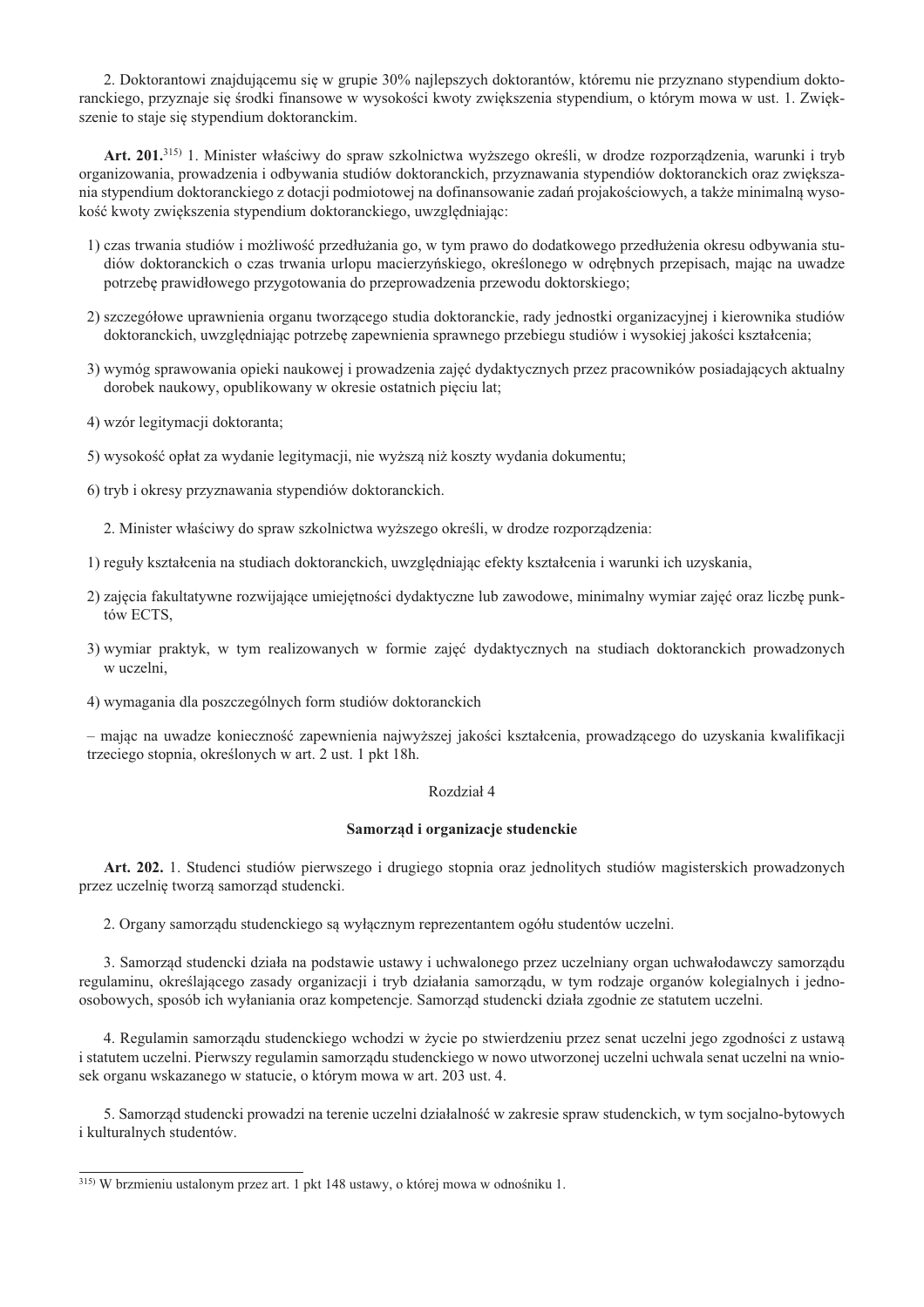2. Doktorantowi znajdującemu się w grupie 30% najlepszych doktorantów, któremu nie przyznano stypendium doktoranckiego, przyznaje się środki finansowe w wysokości kwoty zwiększenia stypendium, o którym mowa w ust. 1. Zwiększenie to staje się stypendium doktoranckim.

**Art. 201.**[315] 1. Minister właściwy do spraw szkolnictwa wyższego określi, w drodze rozporządzenia, warunki i tryb organizowania, prowadzenia i odbywania studiów doktoranckich, przyznawania stypendiów doktoranckich oraz zwiększania stypendium doktoranckiego z dotacji podmiotowej na dofinansowanie zadań projakościowych, a także minimalną wysokość kwoty zwiększenia stypendium doktoranckiego, uwzględniając:

1) czas trwania studiów i możliwość przedłużania go, w tym prawo do dodatkowego przedłużenia okresu odbywania studiów doktoranckich o czas trwania urlopu macierzyńskiego, określonego w odrębnych przepisach, mając na uwadze potrzebę prawidłowego przygotowania do przeprowadzenia przewodu doktorskiego;

2) szczegółowe uprawnienia organu tworzącego studia doktoranckie, rady jednostki organizacyjnej i kierownika studiów doktoranckich, uwzględniając potrzebę zapewnienia sprawnego przebiegu studiów i wysokiej jakości kształcenia;

3) wymóg sprawowania opieki naukowej i prowadzenia zajęć dydaktycznych przez pracowników posiadających aktualny dorobek naukowy, opublikowany w okresie ostatnich pięciu lat;

4) wzór legitymacji doktoranta;

5) wysokość opłat za wydanie legitymacji, nie wyższą niż koszty wydania dokumentu;

6) tryb i okresy przyznawania stypendiów doktoranckich.

2. Minister właściwy do spraw szkolnictwa wyższego określi, w drodze rozporządzenia:

1) reguły kształcenia na studiach doktoranckich, uwzględniając efekty kształcenia i warunki ich uzyskania,

2) zajęcia fakultatywne rozwijające umiejętności dydaktyczne lub zawodowe, minimalny wymiar zajęć oraz liczbę punktów ECTS,

3) wymiar praktyk, w tym realizowanych w formie zajęć dydaktycznych na studiach doktoranckich prowadzonych w uczelni,

4) wymagania dla poszczególnych form studiów doktoranckich

– mając na uwadze konieczność zapewnienia najwyższej jakości kształcenia, prowadzącego do uzyskania kwalifikacji trzeciego stopnia, określonych w art. 2 ust. 1 pkt 18h.

## Rozdział 4

## Samorząd i organizacje studenckie

**Art. 202.** 1. Studenci studiów pierwszego i drugiego stopnia oraz jednolitych studiów magisterskich prowadzonych przez uczelnię tworzą samorząd studencki.

2. Organy samorządu studenckiego są wyłącznym reprezentantem ogółu studentów uczelni.

3. Samorząd studencki działa na podstawie ustawy i uchwalonego przez uczelniany organ uchwałodawczy samorządu regulaminu, określającego zasady organizacji i tryb działania samorządu, w tym rodzaje organów kolegialnych i jednoosobowych, sposób ich wyłaniania oraz kompetencje. Samorząd studencki działa zgodnie ze statutem uczelni.

4. Regulamin samorządu studenckiego wchodzi w życie po stwierdzeniu przez senat uczelni jego zgodności z ustawą i statutem uczelni. Pierwszy regulamin samorządu studenckiego w nowo utworzonej uczelni uchwala senat uczelni na wniosek organu wskazanego w statucie, o którym mowa w art. 203 ust. 4.

5. Samorząd studencki prowadzi na terenie uczelni działalność w zakresie spraw studenckich, w tym socjalno-bytowych i kulturalnych studentów.

---

[315] W brzmieniu ustalonym przez art. 1 pkt 148 ustawy, o której mowa w odnośniku 1.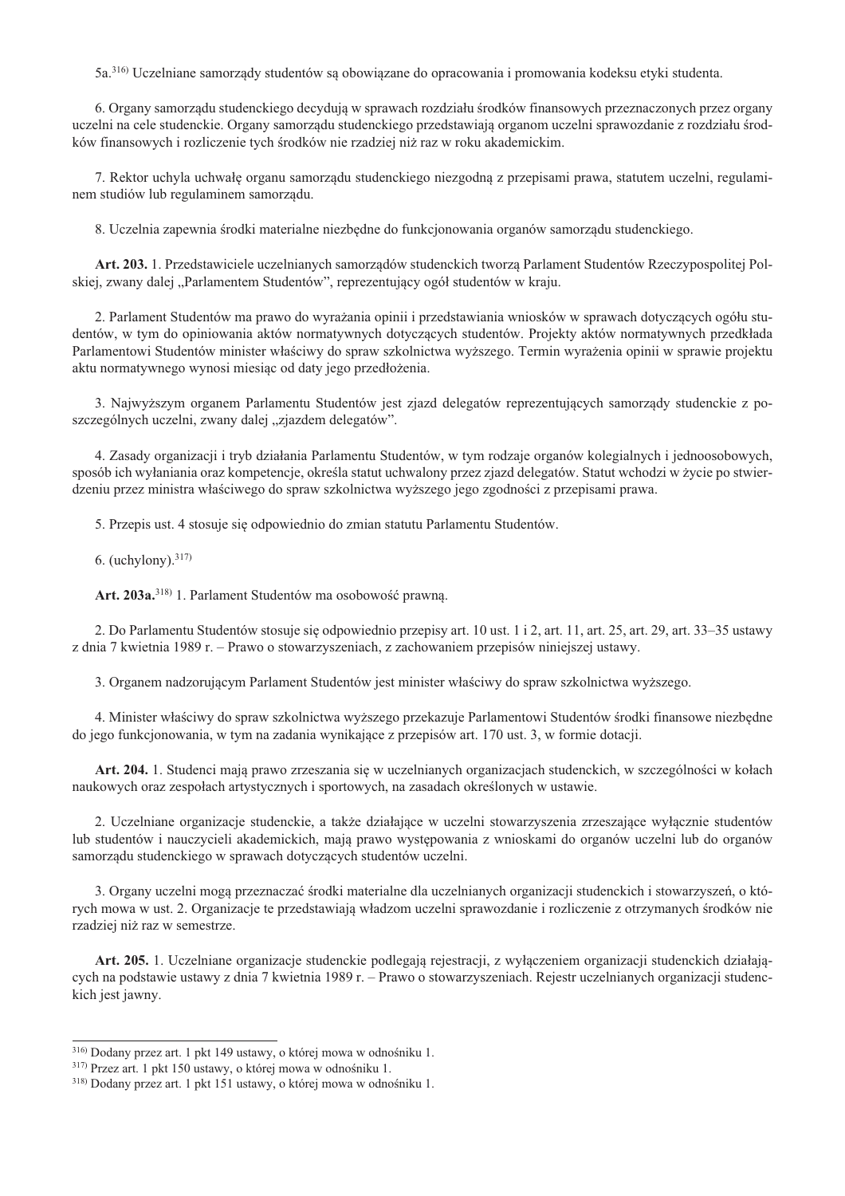5a.[316] Uczelniane samorządy studentów są obowiązane do opracowania i promowania kodeksu etyki studenta.

6. Organy samorządu studenckiego decydują w sprawach rozdziału środków finansowych przeznaczonych przez organy uczelni na cele studenckie. Organy samorządu studenckiego przedstawiają organom uczelni sprawozdanie z rozdziału środków finansowych i rozliczenie tych środków nie rzadziej niż raz w roku akademickim.

7. Rektor uchyla uchwałę organu samorządu studenckiego niezgodną z przepisami prawa, statutem uczelni, regulaminem studiów lub regulaminem samorządu.

8. Uczelnia zapewnia środki materialne niezbędne do funkcjonowania organów samorządu studenckiego.

**Art. 203.** 1. Przedstawiciele uczelnianych samorządów studenckich tworzą Parlament Studentów Rzeczypospolitej Polskiej, zwany dalej „Parlamentem Studentów", reprezentujący ogół studentów w kraju.

2. Parlament Studentów ma prawo do wyrażania opinii i przedstawiania wniosków w sprawach dotyczących ogółu studentów, w tym do opiniowania aktów normatywnych dotyczących studentów. Projekty aktów normatywnych przedkłada Parlamentowi Studentów minister właściwy do spraw szkolnictwa wyższego. Termin wyrażenia opinii w sprawie projektu aktu normatywnego wynosi miesiąc od daty jego przedłożenia.

3. Najwyższym organem Parlamentu Studentów jest zjazd delegatów reprezentujących samorządy studenckie z poszczególnych uczelni, zwany dalej „zjazdem delegatów".

4. Zasady organizacji i tryb działania Parlamentu Studentów, w tym rodzaje organów kolegialnych i jednoosobowych, sposób ich wyłaniania oraz kompetencje, określa statut uchwalony przez zjazd delegatów. Statut wchodzi w życie po stwierdzeniu przez ministra właściwego do spraw szkolnictwa wyższego jego zgodności z przepisami prawa.

5. Przepis ust. 4 stosuje się odpowiednio do zmian statutu Parlamentu Studentów.

6. (uchylony).[317]

**Art. 203a.**[318] 1. Parlament Studentów ma osobowość prawną.

2. Do Parlamentu Studentów stosuje się odpowiednio przepisy art. 10 ust. 1 i 2, art. 11, art. 25, art. 29, art. 33–35 ustawy z dnia 7 kwietnia 1989 r. – Prawo o stowarzyszeniach, z zachowaniem przepisów niniejszej ustawy.

3. Organem nadzorującym Parlament Studentów jest minister właściwy do spraw szkolnictwa wyższego.

4. Minister właściwy do spraw szkolnictwa wyższego przekazuje Parlamentowi Studentów środki finansowe niezbędne do jego funkcjonowania, w tym na zadania wynikające z przepisów art. 170 ust. 3, w formie dotacji.

**Art. 204.** 1. Studenci mają prawo zrzeszania się w uczelnianych organizacjach studenckich, w szczególności w kołach naukowych oraz zespołach artystycznych i sportowych, na zasadach określonych w ustawie.

2. Uczelniane organizacje studenckie, a także działające w uczelni stowarzyszenia zrzeszające wyłącznie studentów lub studentów i nauczycieli akademickich, mają prawo występowania z wnioskami do organów uczelni lub do organów samorządu studenckiego w sprawach dotyczących studentów uczelni.

3. Organy uczelni mogą przeznaczać środki materialne dla uczelnianych organizacji studenckich i stowarzyszeń, o których mowa w ust. 2. Organizacje te przedstawiają władzom uczelni sprawozdanie i rozliczenie z otrzymanych środków nie rzadziej niż raz w semestrze.

**Art. 205.** 1. Uczelniane organizacje studenckie podlegają rejestracji, z wyłączeniem organizacji studenckich działających na podstawie ustawy z dnia 7 kwietnia 1989 r. – Prawo o stowarzyszeniach. Rejestr uczelnianych organizacji studenckich jest jawny.

---

[316] Dodany przez art. 1 pkt 149 ustawy, o której mowa w odnośniku 1.

[317] Przez art. 1 pkt 150 ustawy, o której mowa w odnośniku 1.

[318] Dodany przez art. 1 pkt 151 ustawy, o której mowa w odnośniku 1.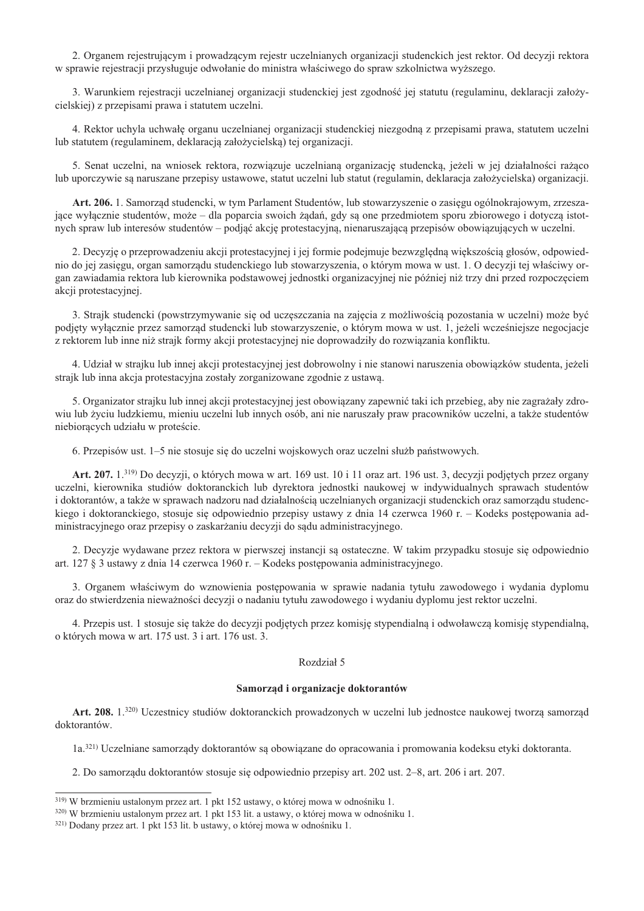2. Organem rejestrującym i prowadzącym rejestr uczelnianych organizacji studenckich jest rektor. Od decyzji rektora w sprawie rejestracji przysługuje odwołanie do ministra właściwego do spraw szkolnictwa wyższego.

3. Warunkiem rejestracji uczelnianej organizacji studenckiej jest zgodność jej statutu (regulaminu, deklaracji założycielskiej) z przepisami prawa i statutem uczelni.

4. Rektor uchyla uchwałę organu uczelnianej organizacji studenckiej niezgodną z przepisami prawa, statutem uczelni lub statutem (regulaminem, deklaracją założycielską) tej organizacji.

5. Senat uczelni, na wniosek rektora, rozwiązuje uczelnianą organizację studencką, jeżeli w jej działalności rażąco lub uporczywie są naruszane przepisy ustawowe, statut uczelni lub statut (regulamin, deklaracja założycielska) organizacji.

**Art. 206.** 1. Samorząd studencki, w tym Parlament Studentów, lub stowarzyszenie o zasięgu ogólnokrajowym, zrzeszające wyłącznie studentów, może – dla poparcia swoich żądań, gdy są one przedmiotem sporu zbiorowego i dotyczą istotnych spraw lub interesów studentów – podjąć akcję protestacyjną, nienaruszającą przepisów obowiązujących w uczelni.

2. Decyzję o przeprowadzeniu akcji protestacyjnej i jej formie podejmuje bezwzględną większością głosów, odpowiednio do jej zasięgu, organ samorządu studenckiego lub stowarzyszenia, o którym mowa w ust. 1. O decyzji tej właściwy organ zawiadamia rektora lub kierownika podstawowej jednostki organizacyjnej nie później niż trzy dni przed rozpoczęciem akcji protestacyjnej.

3. Strajk studencki (powstrzymywanie się od uczęszczania na zajęcia z możliwością pozostania w uczelni) może być podjęty wyłącznie przez samorząd studencki lub stowarzyszenie, o którym mowa w ust. 1, jeżeli wcześniejsze negocjacje z rektorem lub inne niż strajk formy akcji protestacyjnej nie doprowadziły do rozwiązania konfliktu.

4. Udział w strajku lub innej akcji protestacyjnej jest dobrowolny i nie stanowi naruszenia obowiązków studenta, jeżeli strajk lub inna akcja protestacyjna zostały zorganizowane zgodnie z ustawą.

5. Organizator strajku lub innej akcji protestacyjnej jest obowiązany zapewnić taki ich przebieg, aby nie zagrażały zdrowiu lub życiu ludzkiemu, mieniu uczelni lub innych osób, ani nie naruszały praw pracowników uczelni, a także studentów niebiorących udziału w proteście.

6. Przepisów ust. 1–5 nie stosuje się do uczelni wojskowych oraz uczelni służb państwowych.

**Art. 207.** 1.[319)] Do decyzji, o których mowa w art. 169 ust. 10 i 11 oraz art. 196 ust. 3, decyzji podjętych przez organy uczelni, kierownika studiów doktoranckich lub dyrektora jednostki naukowej w indywidualnych sprawach studentów i doktorantów, a także w sprawach nadzoru nad działalnością uczelnianych organizacji studenckich oraz samorządu studenckiego i doktoranckiego, stosuje się odpowiednio przepisy ustawy z dnia 14 czerwca 1960 r. – Kodeks postępowania administracyjnego oraz przepisy o zaskarżaniu decyzji do sądu administracyjnego.

2. Decyzje wydawane przez rektora w pierwszej instancji są ostateczne. W takim przypadku stosuje się odpowiednio art. 127 § 3 ustawy z dnia 14 czerwca 1960 r. – Kodeks postępowania administracyjnego.

3. Organem właściwym do wznowienia postępowania w sprawie nadania tytułu zawodowego i wydania dyplomu oraz do stwierdzenia nieważności decyzji o nadaniu tytułu zawodowego i wydaniu dyplomu jest rektor uczelni.

4. Przepis ust. 1 stosuje się także do decyzji podjętych przez komisję stypendialną i odwoławczą komisję stypendialną, o których mowa w art. 175 ust. 3 i art. 176 ust. 3.

## Rozdział 5

### Samorząd i organizacje doktorantów

**Art. 208.** 1.[320)] Uczestnicy studiów doktoranckich prowadzonych w uczelni lub jednostce naukowej tworzą samorząd doktorantów.

1a.[321)] Uczelniane samorządy doktorantów są obowiązane do opracowania i promowania kodeksu etyki doktoranta.

2. Do samorządu doktorantów stosuje się odpowiednio przepisy art. 202 ust. 2–8, art. 206 i art. 207.

---

[319)] W brzmieniu ustalonym przez art. 1 pkt 152 ustawy, o której mowa w odnośniku 1.

[320)] W brzmieniu ustalonym przez art. 1 pkt 153 lit. a ustawy, o której mowa w odnośniku 1.

[321)] Dodany przez art. 1 pkt 153 lit. b ustawy, o której mowa w odnośniku 1.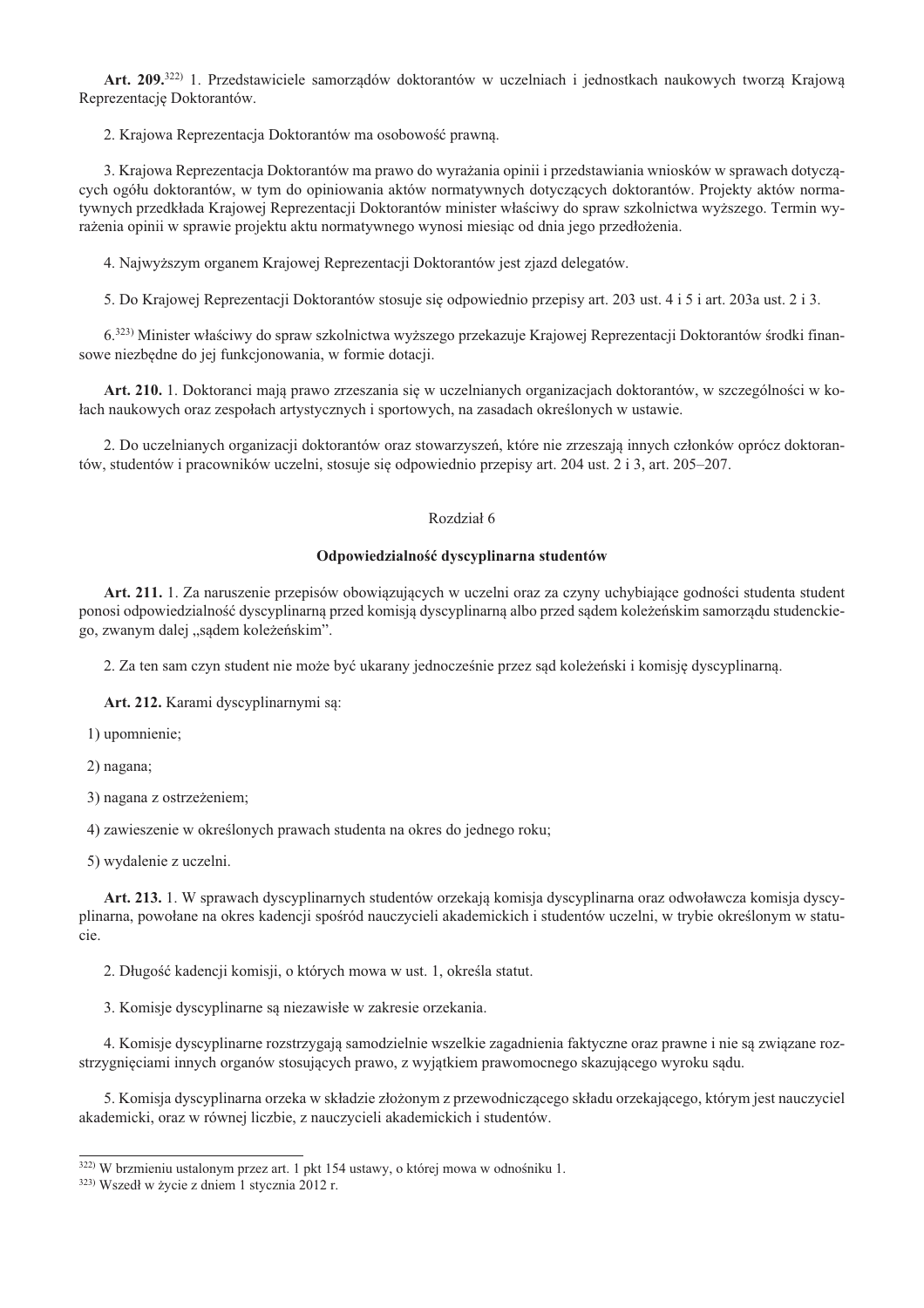**Art. 209.**[322] 1. Przedstawiciele samorządów doktorantów w uczelniach i jednostkach naukowych tworzą Krajową Reprezentację Doktorantów.

2. Krajowa Reprezentacja Doktorantów ma osobowość prawną.

3. Krajowa Reprezentacja Doktorantów ma prawo do wyrażania opinii i przedstawiania wniosków w sprawach dotyczących ogółu doktorantów, w tym do opiniowania aktów normatywnych dotyczących doktorantów. Projekty aktów normatywnych przedkłada Krajowej Reprezentacji Doktorantów minister właściwy do spraw szkolnictwa wyższego. Termin wyrażenia opinii w sprawie projektu aktu normatywnego wynosi miesiąc od dnia jego przedłożenia.

4. Najwyższym organem Krajowej Reprezentacji Doktorantów jest zjazd delegatów.

5. Do Krajowej Reprezentacji Doktorantów stosuje się odpowiednio przepisy art. 203 ust. 4 i 5 i art. 203a ust. 2 i 3.

6.[323] Minister właściwy do spraw szkolnictwa wyższego przekazuje Krajowej Reprezentacji Doktorantów środki finansowe niezbędne do jej funkcjonowania, w formie dotacji.

**Art. 210.** 1. Doktoranci mają prawo zrzeszania się w uczelnianych organizacjach doktorantów, w szczególności w kołach naukowych oraz zespołach artystycznych i sportowych, na zasadach określonych w ustawie.

2. Do uczelnianych organizacji doktorantów oraz stowarzyszeń, które nie zrzeszają innych członków oprócz doktorantów, studentów i pracowników uczelni, stosuje się odpowiednio przepisy art. 204 ust. 2 i 3, art. 205–207.

Rozdział 6

**Odpowiedzialność dyscyplinarna studentów**

**Art. 211.** 1. Za naruszenie przepisów obowiązujących w uczelni oraz za czyny uchybiające godności studenta student ponosi odpowiedzialność dyscyplinarną przed komisją dyscyplinarną albo przed sądem koleżeńskim samorządu studenckiego, zwanym dalej „sądem koleżeńskim".

2. Za ten sam czyn student nie może być ukarany jednocześnie przez sąd koleżeński i komisję dyscyplinarną.

**Art. 212.** Karami dyscyplinarnymi są:

1) upomnienie;

2) nagana;

3) nagana z ostrzeżeniem;

4) zawieszenie w określonych prawach studenta na okres do jednego roku;

5) wydalenie z uczelni.

**Art. 213.** 1. W sprawach dyscyplinarnych studentów orzekają komisja dyscyplinarna oraz odwoławcza komisja dyscyplinarna, powołane na okres kadencji spośród nauczycieli akademickich i studentów uczelni, w trybie określonym w statucie.

2. Długość kadencji komisji, o których mowa w ust. 1, określa statut.

3. Komisje dyscyplinarne są niezawisłe w zakresie orzekania.

4. Komisje dyscyplinarne rozstrzygają samodzielnie wszelkie zagadnienia faktyczne oraz prawne i nie są związane rozstrzygnięciami innych organów stosujących prawo, z wyjątkiem prawomocnego skazującego wyroku sądu.

5. Komisja dyscyplinarna orzeka w składzie złożonym z przewodniczącego składu orzekającego, którym jest nauczyciel akademicki, oraz w równej liczbie, z nauczycieli akademickich i studentów.

---

[322] W brzmieniu ustalonym przez art. 1 pkt 154 ustawy, o której mowa w odnośniku 1.

[323] Wszedł w życie z dniem 1 stycznia 2012 r.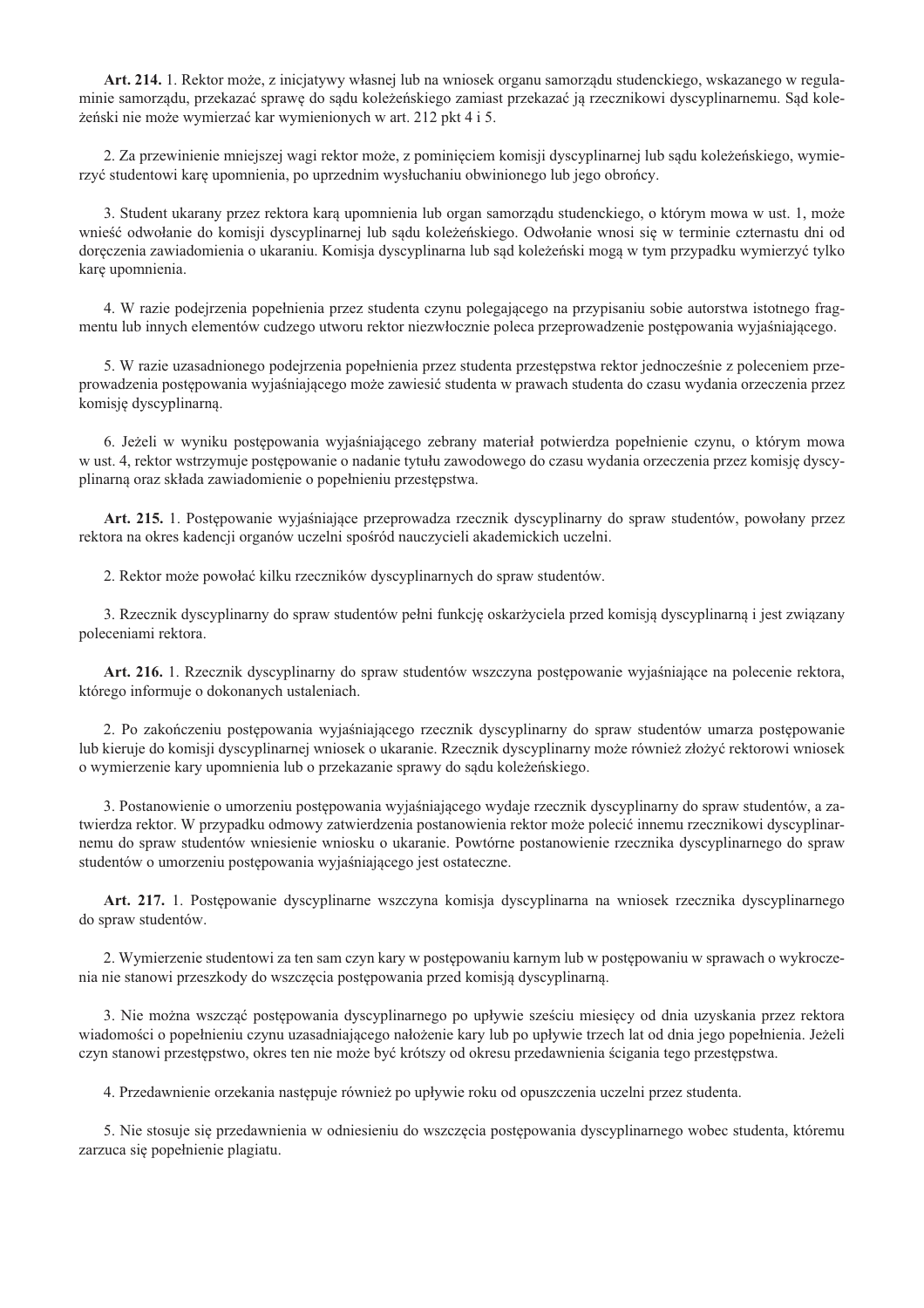**Art. 214.** 1. Rektor może, z inicjatywy własnej lub na wniosek organu samorządu studenckiego, wskazanego w regulaminie samorządu, przekazać sprawę do sądu koleżeńskiego zamiast przekazać ją rzecznikowi dyscyplinarnemu. Sąd koleżeński nie może wymierzać kar wymienionych w art. 212 pkt 4 i 5.

2. Za przewinienie mniejszej wagi rektor może, z pominięciem komisji dyscyplinarnej lub sądu koleżeńskiego, wymierzyć studentowi karę upomnienia, po uprzednim wysłuchaniu obwinionego lub jego obrońcy.

3. Student ukarany przez rektora karą upomnienia lub organ samorządu studenckiego, o którym mowa w ust. 1, może wnieść odwołanie do komisji dyscyplinarnej lub sądu koleżeńskiego. Odwołanie wnosi się w terminie czternastu dni od doręczenia zawiadomienia o ukaraniu. Komisja dyscyplinarna lub sąd koleżeński mogą w tym przypadku wymierzyć tylko karę upomnienia.

4. W razie podejrzenia popełnienia przez studenta czynu polegającego na przypisaniu sobie autorstwa istotnego fragmentu lub innych elementów cudzego utworu rektor niezwłocznie poleca przeprowadzenie postępowania wyjaśniającego.

5. W razie uzasadnionego podejrzenia popełnienia przez studenta przestępstwa rektor jednocześnie z poleceniem przeprowadzenia postępowania wyjaśniającego może zawiesić studenta w prawach studenta do czasu wydania orzeczenia przez komisję dyscyplinarną.

6. Jeżeli w wyniku postępowania wyjaśniającego zebrany materiał potwierdza popełnienie czynu, o którym mowa w ust. 4, rektor wstrzymuje postępowanie o nadanie tytułu zawodowego do czasu wydania orzeczenia przez komisję dyscyplinarną oraz składa zawiadomienie o popełnieniu przestępstwa.

**Art. 215.** 1. Postępowanie wyjaśniające przeprowadza rzecznik dyscyplinarny do spraw studentów, powołany przez rektora na okres kadencji organów uczelni spośród nauczycieli akademickich uczelni.

2. Rektor może powołać kilku rzeczników dyscyplinarnych do spraw studentów.

3. Rzecznik dyscyplinarny do spraw studentów pełni funkcję oskarżyciela przed komisją dyscyplinarną i jest związany poleceniami rektora.

**Art. 216.** 1. Rzecznik dyscyplinarny do spraw studentów wszczyna postępowanie wyjaśniające na polecenie rektora, którego informuje o dokonanych ustaleniach.

2. Po zakończeniu postępowania wyjaśniającego rzecznik dyscyplinarny do spraw studentów umarza postępowanie lub kieruje do komisji dyscyplinarnej wniosek o ukaranie. Rzecznik dyscyplinarny może również złożyć rektorowi wniosek o wymierzenie kary upomnienia lub o przekazanie sprawy do sądu koleżeńskiego.

3. Postanowienie o umorzeniu postępowania wyjaśniającego wydaje rzecznik dyscyplinarny do spraw studentów, a zatwierdza rektor. W przypadku odmowy zatwierdzenia postanowienia rektor może polecić innemu rzecznikowi dyscyplinarnemu do spraw studentów wniesienie wniosku o ukaranie. Powtórne postanowienie rzecznika dyscyplinarnego do spraw studentów o umorzeniu postępowania wyjaśniającego jest ostateczne.

**Art. 217.** 1. Postępowanie dyscyplinarne wszczyna komisja dyscyplinarna na wniosek rzecznika dyscyplinarnego do spraw studentów.

2. Wymierzenie studentowi za ten sam czyn kary w postępowaniu karnym lub w postępowaniu w sprawach o wykroczenia nie stanowi przeszkody do wszczęcia postępowania przed komisją dyscyplinarną.

3. Nie można wszcząć postępowania dyscyplinarnego po upływie sześciu miesięcy od dnia uzyskania przez rektora wiadomości o popełnieniu czynu uzasadniającego nałożenie kary lub po upływie trzech lat od dnia jego popełnienia. Jeżeli czyn stanowi przestępstwo, okres ten nie może być krótszy od okresu przedawnienia ścigania tego przestępstwa.

4. Przedawnienie orzekania następuje również po upływie roku od opuszczenia uczelni przez studenta.

5. Nie stosuje się przedawnienia w odniesieniu do wszczęcia postępowania dyscyplinarnego wobec studenta, któremu zarzuca się popełnienie plagiatu.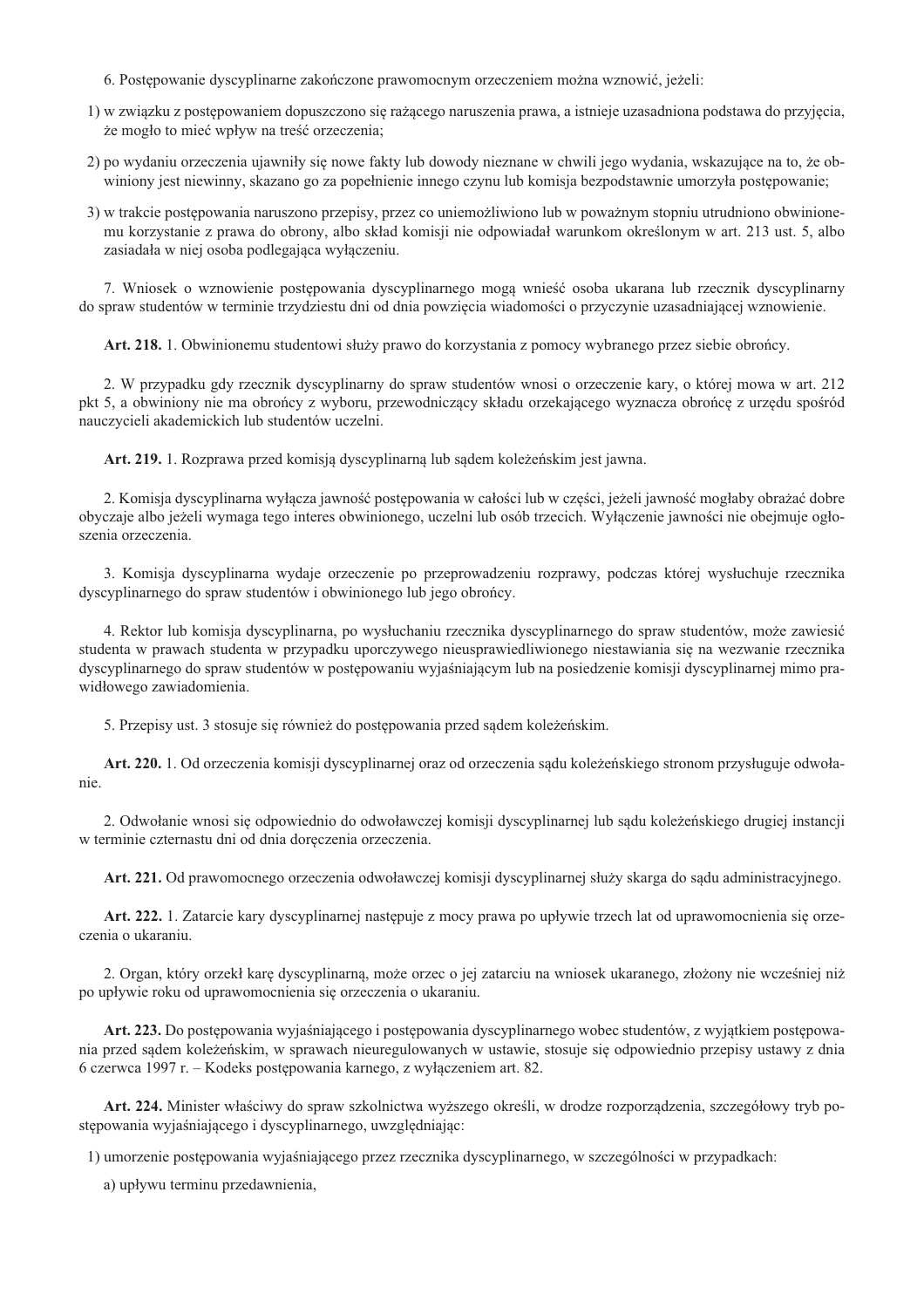6. Postępowanie dyscyplinarne zakończone prawomocnym orzeczeniem można wznowić, jeżeli:

1) w związku z postępowaniem dopuszczono się rażącego naruszenia prawa, a istnieje uzasadniona podstawa do przyjęcia, że mogło to mieć wpływ na treść orzeczenia;

2) po wydaniu orzeczenia ujawniły się nowe fakty lub dowody nieznane w chwili jego wydania, wskazujące na to, że obwiniony jest niewinny, skazano go za popełnienie innego czynu lub komisja bezpodstawnie umorzyła postępowanie;

3) w trakcie postępowania naruszono przepisy, przez co uniemożliwiono lub w poważnym stopniu utrudniono obwinionemu korzystanie z prawa do obrony, albo skład komisji nie odpowiadał warunkom określonym w art. 213 ust. 5, albo zasiadała w niej osoba podlegająca wyłączeniu.

7. Wniosek o wznowienie postępowania dyscyplinarnego mogą wnieść osoba ukarana lub rzecznik dyscyplinarny do spraw studentów w terminie trzydziestu dni od dnia powzięcia wiadomości o przyczynie uzasadniającej wznowienie.

**Art. 218.** 1. Obwinionemu studentowi służy prawo do korzystania z pomocy wybranego przez siebie obrońcy.

2. W przypadku gdy rzecznik dyscyplinarny do spraw studentów wnosi o orzeczenie kary, o której mowa w art. 212 pkt 5, a obwiniony nie ma obrońcy z wyboru, przewodniczący składu orzekającego wyznacza obrońcę z urzędu spośród nauczycieli akademickich lub studentów uczelni.

**Art. 219.** 1. Rozprawa przed komisją dyscyplinarną lub sądem koleżeńskim jest jawna.

2. Komisja dyscyplinarna wyłącza jawność postępowania w całości lub w części, jeżeli jawność mogłaby obrażać dobre obyczaje albo jeżeli wymaga tego interes obwinionego, uczelni lub osób trzecich. Wyłączenie jawności nie obejmuje ogłoszenia orzeczenia.

3. Komisja dyscyplinarna wydaje orzeczenie po przeprowadzeniu rozprawy, podczas której wysłuchuje rzecznika dyscyplinarnego do spraw studentów i obwinionego lub jego obrońcy.

4. Rektor lub komisja dyscyplinarna, po wysłuchaniu rzecznika dyscyplinarnego do spraw studentów, może zawiesić studenta w prawach studenta w przypadku uporczywego nieusprawiedliwionego niestawiania się na wezwanie rzecznika dyscyplinarnego do spraw studentów w postępowaniu wyjaśniającym lub na posiedzenie komisji dyscyplinarnej mimo prawidłowego zawiadomienia.

5. Przepisy ust. 3 stosuje się również do postępowania przed sądem koleżeńskim.

**Art. 220.** 1. Od orzeczenia komisji dyscyplinarnej oraz od orzeczenia sądu koleżeńskiego stronom przysługuje odwołanie.

2. Odwołanie wnosi się odpowiednio do odwoławczej komisji dyscyplinarnej lub sądu koleżeńskiego drugiej instancji w terminie czternastu dni od dnia doręczenia orzeczenia.

**Art. 221.** Od prawomocnego orzeczenia odwoławczej komisji dyscyplinarnej służy skarga do sądu administracyjnego.

**Art. 222.** 1. Zatarcie kary dyscyplinarnej następuje z mocy prawa po upływie trzech lat od uprawomocnienia się orzeczenia o ukaraniu.

2. Organ, który orzekł karę dyscyplinarną, może orzec o jej zatarciu na wniosek ukaranego, złożony nie wcześniej niż po upływie roku od uprawomocnienia się orzeczenia o ukaraniu.

**Art. 223.** Do postępowania wyjaśniającego i postępowania dyscyplinarnego wobec studentów, z wyjątkiem postępowania przed sądem koleżeńskim, w sprawach nieuregulowanych w ustawie, stosuje się odpowiednio przepisy ustawy z dnia 6 czerwca 1997 r. – Kodeks postępowania karnego, z wyłączeniem art. 82.

**Art. 224.** Minister właściwy do spraw szkolnictwa wyższego określi, w drodze rozporządzenia, szczegółowy tryb postępowania wyjaśniającego i dyscyplinarnego, uwzględniając:

1) umorzenie postępowania wyjaśniającego przez rzecznika dyscyplinarnego, w szczególności w przypadkach:

a) upływu terminu przedawnienia,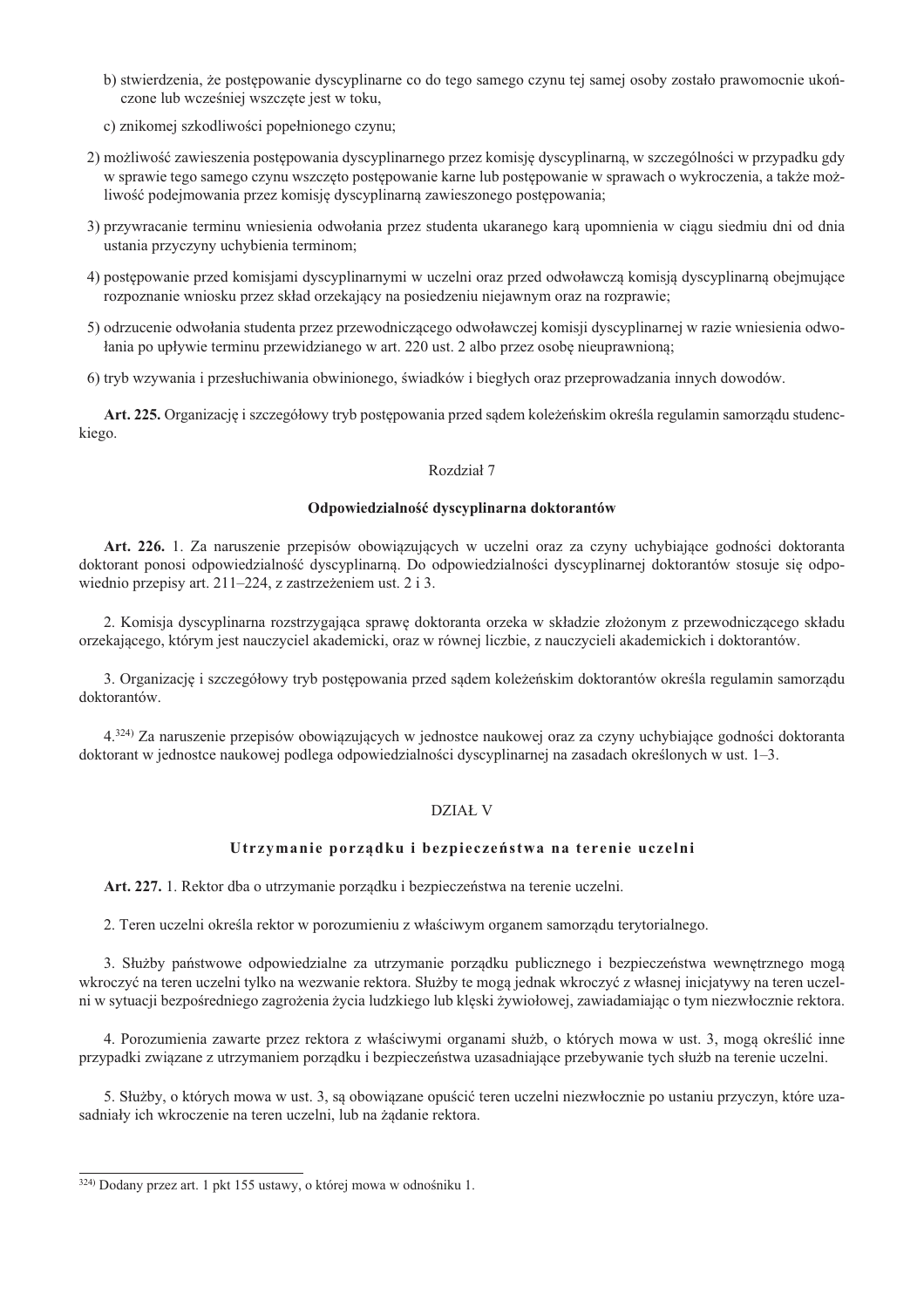b) stwierdzenia, że postępowanie dyscyplinarne co do tego samego czynu tej samej osoby zostało prawomocnie ukończone lub wcześniej wszczęte jest w toku,

c) znikomej szkodliwości popełnionego czynu;

2) możliwość zawieszenia postępowania dyscyplinarnego przez komisję dyscyplinarną, w szczególności w przypadku gdy w sprawie tego samego czynu wszczęto postępowanie karne lub postępowanie w sprawach o wykroczenia, a także możliwość podejmowania przez komisję dyscyplinarną zawieszonego postępowania;

3) przywracanie terminu wniesienia odwołania przez studenta ukaranego karą upomnienia w ciągu siedmiu dni od dnia ustania przyczyny uchybienia terminom;

4) postępowanie przed komisjami dyscyplinarnymi w uczelni oraz przed odwoławczą komisją dyscyplinarną obejmujące rozpoznanie wniosku przez skład orzekający na posiedzeniu niejawnym oraz na rozprawie;

5) odrzucenie odwołania studenta przez przewodniczącego odwoławczej komisji dyscyplinarnej w razie wniesienia odwołania po upływie terminu przewidzianego w art. 220 ust. 2 albo przez osobę nieuprawnioną;

6) tryb wzywania i przesłuchiwania obwinionego, świadków i biegłych oraz przeprowadzania innych dowodów.

**Art. 225.** Organizację i szczegółowy tryb postępowania przed sądem koleżeńskim określa regulamin samorządu studenckiego.

### Rozdział 7

### Odpowiedzialność dyscyplinarna doktorantów

**Art. 226.** 1. Za naruszenie przepisów obowiązujących w uczelni oraz za czyny uchybiające godności doktoranta doktorant ponosi odpowiedzialność dyscyplinarną. Do odpowiedzialności dyscyplinarnej doktorantów stosuje się odpowiednio przepisy art. 211–224, z zastrzeżeniem ust. 2 i 3.

2. Komisja dyscyplinarna rozstrzygająca sprawę doktoranta orzeka w składzie złożonym z przewodniczącego składu orzekającego, którym jest nauczyciel akademicki, oraz w równej liczbie, z nauczycieli akademickich i doktorantów.

3. Organizację i szczegółowy tryb postępowania przed sądem koleżeńskim doktorantów określa regulamin samorządu doktorantów.

4.[324] Za naruszenie przepisów obowiązujących w jednostce naukowej oraz za czyny uchybiające godności doktoranta doktorant w jednostce naukowej podlega odpowiedzialności dyscyplinarnej na zasadach określonych w ust. 1–3.

## DZIAŁ V

## Utrzymanie porządku i bezpieczeństwa na terenie uczelni

**Art. 227.** 1. Rektor dba o utrzymanie porządku i bezpieczeństwa na terenie uczelni.

2. Teren uczelni określa rektor w porozumieniu z właściwym organem samorządu terytorialnego.

3. Służby państwowe odpowiedzialne za utrzymanie porządku publicznego i bezpieczeństwa wewnętrznego mogą wkroczyć na teren uczelni tylko na wezwanie rektora. Służby te mogą jednak wkroczyć z własnej inicjatywy na teren uczelni w sytuacji bezpośredniego zagrożenia życia ludzkiego lub klęski żywiołowej, zawiadamiając o tym niezwłocznie rektora.

4. Porozumienia zawarte przez rektora z właściwymi organami służb, o których mowa w ust. 3, mogą określić inne przypadki związane z utrzymaniem porządku i bezpieczeństwa uzasadniające przebywanie tych służb na terenie uczelni.

5. Służby, o których mowa w ust. 3, są obowiązane opuścić teren uczelni niezwłocznie po ustaniu przyczyn, które uzasadniały ich wkroczenie na teren uczelni, lub na żądanie rektora.

---

[324] Dodany przez art. 1 pkt 155 ustawy, o której mowa w odnośniku 1.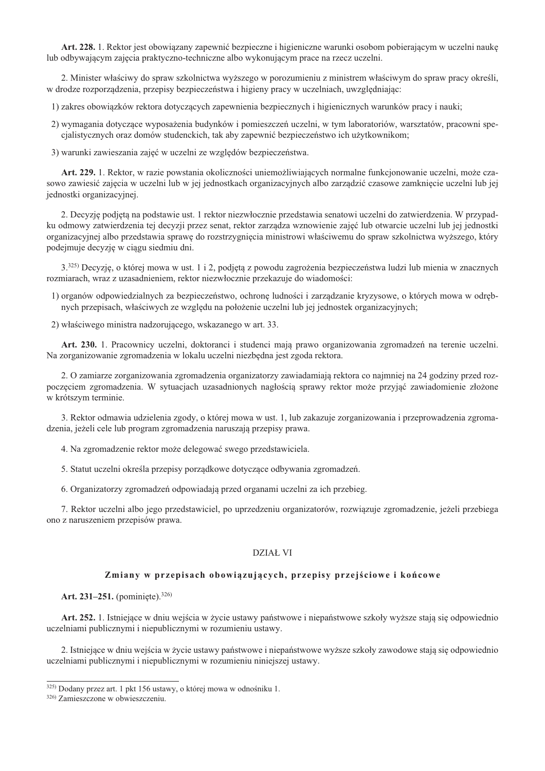**Art. 228.** 1. Rektor jest obowiązany zapewnić bezpieczne i higieniczne warunki osobom pobierającym w uczelni naukę lub odbywającym zajęcia praktyczno-techniczne albo wykonującym prace na rzecz uczelni.

2. Minister właściwy do spraw szkolnictwa wyższego w porozumieniu z ministrem właściwym do spraw pracy określi, w drodze rozporządzenia, przepisy bezpieczeństwa i higieny pracy w uczelniach, uwzględniając:

1) zakres obowiązków rektora dotyczących zapewnienia bezpiecznych i higienicznych warunków pracy i nauki;
2) wymagania dotyczące wyposażenia budynków i pomieszczeń uczelni, w tym laboratoriów, warsztatów, pracowni specjalistycznych oraz domów studenckich, tak aby zapewnić bezpieczeństwo ich użytkownikom;
3) warunki zawieszania zajęć w uczelni ze względów bezpieczeństwa.

**Art. 229.** 1. Rektor, w razie powstania okoliczności uniemożliwiających normalne funkcjonowanie uczelni, może czasowo zawiesić zajęcia w uczelni lub w jej jednostkach organizacyjnych albo zarządzić czasowe zamknięcie uczelni lub jej jednostki organizacyjnej.

2. Decyzję podjętą na podstawie ust. 1 rektor niezwłocznie przedstawia senatowi uczelni do zatwierdzenia. W przypadku odmowy zatwierdzenia tej decyzji przez senat, rektor zarządza wznowienie zajęć lub otwarcie uczelni lub jej jednostki organizacyjnej albo przedstawia sprawę do rozstrzygnięcia ministrowi właściwemu do spraw szkolnictwa wyższego, który podejmuje decyzję w ciągu siedmiu dni.

3.[325] Decyzję, o której mowa w ust. 1 i 2, podjętą z powodu zagrożenia bezpieczeństwa ludzi lub mienia w znacznych rozmiarach, wraz z uzasadnieniem, rektor niezwłocznie przekazuje do wiadomości:

1) organów odpowiedzialnych za bezpieczeństwo, ochronę ludności i zarządzanie kryzysowe, o których mowa w odrębnych przepisach, właściwych ze względu na położenie uczelni lub jej jednostek organizacyjnych;
2) właściwego ministra nadzorującego, wskazanego w art. 33.

**Art. 230.** 1. Pracownicy uczelni, doktoranci i studenci mają prawo organizowania zgromadzeń na terenie uczelni. Na zorganizowanie zgromadzenia w lokalu uczelni niezbędna jest zgoda rektora.

2. O zamiarze zorganizowania zgromadzenia organizatorzy zawiadamiają rektora co najmniej na 24 godziny przed rozpoczęciem zgromadzenia. W sytuacjach uzasadnionych nagłością sprawy rektor może przyjąć zawiadomienie złożone w krótszym terminie.

3. Rektor odmawia udzielenia zgody, o której mowa w ust. 1, lub zakazuje zorganizowania i przeprowadzenia zgromadzenia, jeżeli cele lub program zgromadzenia naruszają przepisy prawa.

4. Na zgromadzenie rektor może delegować swego przedstawiciela.

5. Statut uczelni określa przepisy porządkowe dotyczące odbywania zgromadzeń.

6. Organizatorzy zgromadzeń odpowiadają przed organami uczelni za ich przebieg.

7. Rektor uczelni albo jego przedstawiciel, po uprzedzeniu organizatorów, rozwiązuje zgromadzenie, jeżeli przebiega ono z naruszeniem przepisów prawa.

## DZIAŁ VI

### Zmiany w przepisach obowiązujących, przepisy przejściowe i końcowe

**Art. 231–251.** (pominięte).[326]

**Art. 252.** 1. Istniejące w dniu wejścia w życie ustawy państwowe i niepaństwowe szkoły wyższe stają się odpowiednio uczelniami publicznymi i niepublicznymi w rozumieniu ustawy.

2. Istniejące w dniu wejścia w życie ustawy państwowe i niepaństwowe wyższe szkoły zawodowe stają się odpowiednio uczelniami publicznymi i niepublicznymi w rozumieniu niniejszej ustawy.

---

[325] Dodany przez art. 1 pkt 156 ustawy, o której mowa w odnośniku 1.
[326] Zamieszczone w obwieszczeniu.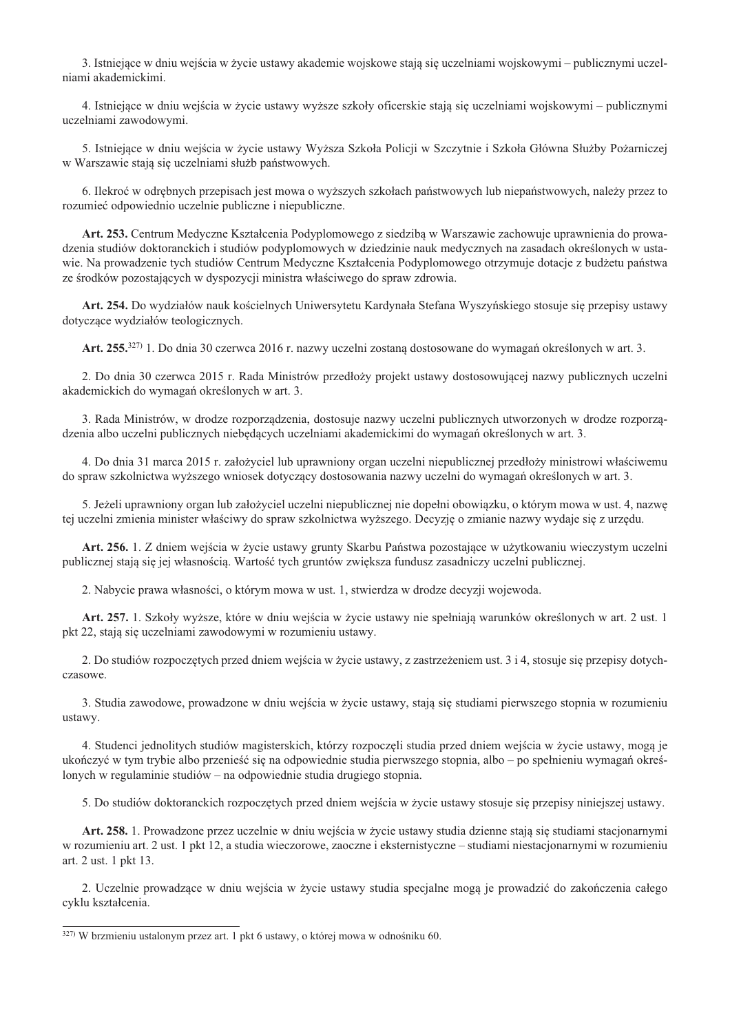3. Istniejące w dniu wejścia w życie ustawy akademie wojskowe stają się uczelniami wojskowymi – publicznymi uczelniami akademickimi.

4. Istniejące w dniu wejścia w życie ustawy wyższe szkoły oficerskie stają się uczelniami wojskowymi – publicznymi uczelniami zawodowymi.

5. Istniejące w dniu wejścia w życie ustawy Wyższa Szkoła Policji w Szczytnie i Szkoła Główna Służby Pożarniczej w Warszawie stają się uczelniami służb państwowych.

6. Ilekroć w odrębnych przepisach jest mowa o wyższych szkołach państwowych lub niepaństwowych, należy przez to rozumieć odpowiednio uczelnie publiczne i niepubliczne.

**Art. 253.** Centrum Medyczne Kształcenia Podyplomowego z siedzibą w Warszawie zachowuje uprawnienia do prowadzenia studiów doktoranckich i studiów podyplomowych w dziedzinie nauk medycznych na zasadach określonych w ustawie. Na prowadzenie tych studiów Centrum Medyczne Kształcenia Podyplomowego otrzymuje dotacje z budżetu państwa ze środków pozostających w dyspozycji ministra właściwego do spraw zdrowia.

**Art. 254.** Do wydziałów nauk kościelnych Uniwersytetu Kardynała Stefana Wyszyńskiego stosuje się przepisy ustawy dotyczące wydziałów teologicznych.

**Art. 255.**[327] 1. Do dnia 30 czerwca 2016 r. nazwy uczelni zostaną dostosowane do wymagań określonych w art. 3.

2. Do dnia 30 czerwca 2015 r. Rada Ministrów przedłoży projekt ustawy dostosowującej nazwy publicznych uczelni akademickich do wymagań określonych w art. 3.

3. Rada Ministrów, w drodze rozporządzenia, dostosuje nazwy uczelni publicznych utworzonych w drodze rozporządzenia albo uczelni publicznych niebędących uczelniami akademickimi do wymagań określonych w art. 3.

4. Do dnia 31 marca 2015 r. założyciel lub uprawniony organ uczelni niepublicznej przedłoży ministrowi właściwemu do spraw szkolnictwa wyższego wniosek dotyczący dostosowania nazwy uczelni do wymagań określonych w art. 3.

5. Jeżeli uprawniony organ lub założyciel uczelni niepublicznej nie dopełni obowiązku, o którym mowa w ust. 4, nazwę tej uczelni zmienia minister właściwy do spraw szkolnictwa wyższego. Decyzję o zmianie nazwy wydaje się z urzędu.

**Art. 256.** 1. Z dniem wejścia w życie ustawy grunty Skarbu Państwa pozostające w użytkowaniu wieczystym uczelni publicznej stają się jej własnością. Wartość tych gruntów zwiększa fundusz zasadniczy uczelni publicznej.

2. Nabycie prawa własności, o którym mowa w ust. 1, stwierdza w drodze decyzji wojewoda.

**Art. 257.** 1. Szkoły wyższe, które w dniu wejścia w życie ustawy nie spełniają warunków określonych w art. 2 ust. 1 pkt 22, stają się uczelniami zawodowymi w rozumieniu ustawy.

2. Do studiów rozpoczętych przed dniem wejścia w życie ustawy, z zastrzeżeniem ust. 3 i 4, stosuje się przepisy dotychczasowe.

3. Studia zawodowe, prowadzone w dniu wejścia w życie ustawy, stają się studiami pierwszego stopnia w rozumieniu ustawy.

4. Studenci jednolitych studiów magisterskich, którzy rozpoczęli studia przed dniem wejścia w życie ustawy, mogą je ukończyć w tym trybie albo przenieść się na odpowiednie studia pierwszego stopnia, albo – po spełnieniu wymagań określonych w regulaminie studiów – na odpowiednie studia drugiego stopnia.

5. Do studiów doktoranckich rozpoczętych przed dniem wejścia w życie ustawy stosuje się przepisy niniejszej ustawy.

**Art. 258.** 1. Prowadzone przez uczelnie w dniu wejścia w życie ustawy studia dzienne stają się studiami stacjonarnymi w rozumieniu art. 2 ust. 1 pkt 12, a studia wieczorowe, zaoczne i eksternistyczne – studiami niestacjonarnymi w rozumieniu art. 2 ust. 1 pkt 13.

2. Uczelnie prowadzące w dniu wejścia w życie ustawy studia specjalne mogą je prowadzić do zakończenia całego cyklu kształcenia.

---

[327] W brzmieniu ustalonym przez art. 1 pkt 6 ustawy, o której mowa w odnośniku 60.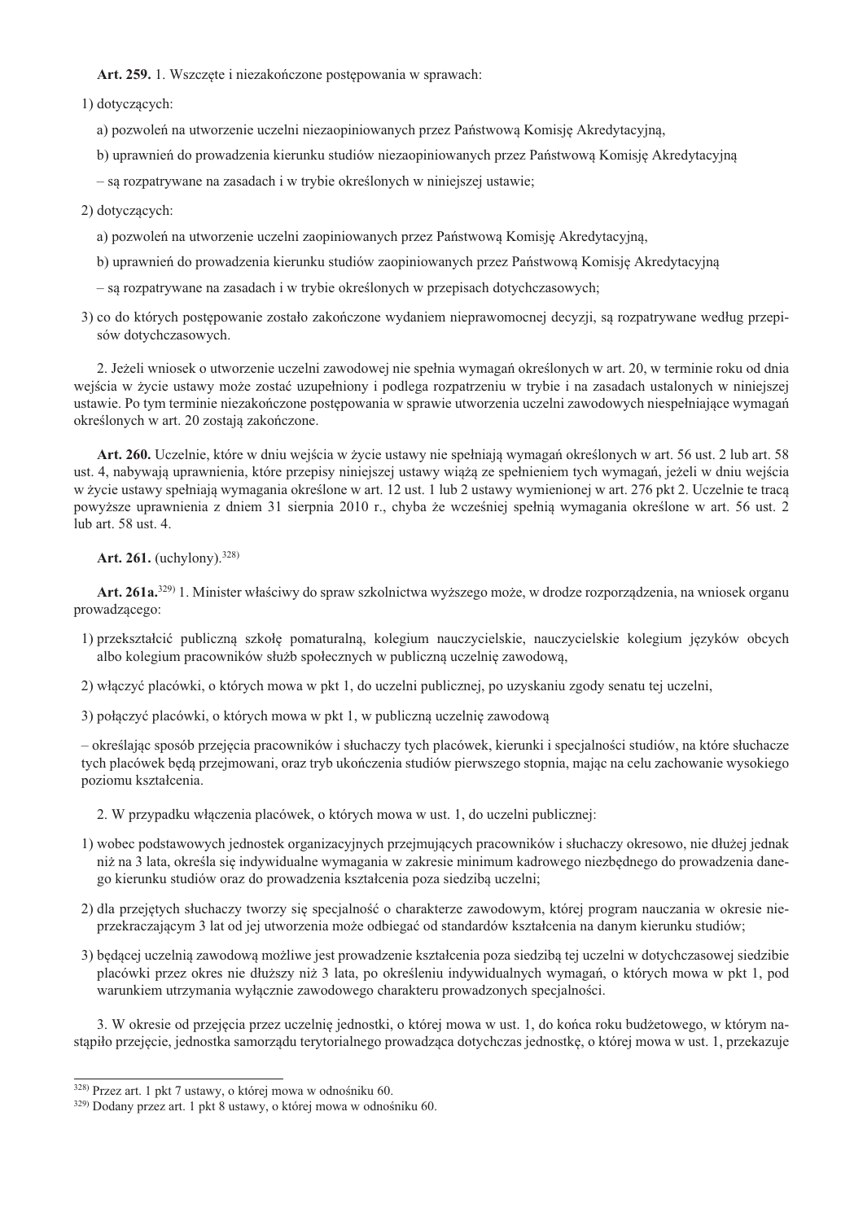**Art. 259.** 1. Wszczęte i niezakończone postępowania w sprawach:

1) dotyczących:

a) pozwoleń na utworzenie uczelni niezaopiniowanych przez Państwową Komisję Akredytacyjną,

b) uprawnień do prowadzenia kierunku studiów niezaopiniowanych przez Państwową Komisję Akredytacyjną

– są rozpatrywane na zasadach i w trybie określonych w niniejszej ustawie;

2) dotyczących:

a) pozwoleń na utworzenie uczelni zaopiniowanych przez Państwową Komisję Akredytacyjną,

b) uprawnień do prowadzenia kierunku studiów zaopiniowanych przez Państwową Komisję Akredytacyjną

– są rozpatrywane na zasadach i w trybie określonych w przepisach dotychczasowych;

3) co do których postępowanie zostało zakończone wydaniem nieprawomocnej decyzji, są rozpatrywane według przepisów dotychczasowych.

2. Jeżeli wniosek o utworzenie uczelni zawodowej nie spełnia wymagań określonych w art. 20, w terminie roku od dnia wejścia w życie ustawy może zostać uzupełniony i podlega rozpatrzeniu w trybie i na zasadach ustalonych w niniejszej ustawie. Po tym terminie niezakończone postępowania w sprawie utworzenia uczelni zawodowych niespełniające wymagań określonych w art. 20 zostają zakończone.

**Art. 260.** Uczelnie, które w dniu wejścia w życie ustawy nie spełniają wymagań określonych w art. 56 ust. 2 lub art. 58 ust. 4, nabywają uprawnienia, które przepisy niniejszej ustawy wiążą ze spełnieniem tych wymagań, jeżeli w dniu wejścia w życie ustawy spełniają wymagania określone w art. 12 ust. 1 lub 2 ustawy wymienionej w art. 276 pkt 2. Uczelnie te tracą powyższe uprawnienia z dniem 31 sierpnia 2010 r., chyba że wcześniej spełnią wymagania określone w art. 56 ust. 2 lub art. 58 ust. 4.

**Art. 261.** (uchylony).[328)]

**Art. 261a.**[329)] 1. Minister właściwy do spraw szkolnictwa wyższego może, w drodze rozporządzenia, na wniosek organu prowadzącego:

1) przekształcić publiczną szkołę pomaturalną, kolegium nauczycielskie, nauczycielskie kolegium języków obcych albo kolegium pracowników służb społecznych w publiczną uczelnię zawodową,

2) włączyć placówki, o których mowa w pkt 1, do uczelni publicznej, po uzyskaniu zgody senatu tej uczelni,

3) połączyć placówki, o których mowa w pkt 1, w publiczną uczelnię zawodową

– określając sposób przejęcia pracowników i słuchaczy tych placówek, kierunki i specjalności studiów, na które słuchacze tych placówek będą przejmowani, oraz tryb ukończenia studiów pierwszego stopnia, mając na celu zachowanie wysokiego poziomu kształcenia.

2. W przypadku włączenia placówek, o których mowa w ust. 1, do uczelni publicznej:

1) wobec podstawowych jednostek organizacyjnych przejmujących pracowników i słuchaczy okresowo, nie dłużej jednak niż na 3 lata, określa się indywidualne wymagania w zakresie minimum kadrowego niezbędnego do prowadzenia danego kierunku studiów oraz do prowadzenia kształcenia poza siedzibą uczelni;

2) dla przejętych słuchaczy tworzy się specjalność o charakterze zawodowym, której program nauczania w okresie nieprzekraczającym 3 lat od jej utworzenia może odbiegać od standardów kształcenia na danym kierunku studiów;

3) będącej uczelnią zawodową możliwe jest prowadzenie kształcenia poza siedzibą tej uczelni w dotychczasowej siedzibie placówki przez okres nie dłuższy niż 3 lata, po określeniu indywidualnych wymagań, o których mowa w pkt 1, pod warunkiem utrzymania wyłącznie zawodowego charakteru prowadzonych specjalności.

3. W okresie od przejęcia przez uczelnię jednostki, o której mowa w ust. 1, do końca roku budżetowego, w którym nastąpiło przejęcie, jednostka samorządu terytorialnego prowadząca dotychczas jednostkę, o której mowa w ust. 1, przekazuje

---

[328)] Przez art. 1 pkt 7 ustawy, o której mowa w odnośniku 60.

[329)] Dodany przez art. 1 pkt 8 ustawy, o której mowa w odnośniku 60.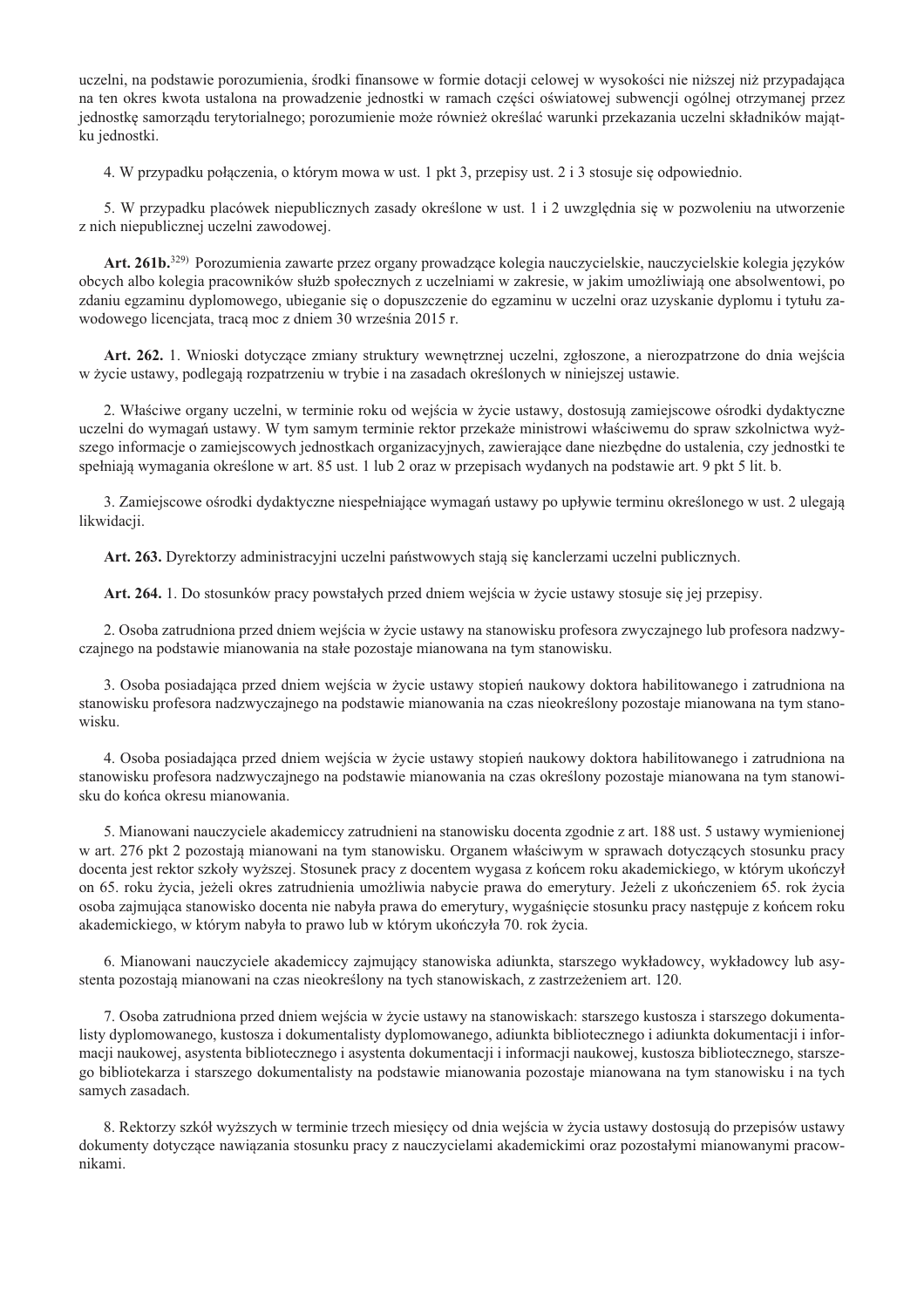uczelni, na podstawie porozumienia, środki finansowe w formie dotacji celowej w wysokości nie niższej niż przypadająca na ten okres kwota ustalona na prowadzenie jednostki w ramach części oświatowej subwencji ogólnej otrzymanej przez jednostkę samorządu terytorialnego; porozumienie może również określać warunki przekazania uczelni składników majątku jednostki.

4. W przypadku połączenia, o którym mowa w ust. 1 pkt 3, przepisy ust. 2 i 3 stosuje się odpowiednio.

5. W przypadku placówek niepublicznych zasady określone w ust. 1 i 2 uwzględnia się w pozwoleniu na utworzenie z nich niepublicznej uczelni zawodowej.

**Art. 261b.**[329] Porozumienia zawarte przez organy prowadzące kolegia nauczycielskie, nauczycielskie kolegia języków obcych albo kolegia pracowników służb społecznych z uczelniami w zakresie, w jakim umożliwiają one absolwentowi, po zdaniu egzaminu dyplomowego, ubieganie się o dopuszczenie do egzaminu w uczelni oraz uzyskanie dyplomu i tytułu zawodowego licencjata, tracą moc z dniem 30 września 2015 r.

**Art. 262.** 1. Wnioski dotyczące zmiany struktury wewnętrznej uczelni, zgłoszone, a nierozpatrzone do dnia wejścia w życie ustawy, podlegają rozpatrzeniu w trybie i na zasadach określonych w niniejszej ustawie.

2. Właściwe organy uczelni, w terminie roku od wejścia w życie ustawy, dostosują zamiejscowe ośrodki dydaktyczne uczelni do wymagań ustawy. W tym samym terminie rektor przekaże ministrowi właściwemu do spraw szkolnictwa wyższego informacje o zamiejscowych jednostkach organizacyjnych, zawierające dane niezbędne do ustalenia, czy jednostki te spełniają wymagania określone w art. 85 ust. 1 lub 2 oraz w przepisach wydanych na podstawie art. 9 pkt 5 lit. b.

3. Zamiejscowe ośrodki dydaktyczne niespełniające wymagań ustawy po upływie terminu określonego w ust. 2 ulegają likwidacji.

**Art. 263.** Dyrektorzy administracyjni uczelni państwowych stają się kanclerzami uczelni publicznych.

**Art. 264.** 1. Do stosunków pracy powstałych przed dniem wejścia w życie ustawy stosuje się jej przepisy.

2. Osoba zatrudniona przed dniem wejścia w życie ustawy na stanowisku profesora zwyczajnego lub profesora nadzwyczajnego na podstawie mianowania na stałe pozostaje mianowana na tym stanowisku.

3. Osoba posiadająca przed dniem wejścia w życie ustawy stopień naukowy doktora habilitowanego i zatrudniona na stanowisku profesora nadzwyczajnego na podstawie mianowania na czas nieokreślony pozostaje mianowana na tym stanowisku.

4. Osoba posiadająca przed dniem wejścia w życie ustawy stopień naukowy doktora habilitowanego i zatrudniona na stanowisku profesora nadzwyczajnego na podstawie mianowania na czas określony pozostaje mianowana na tym stanowisku do końca okresu mianowania.

5. Mianowani nauczyciele akademiccy zatrudnieni na stanowisku docenta zgodnie z art. 188 ust. 5 ustawy wymienionej w art. 276 pkt 2 pozostają mianowani na tym stanowisku. Organem właściwym w sprawach dotyczących stosunku pracy docenta jest rektor szkoły wyższej. Stosunek pracy z docentem wygasa z końcem roku akademickiego, w którym ukończył on 65. roku życia, jeżeli okres zatrudnienia umożliwia nabycie prawa do emerytury. Jeżeli z ukończeniem 65. rok życia osoba zajmująca stanowisko docenta nie nabyła prawa do emerytury, wygaśnięcie stosunku pracy następuje z końcem roku akademickiego, w którym nabyła to prawo lub w którym ukończyła 70. rok życia.

6. Mianowani nauczyciele akademiccy zajmujący stanowiska adiunkta, starszego wykładowcy, wykładowcy lub asystenta pozostają mianowani na czas nieokreślony na tych stanowiskach, z zastrzeżeniem art. 120.

7. Osoba zatrudniona przed dniem wejścia w życie ustawy na stanowiskach: starszego kustosza i starszego dokumentalisty dyplomowanego, kustosza i dokumentalisty dyplomowanego, adiunkta bibliotecznego i adiunkta dokumentacji i informacji naukowej, asystenta bibliotecznego i asystenta dokumentacji i informacji naukowej, kustosza bibliotecznego, starszego bibliotekarza i starszego dokumentalisty na podstawie mianowania pozostaje mianowana na tym stanowisku i na tych samych zasadach.

8. Rektorzy szkół wyższych w terminie trzech miesięcy od dnia wejścia w życia ustawy dostosują do przepisów ustawy dokumenty dotyczące nawiązania stosunku pracy z nauczycielami akademickimi oraz pozostałymi mianowanymi pracownikami.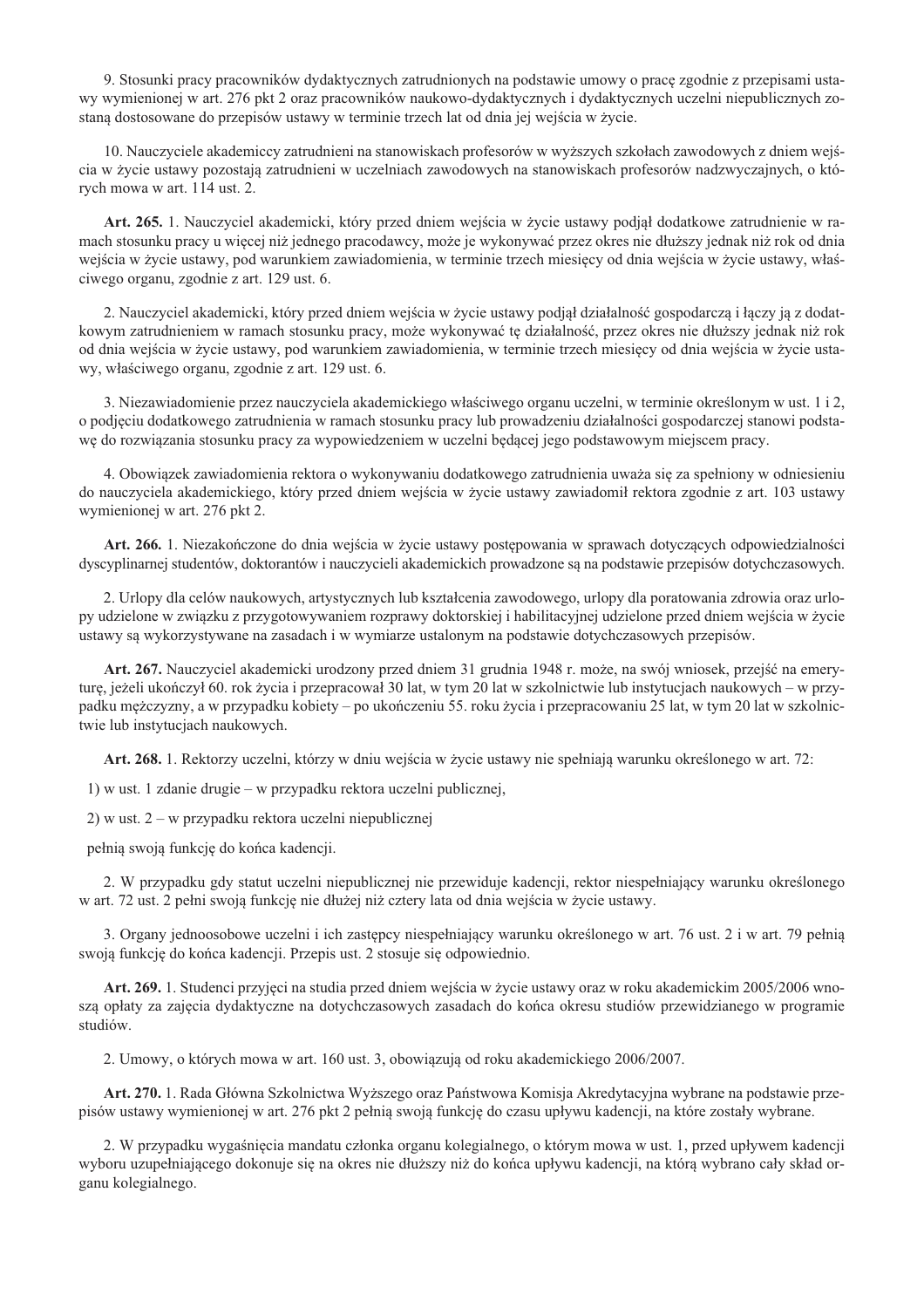9. Stosunki pracy pracowników dydaktycznych zatrudnionych na podstawie umowy o pracę zgodnie z przepisami ustawy wymienionej w art. 276 pkt 2 oraz pracowników naukowo-dydaktycznych i dydaktycznych uczelni niepublicznych zostaną dostosowane do przepisów ustawy w terminie trzech lat od dnia jej wejścia w życie.

10. Nauczyciele akademiccy zatrudnieni na stanowiskach profesorów w wyższych szkołach zawodowych z dniem wejścia w życie ustawy pozostają zatrudnieni w uczelniach zawodowych na stanowiskach profesorów nadzwyczajnych, o których mowa w art. 114 ust. 2.

**Art. 265.** 1. Nauczyciel akademicki, który przed dniem wejścia w życie ustawy podjął dodatkowe zatrudnienie w ramach stosunku pracy u więcej niż jednego pracodawcy, może je wykonywać przez okres nie dłuższy jednak niż rok od dnia wejścia w życie ustawy, pod warunkiem zawiadomienia, w terminie trzech miesięcy od dnia wejścia w życie ustawy, właściwego organu, zgodnie z art. 129 ust. 6.

2. Nauczyciel akademicki, który przed dniem wejścia w życie ustawy podjął działalność gospodarczą i łączy ją z dodatkowym zatrudnieniem w ramach stosunku pracy, może wykonywać tę działalność, przez okres nie dłuższy jednak niż rok od dnia wejścia w życie ustawy, pod warunkiem zawiadomienia, w terminie trzech miesięcy od dnia wejścia w życie ustawy, właściwego organu, zgodnie z art. 129 ust. 6.

3. Niezawiadomienie przez nauczyciela akademickiego właściwego organu uczelni, w terminie określonym w ust. 1 i 2, o podjęciu dodatkowego zatrudnienia w ramach stosunku pracy lub prowadzeniu działalności gospodarczej stanowi podstawę do rozwiązania stosunku pracy za wypowiedzeniem w uczelni będącej jego podstawowym miejscem pracy.

4. Obowiązek zawiadomienia rektora o wykonywaniu dodatkowego zatrudnienia uważa się za spełniony w odniesieniu do nauczyciela akademickiego, który przed dniem wejścia w życie ustawy zawiadomił rektora zgodnie z art. 103 ustawy wymienionej w art. 276 pkt 2.

**Art. 266.** 1. Niezakończone do dnia wejścia w życie ustawy postępowania w sprawach dotyczących odpowiedzialności dyscyplinarnej studentów, doktorantów i nauczycieli akademickich prowadzone są na podstawie przepisów dotychczasowych.

2. Urlopy dla celów naukowych, artystycznych lub kształcenia zawodowego, urlopy dla poratowania zdrowia oraz urlopy udzielone w związku z przygotowywaniem rozprawy doktorskiej i habilitacyjnej udzielone przed dniem wejścia w życie ustawy są wykorzystywane na zasadach i w wymiarze ustalonym na podstawie dotychczasowych przepisów.

**Art. 267.** Nauczyciel akademicki urodzony przed dniem 31 grudnia 1948 r. może, na swój wniosek, przejść na emeryturę, jeżeli ukończył 60. rok życia i przepracował 30 lat, w tym 20 lat w szkolnictwie lub instytucjach naukowych – w przypadku mężczyzny, a w przypadku kobiety – po ukończeniu 55. roku życia i przepracowaniu 25 lat, w tym 20 lat w szkolnictwie lub instytucjach naukowych.

**Art. 268.** 1. Rektorzy uczelni, którzy w dniu wejścia w życie ustawy nie spełniają warunku określonego w art. 72:

1) w ust. 1 zdanie drugie – w przypadku rektora uczelni publicznej,

2) w ust. 2 – w przypadku rektora uczelni niepublicznej

pełnią swoją funkcję do końca kadencji.

2. W przypadku gdy statut uczelni niepublicznej nie przewiduje kadencji, rektor niespełniający warunku określonego w art. 72 ust. 2 pełni swoją funkcję nie dłużej niż cztery lata od dnia wejścia w życie ustawy.

3. Organy jednoosobowe uczelni i ich zastępcy niespełniający warunku określonego w art. 76 ust. 2 i w art. 79 pełnią swoją funkcję do końca kadencji. Przepis ust. 2 stosuje się odpowiednio.

**Art. 269.** 1. Studenci przyjęci na studia przed dniem wejścia w życie ustawy oraz w roku akademickim 2005/2006 wnoszą opłaty za zajęcia dydaktyczne na dotychczasowych zasadach do końca okresu studiów przewidzianego w programie studiów.

2. Umowy, o których mowa w art. 160 ust. 3, obowiązują od roku akademickiego 2006/2007.

**Art. 270.** 1. Rada Główna Szkolnictwa Wyższego oraz Państwowa Komisja Akredytacyjna wybrane na podstawie przepisów ustawy wymienionej w art. 276 pkt 2 pełnią swoją funkcję do czasu upływu kadencji, na które zostały wybrane.

2. W przypadku wygaśnięcia mandatu członka organu kolegialnego, o którym mowa w ust. 1, przed upływem kadencji wyboru uzupełniającego dokonuje się na okres nie dłuższy niż do końca upływu kadencji, na którą wybrano cały skład organu kolegialnego.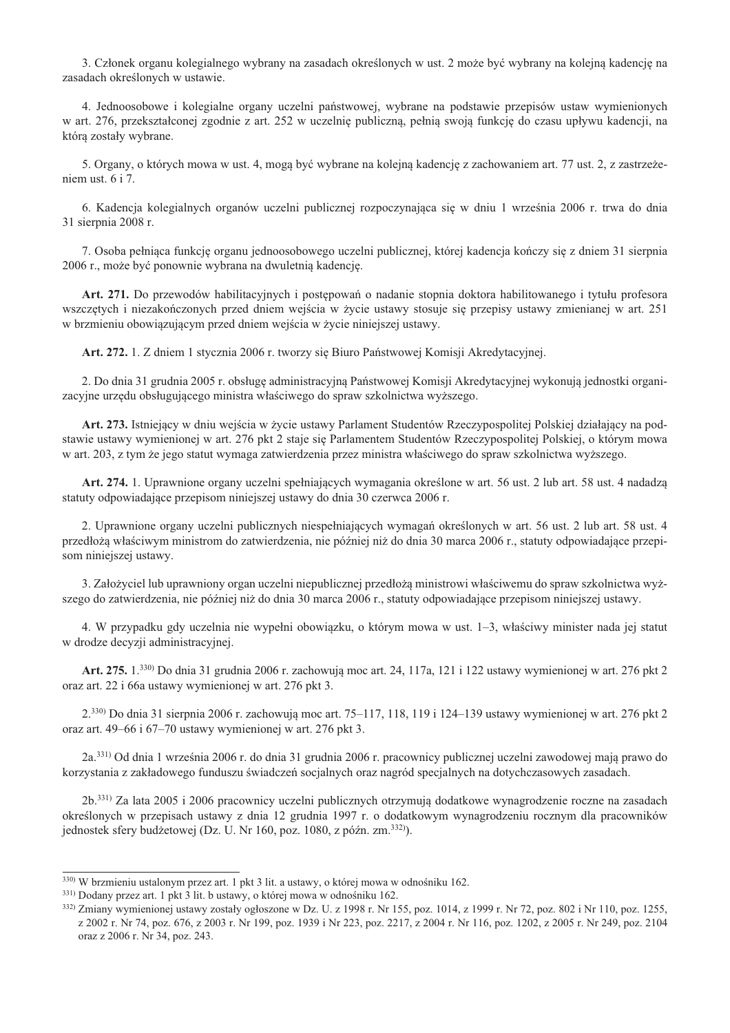3. Członek organu kolegialnego wybrany na zasadach określonych w ust. 2 może być wybrany na kolejną kadencję na zasadach określonych w ustawie.

4. Jednoosobowe i kolegialne organy uczelni państwowej, wybrane na podstawie przepisów ustaw wymienionych w art. 276, przekształconej zgodnie z art. 252 w uczelnię publiczną, pełnią swoją funkcję do czasu upływu kadencji, na którą zostały wybrane.

5. Organy, o których mowa w ust. 4, mogą być wybrane na kolejną kadencję z zachowaniem art. 77 ust. 2, z zastrzeżeniem ust. 6 i 7.

6. Kadencja kolegialnych organów uczelni publicznej rozpoczynająca się w dniu 1 września 2006 r. trwa do dnia 31 sierpnia 2008 r.

7. Osoba pełniąca funkcję organu jednoosobowego uczelni publicznej, której kadencja kończy się z dniem 31 sierpnia 2006 r., może być ponownie wybrana na dwuletnią kadencję.

**Art. 271.** Do przewodów habilitacyjnych i postępowań o nadanie stopnia doktora habilitowanego i tytułu profesora wszczętych i niezakończonych przed dniem wejścia w życie ustawy stosuje się przepisy ustawy zmienianej w art. 251 w brzmieniu obowiązującym przed dniem wejścia w życie niniejszej ustawy.

**Art. 272.** 1. Z dniem 1 stycznia 2006 r. tworzy się Biuro Państwowej Komisji Akredytacyjnej.

2. Do dnia 31 grudnia 2005 r. obsługę administracyjną Państwowej Komisji Akredytacyjnej wykonują jednostki organizacyjne urzędu obsługującego ministra właściwego do spraw szkolnictwa wyższego.

**Art. 273.** Istniejący w dniu wejścia w życie ustawy Parlament Studentów Rzeczypospolitej Polskiej działający na podstawie ustawy wymienionej w art. 276 pkt 2 staje się Parlamentem Studentów Rzeczypospolitej Polskiej, o którym mowa w art. 203, z tym że jego statut wymaga zatwierdzenia przez ministra właściwego do spraw szkolnictwa wyższego.

**Art. 274.** 1. Uprawnione organy uczelni spełniających wymagania określone w art. 56 ust. 2 lub art. 58 ust. 4 nadadzą statuty odpowiadające przepisom niniejszej ustawy do dnia 30 czerwca 2006 r.

2. Uprawnione organy uczelni publicznych niespełniających wymagań określonych w art. 56 ust. 2 lub art. 58 ust. 4 przedłożą właściwym ministrom do zatwierdzenia, nie później niż do dnia 30 marca 2006 r., statuty odpowiadające przepisom niniejszej ustawy.

3. Założyciel lub uprawniony organ uczelni niepublicznej przedłożą ministrowi właściwemu do spraw szkolnictwa wyższego do zatwierdzenia, nie później niż do dnia 30 marca 2006 r., statuty odpowiadające przepisom niniejszej ustawy.

4. W przypadku gdy uczelnia nie wypełni obowiązku, o którym mowa w ust. 1–3, właściwy minister nada jej statut w drodze decyzji administracyjnej.

**Art. 275.** 1.[330] Do dnia 31 grudnia 2006 r. zachowują moc art. 24, 117a, 121 i 122 ustawy wymienionej w art. 276 pkt 2 oraz art. 22 i 66a ustawy wymienionej w art. 276 pkt 3.

2.[330] Do dnia 31 sierpnia 2006 r. zachowują moc art. 75–117, 118, 119 i 124–139 ustawy wymienionej w art. 276 pkt 2 oraz art. 49–66 i 67–70 ustawy wymienionej w art. 276 pkt 3.

2a.[331] Od dnia 1 września 2006 r. do dnia 31 grudnia 2006 r. pracownicy publicznej uczelni zawodowej mają prawo do korzystania z zakładowego funduszu świadczeń socjalnych oraz nagród specjalnych na dotychczasowych zasadach.

2b.[331] Za lata 2005 i 2006 pracownicy uczelni publicznych otrzymują dodatkowe wynagrodzenie roczne na zasadach określonych w przepisach ustawy z dnia 12 grudnia 1997 r. o dodatkowym wynagrodzeniu rocznym dla pracowników jednostek sfery budżetowej (Dz. U. Nr 160, poz. 1080, z późn. zm.[332]).

---

[330] W brzmieniu ustalonym przez art. 1 pkt 3 lit. a ustawy, o której mowa w odnośniku 162.

[331] Dodany przez art. 1 pkt 3 lit. b ustawy, o której mowa w odnośniku 162.

[332] Zmiany wymienionej ustawy zostały ogłoszone w Dz. U. z 1998 r. Nr 155, poz. 1014, z 1999 r. Nr 72, poz. 802 i Nr 110, poz. 1255, z 2002 r. Nr 74, poz. 676, z 2003 r. Nr 199, poz. 1939 i Nr 223, poz. 2217, z 2004 r. Nr 116, poz. 1202, z 2005 r. Nr 249, poz. 2104 oraz z 2006 r. Nr 34, poz. 243.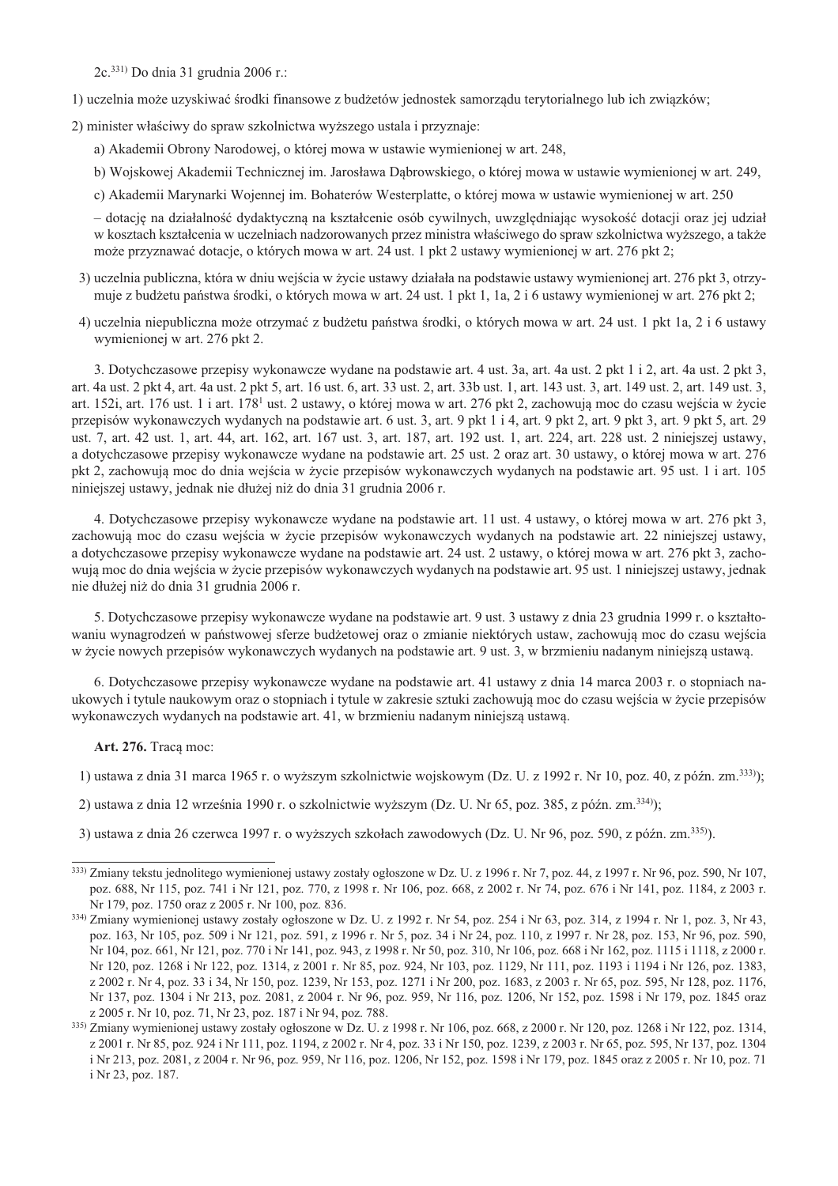2c.[331] Do dnia 31 grudnia 2006 r.:

1) uczelnia może uzyskiwać środki finansowe z budżetów jednostek samorządu terytorialnego lub ich związków;

2) minister właściwy do spraw szkolnictwa wyższego ustala i przyznaje:

a) Akademii Obrony Narodowej, o której mowa w ustawie wymienionej w art. 248,

b) Wojskowej Akademii Technicznej im. Jarosława Dąbrowskiego, o której mowa w ustawie wymienionej w art. 249,

c) Akademii Marynarki Wojennej im. Bohaterów Westerplatte, o której mowa w ustawie wymienionej w art. 250

– dotację na działalność dydaktyczną na kształcenie osób cywilnych, uwzględniając wysokość dotacji oraz jej udział w kosztach kształcenia w uczelniach nadzorowanych przez ministra właściwego do spraw szkolnictwa wyższego, a także może przyznawać dotacje, o których mowa w art. 24 ust. 1 pkt 2 ustawy wymienionej w art. 276 pkt 2;

3) uczelnia publiczna, która w dniu wejścia w życie ustawy działała na podstawie ustawy wymienionej art. 276 pkt 3, otrzymuje z budżetu państwa środki, o których mowa w art. 24 ust. 1 pkt 1, 1a, 2 i 6 ustawy wymienionej w art. 276 pkt 2;

4) uczelnia niepubliczna może otrzymać z budżetu państwa środki, o których mowa w art. 24 ust. 1 pkt 1a, 2 i 6 ustawy wymienionej w art. 276 pkt 2.

3. Dotychczasowe przepisy wykonawcze wydane na podstawie art. 4 ust. 3a, art. 4a ust. 2 pkt 1 i 2, art. 4a ust. 2 pkt 3, art. 4a ust. 2 pkt 4, art. 4a ust. 2 pkt 5, art. 16 ust. 6, art. 33 ust. 2, art. 33b ust. 1, art. 143 ust. 3, art. 149 ust. 2, art. 149 ust. 3, art. 152i, art. 176 ust. 1 i art. 178[1] ust. 2 ustawy, o której mowa w art. 276 pkt 2, zachowują moc do czasu wejścia w życie przepisów wykonawczych wydanych na podstawie art. 6 ust. 3, art. 9 pkt 1 i 4, art. 9 pkt 2, art. 9 pkt 3, art. 9 pkt 5, art. 29 ust. 7, art. 42 ust. 1, art. 44, art. 162, art. 167 ust. 3, art. 187, art. 192 ust. 1, art. 224, art. 228 ust. 2 niniejszej ustawy, a dotychczasowe przepisy wykonawcze wydane na podstawie art. 25 ust. 2 oraz art. 30 ustawy, o której mowa w art. 276 pkt 2, zachowują moc do dnia wejścia w życie przepisów wykonawczych wydanych na podstawie art. 95 ust. 1 i art. 105 niniejszej ustawy, jednak nie dłużej niż do dnia 31 grudnia 2006 r.

4. Dotychczasowe przepisy wykonawcze wydane na podstawie art. 11 ust. 4 ustawy, o której mowa w art. 276 pkt 3, zachowują moc do czasu wejścia w życie przepisów wykonawczych wydanych na podstawie art. 22 niniejszej ustawy, a dotychczasowe przepisy wykonawcze wydane na podstawie art. 24 ust. 2 ustawy, o której mowa w art. 276 pkt 3, zachowują moc do dnia wejścia w życie przepisów wykonawczych wydanych na podstawie art. 95 ust. 1 niniejszej ustawy, jednak nie dłużej niż do dnia 31 grudnia 2006 r.

5. Dotychczasowe przepisy wykonawcze wydane na podstawie art. 9 ust. 3 ustawy z dnia 23 grudnia 1999 r. o kształtowaniu wynagrodzeń w państwowej sferze budżetowej oraz o zmianie niektórych ustaw, zachowują moc do czasu wejścia w życie nowych przepisów wykonawczych wydanych na podstawie art. 9 ust. 3, w brzmieniu nadanym niniejszą ustawą.

6. Dotychczasowe przepisy wykonawcze wydane na podstawie art. 41 ustawy z dnia 14 marca 2003 r. o stopniach naukowych i tytule naukowym oraz o stopniach i tytule w zakresie sztuki zachowują moc do czasu wejścia w życie przepisów wykonawczych wydanych na podstawie art. 41, w brzmieniu nadanym niniejszą ustawą.

**Art. 276.** Tracą moc:

1) ustawa z dnia 31 marca 1965 r. o wyższym szkolnictwie wojskowym (Dz. U. z 1992 r. Nr 10, poz. 40, z późn. zm.[333]);

2) ustawa z dnia 12 września 1990 r. o szkolnictwie wyższym (Dz. U. Nr 65, poz. 385, z późn. zm.[334]);

3) ustawa z dnia 26 czerwca 1997 r. o wyższych szkołach zawodowych (Dz. U. Nr 96, poz. 590, z późn. zm.[335]).

---

[333] Zmiany tekstu jednolitego wymienionej ustawy zostały ogłoszone w Dz. U. z 1996 r. Nr 7, poz. 44, z 1997 r. Nr 96, poz. 590, Nr 107, poz. 688, Nr 115, poz. 741 i Nr 121, poz. 770, z 1998 r. Nr 106, poz. 668, z 2002 r. Nr 74, poz. 676 i Nr 141, poz. 1184, z 2003 r. Nr 179, poz. 1750 oraz z 2005 r. Nr 100, poz. 836.

[334] Zmiany wymienionej ustawy zostały ogłoszone w Dz. U. z 1992 r. Nr 54, poz. 254 i Nr 63, poz. 314, z 1994 r. Nr 1, poz. 3, Nr 43, poz. 163, Nr 105, poz. 509 i Nr 121, poz. 591, z 1996 r. Nr 5, poz. 34 i Nr 24, poz. 110, z 1997 r. Nr 28, poz. 153, Nr 96, poz. 590, Nr 104, poz. 661, Nr 121, poz. 770 i Nr 141, poz. 943, z 1998 r. Nr 50, poz. 310, Nr 106, poz. 668 i Nr 162, poz. 1115 i 1118, z 2000 r. Nr 120, poz. 1268 i Nr 122, poz. 1314, z 2001 r. Nr 85, poz. 924, Nr 103, poz. 1129, Nr 111, poz. 1193 i 1194 i Nr 126, poz. 1383, z 2002 r. Nr 4, poz. 33 i 34, Nr 150, poz. 1239, Nr 153, poz. 1271 i Nr 200, poz. 1683, z 2003 r. Nr 65, poz. 595, Nr 128, poz. 1176, Nr 137, poz. 1304 i Nr 213, poz. 2081, z 2004 r. Nr 96, poz. 959, Nr 116, poz. 1206, Nr 152, poz. 1598 i Nr 179, poz. 1845 oraz z 2005 r. Nr 10, poz. 71, Nr 23, poz. 187 i Nr 94, poz. 788.

[335] Zmiany wymienionej ustawy zostały ogłoszone w Dz. U. z 1998 r. Nr 106, poz. 668, z 2000 r. Nr 120, poz. 1268 i Nr 122, poz. 1314, z 2001 r. Nr 85, poz. 924 i Nr 111, poz. 1194, z 2002 r. Nr 4, poz. 33 i Nr 150, poz. 1239, z 2003 r. Nr 65, poz. 595, Nr 137, poz. 1304 i Nr 213, poz. 2081, z 2004 r. Nr 96, poz. 959, Nr 116, poz. 1206, Nr 152, poz. 1598 i Nr 179, poz. 1845 oraz z 2005 r. Nr 10, poz. 71 i Nr 23, poz. 187.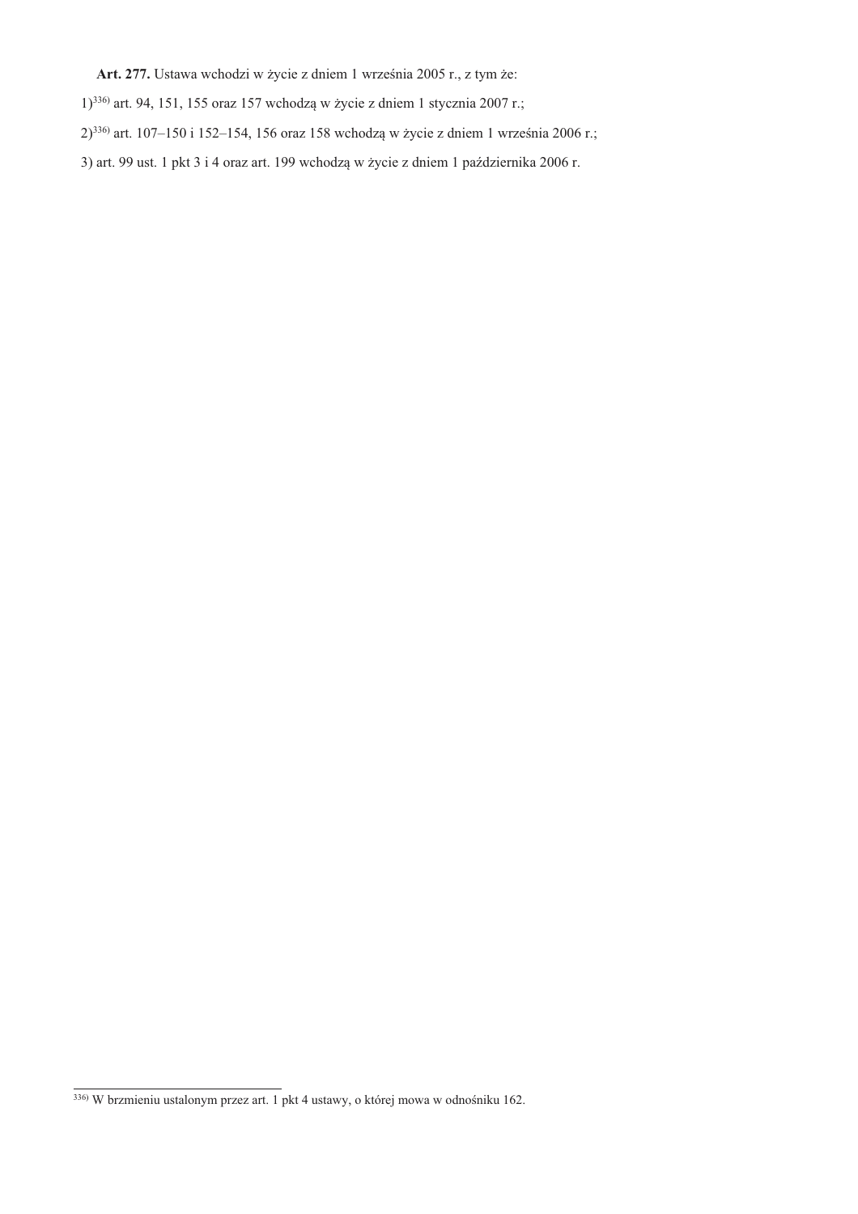**Art. 277.** Ustawa wchodzi w życie z dniem 1 września 2005 r., z tym że:

1)[336] art. 94, 151, 155 oraz 157 wchodzą w życie z dniem 1 stycznia 2007 r.;

2)[336] art. 107–150 i 152–154, 156 oraz 158 wchodzą w życie z dniem 1 września 2006 r.;

3) art. 99 ust. 1 pkt 3 i 4 oraz art. 199 wchodzą w życie z dniem 1 października 2006 r.

---

[336] W brzmieniu ustalonym przez art. 1 pkt 4 ustawy, o której mowa w odnośniku 162.